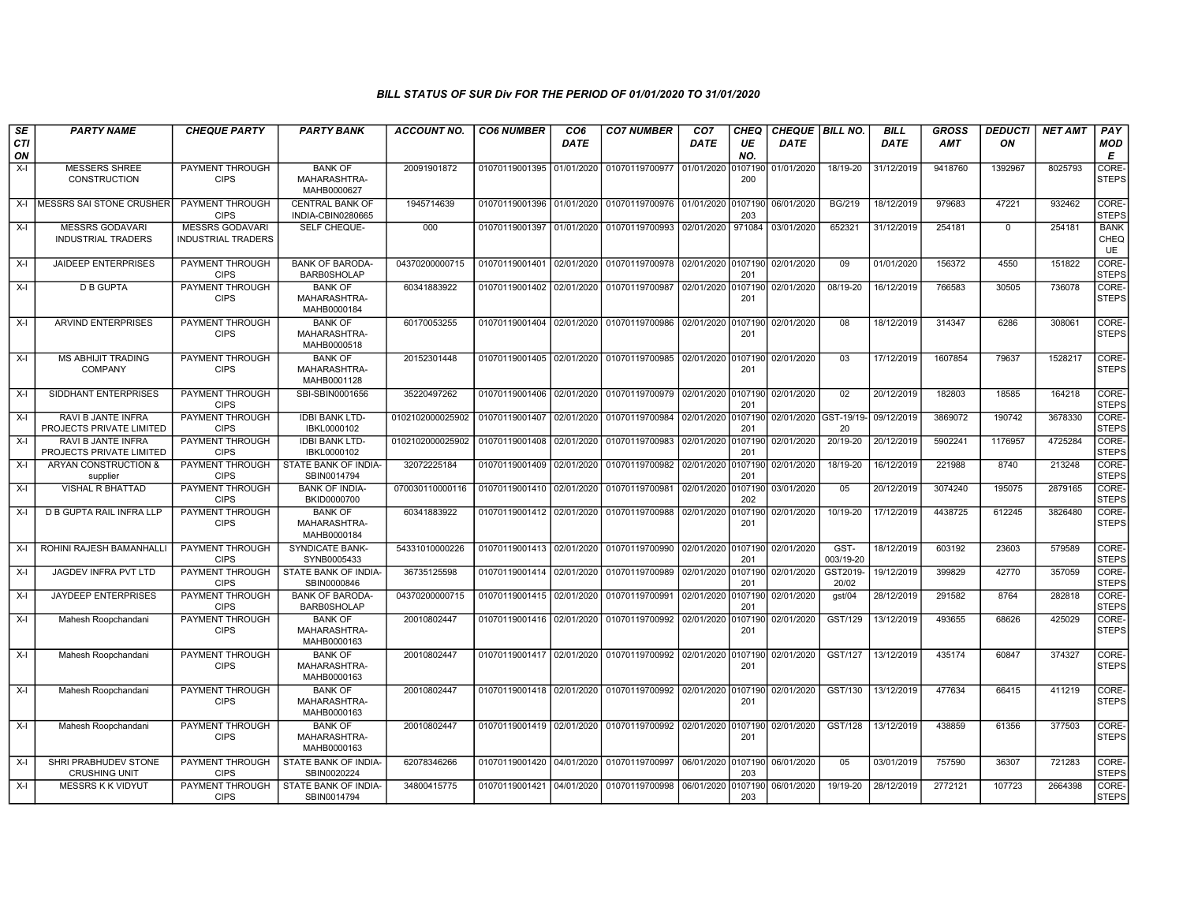*BILL STATUS OF SUR Div FOR THE PERIOD OF 01/01/2020 TO 31/01/2020*

| SECTION | PARTY NAME | CHEQUE PARTY | PARTY BANK | ACCOUNT NO. | CO6 NUMBER | CO6 DATE | CO7 NUMBER | CO7 DATE | CHEQUE NO. | CHEQUE DATE | BILL NO. | BILL DATE | GROSS AMT | DEDUCTION | NET AMT | PAY MODE |
|---|---|---|---|---|---|---|---|---|---|---|---|---|---|---|---|---|
| X-I | MESSERS SHREE CONSTRUCTION | PAYMENT THROUGH CIPS | BANK OF MAHARASHTRA-MAHB0000627 | 20091901872 | 01070119001395 | 01/01/2020 | 01070119700977 | 01/01/2020 | 0107190200 | 01/01/2020 | 18/19-20 | 31/12/2019 | 9418760 | 1392967 | 8025793 | CORE-STEPS |
| X-I | MESSRS SAI STONE CRUSHER | PAYMENT THROUGH CIPS | CENTRAL BANK OF INDIA-CBIN0280665 | 1945714639 | 01070119001396 | 01/01/2020 | 01070119700976 | 01/01/2020 | 0107190203 | 06/01/2020 | BG/219 | 18/12/2019 | 979683 | 47221 | 932462 | CORE-STEPS |
| X-I | MESSRS GODAVARI INDUSTRIAL TRADERS | MESSRS GODAVARI INDUSTRIAL TRADERS | SELF CHEQUE- | 000 | 01070119001397 | 01/01/2020 | 01070119700993 | 02/01/2020 | 971084 | 03/01/2020 | 652321 | 31/12/2019 | 254181 | 0 | 254181 | BANK CHEQUE |
| X-I | JAIDEEP ENTERPRISES | PAYMENT THROUGH CIPS | BANK OF BARODA-BARB0SHOLAP | 04370200000715 | 01070119001401 | 02/01/2020 | 01070119700978 | 02/01/2020 | 0107190201 | 02/01/2020 | 09 | 01/01/2020 | 156372 | 4550 | 151822 | CORE-STEPS |
| X-I | D B GUPTA | PAYMENT THROUGH CIPS | BANK OF MAHARASHTRA-MAHB0000184 | 60341883922 | 01070119001402 | 02/01/2020 | 01070119700987 | 02/01/2020 | 0107190201 | 02/01/2020 | 08/19-20 | 16/12/2019 | 766583 | 30505 | 736078 | CORE-STEPS |
| X-I | ARVIND ENTERPRISES | PAYMENT THROUGH CIPS | BANK OF MAHARASHTRA-MAHB0000518 | 60170053255 | 01070119001404 | 02/01/2020 | 01070119700986 | 02/01/2020 | 0107190201 | 02/01/2020 | 08 | 18/12/2019 | 314347 | 6286 | 308061 | CORE-STEPS |
| X-I | MS ABHIJIT TRADING COMPANY | PAYMENT THROUGH CIPS | BANK OF MAHARASHTRA-MAHB0001128 | 20152301448 | 01070119001405 | 02/01/2020 | 01070119700985 | 02/01/2020 | 0107190201 | 02/01/2020 | 03 | 17/12/2019 | 1607854 | 79637 | 1528217 | CORE-STEPS |
| X-I | SIDDHANT ENTERPRISES | PAYMENT THROUGH CIPS | SBI-SBIN0001656 | 35220497262 | 01070119001406 | 02/01/2020 | 01070119700979 | 02/01/2020 | 0107190201 | 02/01/2020 | 02 | 20/12/2019 | 182803 | 18585 | 164218 | CORE-STEPS |
| X-I | RAVI B JANTE INFRA PROJECTS PRIVATE LIMITED | PAYMENT THROUGH CIPS | IDBI BANK LTD-IBKL0000102 | 0102102000025902 | 01070119001407 | 02/01/2020 | 01070119700984 | 02/01/2020 | 0107190201 | 02/01/2020 | GST-19/19-20 | 09/12/2019 | 3869072 | 190742 | 3678330 | CORE-STEPS |
| X-I | RAVI B JANTE INFRA PROJECTS PRIVATE LIMITED | PAYMENT THROUGH CIPS | IDBI BANK LTD-IBKL0000102 | 0102102000025902 | 01070119001408 | 02/01/2020 | 01070119700983 | 02/01/2020 | 0107190201 | 02/01/2020 | 20/19-20 | 20/12/2019 | 5902241 | 1176957 | 4725284 | CORE-STEPS |
| X-I | ARYAN CONSTRUCTION & supplier | PAYMENT THROUGH CIPS | STATE BANK OF INDIA-SBIN0014794 | 32072225184 | 01070119001409 | 02/01/2020 | 01070119700982 | 02/01/2020 | 0107190201 | 02/01/2020 | 18/19-20 | 16/12/2019 | 221988 | 8740 | 213248 | CORE-STEPS |
| X-I | VISHAL R BHATTAD | PAYMENT THROUGH CIPS | BANK OF INDIA-BKID0000700 | 070030110000116 | 01070119001410 | 02/01/2020 | 01070119700981 | 02/01/2020 | 0107190202 | 03/01/2020 | 05 | 20/12/2019 | 3074240 | 195075 | 2879165 | CORE-STEPS |
| X-I | D B GUPTA RAIL INFRA LLP | PAYMENT THROUGH CIPS | BANK OF MAHARASHTRA-MAHB0000184 | 60341883922 | 01070119001412 | 02/01/2020 | 01070119700988 | 02/01/2020 | 0107190201 | 02/01/2020 | 10/19-20 | 17/12/2019 | 4438725 | 612245 | 3826480 | CORE-STEPS |
| X-I | ROHINI RAJESH BAMANHALLI | PAYMENT THROUGH CIPS | SYNDICATE BANK-SYNB0005433 | 54331010000226 | 01070119001413 | 02/01/2020 | 01070119700990 | 02/01/2020 | 0107190201 | 02/01/2020 | GST-003/19-20 | 18/12/2019 | 603192 | 23603 | 579589 | CORE-STEPS |
| X-I | JAGDEV INFRA PVT LTD | PAYMENT THROUGH CIPS | STATE BANK OF INDIA-SBIN0000846 | 36735125598 | 01070119001414 | 02/01/2020 | 01070119700989 | 02/01/2020 | 0107190201 | 02/01/2020 | GST2019-20/02 | 19/12/2019 | 399829 | 42770 | 357059 | CORE-STEPS |
| X-I | JAYDEEP ENTERPRISES | PAYMENT THROUGH CIPS | BANK OF BARODA-BARB0SHOLAP | 04370200000715 | 01070119001415 | 02/01/2020 | 01070119700991 | 02/01/2020 | 0107190201 | 02/01/2020 | gst/04 | 28/12/2019 | 291582 | 8764 | 282818 | CORE-STEPS |
| X-I | Mahesh Roopchandani | PAYMENT THROUGH CIPS | BANK OF MAHARASHTRA-MAHB0000163 | 20010802447 | 01070119001416 | 02/01/2020 | 01070119700992 | 02/01/2020 | 0107190201 | 02/01/2020 | GST/129 | 13/12/2019 | 493655 | 68626 | 425029 | CORE-STEPS |
| X-I | Mahesh Roopchandani | PAYMENT THROUGH CIPS | BANK OF MAHARASHTRA-MAHB0000163 | 20010802447 | 01070119001417 | 02/01/2020 | 01070119700992 | 02/01/2020 | 0107190201 | 02/01/2020 | GST/127 | 13/12/2019 | 435174 | 60847 | 374327 | CORE-STEPS |
| X-I | Mahesh Roopchandani | PAYMENT THROUGH CIPS | BANK OF MAHARASHTRA-MAHB0000163 | 20010802447 | 01070119001418 | 02/01/2020 | 01070119700992 | 02/01/2020 | 0107190201 | 02/01/2020 | GST/130 | 13/12/2019 | 477634 | 66415 | 411219 | CORE-STEPS |
| X-I | Mahesh Roopchandani | PAYMENT THROUGH CIPS | BANK OF MAHARASHTRA-MAHB0000163 | 20010802447 | 01070119001419 | 02/01/2020 | 01070119700992 | 02/01/2020 | 0107190201 | 02/01/2020 | GST/128 | 13/12/2019 | 438859 | 61356 | 377503 | CORE-STEPS |
| X-I | SHRI PRABHUDEV STONE CRUSHING UNIT | PAYMENT THROUGH CIPS | STATE BANK OF INDIA-SBIN0020224 | 62078346266 | 01070119001420 | 04/01/2020 | 01070119700997 | 06/01/2020 | 0107190203 | 06/01/2020 | 05 | 03/01/2019 | 757590 | 36307 | 721283 | CORE-STEPS |
| X-I | MESSRS K K VIDYUT | PAYMENT THROUGH CIPS | STATE BANK OF INDIA-SBIN0014794 | 34800415775 | 01070119001421 | 04/01/2020 | 01070119700998 | 06/01/2020 | 0107190203 | 06/01/2020 | 19/19-20 | 28/12/2019 | 2772121 | 107723 | 2664398 | CORE-STEPS |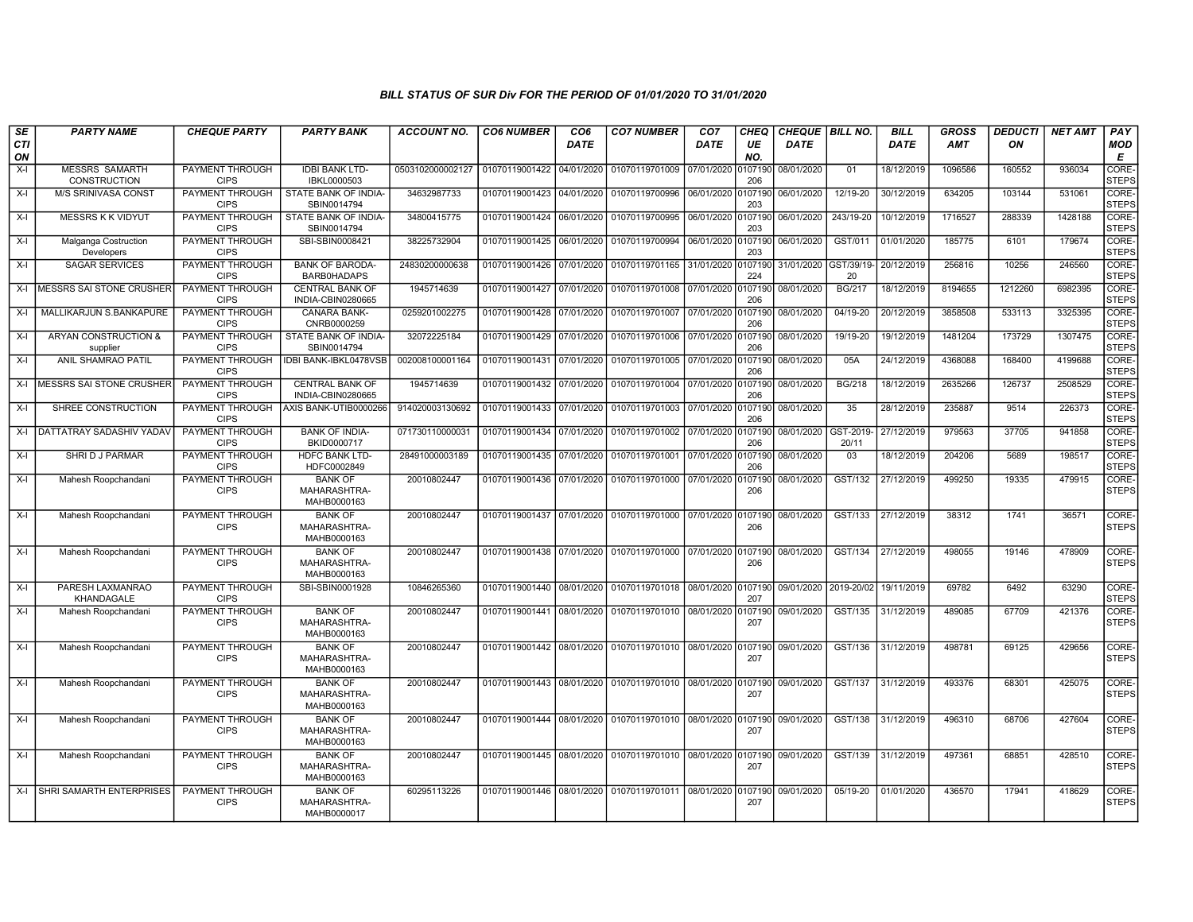## BILL STATUS OF SUR Div FOR THE PERIOD OF 01/01/2020 TO 31/01/2020

| SECTION | PARTY NAME | CHEQUE PARTY | PARTY BANK | ACCOUNT NO. | CO6 NUMBER | CO6 DATE | CO7 NUMBER | CO7 DATE | CHEQUE NO. | CHEQUE DATE | BILL NO. | BILL DATE | GROSS AMT | DEDUCTION | NET AMT | PAY MODE |
|---|---|---|---|---|---|---|---|---|---|---|---|---|---|---|---|---|
| X-I | MESSRS SAMARTH CONSTRUCTION | PAYMENT THROUGH CIPS | IDBI BANK LTD-IBKL0000503 | 0503102000002127 | 01070119001422 | 04/01/2020 | 01070119701009 | 07/01/2020 | 0107190206 | 08/01/2020 | 01 | 18/12/2019 | 1096586 | 160552 | 936034 | CORE-STEPS |
| X-I | M/S SRINIVASA CONST | PAYMENT THROUGH CIPS | STATE BANK OF INDIA-SBIN0014794 | 34632987733 | 01070119001423 | 04/01/2020 | 01070119700996 | 06/01/2020 | 0107190203 | 06/01/2020 | 12/19-20 | 30/12/2019 | 634205 | 103144 | 531061 | CORE-STEPS |
| X-I | MESSRS K K VIDYUT | PAYMENT THROUGH CIPS | STATE BANK OF INDIA-SBIN0014794 | 34800415775 | 01070119001424 | 06/01/2020 | 01070119700995 | 06/01/2020 | 0107190203 | 06/01/2020 | 243/19-20 | 10/12/2019 | 1716527 | 288339 | 1428188 | CORE-STEPS |
| X-I | Malganga Costruction Developers | PAYMENT THROUGH CIPS | SBI-SBIN0008421 | 38225732904 | 01070119001425 | 06/01/2020 | 01070119700994 | 06/01/2020 | 0107190203 | 06/01/2020 | GST/011 | 01/01/2020 | 185775 | 6101 | 179674 | CORE-STEPS |
| X-I | SAGAR SERVICES | PAYMENT THROUGH CIPS | BANK OF BARODA-BARB0HADAPS | 24830200000638 | 01070119001426 | 07/01/2020 | 01070119701165 | 31/01/2020 | 0107190224 | 31/01/2020 | GST/39/19-20 | 20/12/2019 | 256816 | 10256 | 246560 | CORE-STEPS |
| X-I | MESSRS SAI STONE CRUSHER | PAYMENT THROUGH CIPS | CENTRAL BANK OF INDIA-CBIN0280665 | 1945714639 | 01070119001427 | 07/01/2020 | 01070119701008 | 07/01/2020 | 0107190206 | 08/01/2020 | BG/217 | 18/12/2019 | 8194655 | 1212260 | 6982395 | CORE-STEPS |
| X-I | MALLIKARJUN S.BANKAPURE | PAYMENT THROUGH CIPS | CANARA BANK-CNRB0000259 | 0259201002275 | 01070119001428 | 07/01/2020 | 01070119701007 | 07/01/2020 | 0107190206 | 08/01/2020 | 04/19-20 | 20/12/2019 | 3858508 | 533113 | 3325395 | CORE-STEPS |
| X-I | ARYAN CONSTRUCTION & supplier | PAYMENT THROUGH CIPS | STATE BANK OF INDIA-SBIN0014794 | 32072225184 | 01070119001429 | 07/01/2020 | 01070119701006 | 07/01/2020 | 0107190206 | 08/01/2020 | 19/19-20 | 19/12/2019 | 1481204 | 173729 | 1307475 | CORE-STEPS |
| X-I | ANIL SHAMRAO PATIL | PAYMENT THROUGH CIPS | IDBI BANK-IBKL0478VSB | 002008100001164 | 01070119001431 | 07/01/2020 | 01070119701005 | 07/01/2020 | 0107190206 | 08/01/2020 | 05A | 24/12/2019 | 4368088 | 168400 | 4199688 | CORE-STEPS |
| X-I | MESSRS SAI STONE CRUSHER | PAYMENT THROUGH CIPS | CENTRAL BANK OF INDIA-CBIN0280665 | 1945714639 | 01070119001432 | 07/01/2020 | 01070119701004 | 07/01/2020 | 0107190206 | 08/01/2020 | BG/218 | 18/12/2019 | 2635266 | 126737 | 2508529 | CORE-STEPS |
| X-I | SHREE CONSTRUCTION | PAYMENT THROUGH CIPS | AXIS BANK-UTIB0000266 | 914020003130692 | 01070119001433 | 07/01/2020 | 01070119701003 | 07/01/2020 | 0107190206 | 08/01/2020 | 35 | 28/12/2019 | 235887 | 9514 | 226373 | CORE-STEPS |
| X-I | DATTATRAY SADASHIV YADAV | PAYMENT THROUGH CIPS | BANK OF INDIA-BKID0000717 | 071730110000031 | 01070119001434 | 07/01/2020 | 01070119701002 | 07/01/2020 | 0107190206 | 08/01/2020 | GST-2019-20/11 | 27/12/2019 | 979563 | 37705 | 941858 | CORE-STEPS |
| X-I | SHRI D J PARMAR | PAYMENT THROUGH CIPS | HDFC BANK LTD-HDFC0002849 | 28491000003189 | 01070119001435 | 07/01/2020 | 01070119701001 | 07/01/2020 | 0107190206 | 08/01/2020 | 03 | 18/12/2019 | 204206 | 5689 | 198517 | CORE-STEPS |
| X-I | Mahesh Roopchandani | PAYMENT THROUGH CIPS | BANK OF MAHARASHTRA-MAHB0000163 | 20010802447 | 01070119001436 | 07/01/2020 | 01070119701000 | 07/01/2020 | 0107190206 | 08/01/2020 | GST/132 | 27/12/2019 | 499250 | 19335 | 479915 | CORE-STEPS |
| X-I | Mahesh Roopchandani | PAYMENT THROUGH CIPS | BANK OF MAHARASHTRA-MAHB0000163 | 20010802447 | 01070119001437 | 07/01/2020 | 01070119701000 | 07/01/2020 | 0107190206 | 08/01/2020 | GST/133 | 27/12/2019 | 38312 | 1741 | 36571 | CORE-STEPS |
| X-I | Mahesh Roopchandani | PAYMENT THROUGH CIPS | BANK OF MAHARASHTRA-MAHB0000163 | 20010802447 | 01070119001438 | 07/01/2020 | 01070119701000 | 07/01/2020 | 0107190206 | 08/01/2020 | GST/134 | 27/12/2019 | 498055 | 19146 | 478909 | CORE-STEPS |
| X-I | PARESH LAXMANRAO KHANDAGALE | PAYMENT THROUGH CIPS | SBI-SBIN0001928 | 10846265360 | 01070119001440 | 08/01/2020 | 01070119701018 | 08/01/2020 | 0107190207 | 09/01/2020 | 2019-20/02 | 19/11/2019 | 69782 | 6492 | 63290 | CORE-STEPS |
| X-I | Mahesh Roopchandani | PAYMENT THROUGH CIPS | BANK OF MAHARASHTRA-MAHB0000163 | 20010802447 | 01070119001441 | 08/01/2020 | 01070119701010 | 08/01/2020 | 0107190207 | 09/01/2020 | GST/135 | 31/12/2019 | 489085 | 67709 | 421376 | CORE-STEPS |
| X-I | Mahesh Roopchandani | PAYMENT THROUGH CIPS | BANK OF MAHARASHTRA-MAHB0000163 | 20010802447 | 01070119001442 | 08/01/2020 | 01070119701010 | 08/01/2020 | 0107190207 | 09/01/2020 | GST/136 | 31/12/2019 | 498781 | 69125 | 429656 | CORE-STEPS |
| X-I | Mahesh Roopchandani | PAYMENT THROUGH CIPS | BANK OF MAHARASHTRA-MAHB0000163 | 20010802447 | 01070119001443 | 08/01/2020 | 01070119701010 | 08/01/2020 | 0107190207 | 09/01/2020 | GST/137 | 31/12/2019 | 493376 | 68301 | 425075 | CORE-STEPS |
| X-I | Mahesh Roopchandani | PAYMENT THROUGH CIPS | BANK OF MAHARASHTRA-MAHB0000163 | 20010802447 | 01070119001444 | 08/01/2020 | 01070119701010 | 08/01/2020 | 0107190207 | 09/01/2020 | GST/138 | 31/12/2019 | 496310 | 68706 | 427604 | CORE-STEPS |
| X-I | Mahesh Roopchandani | PAYMENT THROUGH CIPS | BANK OF MAHARASHTRA-MAHB0000163 | 20010802447 | 01070119001445 | 08/01/2020 | 01070119701010 | 08/01/2020 | 0107190207 | 09/01/2020 | GST/139 | 31/12/2019 | 497361 | 68851 | 428510 | CORE-STEPS |
| X-I | SHRI SAMARTH ENTERPRISES | PAYMENT THROUGH CIPS | BANK OF MAHARASHTRA-MAHB0000017 | 60295113226 | 01070119001446 | 08/01/2020 | 01070119701011 | 08/01/2020 | 0107190207 | 09/01/2020 | 05/19-20 | 01/01/2020 | 436570 | 17941 | 418629 | CORE-STEPS |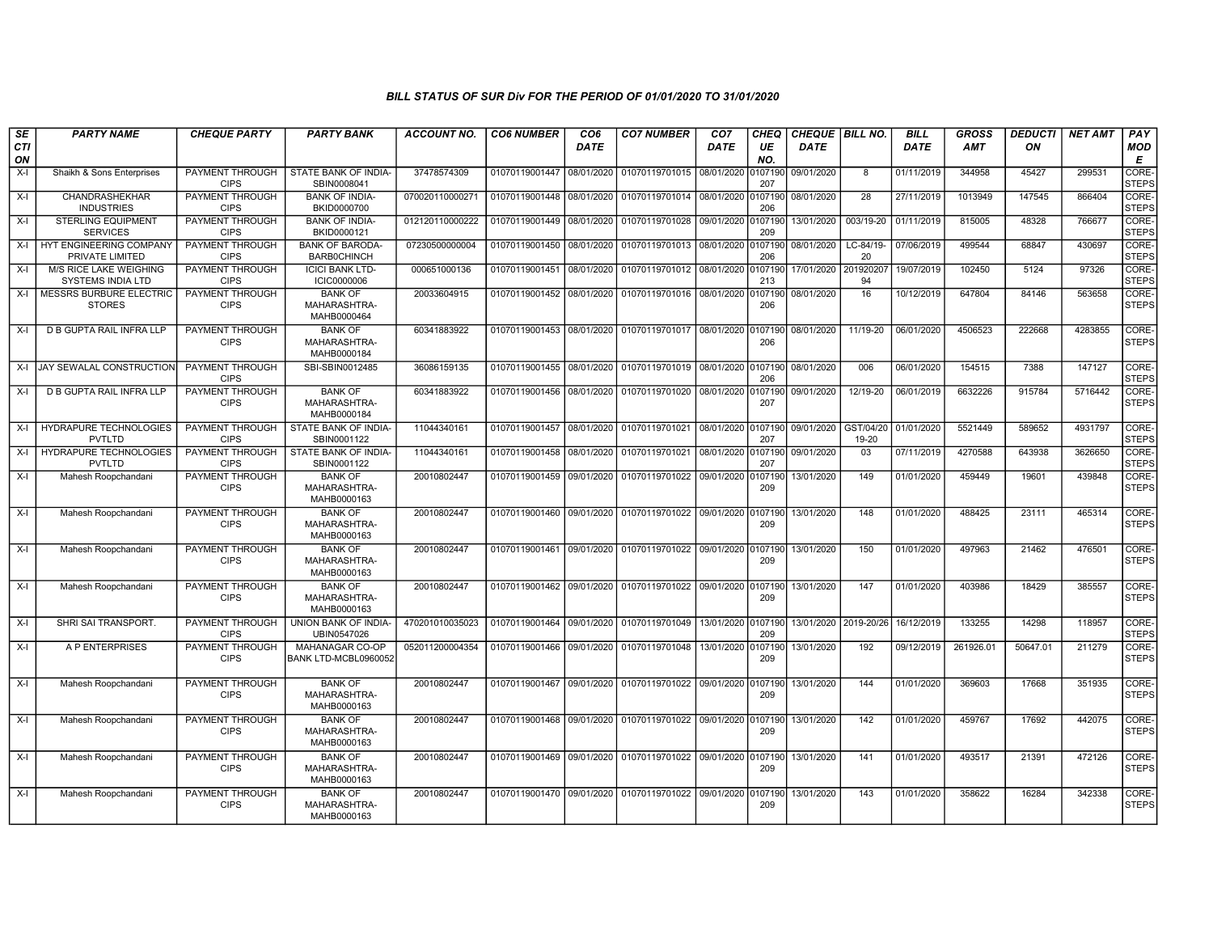### BILL STATUS OF SUR Div FOR THE PERIOD OF 01/01/2020 TO 31/01/2020

| SECTION | PARTY NAME | CHEQUE PARTY | PARTY BANK | ACCOUNT NO. | CO6 NUMBER | CO6 DATE | CO7 NUMBER | CO7 DATE | CHEQUE NO. | CHEQUE DATE | BILL NO. | BILL DATE | GROSS AMT | DEDUCTION | NET AMT | PAY MODE |
|---|---|---|---|---|---|---|---|---|---|---|---|---|---|---|---|---|
| X-I | Shaikh & Sons Enterprises | PAYMENT THROUGH CIPS | STATE BANK OF INDIA-SBIN0008041 | 37478574309 | 01070119001447 | 08/01/2020 | 01070119701015 | 08/01/2020 | 0107190207 | 09/01/2020 | 8 | 01/11/2019 | 344958 | 45427 | 299531 | CORE-STEPS |
| X-I | CHANDRASHEKHAR INDUSTRIES | PAYMENT THROUGH CIPS | BANK OF INDIA-BKID0000700 | 070020110000271 | 01070119001448 | 08/01/2020 | 01070119701014 | 08/01/2020 | 0107190206 | 08/01/2020 | 28 | 27/11/2019 | 1013949 | 147545 | 866404 | CORE-STEPS |
| X-I | STERLING EQUIPMENT SERVICES | PAYMENT THROUGH CIPS | BANK OF INDIA-BKID0000121 | 012120110000222 | 01070119001449 | 08/01/2020 | 01070119701028 | 09/01/2020 | 0107190209 | 13/01/2020 | 003/19-20 | 01/11/2019 | 815005 | 48328 | 766677 | CORE-STEPS |
| X-I | HYT ENGINEERING COMPANY PRIVATE LIMITED | PAYMENT THROUGH CIPS | BANK OF BARODA-BARB0CHINCH | 07230500000004 | 01070119001450 | 08/01/2020 | 01070119701013 | 08/01/2020 | 0107190206 | 08/01/2020 | LC-84/19-20 | 07/06/2019 | 499544 | 68847 | 430697 | CORE-STEPS |
| X-I | M/S RICE LAKE WEIGHING SYSTEMS INDIA LTD | PAYMENT THROUGH CIPS | ICICI BANK LTD-ICIC0000006 | 000651000136 | 01070119001451 | 08/01/2020 | 01070119701012 | 08/01/2020 | 0107190213 | 17/01/2020 | 20192020794 | 19/07/2019 | 102450 | 5124 | 97326 | CORE-STEPS |
| X-I | MESSRS BURBURE ELECTRIC STORES | PAYMENT THROUGH CIPS | BANK OF MAHARASHTRA-MAHB0000464 | 20033604915 | 01070119001452 | 08/01/2020 | 01070119701016 | 08/01/2020 | 0107190206 | 08/01/2020 | 16 | 10/12/2019 | 647804 | 84146 | 563658 | CORE-STEPS |
| X-I | D B GUPTA RAIL INFRA LLP | PAYMENT THROUGH CIPS | BANK OF MAHARASHTRA-MAHB0000184 | 60341883922 | 01070119001453 | 08/01/2020 | 01070119701017 | 08/01/2020 | 0107190206 | 08/01/2020 | 11/19-20 | 06/01/2020 | 4506523 | 222668 | 4283855 | CORE-STEPS |
| X-I | JAY SEWALAL CONSTRUCTION | PAYMENT THROUGH CIPS | SBI-SBIN0012485 | 36086159135 | 01070119001455 | 08/01/2020 | 01070119701019 | 08/01/2020 | 0107190206 | 08/01/2020 | 006 | 06/01/2020 | 154515 | 7388 | 147127 | CORE-STEPS |
| X-I | D B GUPTA RAIL INFRA LLP | PAYMENT THROUGH CIPS | BANK OF MAHARASHTRA-MAHB0000184 | 60341883922 | 01070119001456 | 08/01/2020 | 01070119701020 | 08/01/2020 | 0107190207 | 09/01/2020 | 12/19-20 | 06/01/2019 | 6632226 | 915784 | 5716442 | CORE-STEPS |
| X-I | HYDRAPURE TECHNOLOGIES PVTLTD | PAYMENT THROUGH CIPS | STATE BANK OF INDIA-SBIN0001122 | 11044340161 | 01070119001457 | 08/01/2020 | 01070119701021 | 08/01/2020 | 0107190207 | 09/01/2020 | GST/04/20 19-20 | 01/01/2020 | 5521449 | 589652 | 4931797 | CORE-STEPS |
| X-I | HYDRAPURE TECHNOLOGIES PVTLTD | PAYMENT THROUGH CIPS | STATE BANK OF INDIA-SBIN0001122 | 11044340161 | 01070119001458 | 08/01/2020 | 01070119701021 | 08/01/2020 | 0107190207 | 09/01/2020 | 03 | 07/11/2019 | 4270588 | 643938 | 3626650 | CORE-STEPS |
| X-I | Mahesh Roopchandani | PAYMENT THROUGH CIPS | BANK OF MAHARASHTRA-MAHB0000163 | 20010802447 | 01070119001459 | 09/01/2020 | 01070119701022 | 09/01/2020 | 0107190209 | 13/01/2020 | 149 | 01/01/2020 | 459449 | 19601 | 439848 | CORE-STEPS |
| X-I | Mahesh Roopchandani | PAYMENT THROUGH CIPS | BANK OF MAHARASHTRA-MAHB0000163 | 20010802447 | 01070119001460 | 09/01/2020 | 01070119701022 | 09/01/2020 | 0107190209 | 13/01/2020 | 148 | 01/01/2020 | 488425 | 23111 | 465314 | CORE-STEPS |
| X-I | Mahesh Roopchandani | PAYMENT THROUGH CIPS | BANK OF MAHARASHTRA-MAHB0000163 | 20010802447 | 01070119001461 | 09/01/2020 | 01070119701022 | 09/01/2020 | 0107190209 | 13/01/2020 | 150 | 01/01/2020 | 497963 | 21462 | 476501 | CORE-STEPS |
| X-I | Mahesh Roopchandani | PAYMENT THROUGH CIPS | BANK OF MAHARASHTRA-MAHB0000163 | 20010802447 | 01070119001462 | 09/01/2020 | 01070119701022 | 09/01/2020 | 0107190209 | 13/01/2020 | 147 | 01/01/2020 | 403986 | 18429 | 385557 | CORE-STEPS |
| X-I | SHRI SAI TRANSPORT. | PAYMENT THROUGH CIPS | UNION BANK OF INDIA-UBIN0547026 | 470201010035023 | 01070119001464 | 09/01/2020 | 01070119701049 | 13/01/2020 | 0107190209 | 13/01/2020 | 2019-20/26 | 16/12/2019 | 133255 | 14298 | 118957 | CORE-STEPS |
| X-I | A P ENTERPRISES | PAYMENT THROUGH CIPS | MAHANAGAR CO-OP BANK LTD-MCBL0960052 | 052011200004354 | 01070119001466 | 09/01/2020 | 01070119701048 | 13/01/2020 | 0107190209 | 13/01/2020 | 192 | 09/12/2019 | 261926.01 | 50647.01 | 211279 | CORE-STEPS |
| X-I | Mahesh Roopchandani | PAYMENT THROUGH CIPS | BANK OF MAHARASHTRA-MAHB0000163 | 20010802447 | 01070119001467 | 09/01/2020 | 01070119701022 | 09/01/2020 | 0107190209 | 13/01/2020 | 144 | 01/01/2020 | 369603 | 17668 | 351935 | CORE-STEPS |
| X-I | Mahesh Roopchandani | PAYMENT THROUGH CIPS | BANK OF MAHARASHTRA-MAHB0000163 | 20010802447 | 01070119001468 | 09/01/2020 | 01070119701022 | 09/01/2020 | 0107190209 | 13/01/2020 | 142 | 01/01/2020 | 459767 | 17692 | 442075 | CORE-STEPS |
| X-I | Mahesh Roopchandani | PAYMENT THROUGH CIPS | BANK OF MAHARASHTRA-MAHB0000163 | 20010802447 | 01070119001469 | 09/01/2020 | 01070119701022 | 09/01/2020 | 0107190209 | 13/01/2020 | 141 | 01/01/2020 | 493517 | 21391 | 472126 | CORE-STEPS |
| X-I | Mahesh Roopchandani | PAYMENT THROUGH CIPS | BANK OF MAHARASHTRA-MAHB0000163 | 20010802447 | 01070119001470 | 09/01/2020 | 01070119701022 | 09/01/2020 | 0107190209 | 13/01/2020 | 143 | 01/01/2020 | 358622 | 16284 | 342338 | CORE-STEPS |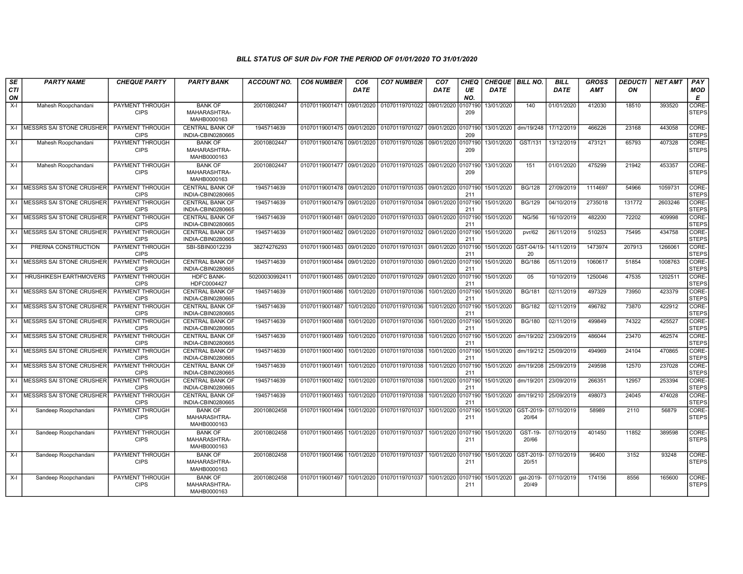# BILL STATUS OF SUR Div FOR THE PERIOD OF 01/01/2020 TO 31/01/2020

| SECTION | PARTY NAME | CHEQUE PARTY | PARTY BANK | ACCOUNT NO. | CO6 NUMBER | CO6 DATE | CO7 NUMBER | CO7 DATE | CHEQUE NO. | CHEQUE DATE | BILL NO. | BILL DATE | GROSS AMT | DEDUCTION | NET AMT | PAY MODE |
|---|---|---|---|---|---|---|---|---|---|---|---|---|---|---|---|---|
| X-I | Mahesh Roopchandani | PAYMENT THROUGH CIPS | BANK OF MAHARASHTRA-MAHB0000163 | 20010802447 | 01070119001471 | 09/01/2020 | 01070119701022 | 09/01/2020 | 0107190209 | 13/01/2020 | 140 | 01/01/2020 | 412030 | 18510 | 393520 | CORE-STEPS |
| X-I | MESSRS SAI STONE CRUSHER | PAYMENT THROUGH CIPS | CENTRAL BANK OF INDIA-CBIN0280665 | 1945714639 | 01070119001475 | 09/01/2020 | 01070119701027 | 09/01/2020 | 0107190209 | 13/01/2020 | dm/19/248 | 17/12/2019 | 466226 | 23168 | 443058 | CORE-STEPS |
| X-I | Mahesh Roopchandani | PAYMENT THROUGH CIPS | BANK OF MAHARASHTRA-MAHB0000163 | 20010802447 | 01070119001476 | 09/01/2020 | 01070119701026 | 09/01/2020 | 0107190209 | 13/01/2020 | GST/131 | 13/12/2019 | 473121 | 65793 | 407328 | CORE-STEPS |
| X-I | Mahesh Roopchandani | PAYMENT THROUGH CIPS | BANK OF MAHARASHTRA-MAHB0000163 | 20010802447 | 01070119001477 | 09/01/2020 | 01070119701025 | 09/01/2020 | 0107190209 | 13/01/2020 | 151 | 01/01/2020 | 475299 | 21942 | 453357 | CORE-STEPS |
| X-I | MESSRS SAI STONE CRUSHER | PAYMENT THROUGH CIPS | CENTRAL BANK OF INDIA-CBIN0280665 | 1945714639 | 01070119001478 | 09/01/2020 | 01070119701035 | 09/01/2020 | 0107190211 | 15/01/2020 | BG/128 | 27/09/2019 | 1114697 | 54966 | 1059731 | CORE-STEPS |
| X-I | MESSRS SAI STONE CRUSHER | PAYMENT THROUGH CIPS | CENTRAL BANK OF INDIA-CBIN0280665 | 1945714639 | 01070119001479 | 09/01/2020 | 01070119701034 | 09/01/2020 | 0107190211 | 15/01/2020 | BG/129 | 04/10/2019 | 2735018 | 131772 | 2603246 | CORE-STEPS |
| X-I | MESSRS SAI STONE CRUSHER | PAYMENT THROUGH CIPS | CENTRAL BANK OF INDIA-CBIN0280665 | 1945714639 | 01070119001481 | 09/01/2020 | 01070119701033 | 09/01/2020 | 0107190211 | 15/01/2020 | NG/56 | 16/10/2019 | 482200 | 72202 | 409998 | CORE-STEPS |
| X-I | MESSRS SAI STONE CRUSHER | PAYMENT THROUGH CIPS | CENTRAL BANK OF INDIA-CBIN0280665 | 1945714639 | 01070119001482 | 09/01/2020 | 01070119701032 | 09/01/2020 | 0107190211 | 15/01/2020 | pvr/62 | 26/11/2019 | 510253 | 75495 | 434758 | CORE-STEPS |
| X-I | PRERNA CONSTRUCTION | PAYMENT THROUGH CIPS | SBI-SBIN0012239 | 38274276293 | 01070119001483 | 09/01/2020 | 01070119701031 | 09/01/2020 | 0107190211 | 15/01/2020 | GST-04/19-20 | 14/11/2019 | 1473974 | 207913 | 1266061 | CORE-STEPS |
| X-I | MESSRS SAI STONE CRUSHER | PAYMENT THROUGH CIPS | CENTRAL BANK OF INDIA-CBIN0280665 | 1945714639 | 01070119001484 | 09/01/2020 | 01070119701030 | 09/01/2020 | 0107190211 | 15/01/2020 | BG/186 | 05/11/2019 | 1060617 | 51854 | 1008763 | CORE-STEPS |
| X-I | HRUSHIKESH EARTHMOVERS | PAYMENT THROUGH CIPS | HDFC BANK-HDFC0004427 | 50200030992411 | 01070119001485 | 09/01/2020 | 01070119701029 | 09/01/2020 | 0107190211 | 15/01/2020 | 05 | 10/10/2019 | 1250046 | 47535 | 1202511 | CORE-STEPS |
| X-I | MESSRS SAI STONE CRUSHER | PAYMENT THROUGH CIPS | CENTRAL BANK OF INDIA-CBIN0280665 | 1945714639 | 01070119001486 | 10/01/2020 | 01070119701036 | 10/01/2020 | 0107190211 | 15/01/2020 | BG/181 | 02/11/2019 | 497329 | 73950 | 423379 | CORE-STEPS |
| X-I | MESSRS SAI STONE CRUSHER | PAYMENT THROUGH CIPS | CENTRAL BANK OF INDIA-CBIN0280665 | 1945714639 | 01070119001487 | 10/01/2020 | 01070119701036 | 10/01/2020 | 0107190211 | 15/01/2020 | BG/182 | 02/11/2019 | 496782 | 73870 | 422912 | CORE-STEPS |
| X-I | MESSRS SAI STONE CRUSHER | PAYMENT THROUGH CIPS | CENTRAL BANK OF INDIA-CBIN0280665 | 1945714639 | 01070119001488 | 10/01/2020 | 01070119701036 | 10/01/2020 | 0107190211 | 15/01/2020 | BG/180 | 02/11/2019 | 499849 | 74322 | 425527 | CORE-STEPS |
| X-I | MESSRS SAI STONE CRUSHER | PAYMENT THROUGH CIPS | CENTRAL BANK OF INDIA-CBIN0280665 | 1945714639 | 01070119001489 | 10/01/2020 | 01070119701038 | 10/01/2020 | 0107190211 | 15/01/2020 | dm/19/202 | 23/09/2019 | 486044 | 23470 | 462574 | CORE-STEPS |
| X-I | MESSRS SAI STONE CRUSHER | PAYMENT THROUGH CIPS | CENTRAL BANK OF INDIA-CBIN0280665 | 1945714639 | 01070119001490 | 10/01/2020 | 01070119701038 | 10/01/2020 | 0107190211 | 15/01/2020 | dm/19/212 | 25/09/2019 | 494969 | 24104 | 470865 | CORE-STEPS |
| X-I | MESSRS SAI STONE CRUSHER | PAYMENT THROUGH CIPS | CENTRAL BANK OF INDIA-CBIN0280665 | 1945714639 | 01070119001491 | 10/01/2020 | 01070119701038 | 10/01/2020 | 0107190211 | 15/01/2020 | dm/19/208 | 25/09/2019 | 249598 | 12570 | 237028 | CORE-STEPS |
| X-I | MESSRS SAI STONE CRUSHER | PAYMENT THROUGH CIPS | CENTRAL BANK OF INDIA-CBIN0280665 | 1945714639 | 01070119001492 | 10/01/2020 | 01070119701038 | 10/01/2020 | 0107190211 | 15/01/2020 | dm/19/201 | 23/09/2019 | 266351 | 12957 | 253394 | CORE-STEPS |
| X-I | MESSRS SAI STONE CRUSHER | PAYMENT THROUGH CIPS | CENTRAL BANK OF INDIA-CBIN0280665 | 1945714639 | 01070119001493 | 10/01/2020 | 01070119701038 | 10/01/2020 | 0107190211 | 15/01/2020 | dm/19/210 | 25/09/2019 | 498073 | 24045 | 474028 | CORE-STEPS |
| X-I | Sandeep Roopchandani | PAYMENT THROUGH CIPS | BANK OF MAHARASHTRA-MAHB0000163 | 20010802458 | 01070119001494 | 10/01/2020 | 01070119701037 | 10/01/2020 | 0107190211 | 15/01/2020 | GST-2019-20/64 | 07/10/2019 | 58989 | 2110 | 56879 | CORE-STEPS |
| X-I | Sandeep Roopchandani | PAYMENT THROUGH CIPS | BANK OF MAHARASHTRA-MAHB0000163 | 20010802458 | 01070119001495 | 10/01/2020 | 01070119701037 | 10/01/2020 | 0107190211 | 15/01/2020 | GST-19-20/66 | 07/10/2019 | 401450 | 11852 | 389598 | CORE-STEPS |
| X-I | Sandeep Roopchandani | PAYMENT THROUGH CIPS | BANK OF MAHARASHTRA-MAHB0000163 | 20010802458 | 01070119001496 | 10/01/2020 | 01070119701037 | 10/01/2020 | 0107190211 | 15/01/2020 | GST-2019-20/51 | 07/10/2019 | 96400 | 3152 | 93248 | CORE-STEPS |
| X-I | Sandeep Roopchandani | PAYMENT THROUGH CIPS | BANK OF MAHARASHTRA-MAHB0000163 | 20010802458 | 01070119001497 | 10/01/2020 | 01070119701037 | 10/01/2020 | 0107190211 | 15/01/2020 | gst-2019-20/49 | 07/10/2019 | 174156 | 8556 | 165600 | CORE-STEPS |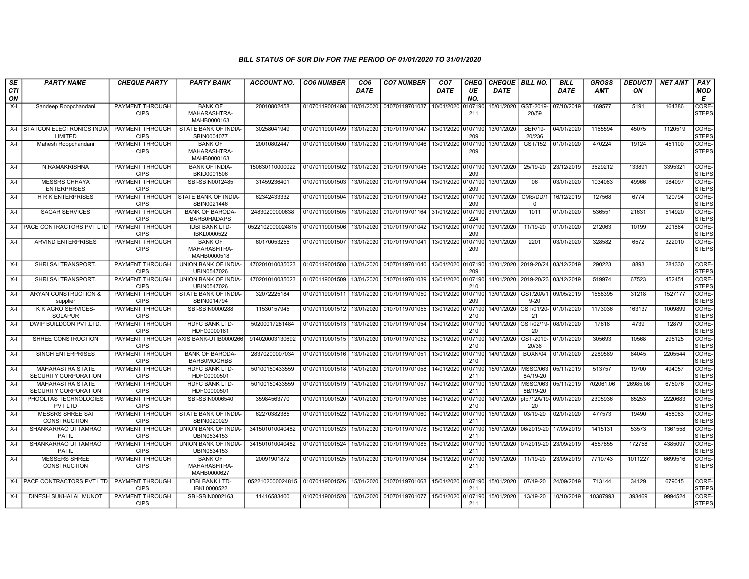### BILL STATUS OF SUR Div FOR THE PERIOD OF 01/01/2020 TO 31/01/2020

| SECTION | PARTY NAME | CHEQUE PARTY | PARTY BANK | ACCOUNT NO. | CO6 NUMBER | CO6 DATE | CO7 NUMBER | CO7 DATE | CHEQUE NO. | CHEQUE DATE | BILL NO. | BILL DATE | GROSS AMT | DEDUCTION | NET AMT | PAY MODE |
|---|---|---|---|---|---|---|---|---|---|---|---|---|---|---|---|---|
| X-I | Sandeep Roopchandani | PAYMENT THROUGH CIPS | BANK OF MAHARASHTRA-MAHB0000163 | 20010802458 | 01070119001498 | 10/01/2020 | 01070119701037 | 10/01/2020 | 0107190211 | 15/01/2020 | GST-2019-20/59 | 07/10/2019 | 169577 | 5191 | 164386 | CORE-STEPS |
| X-I | STATCON ELECTRONICS INDIA LIMITED | PAYMENT THROUGH CIPS | STATE BANK OF INDIA-SBIN0004077 | 30258041949 | 01070119001499 | 13/01/2020 | 01070119701047 | 13/01/2020 | 0107190209 | 13/01/2020 | SER/19-20/236 | 04/01/2020 | 1165594 | 45075 | 1120519 | CORE-STEPS |
| X-I | Mahesh Roopchandani | PAYMENT THROUGH CIPS | BANK OF MAHARASHTRA-MAHB0000163 | 20010802447 | 01070119001500 | 13/01/2020 | 01070119701046 | 13/01/2020 | 0107190209 | 13/01/2020 | GST/152 | 01/01/2020 | 470224 | 19124 | 451100 | CORE-STEPS |
| X-I | N.RAMAKRISHNA | PAYMENT THROUGH CIPS | BANK OF INDIA-BKID0001506 | 150630110000022 | 01070119001502 | 13/01/2020 | 01070119701045 | 13/01/2020 | 0107190209 | 13/01/2020 | 25/19-20 | 23/12/2019 | 3529212 | 133891 | 3395321 | CORE-STEPS |
| X-I | MESSRS CHHAYA ENTERPRISES | PAYMENT THROUGH CIPS | SBI-SBIN0012485 | 31459236401 | 01070119001503 | 13/01/2020 | 01070119701044 | 13/01/2020 | 0107190209 | 13/01/2020 | 06 | 03/01/2020 | 1034063 | 49966 | 984097 | CORE-STEPS |
| X-I | H R K ENTERPRISES | PAYMENT THROUGH CIPS | STATE BANK OF INDIA-SBIN0021446 | 62342433332 | 01070119001504 | 13/01/2020 | 01070119701043 | 13/01/2020 | 0107190209 | 13/01/2020 | CMS/DD/10 | 16/12/2019 | 127568 | 6774 | 120794 | CORE-STEPS |
| X-I | SAGAR SERVICES | PAYMENT THROUGH CIPS | BANK OF BARODA-BARB0HADAPS | 24830200000638 | 01070119001505 | 13/01/2020 | 01070119701164 | 31/01/2020 | 0107190224 | 31/01/2020 | 1011 | 01/01/2020 | 536551 | 21631 | 514920 | CORE-STEPS |
| X-I | PACE CONTRACTORS PVT LTD | PAYMENT THROUGH CIPS | IDBI BANK LTD-IBKL0000522 | 0522102000024815 | 01070119001506 | 13/01/2020 | 01070119701042 | 13/01/2020 | 0107190209 | 13/01/2020 | 11/19-20 | 01/01/2020 | 212063 | 10199 | 201864 | CORE-STEPS |
| X-I | ARVIND ENTERPRISES | PAYMENT THROUGH CIPS | BANK OF MAHARASHTRA-MAHB0000518 | 60170053255 | 01070119001507 | 13/01/2020 | 01070119701041 | 13/01/2020 | 0107190209 | 13/01/2020 | 2201 | 03/01/2020 | 328582 | 6572 | 322010 | CORE-STEPS |
| X-I | SHRI SAI TRANSPORT. | PAYMENT THROUGH CIPS | UNION BANK OF INDIA-UBIN0547026 | 470201010035023 | 01070119001508 | 13/01/2020 | 01070119701040 | 13/01/2020 | 0107190209 | 13/01/2020 | 2019-20/24 | 03/12/2019 | 290223 | 8893 | 281330 | CORE-STEPS |
| X-I | SHRI SAI TRANSPORT. | PAYMENT THROUGH CIPS | UNION BANK OF INDIA-UBIN0547026 | 470201010035023 | 01070119001509 | 13/01/2020 | 01070119701039 | 13/01/2020 | 0107190210 | 14/01/2020 | 2019-20/23 | 03/12/2019 | 519974 | 67523 | 452451 | CORE-STEPS |
| X-I | ARYAN CONSTRUCTION & supplier | PAYMENT THROUGH CIPS | STATE BANK OF INDIA-SBIN0014794 | 32072225184 | 01070119001511 | 13/01/2020 | 01070119701050 | 13/01/2020 | 0107190209 | 13/01/2020 | GST/20A/19-20 | 09/05/2019 | 1558395 | 31218 | 1527177 | CORE-STEPS |
| X-I | K K AGRO SERVICES-SOLAPUR | PAYMENT THROUGH CIPS | SBI-SBIN0000288 | 11530157945 | 01070119001512 | 13/01/2020 | 01070119701055 | 13/01/2020 | 0107190210 | 14/01/2020 | GST/01/20-21 | 01/01/2020 | 1173036 | 163137 | 1009899 | CORE-STEPS |
| X-I | DWIP BUILDCON PVT.LTD. | PAYMENT THROUGH CIPS | HDFC BANK LTD-HDFC0000181 | 50200017281484 | 01070119001513 | 13/01/2020 | 01070119701054 | 13/01/2020 | 0107190210 | 14/01/2020 | GST/02/19-20 | 08/01/2020 | 17618 | 4739 | 12879 | CORE-STEPS |
| X-I | SHREE CONSTRUCTION | PAYMENT THROUGH CIPS | AXIS BANK-UTIB0000266 | 914020003130692 | 01070119001515 | 13/01/2020 | 01070119701052 | 13/01/2020 | 0107190210 | 14/01/2020 | GST-2019-20/36 | 01/01/2020 | 305693 | 10568 | 295125 | CORE-STEPS |
| X-I | SINGH ENTERPRISES | PAYMENT THROUGH CIPS | BANK OF BARODA-BARB0MOGHBS | 28370200007034 | 01070119001516 | 13/01/2020 | 01070119701051 | 13/01/2020 | 0107190210 | 14/01/2020 | BOXN/04 | 01/01/2020 | 2289589 | 84045 | 2205544 | CORE-STEPS |
| X-I | MAHARASTRA STATE SECURITY CORPORATION | PAYMENT THROUGH CIPS | HDFC BANK LTD-HDFC0000501 | 50100150433559 | 01070119001518 | 14/01/2020 | 01070119701058 | 14/01/2020 | 0107190211 | 15/01/2020 | MSSC/0638A/19-20 | 05/11/2019 | 513757 | 19700 | 494057 | CORE-STEPS |
| X-I | MAHARASTRA STATE SECURITY CORPORATION | PAYMENT THROUGH CIPS | HDFC BANK LTD-HDFC0000501 | 50100150433559 | 01070119001519 | 14/01/2020 | 01070119701057 | 14/01/2020 | 0107190211 | 15/01/2020 | MSSC/0638B/19-20 | 05/11/2019 | 702061.06 | 26985.06 | 675076 | CORE-STEPS |
| X-I | PHOOLTAS TECHNOLOGIES PVT LTD | PAYMENT THROUGH CIPS | SBI-SBIN0006540 | 35984563770 | 01070119001520 | 14/01/2020 | 01070119701056 | 14/01/2020 | 0107190210 | 14/01/2020 | ptpl/12A/19-20 | 09/01/2020 | 2305936 | 85253 | 2220683 | CORE-STEPS |
| X-I | MESSRS SHREE SAI CONSTRUCTION | PAYMENT THROUGH CIPS | STATE BANK OF INDIA-SBIN0020029 | 62270382385 | 01070119001522 | 14/01/2020 | 01070119701060 | 14/01/2020 | 0107190211 | 15/01/2020 | 03/19-20 | 02/01/2020 | 477573 | 19490 | 458083 | CORE-STEPS |
| X-I | SHANKARRAO UTTAMRAO PATIL | PAYMENT THROUGH CIPS | UNION BANK OF INDIA-UBIN0534153 | 341501010040482 | 01070119001523 | 15/01/2020 | 01070119701078 | 15/01/2020 | 0107190211 | 15/01/2020 | 06/2019-20 | 17/09/2019 | 1415131 | 53573 | 1361558 | CORE-STEPS |
| X-I | SHANKARRAO UTTAMRAO PATIL | PAYMENT THROUGH CIPS | UNION BANK OF INDIA-UBIN0534153 | 341501010040482 | 01070119001524 | 15/01/2020 | 01070119701085 | 15/01/2020 | 0107190211 | 15/01/2020 | 07/2019-20 | 23/09/2019 | 4557855 | 172758 | 4385097 | CORE-STEPS |
| X-I | MESSERS SHREE CONSTRUCTION | PAYMENT THROUGH CIPS | BANK OF MAHARASHTRA-MAHB0000627 | 20091901872 | 01070119001525 | 15/01/2020 | 01070119701084 | 15/01/2020 | 0107190211 | 15/01/2020 | 11/19-20 | 23/09/2019 | 7710743 | 1011227 | 6699516 | CORE-STEPS |
| X-I | PACE CONTRACTORS PVT LTD | PAYMENT THROUGH CIPS | IDBI BANK LTD-IBKL0000522 | 0522102000024815 | 01070119001526 | 15/01/2020 | 01070119701063 | 15/01/2020 | 0107190211 | 15/01/2020 | 07/19-20 | 24/09/2019 | 713144 | 34129 | 679015 | CORE-STEPS |
| X-I | DINESH SUKHALAL MUNOT | PAYMENT THROUGH CIPS | SBI-SBIN0002163 | 11416583400 | 01070119001528 | 15/01/2020 | 01070119701077 | 15/01/2020 | 0107190211 | 15/01/2020 | 13/19-20 | 10/10/2019 | 10387993 | 393469 | 9994524 | CORE-STEPS |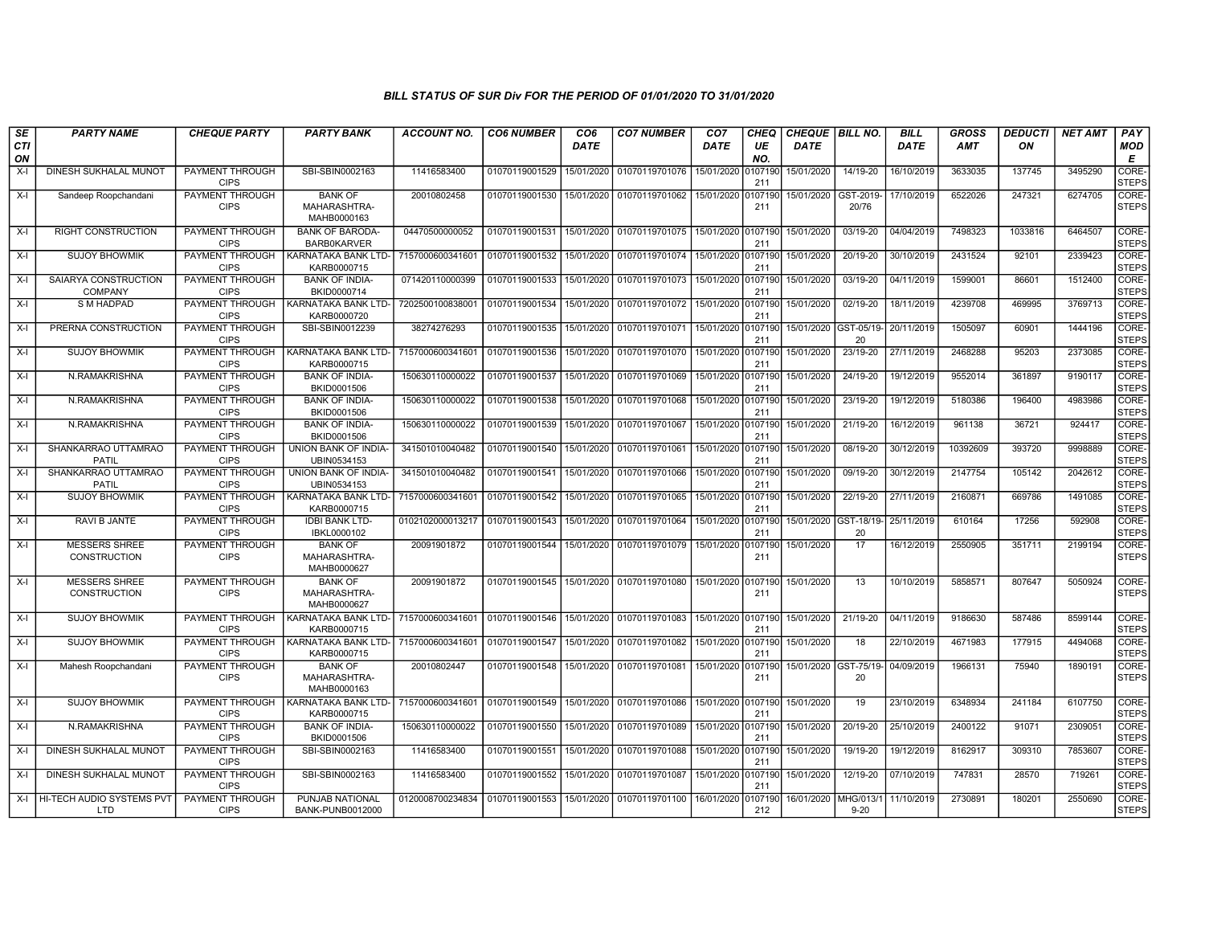## BILL STATUS OF SUR Div FOR THE PERIOD OF 01/01/2020 TO 31/01/2020

| SECTION | PARTY NAME | CHEQUE PARTY | PARTY BANK | ACCOUNT NO. | CO6 NUMBER | CO6 DATE | CO7 NUMBER | CO7 DATE | CHEQUE NO. | CHEQUE DATE | BILL NO. | BILL DATE | GROSS AMT | DEDUCTION | NET AMT | PAY MODE |
|---|---|---|---|---|---|---|---|---|---|---|---|---|---|---|---|---|
| X-I | DINESH SUKHALAL MUNOT | PAYMENT THROUGH CIPS | SBI-SBIN0002163 | 11416583400 | 01070119001529 | 15/01/2020 | 01070119701076 | 15/01/2020 | 0107190211 | 15/01/2020 | 14/19-20 | 16/10/2019 | 3633035 | 137745 | 3495290 | CORE-STEPS |
| X-I | Sandeep Roopchandani | PAYMENT THROUGH CIPS | BANK OF MAHARASHTRA-MAHB0000163 | 20010802458 | 01070119001530 | 15/01/2020 | 01070119701062 | 15/01/2020 | 0107190211 | 15/01/2020 | GST-2019-20/76 | 17/10/2019 | 6522026 | 247321 | 6274705 | CORE-STEPS |
| X-I | RIGHT CONSTRUCTION | PAYMENT THROUGH CIPS | BANK OF BARODA-BARB0KARVER | 04470500000052 | 01070119001531 | 15/01/2020 | 01070119701075 | 15/01/2020 | 0107190211 | 15/01/2020 | 03/19-20 | 04/04/2019 | 7498323 | 1033816 | 6464507 | CORE-STEPS |
| X-I | SUJOY BHOWMIK | PAYMENT THROUGH CIPS | KARNATAKA BANK LTD-KARB0000715 | 7157000600341601 | 01070119001532 | 15/01/2020 | 01070119701074 | 15/01/2020 | 0107190211 | 15/01/2020 | 20/19-20 | 30/10/2019 | 2431524 | 92101 | 2339423 | CORE-STEPS |
| X-I | SAIARYA CONSTRUCTION COMPANY | PAYMENT THROUGH CIPS | BANK OF INDIA-BKID0000714 | 071420110000399 | 01070119001533 | 15/01/2020 | 01070119701073 | 15/01/2020 | 0107190211 | 15/01/2020 | 03/19-20 | 04/11/2019 | 1599001 | 86601 | 1512400 | CORE-STEPS |
| X-I | S M HADPAD | PAYMENT THROUGH CIPS | KARNATAKA BANK LTD-KARB0000720 | 7202500100838001 | 01070119001534 | 15/01/2020 | 01070119701072 | 15/01/2020 | 0107190211 | 15/01/2020 | 02/19-20 | 18/11/2019 | 4239708 | 469995 | 3769713 | CORE-STEPS |
| X-I | PRERNA CONSTRUCTION | PAYMENT THROUGH CIPS | SBI-SBIN0012239 | 38274276293 | 01070119001535 | 15/01/2020 | 01070119701071 | 15/01/2020 | 0107190211 | 15/01/2020 | GST-05/19-20 | 20/11/2019 | 1505097 | 60901 | 1444196 | CORE-STEPS |
| X-I | SUJOY BHOWMIK | PAYMENT THROUGH CIPS | KARNATAKA BANK LTD-KARB0000715 | 7157000600341601 | 01070119001536 | 15/01/2020 | 01070119701070 | 15/01/2020 | 0107190211 | 15/01/2020 | 23/19-20 | 27/11/2019 | 2468288 | 95203 | 2373085 | CORE-STEPS |
| X-I | N.RAMAKRISHNA | PAYMENT THROUGH CIPS | BANK OF INDIA-BKID0001506 | 150630110000022 | 01070119001537 | 15/01/2020 | 01070119701069 | 15/01/2020 | 0107190211 | 15/01/2020 | 24/19-20 | 19/12/2019 | 9552014 | 361897 | 9190117 | CORE-STEPS |
| X-I | N.RAMAKRISHNA | PAYMENT THROUGH CIPS | BANK OF INDIA-BKID0001506 | 150630110000022 | 01070119001538 | 15/01/2020 | 01070119701068 | 15/01/2020 | 0107190211 | 15/01/2020 | 23/19-20 | 19/12/2019 | 5180386 | 196400 | 4983986 | CORE-STEPS |
| X-I | N.RAMAKRISHNA | PAYMENT THROUGH CIPS | BANK OF INDIA-BKID0001506 | 150630110000022 | 01070119001539 | 15/01/2020 | 01070119701067 | 15/01/2020 | 0107190211 | 15/01/2020 | 21/19-20 | 16/12/2019 | 961138 | 36721 | 924417 | CORE-STEPS |
| X-I | SHANKARRAO UTTAMRAO PATIL | PAYMENT THROUGH CIPS | UNION BANK OF INDIA-UBIN0534153 | 341501010040482 | 01070119001540 | 15/01/2020 | 01070119701061 | 15/01/2020 | 0107190211 | 15/01/2020 | 08/19-20 | 30/12/2019 | 10392609 | 393720 | 9998889 | CORE-STEPS |
| X-I | SHANKARRAO UTTAMRAO PATIL | PAYMENT THROUGH CIPS | UNION BANK OF INDIA-UBIN0534153 | 341501010040482 | 01070119001541 | 15/01/2020 | 01070119701066 | 15/01/2020 | 0107190211 | 15/01/2020 | 09/19-20 | 30/12/2019 | 2147754 | 105142 | 2042612 | CORE-STEPS |
| X-I | SUJOY BHOWMIK | PAYMENT THROUGH CIPS | KARNATAKA BANK LTD-KARB0000715 | 7157000600341601 | 01070119001542 | 15/01/2020 | 01070119701065 | 15/01/2020 | 0107190211 | 15/01/2020 | 22/19-20 | 27/11/2019 | 2160871 | 669786 | 1491085 | CORE-STEPS |
| X-I | RAVI B JANTE | PAYMENT THROUGH CIPS | IDBI BANK LTD-IBKL0000102 | 0102102000013217 | 01070119001543 | 15/01/2020 | 01070119701064 | 15/01/2020 | 0107190211 | 15/01/2020 | GST-18/19-20 | 25/11/2019 | 610164 | 17256 | 592908 | CORE-STEPS |
| X-I | MESSERS SHREE CONSTRUCTION | PAYMENT THROUGH CIPS | BANK OF MAHARASHTRA-MAHB0000627 | 20091901872 | 01070119001544 | 15/01/2020 | 01070119701079 | 15/01/2020 | 0107190211 | 15/01/2020 | 17 | 16/12/2019 | 2550905 | 351711 | 2199194 | CORE-STEPS |
| X-I | MESSERS SHREE CONSTRUCTION | PAYMENT THROUGH CIPS | BANK OF MAHARASHTRA-MAHB0000627 | 20091901872 | 01070119001545 | 15/01/2020 | 01070119701080 | 15/01/2020 | 0107190211 | 15/01/2020 | 13 | 10/10/2019 | 5858571 | 807647 | 5050924 | CORE-STEPS |
| X-I | SUJOY BHOWMIK | PAYMENT THROUGH CIPS | KARNATAKA BANK LTD-KARB0000715 | 7157000600341601 | 01070119001546 | 15/01/2020 | 01070119701083 | 15/01/2020 | 0107190211 | 15/01/2020 | 21/19-20 | 04/11/2019 | 9186630 | 587486 | 8599144 | CORE-STEPS |
| X-I | SUJOY BHOWMIK | PAYMENT THROUGH CIPS | KARNATAKA BANK LTD-KARB0000715 | 7157000600341601 | 01070119001547 | 15/01/2020 | 01070119701082 | 15/01/2020 | 0107190211 | 15/01/2020 | 18 | 22/10/2019 | 4671983 | 177915 | 4494068 | CORE-STEPS |
| X-I | Mahesh Roopchandani | PAYMENT THROUGH CIPS | BANK OF MAHARASHTRA-MAHB0000163 | 20010802447 | 01070119001548 | 15/01/2020 | 01070119701081 | 15/01/2020 | 0107190211 | 15/01/2020 | GST-75/19-20 | 04/09/2019 | 1966131 | 75940 | 1890191 | CORE-STEPS |
| X-I | SUJOY BHOWMIK | PAYMENT THROUGH CIPS | KARNATAKA BANK LTD-KARB0000715 | 7157000600341601 | 01070119001549 | 15/01/2020 | 01070119701086 | 15/01/2020 | 0107190211 | 15/01/2020 | 19 | 23/10/2019 | 6348934 | 241184 | 6107750 | CORE-STEPS |
| X-I | N.RAMAKRISHNA | PAYMENT THROUGH CIPS | BANK OF INDIA-BKID0001506 | 150630110000022 | 01070119001550 | 15/01/2020 | 01070119701089 | 15/01/2020 | 0107190211 | 15/01/2020 | 20/19-20 | 25/10/2019 | 2400122 | 91071 | 2309051 | CORE-STEPS |
| X-I | DINESH SUKHALAL MUNOT | PAYMENT THROUGH CIPS | SBI-SBIN0002163 | 11416583400 | 01070119001551 | 15/01/2020 | 01070119701088 | 15/01/2020 | 0107190211 | 15/01/2020 | 19/19-20 | 19/12/2019 | 8162917 | 309310 | 7853607 | CORE-STEPS |
| X-I | DINESH SUKHALAL MUNOT | PAYMENT THROUGH CIPS | SBI-SBIN0002163 | 11416583400 | 01070119001552 | 15/01/2020 | 01070119701087 | 15/01/2020 | 0107190211 | 15/01/2020 | 12/19-20 | 07/10/2019 | 747831 | 28570 | 719261 | CORE-STEPS |
| X-I | HI-TECH AUDIO SYSTEMS PVT LTD | PAYMENT THROUGH CIPS | PUNJAB NATIONAL BANK-PUNB0012000 | 0120008700234834 | 01070119001553 | 15/01/2020 | 01070119701100 | 16/01/2020 | 0107190212 | 16/01/2020 | MHG/013/19-20 | 11/10/2019 | 2730891 | 180201 | 2550690 | CORE-STEPS |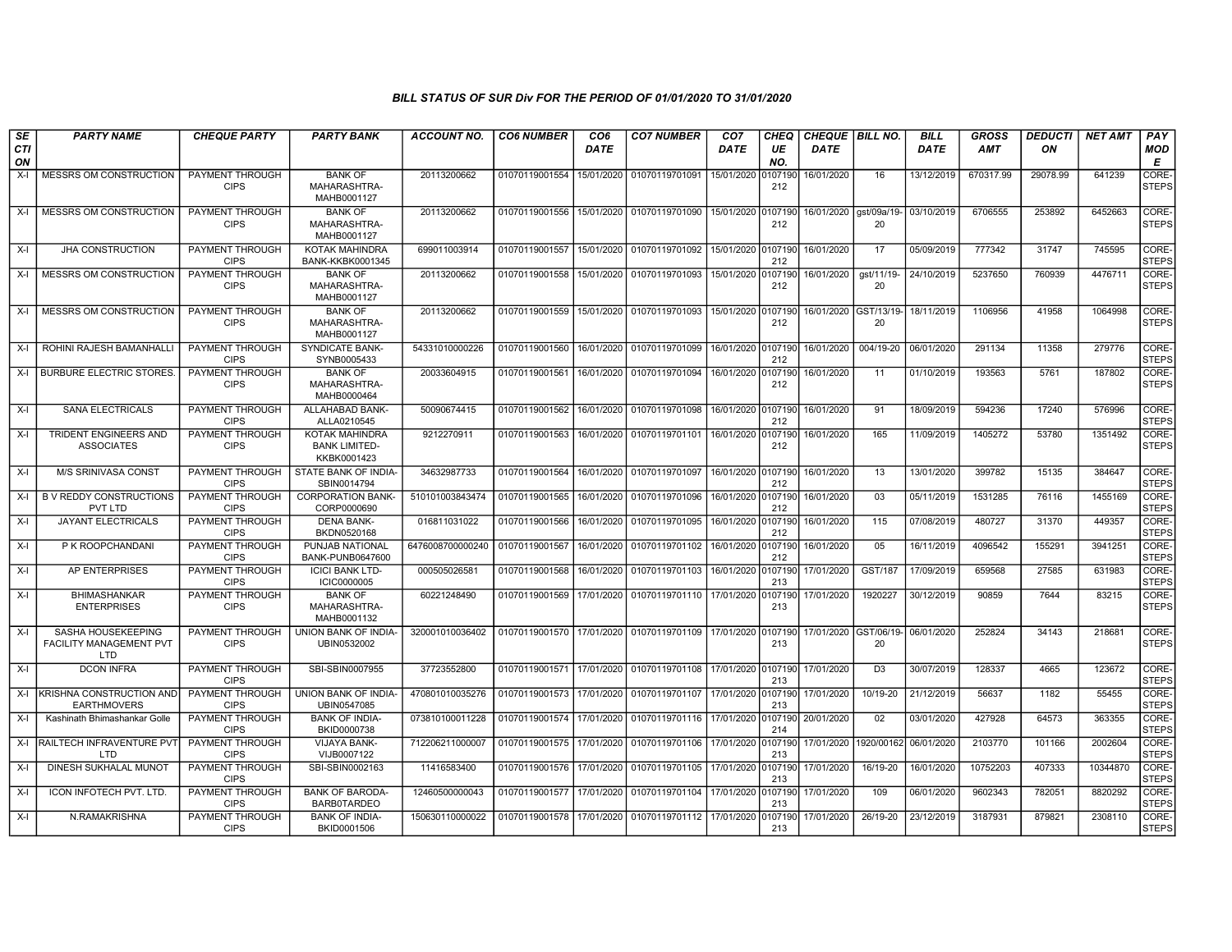### *BILL STATUS OF SUR Div FOR THE PERIOD OF 01/01/2020 TO 31/01/2020*

| *SECTION* | *PARTY NAME* | *CHEQUE PARTY* | *PARTY BANK* | *ACCOUNT NO.* | *CO6 NUMBER* | *CO6 DATE* | *CO7 NUMBER* | *CO7 DATE* | *CHEQUE NO.* | *CHEQUE DATE* | *BILL NO.* | *BILL DATE* | *GROSS AMT* | *DEDUCTION* | *NET AMT* | *PAY MODE* |
|---|---|---|---|---|---|---|---|---|---|---|---|---|---|---|---|---|
| X-I | MESSRS OM CONSTRUCTION | PAYMENT THROUGH CIPS | BANK OF MAHARASHTRA-MAHB0001127 | 20113200662 | 01070119001554 | 15/01/2020 | 01070119701091 | 15/01/2020 | 0107190212 | 16/01/2020 | 16 | 13/12/2019 | 670317.99 | 29078.99 | 641239 | CORE-STEPS |
| X-I | MESSRS OM CONSTRUCTION | PAYMENT THROUGH CIPS | BANK OF MAHARASHTRA-MAHB0001127 | 20113200662 | 01070119001556 | 15/01/2020 | 01070119701090 | 15/01/2020 | 0107190212 | 16/01/2020 | gst/09a/19-20 | 03/10/2019 | 6706555 | 253892 | 6452663 | CORE-STEPS |
| X-I | JHA CONSTRUCTION | PAYMENT THROUGH CIPS | KOTAK MAHINDRA BANK-KKBK0001345 | 699011003914 | 01070119001557 | 15/01/2020 | 01070119701092 | 15/01/2020 | 0107190212 | 16/01/2020 | 17 | 05/09/2019 | 777342 | 31747 | 745595 | CORE-STEPS |
| X-I | MESSRS OM CONSTRUCTION | PAYMENT THROUGH CIPS | BANK OF MAHARASHTRA-MAHB0001127 | 20113200662 | 01070119001558 | 15/01/2020 | 01070119701093 | 15/01/2020 | 0107190212 | 16/01/2020 | gst/11/19-20 | 24/10/2019 | 5237650 | 760939 | 4476711 | CORE-STEPS |
| X-I | MESSRS OM CONSTRUCTION | PAYMENT THROUGH CIPS | BANK OF MAHARASHTRA-MAHB0001127 | 20113200662 | 01070119001559 | 15/01/2020 | 01070119701093 | 15/01/2020 | 0107190212 | 16/01/2020 | GST/13/19-20 | 18/11/2019 | 1106956 | 41958 | 1064998 | CORE-STEPS |
| X-I | ROHINI RAJESH BAMANHALLI | PAYMENT THROUGH CIPS | SYNDICATE BANK-SYNB0005433 | 54331010000226 | 01070119001560 | 16/01/2020 | 01070119701099 | 16/01/2020 | 0107190212 | 16/01/2020 | 004/19-20 | 06/01/2020 | 291134 | 11358 | 279776 | CORE-STEPS |
| X-I | BURBURE ELECTRIC STORES. | PAYMENT THROUGH CIPS | BANK OF MAHARASHTRA-MAHB0000464 | 20033604915 | 01070119001561 | 16/01/2020 | 01070119701094 | 16/01/2020 | 0107190212 | 16/01/2020 | 11 | 01/10/2019 | 193563 | 5761 | 187802 | CORE-STEPS |
| X-I | SANA ELECTRICALS | PAYMENT THROUGH CIPS | ALLAHABAD BANK-ALLA0210545 | 50090674415 | 01070119001562 | 16/01/2020 | 01070119701098 | 16/01/2020 | 0107190212 | 16/01/2020 | 91 | 18/09/2019 | 594236 | 17240 | 576996 | CORE-STEPS |
| X-I | TRIDENT ENGINEERS AND ASSOCIATES | PAYMENT THROUGH CIPS | KOTAK MAHINDRA BANK LIMITED-KKBK0001423 | 9212270911 | 01070119001563 | 16/01/2020 | 01070119701101 | 16/01/2020 | 0107190212 | 16/01/2020 | 165 | 11/09/2019 | 1405272 | 53780 | 1351492 | CORE-STEPS |
| X-I | M/S SRINIVASA CONST | PAYMENT THROUGH CIPS | STATE BANK OF INDIA-SBIN0014794 | 34632987733 | 01070119001564 | 16/01/2020 | 01070119701097 | 16/01/2020 | 0107190212 | 16/01/2020 | 13 | 13/01/2020 | 399782 | 15135 | 384647 | CORE-STEPS |
| X-I | B V REDDY CONSTRUCTIONS PVT LTD | PAYMENT THROUGH CIPS | CORPORATION BANK-CORP0000690 | 510101003843474 | 01070119001565 | 16/01/2020 | 01070119701096 | 16/01/2020 | 0107190212 | 16/01/2020 | 03 | 05/11/2019 | 1531285 | 76116 | 1455169 | CORE-STEPS |
| X-I | JAYANT ELECTRICALS | PAYMENT THROUGH CIPS | DENA BANK-BKDN0520168 | 016811031022 | 01070119001566 | 16/01/2020 | 01070119701095 | 16/01/2020 | 0107190212 | 16/01/2020 | 115 | 07/08/2019 | 480727 | 31370 | 449357 | CORE-STEPS |
| X-I | P K ROOPCHANDANI | PAYMENT THROUGH CIPS | PUNJAB NATIONAL BANK-PUNB0647600 | 6476008700000240 | 01070119001567 | 16/01/2020 | 01070119701102 | 16/01/2020 | 0107190212 | 16/01/2020 | 05 | 16/11/2019 | 4096542 | 155291 | 3941251 | CORE-STEPS |
| X-I | AP ENTERPRISES | PAYMENT THROUGH CIPS | ICICI BANK LTD-ICIC0000005 | 000505026581 | 01070119001568 | 16/01/2020 | 01070119701103 | 16/01/2020 | 0107190213 | 17/01/2020 | GST/187 | 17/09/2019 | 659568 | 27585 | 631983 | CORE-STEPS |
| X-I | BHIMASHANKAR ENTERPRISES | PAYMENT THROUGH CIPS | BANK OF MAHARASHTRA-MAHB0001132 | 60221248490 | 01070119001569 | 17/01/2020 | 01070119701110 | 17/01/2020 | 0107190213 | 17/01/2020 | 1920227 | 30/12/2019 | 90859 | 7644 | 83215 | CORE-STEPS |
| X-I | SASHA HOUSEKEEPING FACILITY MANAGEMENT PVT LTD | PAYMENT THROUGH CIPS | UNION BANK OF INDIA-UBIN0532002 | 320001010036402 | 01070119001570 | 17/01/2020 | 01070119701109 | 17/01/2020 | 0107190213 | 17/01/2020 | GST/06/19-20 | 06/01/2020 | 252824 | 34143 | 218681 | CORE-STEPS |
| X-I | DCON INFRA | PAYMENT THROUGH CIPS | SBI-SBIN0007955 | 37723552800 | 01070119001571 | 17/01/2020 | 01070119701108 | 17/01/2020 | 0107190213 | 17/01/2020 | D3 | 30/07/2019 | 128337 | 4665 | 123672 | CORE-STEPS |
| X-I | KRISHNA CONSTRUCTION AND EARTHMOVERS | PAYMENT THROUGH CIPS | UNION BANK OF INDIA-UBIN0547085 | 470801010035276 | 01070119001573 | 17/01/2020 | 01070119701107 | 17/01/2020 | 0107190213 | 17/01/2020 | 10/19-20 | 21/12/2019 | 56637 | 1182 | 55455 | CORE-STEPS |
| X-I | Kashinath Bhimashankar Golle | PAYMENT THROUGH CIPS | BANK OF INDIA-BKID0000738 | 073810100011228 | 01070119001574 | 17/01/2020 | 01070119701116 | 17/01/2020 | 0107190214 | 20/01/2020 | 02 | 03/01/2020 | 427928 | 64573 | 363355 | CORE-STEPS |
| X-I | RAILTECH INFRAVENTURE PVT LTD | PAYMENT THROUGH CIPS | VIJAYA BANK-VIJB0007122 | 712206211000007 | 01070119001575 | 17/01/2020 | 01070119701106 | 17/01/2020 | 0107190213 | 17/01/2020 | 1920/00162 | 06/01/2020 | 2103770 | 101166 | 2002604 | CORE-STEPS |
| X-I | DINESH SUKHALAL MUNOT | PAYMENT THROUGH CIPS | SBI-SBIN0002163 | 11416583400 | 01070119001576 | 17/01/2020 | 01070119701105 | 17/01/2020 | 0107190213 | 17/01/2020 | 16/19-20 | 16/01/2020 | 10752203 | 407333 | 10344870 | CORE-STEPS |
| X-I | ICON INFOTECH PVT. LTD. | PAYMENT THROUGH CIPS | BANK OF BARODA-BARB0TARDEO | 12460500000043 | 01070119001577 | 17/01/2020 | 01070119701104 | 17/01/2020 | 0107190213 | 17/01/2020 | 109 | 06/01/2020 | 9602343 | 782051 | 8820292 | CORE-STEPS |
| X-I | N.RAMAKRISHNA | PAYMENT THROUGH CIPS | BANK OF INDIA-BKID0001506 | 150630110000022 | 01070119001578 | 17/01/2020 | 01070119701112 | 17/01/2020 | 0107190213 | 17/01/2020 | 26/19-20 | 23/12/2019 | 3187931 | 879821 | 2308110 | CORE-STEPS |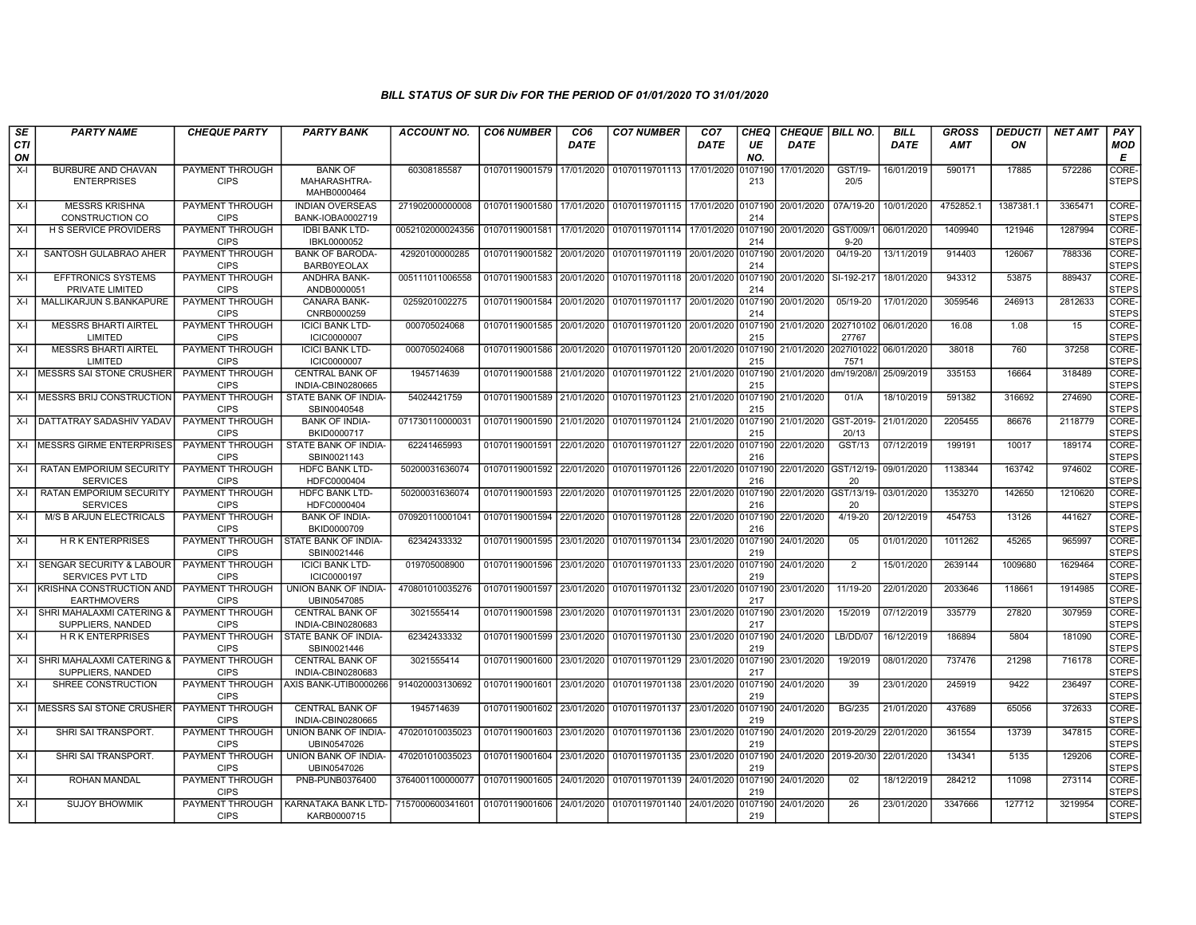# BILL STATUS OF SUR Div FOR THE PERIOD OF 01/01/2020 TO 31/01/2020

| SECTION | PARTY NAME | CHEQUE PARTY | PARTY BANK | ACCOUNT NO. | CO6 NUMBER | CO6 DATE | CO7 NUMBER | CO7 DATE | CHEQUE NO. | CHEQUE DATE | BILL NO. | BILL DATE | GROSS AMT | DEDUCTION | NET AMT | PAY MODE |
|---|---|---|---|---|---|---|---|---|---|---|---|---|---|---|---|---|
| X-I | BURBURE AND CHAVAN ENTERPRISES | PAYMENT THROUGH CIPS | BANK OF MAHARASHTRA-MAHB0000464 | 60308185587 | 01070119001579 | 17/01/2020 | 01070119701113 | 17/01/2020 | 0107190213 | 17/01/2020 | GST/19-20/5 | 16/01/2019 | 590171 | 17885 | 572286 | CORE-STEPS |
| X-I | MESSRS KRISHNA CONSTRUCTION CO | PAYMENT THROUGH CIPS | INDIAN OVERSEAS BANK-IOBA0002719 | 271902000000008 | 01070119001580 | 17/01/2020 | 01070119701115 | 17/01/2020 | 0107190214 | 20/01/2020 | 07A/19-20 | 10/01/2020 | 4752852.1 | 1387381.1 | 3365471 | CORE-STEPS |
| X-I | H S SERVICE PROVIDERS | PAYMENT THROUGH CIPS | IDBI BANK LTD-IBKL0000052 | 0052102000024356 | 01070119001581 | 17/01/2020 | 01070119701114 | 17/01/2020 | 0107190214 | 20/01/2020 | GST/009/19-20 | 06/01/2020 | 1409940 | 121946 | 1287994 | CORE-STEPS |
| X-I | SANTOSH GULABRAO AHER | PAYMENT THROUGH CIPS | BANK OF BARODA-BARB0YEOLAX | 42920100000285 | 01070119001582 | 20/01/2020 | 01070119701119 | 20/01/2020 | 0107190214 | 20/01/2020 | 04/19-20 | 13/11/2019 | 914403 | 126067 | 788336 | CORE-STEPS |
| X-I | EFFTRONICS SYSTEMS PRIVATE LIMITED | PAYMENT THROUGH CIPS | ANDHRA BANK-ANDB0000051 | 005111011006558 | 01070119001583 | 20/01/2020 | 01070119701118 | 20/01/2020 | 0107190214 | 20/01/2020 | SI-192-217 | 18/01/2020 | 943312 | 53875 | 889437 | CORE-STEPS |
| X-I | MALLIKARJUN S.BANKAPURE | PAYMENT THROUGH CIPS | CANARA BANK-CNRB0000259 | 0259201002275 | 01070119001584 | 20/01/2020 | 01070119701117 | 20/01/2020 | 0107190214 | 20/01/2020 | 05/19-20 | 17/01/2020 | 3059546 | 246913 | 2812633 | CORE-STEPS |
| X-I | MESSRS BHARTI AIRTEL LIMITED | PAYMENT THROUGH CIPS | ICICI BANK LTD-ICIC0000007 | 000705024068 | 01070119001585 | 20/01/2020 | 01070119701120 | 20/01/2020 | 0107190215 | 21/01/2020 | 20271010227767 | 06/01/2020 | 16.08 | 1.08 | 15 | CORE-STEPS |
| X-I | MESSRS BHARTI AIRTEL LIMITED | PAYMENT THROUGH CIPS | ICICI BANK LTD-ICIC0000007 | 000705024068 | 01070119001586 | 20/01/2020 | 01070119701120 | 20/01/2020 | 0107190215 | 21/01/2020 | 2027I010227571 | 06/01/2020 | 38018 | 760 | 37258 | CORE-STEPS |
| X-I | MESSRS SAI STONE CRUSHER | PAYMENT THROUGH CIPS | CENTRAL BANK OF INDIA-CBIN0280665 | 1945714639 | 01070119001588 | 21/01/2020 | 01070119701122 | 21/01/2020 | 0107190215 | 21/01/2020 | dm/19/208/I | 25/09/2019 | 335153 | 16664 | 318489 | CORE-STEPS |
| X-I | MESSRS BRIJ CONSTRUCTION | PAYMENT THROUGH CIPS | STATE BANK OF INDIA-SBIN0040548 | 54024421759 | 01070119001589 | 21/01/2020 | 01070119701123 | 21/01/2020 | 0107190215 | 21/01/2020 | 01/A | 18/10/2019 | 591382 | 316692 | 274690 | CORE-STEPS |
| X-I | DATTATRAY SADASHIV YADAV | PAYMENT THROUGH CIPS | BANK OF INDIA-BKID0000717 | 071730110000031 | 01070119001590 | 21/01/2020 | 01070119701124 | 21/01/2020 | 0107190215 | 21/01/2020 | GST-2019-20/13 | 21/01/2020 | 2205455 | 86676 | 2118779 | CORE-STEPS |
| X-I | MESSRS GIRME ENTERPRISES | PAYMENT THROUGH CIPS | STATE BANK OF INDIA-SBIN0021143 | 62241465993 | 01070119001591 | 22/01/2020 | 01070119701127 | 22/01/2020 | 0107190216 | 22/01/2020 | GST/13 | 07/12/2019 | 199191 | 10017 | 189174 | CORE-STEPS |
| X-I | RATAN EMPORIUM SECURITY SERVICES | PAYMENT THROUGH CIPS | HDFC BANK LTD-HDFC0000404 | 50200031636074 | 01070119001592 | 22/01/2020 | 01070119701126 | 22/01/2020 | 0107190216 | 22/01/2020 | GST/12/19-20 | 09/01/2020 | 1138344 | 163742 | 974602 | CORE-STEPS |
| X-I | RATAN EMPORIUM SECURITY SERVICES | PAYMENT THROUGH CIPS | HDFC BANK LTD-HDFC0000404 | 50200031636074 | 01070119001593 | 22/01/2020 | 01070119701125 | 22/01/2020 | 0107190216 | 22/01/2020 | GST/13/19-20 | 03/01/2020 | 1353270 | 142650 | 1210620 | CORE-STEPS |
| X-I | M/S B ARJUN ELECTRICALS | PAYMENT THROUGH CIPS | BANK OF INDIA-BKID0000709 | 070920110001041 | 01070119001594 | 22/01/2020 | 01070119701128 | 22/01/2020 | 0107190216 | 22/01/2020 | 4/19-20 | 20/12/2019 | 454753 | 13126 | 441627 | CORE-STEPS |
| X-I | H R K ENTERPRISES | PAYMENT THROUGH CIPS | STATE BANK OF INDIA-SBIN0021446 | 62342433332 | 01070119001595 | 23/01/2020 | 01070119701134 | 23/01/2020 | 0107190219 | 24/01/2020 | 05 | 01/01/2020 | 1011262 | 45265 | 965997 | CORE-STEPS |
| X-I | SENGAR SECURITY & LABOUR SERVICES PVT LTD | PAYMENT THROUGH CIPS | ICICI BANK LTD-ICIC0000197 | 019705008900 | 01070119001596 | 23/01/2020 | 01070119701133 | 23/01/2020 | 0107190219 | 24/01/2020 | 2 | 15/01/2020 | 2639144 | 1009680 | 1629464 | CORE-STEPS |
| X-I | KRISHNA CONSTRUCTION AND EARTHMOVERS | PAYMENT THROUGH CIPS | UNION BANK OF INDIA-UBIN0547085 | 470801010035276 | 01070119001597 | 23/01/2020 | 01070119701132 | 23/01/2020 | 0107190217 | 23/01/2020 | 11/19-20 | 22/01/2020 | 2033646 | 118661 | 1914985 | CORE-STEPS |
| X-I | SHRI MAHALAXMI CATERING & SUPPLIERS, NANDED | PAYMENT THROUGH CIPS | CENTRAL BANK OF INDIA-CBIN0280683 | 3021555414 | 01070119001598 | 23/01/2020 | 01070119701131 | 23/01/2020 | 0107190217 | 23/01/2020 | 15/2019 | 07/12/2019 | 335779 | 27820 | 307959 | CORE-STEPS |
| X-I | H R K ENTERPRISES | PAYMENT THROUGH CIPS | STATE BANK OF INDIA-SBIN0021446 | 62342433332 | 01070119001599 | 23/01/2020 | 01070119701130 | 23/01/2020 | 0107190219 | 24/01/2020 | LB/DD/07 | 16/12/2019 | 186894 | 5804 | 181090 | CORE-STEPS |
| X-I | SHRI MAHALAXMI CATERING & SUPPLIERS, NANDED | PAYMENT THROUGH CIPS | CENTRAL BANK OF INDIA-CBIN0280683 | 3021555414 | 01070119001600 | 23/01/2020 | 01070119701129 | 23/01/2020 | 0107190217 | 23/01/2020 | 19/2019 | 08/01/2020 | 737476 | 21298 | 716178 | CORE-STEPS |
| X-I | SHREE CONSTRUCTION | PAYMENT THROUGH CIPS | AXIS BANK-UTIB0000266 | 914020003130692 | 01070119001601 | 23/01/2020 | 01070119701138 | 23/01/2020 | 0107190219 | 24/01/2020 | 39 | 23/01/2020 | 245919 | 9422 | 236497 | CORE-STEPS |
| X-I | MESSRS SAI STONE CRUSHER | PAYMENT THROUGH CIPS | CENTRAL BANK OF INDIA-CBIN0280665 | 1945714639 | 01070119001602 | 23/01/2020 | 01070119701137 | 23/01/2020 | 0107190219 | 24/01/2020 | BG/235 | 21/01/2020 | 437689 | 65056 | 372633 | CORE-STEPS |
| X-I | SHRI SAI TRANSPORT. | PAYMENT THROUGH CIPS | UNION BANK OF INDIA-UBIN0547026 | 470201010035023 | 01070119001603 | 23/01/2020 | 01070119701136 | 23/01/2020 | 0107190219 | 24/01/2020 | 2019-20/29 | 22/01/2020 | 361554 | 13739 | 347815 | CORE-STEPS |
| X-I | SHRI SAI TRANSPORT. | PAYMENT THROUGH CIPS | UNION BANK OF INDIA-UBIN0547026 | 470201010035023 | 01070119001604 | 23/01/2020 | 01070119701135 | 23/01/2020 | 0107190219 | 24/01/2020 | 2019-20/30 | 22/01/2020 | 134341 | 5135 | 129206 | CORE-STEPS |
| X-I | ROHAN MANDAL | PAYMENT THROUGH CIPS | PNB-PUNB0376400 | 3764001100000077 | 01070119001605 | 24/01/2020 | 01070119701139 | 24/01/2020 | 0107190219 | 24/01/2020 | 02 | 18/12/2019 | 284212 | 11098 | 273114 | CORE-STEPS |
| X-I | SUJOY BHOWMIK | PAYMENT THROUGH CIPS | KARNATAKA BANK LTD-KARB0000715 | 7157000600341601 | 01070119001606 | 24/01/2020 | 01070119701140 | 24/01/2020 | 0107190219 | 24/01/2020 | 26 | 23/01/2020 | 3347666 | 127712 | 3219954 | CORE-STEPS |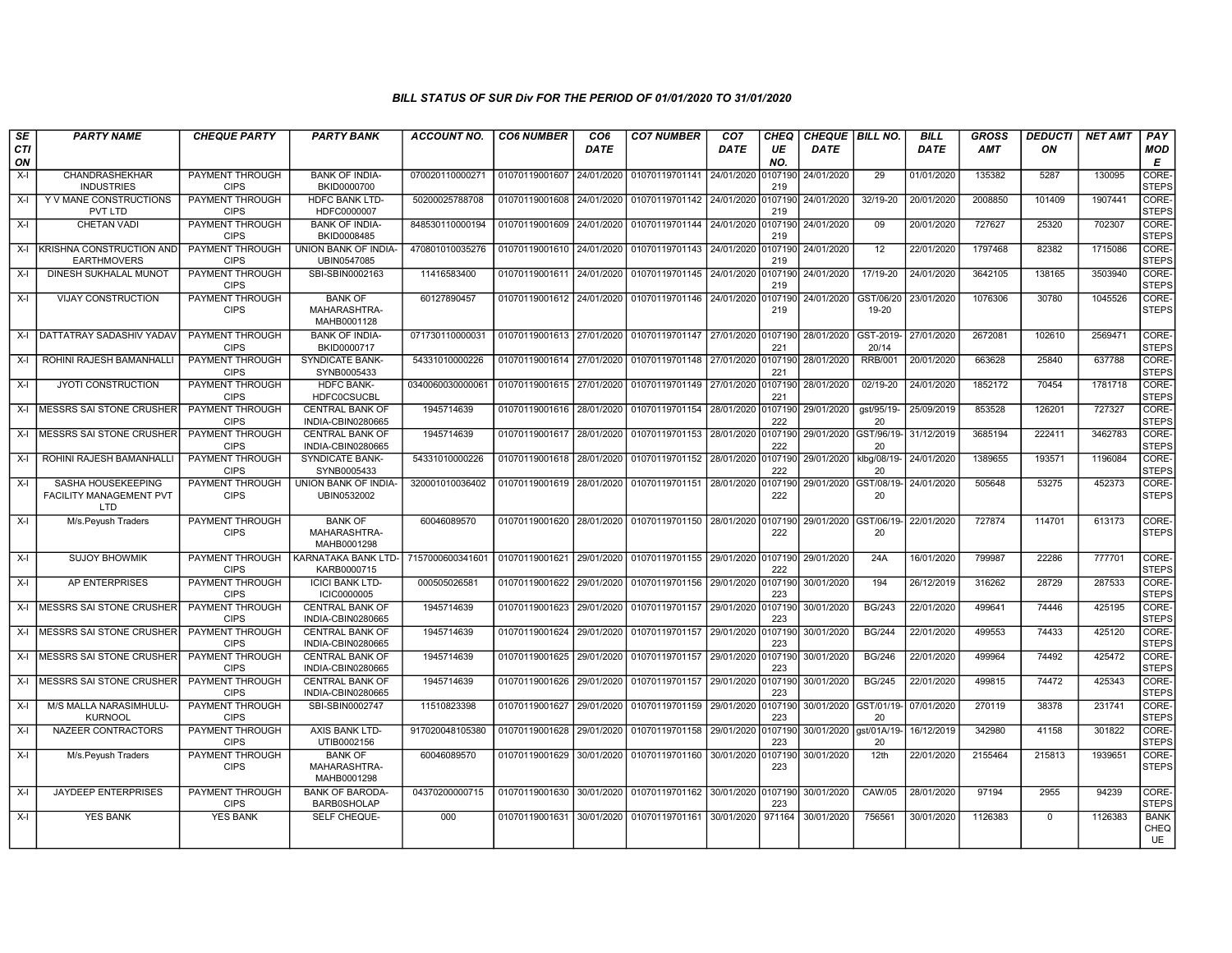## BILL STATUS OF SUR Div FOR THE PERIOD OF 01/01/2020 TO 31/01/2020

| SECTION | PARTY NAME | CHEQUE PARTY | PARTY BANK | ACCOUNT NO. | CO6 NUMBER | CO6 DATE | CO7 NUMBER | CO7 DATE | CHEQUE NO. | CHEQUE DATE | BILL NO. | BILL DATE | GROSS AMT | DEDUCTION | NET AMT | PAY MODE |
|---|---|---|---|---|---|---|---|---|---|---|---|---|---|---|---|---|
| X-I | CHANDRASHEKHAR INDUSTRIES | PAYMENT THROUGH CIPS | BANK OF INDIA-BKID0000700 | 070020110000271 | 01070119001607 | 24/01/2020 | 01070119701141 | 24/01/2020 | 0107190219 | 24/01/2020 | 29 | 01/01/2020 | 135382 | 5287 | 130095 | CORE-STEPS |
| X-I | Y V MANE CONSTRUCTIONS PVT LTD | PAYMENT THROUGH CIPS | HDFC BANK LTD-HDFC0000007 | 50200025788708 | 01070119001608 | 24/01/2020 | 01070119701142 | 24/01/2020 | 0107190219 | 24/01/2020 | 32/19-20 | 20/01/2020 | 2008850 | 101409 | 1907441 | CORE-STEPS |
| X-I | CHETAN VADI | PAYMENT THROUGH CIPS | BANK OF INDIA-BKID0008485 | 848530110000194 | 01070119001609 | 24/01/2020 | 01070119701144 | 24/01/2020 | 0107190219 | 24/01/2020 | 09 | 20/01/2020 | 727627 | 25320 | 702307 | CORE-STEPS |
| X-I | KRISHNA CONSTRUCTION AND EARTHMOVERS | PAYMENT THROUGH CIPS | UNION BANK OF INDIA-UBIN0547085 | 470801010035276 | 01070119001610 | 24/01/2020 | 01070119701143 | 24/01/2020 | 0107190219 | 24/01/2020 | 12 | 22/01/2020 | 1797468 | 82382 | 1715086 | CORE-STEPS |
| X-I | DINESH SUKHALAL MUNOT | PAYMENT THROUGH CIPS | SBI-SBIN0002163 | 11416583400 | 01070119001611 | 24/01/2020 | 01070119701145 | 24/01/2020 | 0107190219 | 24/01/2020 | 17/19-20 | 24/01/2020 | 3642105 | 138165 | 3503940 | CORE-STEPS |
| X-I | VIJAY CONSTRUCTION | PAYMENT THROUGH CIPS | BANK OF MAHARASHTRA-MAHB0001128 | 60127890457 | 01070119001612 | 24/01/2020 | 01070119701146 | 24/01/2020 | 0107190219 | 24/01/2020 | GST/06/20 19-20 | 23/01/2020 | 1076306 | 30780 | 1045526 | CORE-STEPS |
| X-I | DATTATRAY SADASHIV YADAV | PAYMENT THROUGH CIPS | BANK OF INDIA-BKID0000717 | 071730110000031 | 01070119001613 | 27/01/2020 | 01070119701147 | 27/01/2020 | 0107190221 | 28/01/2020 | GST-2019-20/14 | 27/01/2020 | 2672081 | 102610 | 2569471 | CORE-STEPS |
| X-I | ROHINI RAJESH BAMANHALLI | PAYMENT THROUGH CIPS | SYNDICATE BANK-SYNB0005433 | 54331010000226 | 01070119001614 | 27/01/2020 | 01070119701148 | 27/01/2020 | 0107190221 | 28/01/2020 | RRB/001 | 20/01/2020 | 663628 | 25840 | 637788 | CORE-STEPS |
| X-I | JYOTI CONSTRUCTION | PAYMENT THROUGH CIPS | HDFC BANK-HDFC0CSUCBL | 0340060030000061 | 01070119001615 | 27/01/2020 | 01070119701149 | 27/01/2020 | 0107190221 | 28/01/2020 | 02/19-20 | 24/01/2020 | 1852172 | 70454 | 1781718 | CORE-STEPS |
| X-I | MESSRS SAI STONE CRUSHER | PAYMENT THROUGH CIPS | CENTRAL BANK OF INDIA-CBIN0280665 | 1945714639 | 01070119001616 | 28/01/2020 | 01070119701154 | 28/01/2020 | 0107190222 | 29/01/2020 | gst/95/19-20 | 25/09/2019 | 853528 | 126201 | 727327 | CORE-STEPS |
| X-I | MESSRS SAI STONE CRUSHER | PAYMENT THROUGH CIPS | CENTRAL BANK OF INDIA-CBIN0280665 | 1945714639 | 01070119001617 | 28/01/2020 | 01070119701153 | 28/01/2020 | 0107190222 | 29/01/2020 | GST/96/19-20 | 31/12/2019 | 3685194 | 222411 | 3462783 | CORE-STEPS |
| X-I | ROHINI RAJESH BAMANHALLI | PAYMENT THROUGH CIPS | SYNDICATE BANK-SYNB0005433 | 54331010000226 | 01070119001618 | 28/01/2020 | 01070119701152 | 28/01/2020 | 0107190222 | 29/01/2020 | klbg/08/19-20 | 24/01/2020 | 1389655 | 193571 | 1196084 | CORE-STEPS |
| X-I | SASHA HOUSEKEEPING FACILITY MANAGEMENT PVT LTD | PAYMENT THROUGH CIPS | UNION BANK OF INDIA-UBIN0532002 | 320001010036402 | 01070119001619 | 28/01/2020 | 01070119701151 | 28/01/2020 | 0107190222 | 29/01/2020 | GST/08/19-20 | 24/01/2020 | 505648 | 53275 | 452373 | CORE-STEPS |
| X-I | M/s.Peyush Traders | PAYMENT THROUGH CIPS | BANK OF MAHARASHTRA-MAHB0001298 | 60046089570 | 01070119001620 | 28/01/2020 | 01070119701150 | 28/01/2020 | 0107190222 | 29/01/2020 | GST/06/19-20 | 22/01/2020 | 727874 | 114701 | 613173 | CORE-STEPS |
| X-I | SUJOY BHOWMIK | PAYMENT THROUGH CIPS | KARNATAKA BANK LTD-KARB0000715 | 7157000600341601 | 01070119001621 | 29/01/2020 | 01070119701155 | 29/01/2020 | 0107190222 | 29/01/2020 | 24A | 16/01/2020 | 799987 | 22286 | 777701 | CORE-STEPS |
| X-I | AP ENTERPRISES | PAYMENT THROUGH CIPS | ICICI BANK LTD-ICIC0000005 | 000505026581 | 01070119001622 | 29/01/2020 | 01070119701156 | 29/01/2020 | 0107190223 | 30/01/2020 | 194 | 26/12/2019 | 316262 | 28729 | 287533 | CORE-STEPS |
| X-I | MESSRS SAI STONE CRUSHER | PAYMENT THROUGH CIPS | CENTRAL BANK OF INDIA-CBIN0280665 | 1945714639 | 01070119001623 | 29/01/2020 | 01070119701157 | 29/01/2020 | 0107190223 | 30/01/2020 | BG/243 | 22/01/2020 | 499641 | 74446 | 425195 | CORE-STEPS |
| X-I | MESSRS SAI STONE CRUSHER | PAYMENT THROUGH CIPS | CENTRAL BANK OF INDIA-CBIN0280665 | 1945714639 | 01070119001624 | 29/01/2020 | 01070119701157 | 29/01/2020 | 0107190223 | 30/01/2020 | BG/244 | 22/01/2020 | 499553 | 74433 | 425120 | CORE-STEPS |
| X-I | MESSRS SAI STONE CRUSHER | PAYMENT THROUGH CIPS | CENTRAL BANK OF INDIA-CBIN0280665 | 1945714639 | 01070119001625 | 29/01/2020 | 01070119701157 | 29/01/2020 | 0107190223 | 30/01/2020 | BG/246 | 22/01/2020 | 499964 | 74492 | 425472 | CORE-STEPS |
| X-I | MESSRS SAI STONE CRUSHER | PAYMENT THROUGH CIPS | CENTRAL BANK OF INDIA-CBIN0280665 | 1945714639 | 01070119001626 | 29/01/2020 | 01070119701157 | 29/01/2020 | 0107190223 | 30/01/2020 | BG/245 | 22/01/2020 | 499815 | 74472 | 425343 | CORE-STEPS |
| X-I | M/S MALLA NARASIMHULU-KURNOOL | PAYMENT THROUGH CIPS | SBI-SBIN0002747 | 11510823398 | 01070119001627 | 29/01/2020 | 01070119701159 | 29/01/2020 | 0107190223 | 30/01/2020 | GST/01/19-20 | 07/01/2020 | 270119 | 38378 | 231741 | CORE-STEPS |
| X-I | NAZEER CONTRACTORS | PAYMENT THROUGH CIPS | AXIS BANK LTD-UTIB0002156 | 917020048105380 | 01070119001628 | 29/01/2020 | 01070119701158 | 29/01/2020 | 0107190223 | 30/01/2020 | gst/01A/19-20 | 16/12/2019 | 342980 | 41158 | 301822 | CORE-STEPS |
| X-I | M/s.Peyush Traders | PAYMENT THROUGH CIPS | BANK OF MAHARASHTRA-MAHB0001298 | 60046089570 | 01070119001629 | 30/01/2020 | 01070119701160 | 30/01/2020 | 0107190223 | 30/01/2020 | 12th | 22/01/2020 | 2155464 | 215813 | 1939651 | CORE-STEPS |
| X-I | JAYDEEP ENTERPRISES | PAYMENT THROUGH CIPS | BANK OF BARODA-BARB0SHOLAP | 04370200000715 | 01070119001630 | 30/01/2020 | 01070119701162 | 30/01/2020 | 0107190223 | 30/01/2020 | CAW/05 | 28/01/2020 | 97194 | 2955 | 94239 | CORE-STEPS |
| X-I | YES BANK | YES BANK | SELF CHEQUE- | 000 | 01070119001631 | 30/01/2020 | 01070119701161 | 30/01/2020 | 971164 | 30/01/2020 | 756561 | 30/01/2020 | 1126383 | 0 | 1126383 | BANK CHEQUE |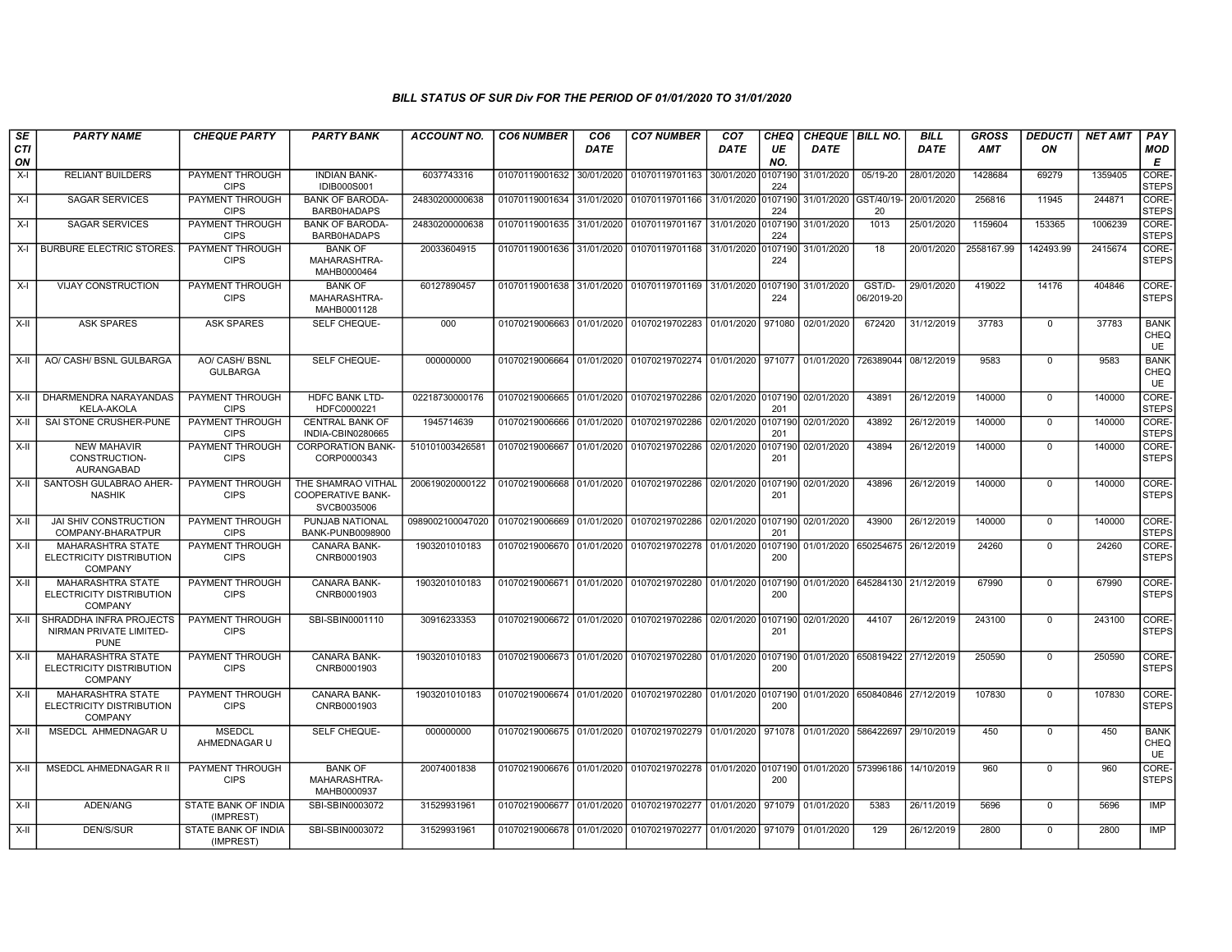## BILL STATUS OF SUR Div FOR THE PERIOD OF 01/01/2020 TO 31/01/2020

| SECTION | PARTY NAME | CHEQUE PARTY | PARTY BANK | ACCOUNT NO. | CO6 NUMBER | CO6 DATE | CO7 NUMBER | CO7 DATE | CHEQUE NO. | CHEQUE DATE | BILL NO. | BILL DATE | GROSS AMT | DEDUCTION | NET AMT | PAY MODE |
|---|---|---|---|---|---|---|---|---|---|---|---|---|---|---|---|---|
| X-I | RELIANT BUILDERS | PAYMENT THROUGH CIPS | INDIAN BANK-IDIB000S001 | 6037743316 | 01070119001632 | 30/01/2020 | 01070119701163 | 30/01/2020 | 0107190224 | 31/01/2020 | 05/19-20 | 28/01/2020 | 1428684 | 69279 | 1359405 | CORE-STEPS |
| X-I | SAGAR SERVICES | PAYMENT THROUGH CIPS | BANK OF BARODA-BARB0HADAPS | 24830200000638 | 01070119001634 | 31/01/2020 | 01070119701166 | 31/01/2020 | 0107190224 | 31/01/2020 | GST/40/19-20 | 20/01/2020 | 256816 | 11945 | 244871 | CORE-STEPS |
| X-I | SAGAR SERVICES | PAYMENT THROUGH CIPS | BANK OF BARODA-BARB0HADAPS | 24830200000638 | 01070119001635 | 31/01/2020 | 01070119701167 | 31/01/2020 | 0107190224 | 31/01/2020 | 1013 | 25/01/2020 | 1159604 | 153365 | 1006239 | CORE-STEPS |
| X-I | BURBURE ELECTRIC STORES. | PAYMENT THROUGH CIPS | BANK OF MAHARASHTRA-MAHB0000464 | 20033604915 | 01070119001636 | 31/01/2020 | 01070119701168 | 31/01/2020 | 0107190224 | 31/01/2020 | 18 | 20/01/2020 | 2558167.99 | 142493.99 | 2415674 | CORE-STEPS |
| X-I | VIJAY CONSTRUCTION | PAYMENT THROUGH CIPS | BANK OF MAHARASHTRA-MAHB0001128 | 60127890457 | 01070119001638 | 31/01/2020 | 01070119701169 | 31/01/2020 | 0107190224 | 31/01/2020 | GST/D-06/2019-20 | 29/01/2020 | 419022 | 14176 | 404846 | CORE-STEPS |
| X-II | ASK SPARES | ASK SPARES | SELF CHEQUE- | 000 | 01070219006663 | 01/01/2020 | 01070219702283 | 01/01/2020 | 971080 | 02/01/2020 | 672420 | 31/12/2019 | 37783 | 0 | 37783 | BANK CHEQUE |
| X-II | AO/ CASH/ BSNL GULBARGA | AO/ CASH/ BSNL GULBARGA | SELF CHEQUE- | 000000000 | 01070219006664 | 01/01/2020 | 01070219702274 | 01/01/2020 | 971077 | 01/01/2020 | 726389044 | 08/12/2019 | 9583 | 0 | 9583 | BANK CHEQUE |
| X-II | DHARMENDRA NARAYANDAS KELA-AKOLA | PAYMENT THROUGH CIPS | HDFC BANK LTD-HDFC0000221 | 02218730000176 | 01070219006665 | 01/01/2020 | 01070219702286 | 02/01/2020 | 0107190201 | 02/01/2020 | 43891 | 26/12/2019 | 140000 | 0 | 140000 | CORE-STEPS |
| X-II | SAI STONE CRUSHER-PUNE | PAYMENT THROUGH CIPS | CENTRAL BANK OF INDIA-CBIN0280665 | 1945714639 | 01070219006666 | 01/01/2020 | 01070219702286 | 02/01/2020 | 0107190201 | 02/01/2020 | 43892 | 26/12/2019 | 140000 | 0 | 140000 | CORE-STEPS |
| X-II | NEW MAHAVIR CONSTRUCTION-AURANGABAD | PAYMENT THROUGH CIPS | CORPORATION BANK-CORP0000343 | 510101003426581 | 01070219006667 | 01/01/2020 | 01070219702286 | 02/01/2020 | 0107190201 | 02/01/2020 | 43894 | 26/12/2019 | 140000 | 0 | 140000 | CORE-STEPS |
| X-II | SANTOSH GULABRAO AHER-NASHIK | PAYMENT THROUGH CIPS | THE SHAMRAO VITHAL COOPERATIVE BANK-SVCB0035006 | 200619020000122 | 01070219006668 | 01/01/2020 | 01070219702286 | 02/01/2020 | 0107190201 | 02/01/2020 | 43896 | 26/12/2019 | 140000 | 0 | 140000 | CORE-STEPS |
| X-II | JAI SHIV CONSTRUCTION COMPANY-BHARATPUR | PAYMENT THROUGH CIPS | PUNJAB NATIONAL BANK-PUNB0098900 | 0989002100047020 | 01070219006669 | 01/01/2020 | 01070219702286 | 02/01/2020 | 0107190201 | 02/01/2020 | 43900 | 26/12/2019 | 140000 | 0 | 140000 | CORE-STEPS |
| X-II | MAHARASHTRA STATE ELECTRICITY DISTRIBUTION COMPANY | PAYMENT THROUGH CIPS | CANARA BANK-CNRB0001903 | 1903201010183 | 01070219006670 | 01/01/2020 | 01070219702278 | 01/01/2020 | 0107190200 | 01/01/2020 | 650254675 | 26/12/2019 | 24260 | 0 | 24260 | CORE-STEPS |
| X-II | MAHARASHTRA STATE ELECTRICITY DISTRIBUTION COMPANY | PAYMENT THROUGH CIPS | CANARA BANK-CNRB0001903 | 1903201010183 | 01070219006671 | 01/01/2020 | 01070219702280 | 01/01/2020 | 0107190200 | 01/01/2020 | 645284130 | 21/12/2019 | 67990 | 0 | 67990 | CORE-STEPS |
| X-II | SHRADDHA INFRA PROJECTS NIRMAN PRIVATE LIMITED-PUNE | PAYMENT THROUGH CIPS | SBI-SBIN0001110 | 30916233353 | 01070219006672 | 01/01/2020 | 01070219702286 | 02/01/2020 | 0107190201 | 02/01/2020 | 44107 | 26/12/2019 | 243100 | 0 | 243100 | CORE-STEPS |
| X-II | MAHARASHTRA STATE ELECTRICITY DISTRIBUTION COMPANY | PAYMENT THROUGH CIPS | CANARA BANK-CNRB0001903 | 1903201010183 | 01070219006673 | 01/01/2020 | 01070219702280 | 01/01/2020 | 0107190200 | 01/01/2020 | 650819422 | 27/12/2019 | 250590 | 0 | 250590 | CORE-STEPS |
| X-II | MAHARASHTRA STATE ELECTRICITY DISTRIBUTION COMPANY | PAYMENT THROUGH CIPS | CANARA BANK-CNRB0001903 | 1903201010183 | 01070219006674 | 01/01/2020 | 01070219702280 | 01/01/2020 | 0107190200 | 01/01/2020 | 650840846 | 27/12/2019 | 107830 | 0 | 107830 | CORE-STEPS |
| X-II | MSEDCL AHMEDNAGAR U | MSEDCL AHMEDNAGAR U | SELF CHEQUE- | 000000000 | 01070219006675 | 01/01/2020 | 01070219702279 | 01/01/2020 | 971078 | 01/01/2020 | 586422697 | 29/10/2019 | 450 | 0 | 450 | BANK CHEQUE |
| X-II | MSEDCL AHMEDNAGAR R II | PAYMENT THROUGH CIPS | BANK OF MAHARASHTRA-MAHB0000937 | 20074001838 | 01070219006676 | 01/01/2020 | 01070219702278 | 01/01/2020 | 0107190200 | 01/01/2020 | 573996186 | 14/10/2019 | 960 | 0 | 960 | CORE-STEPS |
| X-II | ADEN/ANG | STATE BANK OF INDIA (IMPREST) | SBI-SBIN0003072 | 31529931961 | 01070219006677 | 01/01/2020 | 01070219702277 | 01/01/2020 | 971079 | 01/01/2020 | 5383 | 26/11/2019 | 5696 | 0 | 5696 | IMP |
| X-II | DEN/S/SUR | STATE BANK OF INDIA (IMPREST) | SBI-SBIN0003072 | 31529931961 | 01070219006678 | 01/01/2020 | 01070219702277 | 01/01/2020 | 971079 | 01/01/2020 | 129 | 26/12/2019 | 2800 | 0 | 2800 | IMP |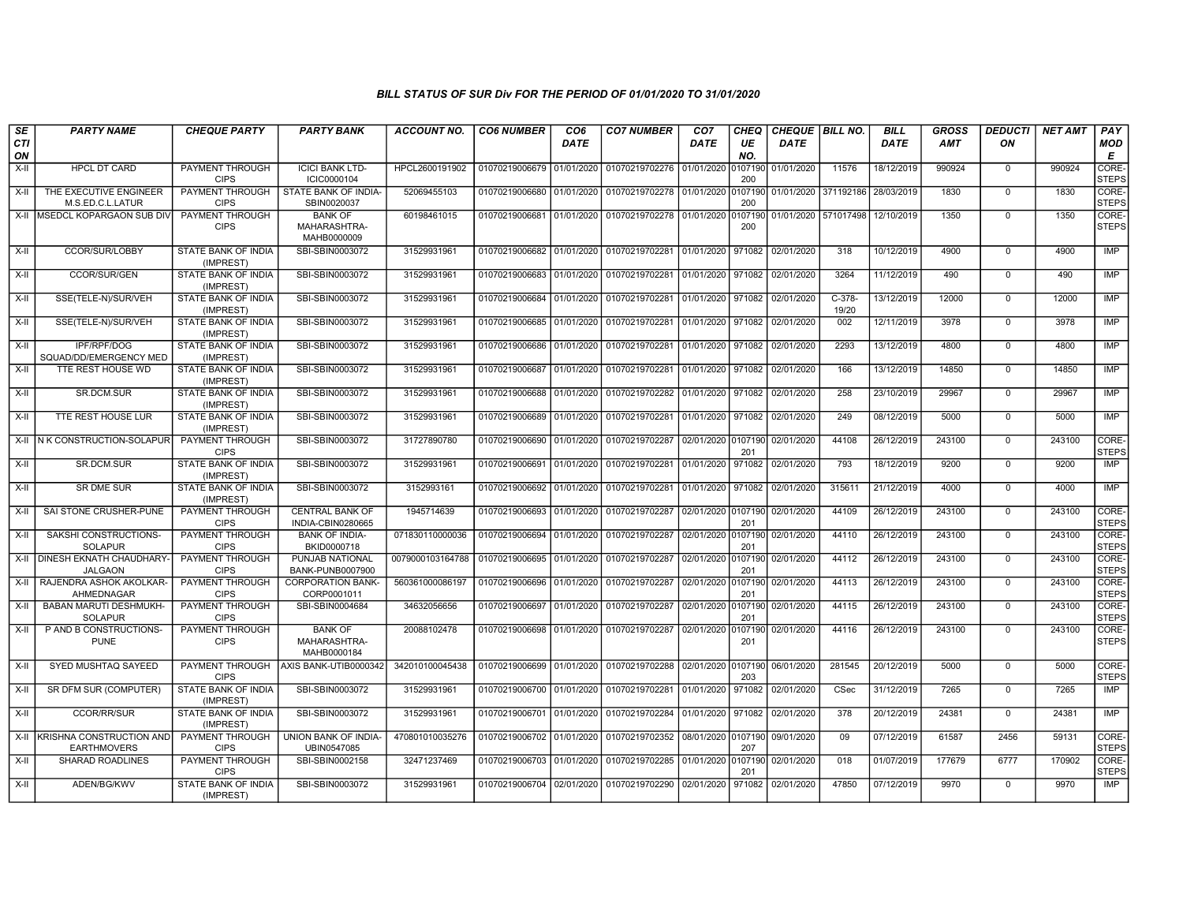## BILL STATUS OF SUR Div FOR THE PERIOD OF 01/01/2020 TO 31/01/2020

| SECTION | PARTY NAME | CHEQUE PARTY | PARTY BANK | ACCOUNT NO. | CO6 NUMBER | CO6 DATE | CO7 NUMBER | CO7 DATE | CHEQUE NO. | CHEQUE DATE | BILL NO. | BILL DATE | GROSS AMT | DEDUCTION | NET AMT | PAY MODE |
|---|---|---|---|---|---|---|---|---|---|---|---|---|---|---|---|---|
| X-II | HPCL DT CARD | PAYMENT THROUGH CIPS | ICICI BANK LTD-ICIC0000104 | HPCL2600191902 | 01070219006679 | 01/01/2020 | 01070219702276 | 01/01/2020 | 0107190200 | 01/01/2020 | 11576 | 18/12/2019 | 990924 | 0 | 990924 | CORE-STEPS |
| X-II | THE EXECUTIVE ENGINEER M.S.ED.C.L.LATUR | PAYMENT THROUGH CIPS | STATE BANK OF INDIA-SBIN0020037 | 52069455103 | 01070219006680 | 01/01/2020 | 01070219702278 | 01/01/2020 | 0107190200 | 01/01/2020 | 371192186 | 28/03/2019 | 1830 | 0 | 1830 | CORE-STEPS |
| X-II | MSEDCL KOPARGAON SUB DIV | PAYMENT THROUGH CIPS | BANK OF MAHARASHTRA-MAHB0000009 | 60198461015 | 01070219006681 | 01/01/2020 | 01070219702278 | 01/01/2020 | 0107190200 | 01/01/2020 | 571017498 | 12/10/2019 | 1350 | 0 | 1350 | CORE-STEPS |
| X-II | CCOR/SUR/LOBBY | STATE BANK OF INDIA (IMPREST) | SBI-SBIN0003072 | 31529931961 | 01070219006682 | 01/01/2020 | 01070219702281 | 01/01/2020 | 971082 | 02/01/2020 | 318 | 10/12/2019 | 4900 | 0 | 4900 | IMP |
| X-II | CCOR/SUR/GEN | STATE BANK OF INDIA (IMPREST) | SBI-SBIN0003072 | 31529931961 | 01070219006683 | 01/01/2020 | 01070219702281 | 01/01/2020 | 971082 | 02/01/2020 | 3264 | 11/12/2019 | 490 | 0 | 490 | IMP |
| X-II | SSE(TELE-N)/SUR/VEH | STATE BANK OF INDIA (IMPREST) | SBI-SBIN0003072 | 31529931961 | 01070219006684 | 01/01/2020 | 01070219702281 | 01/01/2020 | 971082 | 02/01/2020 | C-378-19/20 | 13/12/2019 | 12000 | 0 | 12000 | IMP |
| X-II | SSE(TELE-N)/SUR/VEH | STATE BANK OF INDIA (IMPREST) | SBI-SBIN0003072 | 31529931961 | 01070219006685 | 01/01/2020 | 01070219702281 | 01/01/2020 | 971082 | 02/01/2020 | 002 | 12/11/2019 | 3978 | 0 | 3978 | IMP |
| X-II | IPF/RPF/DOG SQUAD/DD/EMERGENCY MED | STATE BANK OF INDIA (IMPREST) | SBI-SBIN0003072 | 31529931961 | 01070219006686 | 01/01/2020 | 01070219702281 | 01/01/2020 | 971082 | 02/01/2020 | 2293 | 13/12/2019 | 4800 | 0 | 4800 | IMP |
| X-II | TTE REST HOUSE WD | STATE BANK OF INDIA (IMPREST) | SBI-SBIN0003072 | 31529931961 | 01070219006687 | 01/01/2020 | 01070219702281 | 01/01/2020 | 971082 | 02/01/2020 | 166 | 13/12/2019 | 14850 | 0 | 14850 | IMP |
| X-II | SR.DCM.SUR | STATE BANK OF INDIA (IMPREST) | SBI-SBIN0003072 | 31529931961 | 01070219006688 | 01/01/2020 | 01070219702282 | 01/01/2020 | 971082 | 02/01/2020 | 258 | 23/10/2019 | 29967 | 0 | 29967 | IMP |
| X-II | TTE REST HOUSE LUR | STATE BANK OF INDIA (IMPREST) | SBI-SBIN0003072 | 31529931961 | 01070219006689 | 01/01/2020 | 01070219702281 | 01/01/2020 | 971082 | 02/01/2020 | 249 | 08/12/2019 | 5000 | 0 | 5000 | IMP |
| X-II | N K CONSTRUCTION-SOLAPUR | PAYMENT THROUGH CIPS | SBI-SBIN0003072 | 31727890780 | 01070219006690 | 01/01/2020 | 01070219702287 | 02/01/2020 | 0107190201 | 02/01/2020 | 44108 | 26/12/2019 | 243100 | 0 | 243100 | CORE-STEPS |
| X-II | SR.DCM.SUR | STATE BANK OF INDIA (IMPREST) | SBI-SBIN0003072 | 31529931961 | 01070219006691 | 01/01/2020 | 01070219702281 | 01/01/2020 | 971082 | 02/01/2020 | 793 | 18/12/2019 | 9200 | 0 | 9200 | IMP |
| X-II | SR DME SUR | STATE BANK OF INDIA (IMPREST) | SBI-SBIN0003072 | 3152993161 | 01070219006692 | 01/01/2020 | 01070219702281 | 01/01/2020 | 971082 | 02/01/2020 | 315611 | 21/12/2019 | 4000 | 0 | 4000 | IMP |
| X-II | SAI STONE CRUSHER-PUNE | PAYMENT THROUGH CIPS | CENTRAL BANK OF INDIA-CBIN0280665 | 1945714639 | 01070219006693 | 01/01/2020 | 01070219702287 | 02/01/2020 | 0107190201 | 02/01/2020 | 44109 | 26/12/2019 | 243100 | 0 | 243100 | CORE-STEPS |
| X-II | SAKSHI CONSTRUCTIONS-SOLAPUR | PAYMENT THROUGH CIPS | BANK OF INDIA-BKID0000718 | 071830110000036 | 01070219006694 | 01/01/2020 | 01070219702287 | 02/01/2020 | 0107190201 | 02/01/2020 | 44110 | 26/12/2019 | 243100 | 0 | 243100 | CORE-STEPS |
| X-II | DINESH EKNATH CHAUDHARY-JALGAON | PAYMENT THROUGH CIPS | PUNJAB NATIONAL BANK-PUNB0007900 | 0079000103164788 | 01070219006695 | 01/01/2020 | 01070219702287 | 02/01/2020 | 0107190201 | 02/01/2020 | 44112 | 26/12/2019 | 243100 | 0 | 243100 | CORE-STEPS |
| X-II | RAJENDRA ASHOK AKOLKAR-AHMEDNAGAR | PAYMENT THROUGH CIPS | CORPORATION BANK-CORP0001011 | 560361000086197 | 01070219006696 | 01/01/2020 | 01070219702287 | 02/01/2020 | 0107190201 | 02/01/2020 | 44113 | 26/12/2019 | 243100 | 0 | 243100 | CORE-STEPS |
| X-II | BABAN MARUTI DESHMUKH-SOLAPUR | PAYMENT THROUGH CIPS | SBI-SBIN0004684 | 34632056656 | 01070219006697 | 01/01/2020 | 01070219702287 | 02/01/2020 | 0107190201 | 02/01/2020 | 44115 | 26/12/2019 | 243100 | 0 | 243100 | CORE-STEPS |
| X-II | P AND B CONSTRUCTIONS-PUNE | PAYMENT THROUGH CIPS | BANK OF MAHARASHTRA-MAHB0000184 | 20088102478 | 01070219006698 | 01/01/2020 | 01070219702287 | 02/01/2020 | 0107190201 | 02/01/2020 | 44116 | 26/12/2019 | 243100 | 0 | 243100 | CORE-STEPS |
| X-II | SYED MUSHTAQ SAYEED | PAYMENT THROUGH CIPS | AXIS BANK-UTIB0000342 | 342010100045438 | 01070219006699 | 01/01/2020 | 01070219702288 | 02/01/2020 | 0107190203 | 06/01/2020 | 281545 | 20/12/2019 | 5000 | 0 | 5000 | CORE-STEPS |
| X-II | SR DFM SUR (COMPUTER) | STATE BANK OF INDIA (IMPREST) | SBI-SBIN0003072 | 31529931961 | 01070219006700 | 01/01/2020 | 01070219702281 | 01/01/2020 | 971082 | 02/01/2020 | CSec | 31/12/2019 | 7265 | 0 | 7265 | IMP |
| X-II | CCOR/RR/SUR | STATE BANK OF INDIA (IMPREST) | SBI-SBIN0003072 | 31529931961 | 01070219006701 | 01/01/2020 | 01070219702284 | 01/01/2020 | 971082 | 02/01/2020 | 378 | 20/12/2019 | 24381 | 0 | 24381 | IMP |
| X-II | KRISHNA CONSTRUCTION AND EARTHMOVERS | PAYMENT THROUGH CIPS | UNION BANK OF INDIA-UBIN0547085 | 470801010035276 | 01070219006702 | 01/01/2020 | 01070219702352 | 08/01/2020 | 0107190207 | 09/01/2020 | 09 | 07/12/2019 | 61587 | 2456 | 59131 | CORE-STEPS |
| X-II | SHARAD ROADLINES | PAYMENT THROUGH CIPS | SBI-SBIN0002158 | 32471237469 | 01070219006703 | 01/01/2020 | 01070219702285 | 01/01/2020 | 0107190201 | 02/01/2020 | 018 | 01/07/2019 | 177679 | 6777 | 170902 | CORE-STEPS |
| X-II | ADEN/BG/KWV | STATE BANK OF INDIA (IMPREST) | SBI-SBIN0003072 | 31529931961 | 01070219006704 | 02/01/2020 | 01070219702290 | 02/01/2020 | 971082 | 02/01/2020 | 47850 | 07/12/2019 | 9970 | 0 | 9970 | IMP |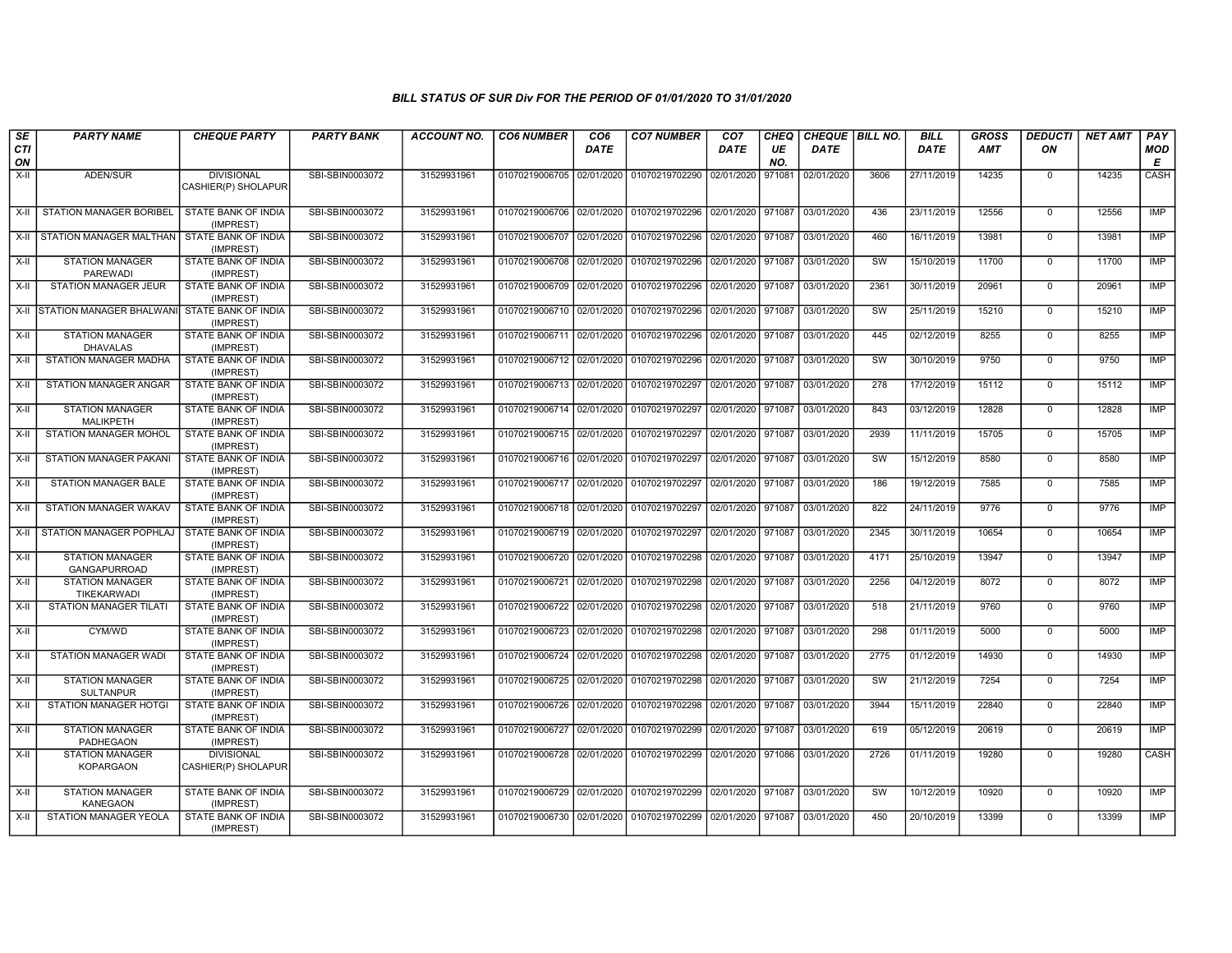# BILL STATUS OF SUR Div FOR THE PERIOD OF 01/01/2020 TO 31/01/2020

| SECTION | PARTY NAME | CHEQUE PARTY | PARTY BANK | ACCOUNT NO. | CO6 NUMBER | CO6 DATE | CO7 NUMBER | CO7 DATE | CHEQUE NO. | CHEQUE DATE | BILL NO. | BILL DATE | GROSS AMT | DEDUCTION | NET AMT | PAY MODE |
|---|---|---|---|---|---|---|---|---|---|---|---|---|---|---|---|---|
| X-II | ADEN/SUR | DIVISIONAL CASHIER(P) SHOLAPUR | SBI-SBIN0003072 | 31529931961 | 01070219006705 | 02/01/2020 | 01070219702290 | 02/01/2020 | 971081 | 02/01/2020 | 3606 | 27/11/2019 | 14235 | 0 | 14235 | CASH |
| X-II | STATION MANAGER BORIBEL | STATE BANK OF INDIA (IMPREST) | SBI-SBIN0003072 | 31529931961 | 01070219006706 | 02/01/2020 | 01070219702296 | 02/01/2020 | 971087 | 03/01/2020 | 436 | 23/11/2019 | 12556 | 0 | 12556 | IMP |
| X-II | STATION MANAGER MALTHAN | STATE BANK OF INDIA (IMPREST) | SBI-SBIN0003072 | 31529931961 | 01070219006707 | 02/01/2020 | 01070219702296 | 02/01/2020 | 971087 | 03/01/2020 | 460 | 16/11/2019 | 13981 | 0 | 13981 | IMP |
| X-II | STATION MANAGER PAREWADI | STATE BANK OF INDIA (IMPREST) | SBI-SBIN0003072 | 31529931961 | 01070219006708 | 02/01/2020 | 01070219702296 | 02/01/2020 | 971087 | 03/01/2020 | SW | 15/10/2019 | 11700 | 0 | 11700 | IMP |
| X-II | STATION MANAGER JEUR | STATE BANK OF INDIA (IMPREST) | SBI-SBIN0003072 | 31529931961 | 01070219006709 | 02/01/2020 | 01070219702296 | 02/01/2020 | 971087 | 03/01/2020 | 2361 | 30/11/2019 | 20961 | 0 | 20961 | IMP |
| X-II | STATION MANAGER BHALWANI | STATE BANK OF INDIA (IMPREST) | SBI-SBIN0003072 | 31529931961 | 01070219006710 | 02/01/2020 | 01070219702296 | 02/01/2020 | 971087 | 03/01/2020 | SW | 25/11/2019 | 15210 | 0 | 15210 | IMP |
| X-II | STATION MANAGER DHAVALAS | STATE BANK OF INDIA (IMPREST) | SBI-SBIN0003072 | 31529931961 | 01070219006711 | 02/01/2020 | 01070219702296 | 02/01/2020 | 971087 | 03/01/2020 | 445 | 02/12/2019 | 8255 | 0 | 8255 | IMP |
| X-II | STATION MANAGER MADHA | STATE BANK OF INDIA (IMPREST) | SBI-SBIN0003072 | 31529931961 | 01070219006712 | 02/01/2020 | 01070219702296 | 02/01/2020 | 971087 | 03/01/2020 | SW | 30/10/2019 | 9750 | 0 | 9750 | IMP |
| X-II | STATION MANAGER ANGAR | STATE BANK OF INDIA (IMPREST) | SBI-SBIN0003072 | 31529931961 | 01070219006713 | 02/01/2020 | 01070219702297 | 02/01/2020 | 971087 | 03/01/2020 | 278 | 17/12/2019 | 15112 | 0 | 15112 | IMP |
| X-II | STATION MANAGER MALIKPETH | STATE BANK OF INDIA (IMPREST) | SBI-SBIN0003072 | 31529931961 | 01070219006714 | 02/01/2020 | 01070219702297 | 02/01/2020 | 971087 | 03/01/2020 | 843 | 03/12/2019 | 12828 | 0 | 12828 | IMP |
| X-II | STATION MANAGER MOHOL | STATE BANK OF INDIA (IMPREST) | SBI-SBIN0003072 | 31529931961 | 01070219006715 | 02/01/2020 | 01070219702297 | 02/01/2020 | 971087 | 03/01/2020 | 2939 | 11/11/2019 | 15705 | 0 | 15705 | IMP |
| X-II | STATION MANAGER PAKANI | STATE BANK OF INDIA (IMPREST) | SBI-SBIN0003072 | 31529931961 | 01070219006716 | 02/01/2020 | 01070219702297 | 02/01/2020 | 971087 | 03/01/2020 | SW | 15/12/2019 | 8580 | 0 | 8580 | IMP |
| X-II | STATION MANAGER BALE | STATE BANK OF INDIA (IMPREST) | SBI-SBIN0003072 | 31529931961 | 01070219006717 | 02/01/2020 | 01070219702297 | 02/01/2020 | 971087 | 03/01/2020 | 186 | 19/12/2019 | 7585 | 0 | 7585 | IMP |
| X-II | STATION MANAGER WAKAV | STATE BANK OF INDIA (IMPREST) | SBI-SBIN0003072 | 31529931961 | 01070219006718 | 02/01/2020 | 01070219702297 | 02/01/2020 | 971087 | 03/01/2020 | 822 | 24/11/2019 | 9776 | 0 | 9776 | IMP |
| X-II | STATION MANAGER POPHLAJ | STATE BANK OF INDIA (IMPREST) | SBI-SBIN0003072 | 31529931961 | 01070219006719 | 02/01/2020 | 01070219702297 | 02/01/2020 | 971087 | 03/01/2020 | 2345 | 30/11/2019 | 10654 | 0 | 10654 | IMP |
| X-II | STATION MANAGER GANGAPURROAD | STATE BANK OF INDIA (IMPREST) | SBI-SBIN0003072 | 31529931961 | 01070219006720 | 02/01/2020 | 01070219702298 | 02/01/2020 | 971087 | 03/01/2020 | 4171 | 25/10/2019 | 13947 | 0 | 13947 | IMP |
| X-II | STATION MANAGER TIKEKARWADI | STATE BANK OF INDIA (IMPREST) | SBI-SBIN0003072 | 31529931961 | 01070219006721 | 02/01/2020 | 01070219702298 | 02/01/2020 | 971087 | 03/01/2020 | 2256 | 04/12/2019 | 8072 | 0 | 8072 | IMP |
| X-II | STATION MANAGER TILATI | STATE BANK OF INDIA (IMPREST) | SBI-SBIN0003072 | 31529931961 | 01070219006722 | 02/01/2020 | 01070219702298 | 02/01/2020 | 971087 | 03/01/2020 | 518 | 21/11/2019 | 9760 | 0 | 9760 | IMP |
| X-II | CYM/WD | STATE BANK OF INDIA (IMPREST) | SBI-SBIN0003072 | 31529931961 | 01070219006723 | 02/01/2020 | 01070219702298 | 02/01/2020 | 971087 | 03/01/2020 | 298 | 01/11/2019 | 5000 | 0 | 5000 | IMP |
| X-II | STATION MANAGER WADI | STATE BANK OF INDIA (IMPREST) | SBI-SBIN0003072 | 31529931961 | 01070219006724 | 02/01/2020 | 01070219702298 | 02/01/2020 | 971087 | 03/01/2020 | 2775 | 01/12/2019 | 14930 | 0 | 14930 | IMP |
| X-II | STATION MANAGER SULTANPUR | STATE BANK OF INDIA (IMPREST) | SBI-SBIN0003072 | 31529931961 | 01070219006725 | 02/01/2020 | 01070219702298 | 02/01/2020 | 971087 | 03/01/2020 | SW | 21/12/2019 | 7254 | 0 | 7254 | IMP |
| X-II | STATION MANAGER HOTGI | STATE BANK OF INDIA (IMPREST) | SBI-SBIN0003072 | 31529931961 | 01070219006726 | 02/01/2020 | 01070219702298 | 02/01/2020 | 971087 | 03/01/2020 | 3944 | 15/11/2019 | 22840 | 0 | 22840 | IMP |
| X-II | STATION MANAGER PADHEGAON | STATE BANK OF INDIA (IMPREST) | SBI-SBIN0003072 | 31529931961 | 01070219006727 | 02/01/2020 | 01070219702299 | 02/01/2020 | 971087 | 03/01/2020 | 619 | 05/12/2019 | 20619 | 0 | 20619 | IMP |
| X-II | STATION MANAGER KOPARGAON | DIVISIONAL CASHIER(P) SHOLAPUR | SBI-SBIN0003072 | 31529931961 | 01070219006728 | 02/01/2020 | 01070219702299 | 02/01/2020 | 971086 | 03/01/2020 | 2726 | 01/11/2019 | 19280 | 0 | 19280 | CASH |
| X-II | STATION MANAGER KANEGAON | STATE BANK OF INDIA (IMPREST) | SBI-SBIN0003072 | 31529931961 | 01070219006729 | 02/01/2020 | 01070219702299 | 02/01/2020 | 971087 | 03/01/2020 | SW | 10/12/2019 | 10920 | 0 | 10920 | IMP |
| X-II | STATION MANAGER YEOLA | STATE BANK OF INDIA (IMPREST) | SBI-SBIN0003072 | 31529931961 | 01070219006730 | 02/01/2020 | 01070219702299 | 02/01/2020 | 971087 | 03/01/2020 | 450 | 20/10/2019 | 13399 | 0 | 13399 | IMP |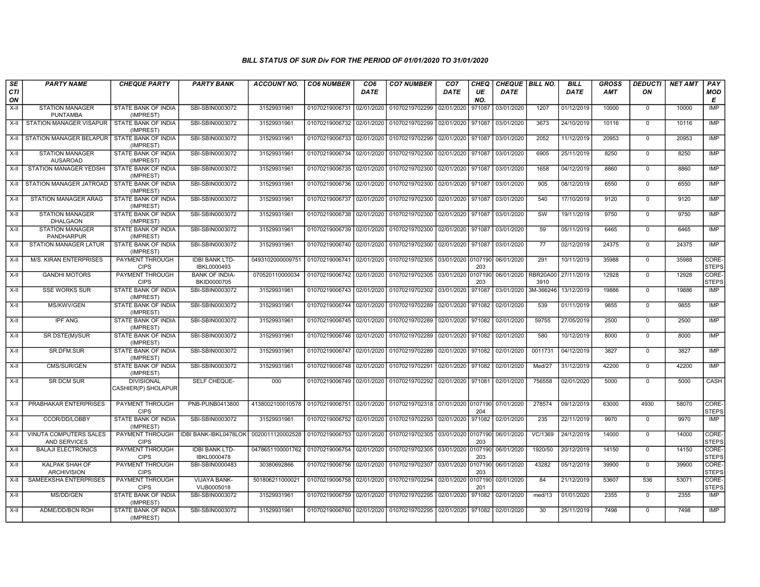## BILL STATUS OF SUR Div FOR THE PERIOD OF 01/01/2020 TO 31/01/2020

| SECTION | PARTY NAME | CHEQUE PARTY | PARTY BANK | ACCOUNT NO. | CO6 NUMBER | CO6 DATE | CO7 NUMBER | CO7 DATE | CHEQUE NO. | CHEQUE DATE | BILL NO. | BILL DATE | GROSS AMT | DEDUCTION | NET AMT | PAY MODE |
|---|---|---|---|---|---|---|---|---|---|---|---|---|---|---|---|---|
| X-II | STATION MANAGER PUNTAMBA | STATE BANK OF INDIA (IMPREST) | SBI-SBIN0003072 | 31529931961 | 01070219006731 | 02/01/2020 | 01070219702299 | 02/01/2020 | 971087 | 03/01/2020 | 1207 | 01/12/2019 | 10000 | 0 | 10000 | IMP |
| X-II | STATION MANAGER VISAPUR | STATE BANK OF INDIA (IMPREST) | SBI-SBIN0003072 | 31529931961 | 01070219006732 | 02/01/2020 | 01070219702299 | 02/01/2020 | 971087 | 03/01/2020 | 3673 | 24/10/2019 | 10116 | 0 | 10116 | IMP |
| X-II | STATION MANAGER BELAPUR | STATE BANK OF INDIA (IMPREST) | SBI-SBIN0003072 | 31529931961 | 01070219006733 | 02/01/2020 | 01070219702299 | 02/01/2020 | 971087 | 03/01/2020 | 2052 | 11/12/2019 | 20953 | 0 | 20953 | IMP |
| X-II | STATION MANAGER AUSAROAD | STATE BANK OF INDIA (IMPREST) | SBI-SBIN0003072 | 31529931961 | 01070219006734 | 02/01/2020 | 01070219702300 | 02/01/2020 | 971087 | 03/01/2020 | 6905 | 25/11/2019 | 8250 | 0 | 8250 | IMP |
| X-II | STATION MANAGER YEDSHI | STATE BANK OF INDIA (IMPREST) | SBI-SBIN0003072 | 31529931961 | 01070219006735 | 02/01/2020 | 01070219702300 | 02/01/2020 | 971087 | 03/01/2020 | 1658 | 04/12/2019 | 8860 | 0 | 8860 | IMP |
| X-II | STATION MANAGER JATROAD | STATE BANK OF INDIA (IMPREST) | SBI-SBIN0003072 | 31529931961 | 01070219006736 | 02/01/2020 | 01070219702300 | 02/01/2020 | 971087 | 03/01/2020 | 905 | 08/12/2019 | 6550 | 0 | 6550 | IMP |
| X-II | STATION MANAGER ARAG | STATE BANK OF INDIA (IMPREST) | SBI-SBIN0003072 | 31529931961 | 01070219006737 | 02/01/2020 | 01070219702300 | 02/01/2020 | 971087 | 03/01/2020 | 540 | 17/10/2019 | 9120 | 0 | 9120 | IMP |
| X-II | STATION MANAGER DHALGAON | STATE BANK OF INDIA (IMPREST) | SBI-SBIN0003072 | 31529931961 | 01070219006738 | 02/01/2020 | 01070219702300 | 02/01/2020 | 971087 | 03/01/2020 | SW | 19/11/2019 | 9750 | 0 | 9750 | IMP |
| X-II | STATION MANAGER PANDHARPUR | STATE BANK OF INDIA (IMPREST) | SBI-SBIN0003072 | 31529931961 | 01070219006739 | 02/01/2020 | 01070219702300 | 02/01/2020 | 971087 | 03/01/2020 | 59 | 05/11/2019 | 6465 | 0 | 6465 | IMP |
| X-II | STATION MANAGER LATUR | STATE BANK OF INDIA (IMPREST) | SBI-SBIN0003072 | 31529931961 | 01070219006740 | 02/01/2020 | 01070219702300 | 02/01/2020 | 971087 | 03/01/2020 | 77 | 02/12/2019 | 24375 | 0 | 24375 | IMP |
| X-II | M/S. KIRAN ENTERPRISES | PAYMENT THROUGH CIPS | IDBI BANK LTD-IBKL0000493 | 0493102000009751 | 01070219006741 | 02/01/2020 | 01070219702305 | 03/01/2020 | 0107190203 | 06/01/2020 | 291 | 10/11/2019 | 35988 | 0 | 35988 | CORE-STEPS |
| X-II | GANDHI MOTORS | PAYMENT THROUGH CIPS | BANK OF INDIA-BKID0000705 | 070520110000034 | 01070219006742 | 02/01/2020 | 01070219702305 | 03/01/2020 | 0107190203 | 06/01/2020 | RBR20A003910 | 27/11/2019 | 12928 | 0 | 12928 | CORE-STEPS |
| X-II | SSE WORKS SUR | STATE BANK OF INDIA (IMPREST) | SBI-SBIN0003072 | 31529931961 | 01070219006743 | 02/01/2020 | 01070219702302 | 03/01/2020 | 971087 | 03/01/2020 | 3M-366246 | 13/12/2019 | 19886 | 0 | 19886 | IMP |
| X-II | MS/KWV/GEN | STATE BANK OF INDIA (IMPREST) | SBI-SBIN0003072 | 31529931961 | 01070219006744 | 02/01/2020 | 01070219702289 | 02/01/2020 | 971082 | 02/01/2020 | 539 | 01/11/2019 | 9855 | 0 | 9855 | IMP |
| X-II | IPF ANG | STATE BANK OF INDIA (IMPREST) | SBI-SBIN0003072 | 31529931961 | 01070219006745 | 02/01/2020 | 01070219702289 | 02/01/2020 | 971082 | 02/01/2020 | 59755 | 27/05/2019 | 2500 | 0 | 2500 | IMP |
| X-II | SR DSTE(M)/SUR | STATE BANK OF INDIA (IMPREST) | SBI-SBIN0003072 | 31529931961 | 01070219006746 | 02/01/2020 | 01070219702289 | 02/01/2020 | 971082 | 02/01/2020 | 580 | 10/12/2019 | 8000 | 0 | 8000 | IMP |
| X-II | SR.DFM.SUR | STATE BANK OF INDIA (IMPREST) | SBI-SBIN0003072 | 31529931961 | 01070219006747 | 02/01/2020 | 01070219702289 | 02/01/2020 | 971082 | 02/01/2020 | 0011731 | 04/12/2019 | 3827 | 0 | 3827 | IMP |
| X-II | CMS/SUR/GEN | STATE BANK OF INDIA (IMPREST) | SBI-SBIN0003072 | 31529931961 | 01070219006748 | 02/01/2020 | 01070219702291 | 02/01/2020 | 971082 | 02/01/2020 | Med/27 | 31/12/2019 | 42200 | 0 | 42200 | IMP |
| X-II | SR DCM SUR | DIVISIONAL CASHIER(P) SHOLAPUR | SELF CHEQUE- | 000 | 01070219006749 | 02/01/2020 | 01070219702292 | 02/01/2020 | 971081 | 02/01/2020 | 756558 | 02/01/2020 | 5000 | 0 | 5000 | CASH |
| X-II | PRABHAKAR ENTERPRISES | PAYMENT THROUGH CIPS | PNB-PUNB0413800 | 4138002100010578 | 01070219006751 | 02/01/2020 | 01070219702318 | 07/01/2020 | 0107190204 | 07/01/2020 | 278574 | 09/12/2019 | 63000 | 4930 | 58070 | CORE-STEPS |
| X-II | CCOR/DD/LOBBY | STATE BANK OF INDIA (IMPREST) | SBI-SBIN0003072 | 31529931961 | 01070219006752 | 02/01/2020 | 01070219702293 | 02/01/2020 | 971082 | 02/01/2020 | 235 | 22/11/2019 | 9970 | 0 | 9970 | IMP |
| X-II | VINUTA COMPUTERS SALES AND SERVICES | PAYMENT THROUGH CIPS | IDBI BANK-IBKL0478LOK | 0020011120002528 | 01070219006753 | 02/01/2020 | 01070219702305 | 03/01/2020 | 0107190203 | 06/01/2020 | VC/1369 | 24/12/2019 | 14000 | 0 | 14000 | CORE-STEPS |
| X-II | BALAJI ELECTRONICS | PAYMENT THROUGH CIPS | IDBI BANK LTD-IBKL0000478 | 0478651100001762 | 01070219006754 | 02/01/2020 | 01070219702305 | 03/01/2020 | 0107190203 | 06/01/2020 | 1920/50 | 20/12/2019 | 14150 | 0 | 14150 | CORE-STEPS |
| X-II | KALPAK SHAH OF ARCHIVISION | PAYMENT THROUGH CIPS | SBI-SBIN0000483 | 30380692866 | 01070219006756 | 02/01/2020 | 01070219702307 | 03/01/2020 | 0107190203 | 06/01/2020 | 43282 | 05/12/2019 | 39900 | 0 | 39900 | CORE-STEPS |
| X-II | SAMEEKSHA ENTERPRISES | PAYMENT THROUGH CIPS | VIJAYA BANK-VIJB0005018 | 501806211000021 | 01070219006758 | 02/01/2020 | 01070219702294 | 02/01/2020 | 0107190201 | 02/01/2020 | 84 | 21/12/2019 | 53607 | 536 | 53071 | CORE-STEPS |
| X-II | MS/DD/GEN | STATE BANK OF INDIA (IMPREST) | SBI-SBIN0003072 | 31529931961 | 01070219006759 | 02/01/2020 | 01070219702295 | 02/01/2020 | 971082 | 02/01/2020 | med/13 | 01/01/2020 | 2355 | 0 | 2355 | IMP |
| X-II | ADME/DD/BCN ROH | STATE BANK OF INDIA (IMPREST) | SBI-SBIN0003072 | 31529931961 | 01070219006760 | 02/01/2020 | 01070219702295 | 02/01/2020 | 971082 | 02/01/2020 | 30 | 25/11/2019 | 7498 | 0 | 7498 | IMP |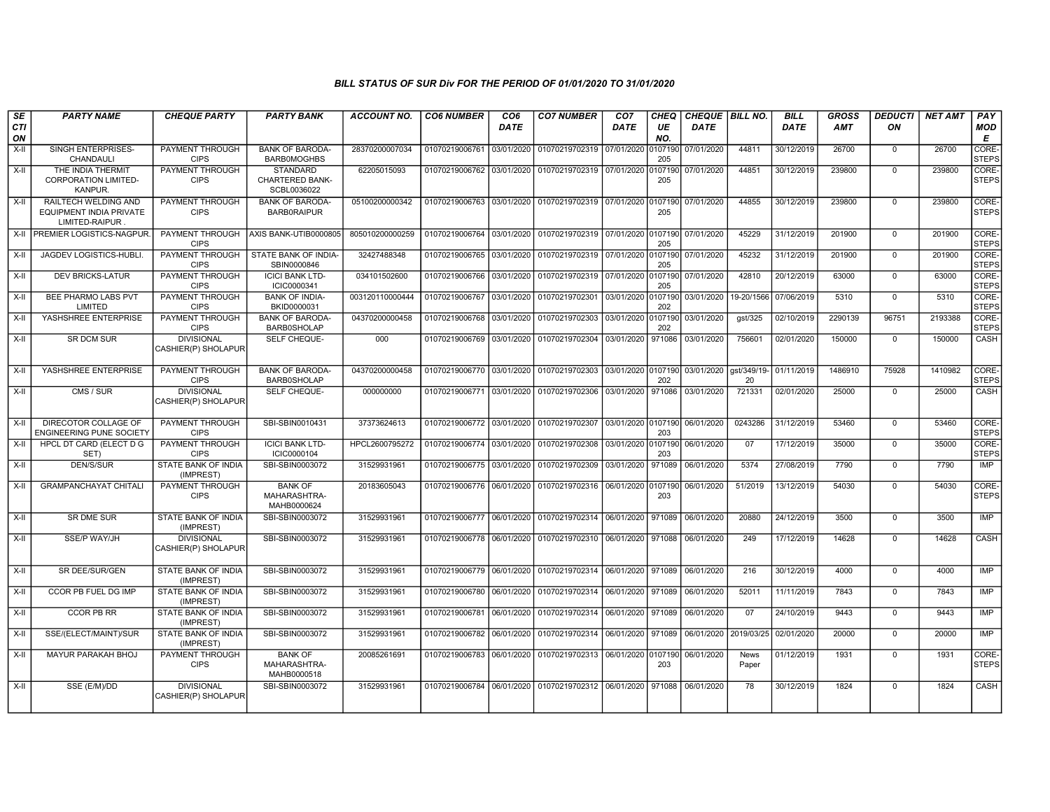### BILL STATUS OF SUR Div FOR THE PERIOD OF 01/01/2020 TO 31/01/2020

| SECTION | PARTY NAME | CHEQUE PARTY | PARTY BANK | ACCOUNT NO. | CO6 NUMBER | CO6 DATE | CO7 NUMBER | CO7 DATE | CHEQUE NO. | CHEQUE DATE | BILL NO. | BILL DATE | GROSS AMT | DEDUCTION | NET AMT | PAY MODE |
|---|---|---|---|---|---|---|---|---|---|---|---|---|---|---|---|---|
| X-II | SINGH ENTERPRISES-CHANDAULI | PAYMENT THROUGH CIPS | BANK OF BARODA-BARB0MOGHBS | 28370200007034 | 01070219006761 | 03/01/2020 | 01070219702319 | 07/01/2020 | 0107190205 | 07/01/2020 | 44811 | 30/12/2019 | 26700 | 0 | 26700 | CORE-STEPS |
| X-II | THE INDIA THERMIT CORPORATION LIMITED-KANPUR. | PAYMENT THROUGH CIPS | STANDARD CHARTERED BANK-SCBL0036022 | 62205015093 | 01070219006762 | 03/01/2020 | 01070219702319 | 07/01/2020 | 0107190205 | 07/01/2020 | 44851 | 30/12/2019 | 239800 | 0 | 239800 | CORE-STEPS |
| X-II | RAILTECH WELDING AND EQUIPMENT INDIA PRIVATE LIMITED-RAIPUR . | PAYMENT THROUGH CIPS | BANK OF BARODA-BARB0RAIPUR | 05100200000342 | 01070219006763 | 03/01/2020 | 01070219702319 | 07/01/2020 | 0107190205 | 07/01/2020 | 44855 | 30/12/2019 | 239800 | 0 | 239800 | CORE-STEPS |
| X-II | PREMIER LOGISTICS-NAGPUR. | PAYMENT THROUGH CIPS | AXIS BANK-UTIB0000805 | 805010200000259 | 01070219006764 | 03/01/2020 | 01070219702319 | 07/01/2020 | 0107190205 | 07/01/2020 | 45229 | 31/12/2019 | 201900 | 0 | 201900 | CORE-STEPS |
| X-II | JAGDEV LOGISTICS-HUBLI. | PAYMENT THROUGH CIPS | STATE BANK OF INDIA-SBIN0000846 | 32427488348 | 01070219006765 | 03/01/2020 | 01070219702319 | 07/01/2020 | 0107190205 | 07/01/2020 | 45232 | 31/12/2019 | 201900 | 0 | 201900 | CORE-STEPS |
| X-II | DEV BRICKS-LATUR | PAYMENT THROUGH CIPS | ICICI BANK LTD-ICIC0000341 | 034101502600 | 01070219006766 | 03/01/2020 | 01070219702319 | 07/01/2020 | 0107190205 | 07/01/2020 | 42810 | 20/12/2019 | 63000 | 0 | 63000 | CORE-STEPS |
| X-II | BEE PHARMO LABS PVT LIMITED | PAYMENT THROUGH CIPS | BANK OF INDIA-BKID0000031 | 003120110000444 | 01070219006767 | 03/01/2020 | 01070219702301 | 03/01/2020 | 0107190202 | 03/01/2020 | 19-20/1566 | 07/06/2019 | 5310 | 0 | 5310 | CORE-STEPS |
| X-II | YASHSHREE ENTERPRISE | PAYMENT THROUGH CIPS | BANK OF BARODA-BARB0SHOLAP | 04370200000458 | 01070219006768 | 03/01/2020 | 01070219702303 | 03/01/2020 | 0107190202 | 03/01/2020 | gst/325 | 02/10/2019 | 2290139 | 96751 | 2193388 | CORE-STEPS |
| X-II | SR DCM SUR | DIVISIONAL CASHIER(P) SHOLAPUR | SELF CHEQUE- | 000 | 01070219006769 | 03/01/2020 | 01070219702304 | 03/01/2020 | 971086 | 03/01/2020 | 756601 | 02/01/2020 | 150000 | 0 | 150000 | CASH |
| X-II | YASHSHREE ENTERPRISE | PAYMENT THROUGH CIPS | BANK OF BARODA-BARB0SHOLAP | 04370200000458 | 01070219006770 | 03/01/2020 | 01070219702303 | 03/01/2020 | 0107190202 | 03/01/2020 | gst/349/19-20 | 01/11/2019 | 1486910 | 75928 | 1410982 | CORE-STEPS |
| X-II | CMS / SUR | DIVISIONAL CASHIER(P) SHOLAPUR | SELF CHEQUE- | 000000000 | 01070219006771 | 03/01/2020 | 01070219702306 | 03/01/2020 | 971086 | 03/01/2020 | 721331 | 02/01/2020 | 25000 | 0 | 25000 | CASH |
| X-II | DIRECOTOR COLLAGE OF ENGINEERING PUNE SOCIETY | PAYMENT THROUGH CIPS | SBI-SBIN0010431 | 37373624613 | 01070219006772 | 03/01/2020 | 01070219702307 | 03/01/2020 | 0107190203 | 06/01/2020 | 0243286 | 31/12/2019 | 53460 | 0 | 53460 | CORE-STEPS |
| X-II | HPCL DT CARD (ELECT D G SET) | PAYMENT THROUGH CIPS | ICICI BANK LTD-ICIC0000104 | HPCL2600795272 | 01070219006774 | 03/01/2020 | 01070219702308 | 03/01/2020 | 0107190203 | 06/01/2020 | 07 | 17/12/2019 | 35000 | 0 | 35000 | CORE-STEPS |
| X-II | DEN/S/SUR | STATE BANK OF INDIA (IMPREST) | SBI-SBIN0003072 | 31529931961 | 01070219006775 | 03/01/2020 | 01070219702309 | 03/01/2020 | 971089 | 06/01/2020 | 5374 | 27/08/2019 | 7790 | 0 | 7790 | IMP |
| X-II | GRAMPANCHAYAT CHITALI | PAYMENT THROUGH CIPS | BANK OF MAHARASHTRA-MAHB0000624 | 20183605043 | 01070219006776 | 06/01/2020 | 01070219702316 | 06/01/2020 | 0107190203 | 06/01/2020 | 51/2019 | 13/12/2019 | 54030 | 0 | 54030 | CORE-STEPS |
| X-II | SR DME SUR | STATE BANK OF INDIA (IMPREST) | SBI-SBIN0003072 | 31529931961 | 01070219006777 | 06/01/2020 | 01070219702314 | 06/01/2020 | 971089 | 06/01/2020 | 20880 | 24/12/2019 | 3500 | 0 | 3500 | IMP |
| X-II | SSE/P WAY/JH | DIVISIONAL CASHIER(P) SHOLAPUR | SBI-SBIN0003072 | 31529931961 | 01070219006778 | 06/01/2020 | 01070219702310 | 06/01/2020 | 971088 | 06/01/2020 | 249 | 17/12/2019 | 14628 | 0 | 14628 | CASH |
| X-II | SR DEE/SUR/GEN | STATE BANK OF INDIA (IMPREST) | SBI-SBIN0003072 | 31529931961 | 01070219006779 | 06/01/2020 | 01070219702314 | 06/01/2020 | 971089 | 06/01/2020 | 216 | 30/12/2019 | 4000 | 0 | 4000 | IMP |
| X-II | CCOR PB FUEL DG IMP | STATE BANK OF INDIA (IMPREST) | SBI-SBIN0003072 | 31529931961 | 01070219006780 | 06/01/2020 | 01070219702314 | 06/01/2020 | 971089 | 06/01/2020 | 52011 | 11/11/2019 | 7843 | 0 | 7843 | IMP |
| X-II | CCOR PB RR | STATE BANK OF INDIA (IMPREST) | SBI-SBIN0003072 | 31529931961 | 01070219006781 | 06/01/2020 | 01070219702314 | 06/01/2020 | 971089 | 06/01/2020 | 07 | 24/10/2019 | 9443 | 0 | 9443 | IMP |
| X-II | SSE/(ELECT/MAINT)/SUR | STATE BANK OF INDIA (IMPREST) | SBI-SBIN0003072 | 31529931961 | 01070219006782 | 06/01/2020 | 01070219702314 | 06/01/2020 | 971089 | 06/01/2020 | 2019/03/25 | 02/01/2020 | 20000 | 0 | 20000 | IMP |
| X-II | MAYUR PARAKAH BHOJ | PAYMENT THROUGH CIPS | BANK OF MAHARASHTRA-MAHB0000518 | 20085261691 | 01070219006783 | 06/01/2020 | 01070219702313 | 06/01/2020 | 0107190203 | 06/01/2020 | News Paper | 01/12/2019 | 1931 | 0 | 1931 | CORE-STEPS |
| X-II | SSE (E/M)/DD | DIVISIONAL CASHIER(P) SHOLAPUR | SBI-SBIN0003072 | 31529931961 | 01070219006784 | 06/01/2020 | 01070219702312 | 06/01/2020 | 971088 | 06/01/2020 | 78 | 30/12/2019 | 1824 | 0 | 1824 | CASH |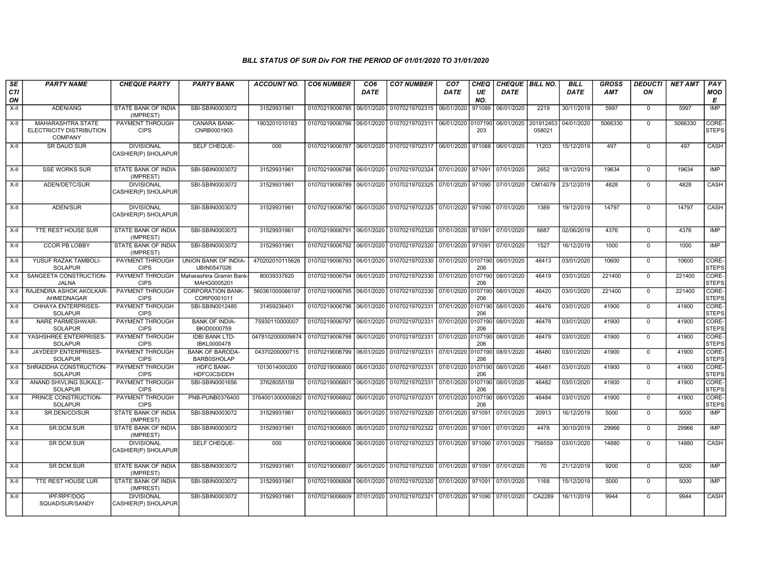## BILL STATUS OF SUR Div FOR THE PERIOD OF 01/01/2020 TO 31/01/2020

| SECTION | PARTY NAME | CHEQUE PARTY | PARTY BANK | ACCOUNT NO. | CO6 NUMBER | CO6 DATE | CO7 NUMBER | CO7 DATE | CHEQUE NO. | CHEQUE DATE | BILL NO. | BILL DATE | GROSS AMT | DEDUCTION | NET AMT | PAY MODE |
|---|---|---|---|---|---|---|---|---|---|---|---|---|---|---|---|---|
| X-II | ADEN/ANG | STATE BANK OF INDIA (IMPREST) | SBI-SBIN0003072 | 31529931961 | 01070219006785 | 06/01/2020 | 01070219702315 | 06/01/2020 | 971089 | 06/01/2020 | 2219 | 30/11/2019 | 5997 | 0 | 5997 | IMP |
| X-II | MAHARASHTRA STATE ELECTRICITY DISTRIBUTION COMPANY | PAYMENT THROUGH CIPS | CANARA BANK-CNRB0001903 | 1903201010183 | 01070219006786 | 06/01/2020 | 01070219702311 | 06/01/2020 | 0107190203 | 06/01/2020 | 201912453058021 | 04/01/2020 | 5066330 | 0 | 5066330 | CORE-STEPS |
| X-II | SR DAUO SUR | DIVISIONAL CASHIER(P) SHOLAPUR | SELF CHEQUE- | 000 | 01070219006787 | 06/01/2020 | 01070219702317 | 06/01/2020 | 971088 | 06/01/2020 | 11203 | 15/12/2019 | 497 | 0 | 497 | CASH |
| X-II | SSE WORKS SUR | STATE BANK OF INDIA (IMPREST) | SBI-SBIN0003072 | 31529931961 | 01070219006788 | 06/01/2020 | 01070219702324 | 07/01/2020 | 971091 | 07/01/2020 | 2652 | 18/12/2019 | 19634 | 0 | 19634 | IMP |
| X-II | ADEN/DETC/SUR | DIVISIONAL CASHIER(P) SHOLAPUR | SBI-SBIN0003072 | 31529931961 | 01070219006789 | 06/01/2020 | 01070219702325 | 07/01/2020 | 971090 | 07/01/2020 | CM14079 | 23/12/2019 | 4828 | 0 | 4828 | CASH |
| X-II | ADEN/SUR | DIVISIONAL CASHIER(P) SHOLAPUR | SBI-SBIN0003072 | 31529931961 | 01070219006790 | 06/01/2020 | 01070219702325 | 07/01/2020 | 971090 | 07/01/2020 | 1389 | 19/12/2019 | 14797 | 0 | 14797 | CASH |
| X-II | TTE REST HOUSE SUR | STATE BANK OF INDIA (IMPREST) | SBI-SBIN0003072 | 31529931961 | 01070219006791 | 06/01/2020 | 01070219702320 | 07/01/2020 | 971091 | 07/01/2020 | 6687 | 02/06/2019 | 4376 | 0 | 4376 | IMP |
| X-II | CCOR PB LOBBY | STATE BANK OF INDIA (IMPREST) | SBI-SBIN0003072 | 31529931961 | 01070219006792 | 06/01/2020 | 01070219702320 | 07/01/2020 | 971091 | 07/01/2020 | 1527 | 16/12/2019 | 1000 | 0 | 1000 | IMP |
| X-II | YUSUF RAZAK TAMBOLI-SOLAPUR | PAYMENT THROUGH CIPS | UNION BANK OF INDIA-UBIN0547026 | 470202010115626 | 01070219006793 | 06/01/2020 | 01070219702330 | 07/01/2020 | 0107190206 | 08/01/2020 | 46413 | 03/01/2020 | 10600 | 0 | 10600 | CORE-STEPS |
| X-II | SANGEETA CONSTRUCTION-JALNA | PAYMENT THROUGH CIPS | Maharashtra Gramin Bank-MAHG0005201 | 80039337820 | 01070219006794 | 06/01/2020 | 01070219702330 | 07/01/2020 | 0107190206 | 08/01/2020 | 46419 | 03/01/2020 | 221400 | 0 | 221400 | CORE-STEPS |
| X-II | RAJENDRA ASHOK AKOLKAR-AHMEDNAGAR | PAYMENT THROUGH CIPS | CORPORATION BANK-CORP0001011 | 560361000086197 | 01070219006795 | 06/01/2020 | 01070219702330 | 07/01/2020 | 0107190206 | 08/01/2020 | 46420 | 03/01/2020 | 221400 | 0 | 221400 | CORE-STEPS |
| X-II | CHHAYA ENTERPRISES-SOLAPUR | PAYMENT THROUGH CIPS | SBI-SBIN0012485 | 31459236401 | 01070219006796 | 06/01/2020 | 01070219702331 | 07/01/2020 | 0107190206 | 08/01/2020 | 46476 | 03/01/2020 | 41900 | 0 | 41900 | CORE-STEPS |
| X-II | NARE PARMESHWAR-SOLAPUR | PAYMENT THROUGH CIPS | BANK OF INDIA-BKID0000759 | 75930110000007 | 01070219006797 | 06/01/2020 | 01070219702331 | 07/01/2020 | 0107190206 | 08/01/2020 | 46478 | 03/01/2020 | 41900 | 0 | 41900 | CORE-STEPS |
| X-II | YASHSHREE ENTERPRISES-SOLAPUR | PAYMENT THROUGH CIPS | IDBI BANK LTD-IBKL0000478 | 0478102000009874 | 01070219006798 | 06/01/2020 | 01070219702331 | 07/01/2020 | 0107190206 | 08/01/2020 | 46479 | 03/01/2020 | 41900 | 0 | 41900 | CORE-STEPS |
| X-II | JAYDEEP ENTERPRISES-SOLAPUR | PAYMENT THROUGH CIPS | BANK OF BARODA-BARB0SHOLAP | 04370200000715 | 01070219006799 | 06/01/2020 | 01070219702331 | 07/01/2020 | 0107190206 | 08/01/2020 | 46480 | 03/01/2020 | 41900 | 0 | 41900 | CORE-STEPS |
| X-II | SHRADDHA CONSTRUCTION-SOLAPUR | PAYMENT THROUGH CIPS | HDFC BANK-HDFC0CSIDDH | 1013014000200 | 01070219006800 | 06/01/2020 | 01070219702331 | 07/01/2020 | 0107190206 | 08/01/2020 | 46481 | 03/01/2020 | 41900 | 0 | 41900 | CORE-STEPS |
| X-II | ANAND SHIVLING SUKALE-SOLAPUR | PAYMENT THROUGH CIPS | SBI-SBIN0001656 | 37628055159 | 01070219006801 | 06/01/2020 | 01070219702331 | 07/01/2020 | 0107190206 | 08/01/2020 | 46482 | 03/01/2020 | 41900 | 0 | 41900 | CORE-STEPS |
| X-II | PRINCE CONSTRUCTION-SOLAPUR | PAYMENT THROUGH CIPS | PNB-PUNB0376400 | 3764001300000820 | 01070219006802 | 06/01/2020 | 01070219702331 | 07/01/2020 | 0107190206 | 08/01/2020 | 46484 | 03/01/2020 | 41900 | 0 | 41900 | CORE-STEPS |
| X-II | SR.DEN/CO/SUR | STATE BANK OF INDIA (IMPREST) | SBI-SBIN0003072 | 31529931961 | 01070219006803 | 06/01/2020 | 01070219702320 | 07/01/2020 | 971091 | 07/01/2020 | 20913 | 16/12/2019 | 5000 | 0 | 5000 | IMP |
| X-II | SR.DCM.SUR | STATE BANK OF INDIA (IMPREST) | SBI-SBIN0003072 | 31529931961 | 01070219006805 | 06/01/2020 | 01070219702322 | 07/01/2020 | 971091 | 07/01/2020 | 4478 | 30/10/2019 | 29966 | 0 | 29966 | IMP |
| X-II | SR DCM SUR | DIVISIONAL CASHIER(P) SHOLAPUR | SELF CHEQUE- | 000 | 01070219006806 | 06/01/2020 | 01070219702323 | 07/01/2020 | 971090 | 07/01/2020 | 756559 | 03/01/2020 | 14880 | 0 | 14880 | CASH |
| X-II | SR.DCM.SUR | STATE BANK OF INDIA (IMPREST) | SBI-SBIN0003072 | 31529931961 | 01070219006807 | 06/01/2020 | 01070219702320 | 07/01/2020 | 971091 | 07/01/2020 | 70 | 21/12/2019 | 9200 | 0 | 9200 | IMP |
| X-II | TTE REST HOUSE LUR | STATE BANK OF INDIA (IMPREST) | SBI-SBIN0003072 | 31529931961 | 01070219006808 | 06/01/2020 | 01070219702320 | 07/01/2020 | 971091 | 07/01/2020 | 1168 | 15/12/2019 | 5000 | 0 | 5000 | IMP |
| X-II | IPF/RPF/DOG SQUAD/SUR/SANDY | DIVISIONAL CASHIER(P) SHOLAPUR | SBI-SBIN0003072 | 31529931961 | 01070219006809 | 07/01/2020 | 01070219702321 | 07/01/2020 | 971090 | 07/01/2020 | CA2289 | 16/11/2019 | 9944 | 0 | 9944 | CASH |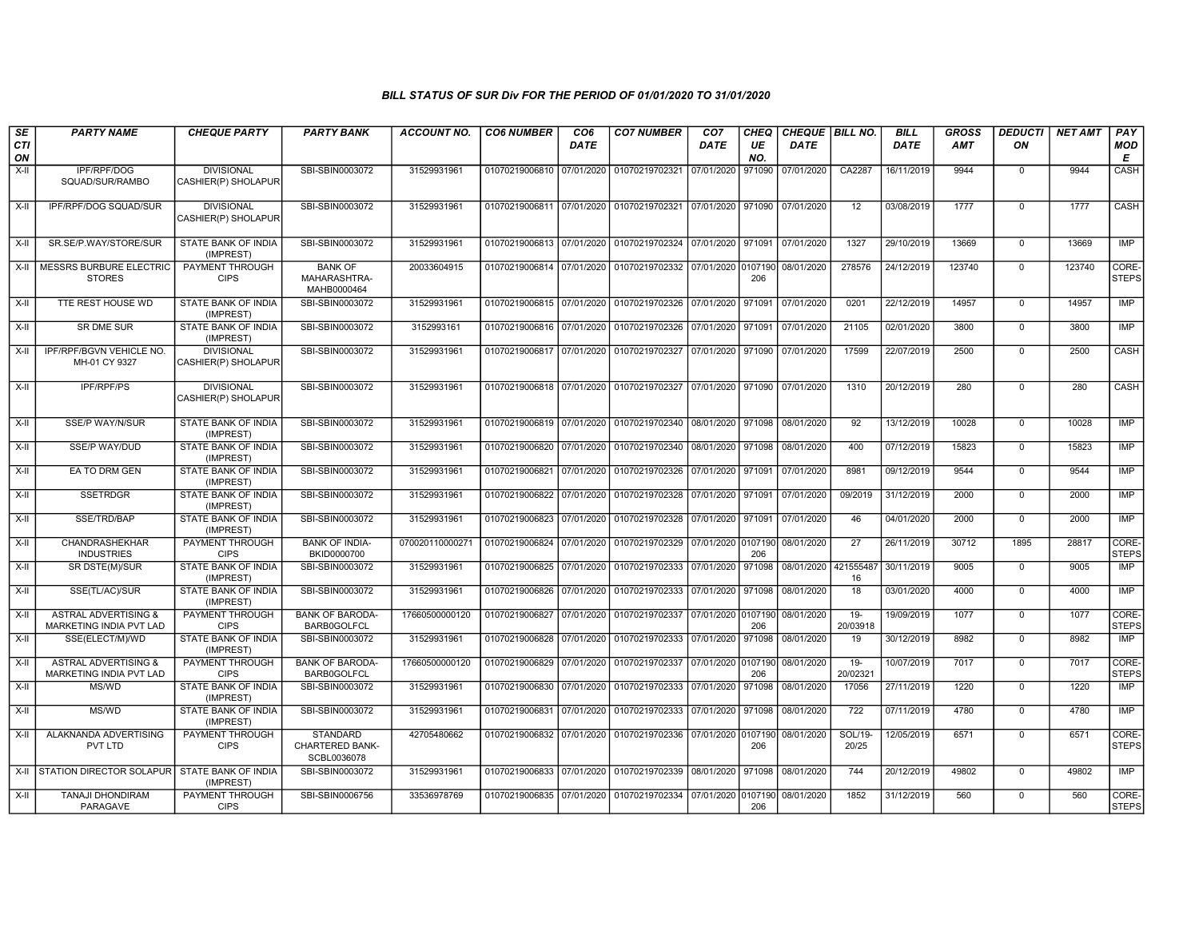## BILL STATUS OF SUR Div FOR THE PERIOD OF 01/01/2020 TO 31/01/2020

| SECTION | PARTY NAME | CHEQUE PARTY | PARTY BANK | ACCOUNT NO. | CO6 NUMBER | CO6 DATE | CO7 NUMBER | CO7 DATE | CHEQUE NO. | CHEQUE DATE | BILL NO. | BILL DATE | GROSS AMT | DEDUCTION | NET AMT | PAY MODE |
|---|---|---|---|---|---|---|---|---|---|---|---|---|---|---|---|---|
| X-II | IPF/RPF/DOG SQUAD/SUR/RAMBO | DIVISIONAL CASHIER(P) SHOLAPUR | SBI-SBIN0003072 | 31529931961 | 01070219006810 | 07/01/2020 | 01070219702321 | 07/01/2020 | 971090 | 07/01/2020 | CA2287 | 16/11/2019 | 9944 | 0 | 9944 | CASH |
| X-II | IPF/RPF/DOG SQUAD/SUR | DIVISIONAL CASHIER(P) SHOLAPUR | SBI-SBIN0003072 | 31529931961 | 01070219006811 | 07/01/2020 | 01070219702321 | 07/01/2020 | 971090 | 07/01/2020 | 12 | 03/08/2019 | 1777 | 0 | 1777 | CASH |
| X-II | SR.SE/P.WAY/STORE/SUR | STATE BANK OF INDIA (IMPREST) | SBI-SBIN0003072 | 31529931961 | 01070219006813 | 07/01/2020 | 01070219702324 | 07/01/2020 | 971091 | 07/01/2020 | 1327 | 29/10/2019 | 13669 | 0 | 13669 | IMP |
| X-II | MESSRS BURBURE ELECTRIC STORES | PAYMENT THROUGH CIPS | BANK OF MAHARASHTRA-MAHB0000464 | 20033604915 | 01070219006814 | 07/01/2020 | 01070219702332 | 07/01/2020 | 0107190206 | 08/01/2020 | 278576 | 24/12/2019 | 123740 | 0 | 123740 | CORE-STEPS |
| X-II | TTE REST HOUSE WD | STATE BANK OF INDIA (IMPREST) | SBI-SBIN0003072 | 31529931961 | 01070219006815 | 07/01/2020 | 01070219702326 | 07/01/2020 | 971091 | 07/01/2020 | 0201 | 22/12/2019 | 14957 | 0 | 14957 | IMP |
| X-II | SR DME SUR | STATE BANK OF INDIA (IMPREST) | SBI-SBIN0003072 | 3152993161 | 01070219006816 | 07/01/2020 | 01070219702326 | 07/01/2020 | 971091 | 07/01/2020 | 21105 | 02/01/2020 | 3800 | 0 | 3800 | IMP |
| X-II | IPF/RPF/BGVN VEHICLE NO. MH-01 CY 9327 | DIVISIONAL CASHIER(P) SHOLAPUR | SBI-SBIN0003072 | 31529931961 | 01070219006817 | 07/01/2020 | 01070219702327 | 07/01/2020 | 971090 | 07/01/2020 | 17599 | 22/07/2019 | 2500 | 0 | 2500 | CASH |
| X-II | IPF/RPF/PS | DIVISIONAL CASHIER(P) SHOLAPUR | SBI-SBIN0003072 | 31529931961 | 01070219006818 | 07/01/2020 | 01070219702327 | 07/01/2020 | 971090 | 07/01/2020 | 1310 | 20/12/2019 | 280 | 0 | 280 | CASH |
| X-II | SSE/P WAY/N/SUR | STATE BANK OF INDIA (IMPREST) | SBI-SBIN0003072 | 31529931961 | 01070219006819 | 07/01/2020 | 01070219702340 | 08/01/2020 | 971098 | 08/01/2020 | 92 | 13/12/2019 | 10028 | 0 | 10028 | IMP |
| X-II | SSE/P WAY/DUD | STATE BANK OF INDIA (IMPREST) | SBI-SBIN0003072 | 31529931961 | 01070219006820 | 07/01/2020 | 01070219702340 | 08/01/2020 | 971098 | 08/01/2020 | 400 | 07/12/2019 | 15823 | 0 | 15823 | IMP |
| X-II | EA TO DRM GEN | STATE BANK OF INDIA (IMPREST) | SBI-SBIN0003072 | 31529931961 | 01070219006821 | 07/01/2020 | 01070219702326 | 07/01/2020 | 971091 | 07/01/2020 | 8981 | 09/12/2019 | 9544 | 0 | 9544 | IMP |
| X-II | SSETRDGR | STATE BANK OF INDIA (IMPREST) | SBI-SBIN0003072 | 31529931961 | 01070219006822 | 07/01/2020 | 01070219702328 | 07/01/2020 | 971091 | 07/01/2020 | 09/2019 | 31/12/2019 | 2000 | 0 | 2000 | IMP |
| X-II | SSE/TRD/BAP | STATE BANK OF INDIA (IMPREST) | SBI-SBIN0003072 | 31529931961 | 01070219006823 | 07/01/2020 | 01070219702328 | 07/01/2020 | 971091 | 07/01/2020 | 46 | 04/01/2020 | 2000 | 0 | 2000 | IMP |
| X-II | CHANDRASHEKHAR INDUSTRIES | PAYMENT THROUGH CIPS | BANK OF INDIA-BKID0000700 | 070020110000271 | 01070219006824 | 07/01/2020 | 01070219702329 | 07/01/2020 | 0107190206 | 08/01/2020 | 27 | 26/11/2019 | 30712 | 1895 | 28817 | CORE-STEPS |
| X-II | SR DSTE(M)/SUR | STATE BANK OF INDIA (IMPREST) | SBI-SBIN0003072 | 31529931961 | 01070219006825 | 07/01/2020 | 01070219702333 | 07/01/2020 | 971098 | 08/01/2020 | 42155548716 | 30/11/2019 | 9005 | 0 | 9005 | IMP |
| X-II | SSE(TL/AC)/SUR | STATE BANK OF INDIA (IMPREST) | SBI-SBIN0003072 | 31529931961 | 01070219006826 | 07/01/2020 | 01070219702333 | 07/01/2020 | 971098 | 08/01/2020 | 18 | 03/01/2020 | 4000 | 0 | 4000 | IMP |
| X-II | ASTRAL ADVERTISING & MARKETING INDIA PVT LAD | PAYMENT THROUGH CIPS | BANK OF BARODA-BARB0GOLFCL | 17660500000120 | 01070219006827 | 07/01/2020 | 01070219702337 | 07/01/2020 | 0107190206 | 08/01/2020 | 19-20/03918 | 19/09/2019 | 1077 | 0 | 1077 | CORE-STEPS |
| X-II | SSE(ELECT/M)/WD | STATE BANK OF INDIA (IMPREST) | SBI-SBIN0003072 | 31529931961 | 01070219006828 | 07/01/2020 | 01070219702333 | 07/01/2020 | 971098 | 08/01/2020 | 19 | 30/12/2019 | 8982 | 0 | 8982 | IMP |
| X-II | ASTRAL ADVERTISING & MARKETING INDIA PVT LAD | PAYMENT THROUGH CIPS | BANK OF BARODA-BARB0GOLFCL | 17660500000120 | 01070219006829 | 07/01/2020 | 01070219702337 | 07/01/2020 | 0107190206 | 08/01/2020 | 19-20/02321 | 10/07/2019 | 7017 | 0 | 7017 | CORE-STEPS |
| X-II | MS/WD | STATE BANK OF INDIA (IMPREST) | SBI-SBIN0003072 | 31529931961 | 01070219006830 | 07/01/2020 | 01070219702333 | 07/01/2020 | 971098 | 08/01/2020 | 17056 | 27/11/2019 | 1220 | 0 | 1220 | IMP |
| X-II | MS/WD | STATE BANK OF INDIA (IMPREST) | SBI-SBIN0003072 | 31529931961 | 01070219006831 | 07/01/2020 | 01070219702333 | 07/01/2020 | 971098 | 08/01/2020 | 722 | 07/11/2019 | 4780 | 0 | 4780 | IMP |
| X-II | ALAKNANDA ADVERTISING PVT LTD | PAYMENT THROUGH CIPS | STANDARD CHARTERED BANK-SCBL0036078 | 42705480662 | 01070219006832 | 07/01/2020 | 01070219702336 | 07/01/2020 | 0107190206 | 08/01/2020 | SOL/19-20/25 | 12/05/2019 | 6571 | 0 | 6571 | CORE-STEPS |
| X-II | STATION DIRECTOR SOLAPUR | STATE BANK OF INDIA (IMPREST) | SBI-SBIN0003072 | 31529931961 | 01070219006833 | 07/01/2020 | 01070219702339 | 08/01/2020 | 971098 | 08/01/2020 | 744 | 20/12/2019 | 49802 | 0 | 49802 | IMP |
| X-II | TANAJI DHONDIRAM PARAGAVE | PAYMENT THROUGH CIPS | SBI-SBIN0006756 | 33536978769 | 01070219006835 | 07/01/2020 | 01070219702334 | 07/01/2020 | 0107190206 | 08/01/2020 | 1852 | 31/12/2019 | 560 | 0 | 560 | CORE-STEPS |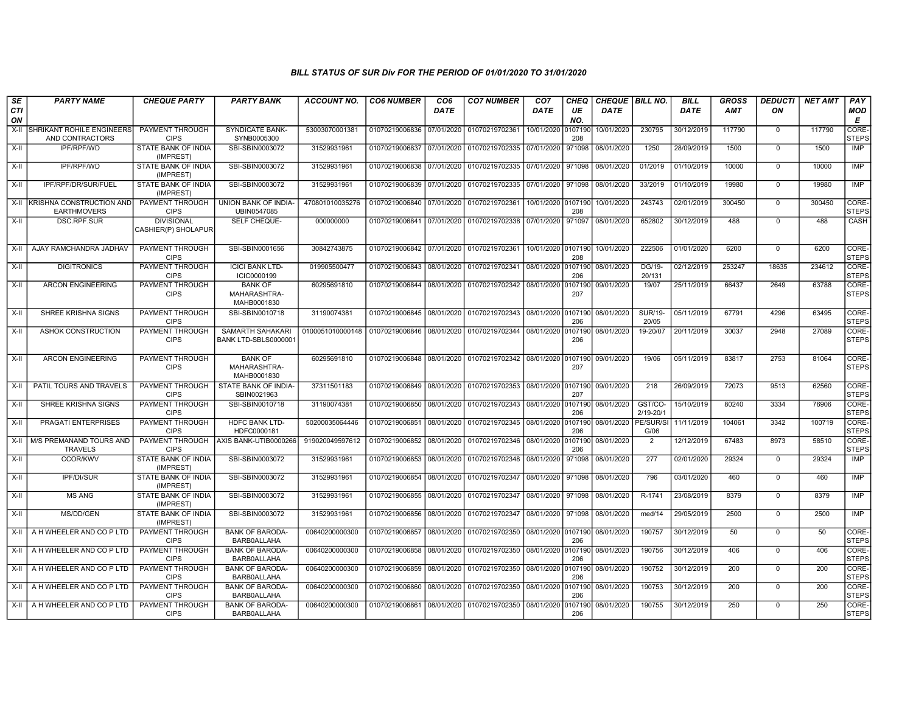## BILL STATUS OF SUR Div FOR THE PERIOD OF 01/01/2020 TO 31/01/2020

| SECTION | PARTY NAME | CHEQUE PARTY | PARTY BANK | ACCOUNT NO. | CO6 NUMBER | CO6 DATE | CO7 NUMBER | CO7 DATE | CHEQUE NO. | CHEQUE DATE | BILL NO. | BILL DATE | GROSS AMT | DEDUCTION | NET AMT | PAY MODE |
|---|---|---|---|---|---|---|---|---|---|---|---|---|---|---|---|---|
| X-II | SHRIKANT ROHILE ENGINEERS AND CONTRACTORS | PAYMENT THROUGH CIPS | SYNDICATE BANK-SYNB0005300 | 53003070001381 | 01070219006836 | 07/01/2020 | 01070219702361 | 10/01/2020 | 0107190208 | 10/01/2020 | 230795 | 30/12/2019 | 117790 | 0 | 117790 | CORE-STEPS |
| X-II | IPF/RPF/WD | STATE BANK OF INDIA (IMPREST) | SBI-SBIN0003072 | 31529931961 | 01070219006837 | 07/01/2020 | 01070219702335 | 07/01/2020 | 971098 | 08/01/2020 | 1250 | 28/09/2019 | 1500 | 0 | 1500 | IMP |
| X-II | IPF/RPF/WD | STATE BANK OF INDIA (IMPREST) | SBI-SBIN0003072 | 31529931961 | 01070219006838 | 07/01/2020 | 01070219702335 | 07/01/2020 | 971098 | 08/01/2020 | 01/2019 | 01/10/2019 | 10000 | 0 | 10000 | IMP |
| X-II | IPF/RPF/DR/SUR/FUEL | STATE BANK OF INDIA (IMPREST) | SBI-SBIN0003072 | 31529931961 | 01070219006839 | 07/01/2020 | 01070219702335 | 07/01/2020 | 971098 | 08/01/2020 | 33/2019 | 01/10/2019 | 19980 | 0 | 19980 | IMP |
| X-II | KRISHNA CONSTRUCTION AND EARTHMOVERS | PAYMENT THROUGH CIPS | UNION BANK OF INDIA-UBIN0547085 | 470801010035276 | 01070219006840 | 07/01/2020 | 01070219702361 | 10/01/2020 | 0107190208 | 10/01/2020 | 243743 | 02/01/2019 | 300450 | 0 | 300450 | CORE-STEPS |
| X-II | DSC.RPF.SUR | DIVISIONAL CASHIER(P) SHOLAPUR | SELF CHEQUE- | 000000000 | 01070219006841 | 07/01/2020 | 01070219702338 | 07/01/2020 | 971097 | 08/01/2020 | 652802 | 30/12/2019 | 488 | 0 | 488 | CASH |
| X-II | AJAY RAMCHANDRA JADHAV | PAYMENT THROUGH CIPS | SBI-SBIN0001656 | 30842743875 | 01070219006842 | 07/01/2020 | 01070219702361 | 10/01/2020 | 0107190208 | 10/01/2020 | 222506 | 01/01/2020 | 6200 | 0 | 6200 | CORE-STEPS |
| X-II | DIGITRONICS | PAYMENT THROUGH CIPS | ICICI BANK LTD-ICIC0000199 | 019905500477 | 01070219006843 | 08/01/2020 | 01070219702341 | 08/01/2020 | 0107190206 | 08/01/2020 | DG/19-20/131 | 02/12/2019 | 253247 | 18635 | 234612 | CORE-STEPS |
| X-II | ARCON ENGINEERING | PAYMENT THROUGH CIPS | BANK OF MAHARASHTRA-MAHB0001830 | 60295691810 | 01070219006844 | 08/01/2020 | 01070219702342 | 08/01/2020 | 0107190207 | 09/01/2020 | 19/07 | 25/11/2019 | 66437 | 2649 | 63788 | CORE-STEPS |
| X-II | SHREE KRISHNA SIGNS | PAYMENT THROUGH CIPS | SBI-SBIN0010718 | 31190074381 | 01070219006845 | 08/01/2020 | 01070219702343 | 08/01/2020 | 0107190206 | 08/01/2020 | SUR/19-20/05 | 05/11/2019 | 67791 | 4296 | 63495 | CORE-STEPS |
| X-II | ASHOK CONSTRUCTION | PAYMENT THROUGH CIPS | SAMARTH SAHAKARI BANK LTD-SBLS0000001 | 0100051010000148 | 01070219006846 | 08/01/2020 | 01070219702344 | 08/01/2020 | 0107190206 | 08/01/2020 | 19-20/07 | 20/11/2019 | 30037 | 2948 | 27089 | CORE-STEPS |
| X-II | ARCON ENGINEERING | PAYMENT THROUGH CIPS | BANK OF MAHARASHTRA-MAHB0001830 | 60295691810 | 01070219006848 | 08/01/2020 | 01070219702342 | 08/01/2020 | 0107190207 | 09/01/2020 | 19/06 | 05/11/2019 | 83817 | 2753 | 81064 | CORE-STEPS |
| X-II | PATIL TOURS AND TRAVELS | PAYMENT THROUGH CIPS | STATE BANK OF INDIA-SBIN0021963 | 37311501183 | 01070219006849 | 08/01/2020 | 01070219702353 | 08/01/2020 | 0107190207 | 09/01/2020 | 218 | 26/09/2019 | 72073 | 9513 | 62560 | CORE-STEPS |
| X-II | SHREE KRISHNA SIGNS | PAYMENT THROUGH CIPS | SBI-SBIN0010718 | 31190074381 | 01070219006850 | 08/01/2020 | 01070219702343 | 08/01/2020 | 0107190206 | 08/01/2020 | GST/CO-2/19-20/1 | 15/10/2019 | 80240 | 3334 | 76906 | CORE-STEPS |
| X-II | PRAGATI ENTERPRISES | PAYMENT THROUGH CIPS | HDFC BANK LTD-HDFC0000181 | 50200035064446 | 01070219006851 | 08/01/2020 | 01070219702345 | 08/01/2020 | 0107190206 | 08/01/2020 | PE/SUR/SIG/06 | 11/11/2019 | 104061 | 3342 | 100719 | CORE-STEPS |
| X-II | M/S PREMANAND TOURS AND TRAVELS | PAYMENT THROUGH CIPS | AXIS BANK-UTIB0000266 | 919020049597612 | 01070219006852 | 08/01/2020 | 01070219702346 | 08/01/2020 | 0107190206 | 08/01/2020 | 2 | 12/12/2019 | 67483 | 8973 | 58510 | CORE-STEPS |
| X-II | CCOR/KWV | STATE BANK OF INDIA (IMPREST) | SBI-SBIN0003072 | 31529931961 | 01070219006853 | 08/01/2020 | 01070219702348 | 08/01/2020 | 971098 | 08/01/2020 | 277 | 02/01/2020 | 29324 | 0 | 29324 | IMP |
| X-II | IPF/DI/SUR | STATE BANK OF INDIA (IMPREST) | SBI-SBIN0003072 | 31529931961 | 01070219006854 | 08/01/2020 | 01070219702347 | 08/01/2020 | 971098 | 08/01/2020 | 796 | 03/01/2020 | 460 | 0 | 460 | IMP |
| X-II | MS ANG | STATE BANK OF INDIA (IMPREST) | SBI-SBIN0003072 | 31529931961 | 01070219006855 | 08/01/2020 | 01070219702347 | 08/01/2020 | 971098 | 08/01/2020 | R-1741 | 23/08/2019 | 8379 | 0 | 8379 | IMP |
| X-II | MS/DD/GEN | STATE BANK OF INDIA (IMPREST) | SBI-SBIN0003072 | 31529931961 | 01070219006856 | 08/01/2020 | 01070219702347 | 08/01/2020 | 971098 | 08/01/2020 | med/14 | 29/05/2019 | 2500 | 0 | 2500 | IMP |
| X-II | A H WHEELER AND CO P LTD | PAYMENT THROUGH CIPS | BANK OF BARODA-BARB0ALLAHA | 00640200000300 | 01070219006857 | 08/01/2020 | 01070219702350 | 08/01/2020 | 0107190206 | 08/01/2020 | 190757 | 30/12/2019 | 50 | 0 | 50 | CORE-STEPS |
| X-II | A H WHEELER AND CO P LTD | PAYMENT THROUGH CIPS | BANK OF BARODA-BARB0ALLAHA | 00640200000300 | 01070219006858 | 08/01/2020 | 01070219702350 | 08/01/2020 | 0107190206 | 08/01/2020 | 190756 | 30/12/2019 | 406 | 0 | 406 | CORE-STEPS |
| X-II | A H WHEELER AND CO P LTD | PAYMENT THROUGH CIPS | BANK OF BARODA-BARB0ALLAHA | 00640200000300 | 01070219006859 | 08/01/2020 | 01070219702350 | 08/01/2020 | 0107190206 | 08/01/2020 | 190752 | 30/12/2019 | 200 | 0 | 200 | CORE-STEPS |
| X-II | A H WHEELER AND CO P LTD | PAYMENT THROUGH CIPS | BANK OF BARODA-BARB0ALLAHA | 00640200000300 | 01070219006860 | 08/01/2020 | 01070219702350 | 08/01/2020 | 0107190206 | 08/01/2020 | 190753 | 30/12/2019 | 200 | 0 | 200 | CORE-STEPS |
| X-II | A H WHEELER AND CO P LTD | PAYMENT THROUGH CIPS | BANK OF BARODA-BARB0ALLAHA | 00640200000300 | 01070219006861 | 08/01/2020 | 01070219702350 | 08/01/2020 | 0107190206 | 08/01/2020 | 190755 | 30/12/2019 | 250 | 0 | 250 | CORE-STEPS |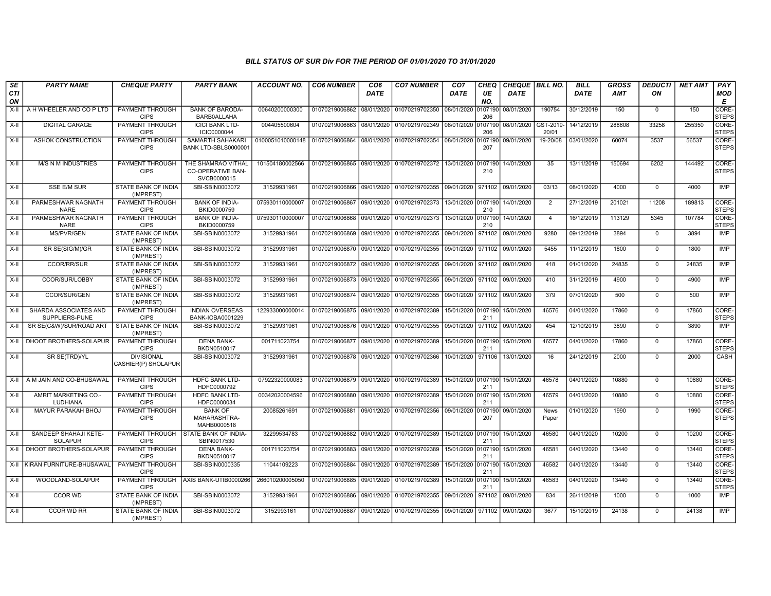### BILL STATUS OF SUR Div FOR THE PERIOD OF 01/01/2020 TO 31/01/2020

| SECTION | PARTY NAME | CHEQUE PARTY | PARTY BANK | ACCOUNT NO. | CO6 NUMBER | CO6 DATE | CO7 NUMBER | CO7 DATE | CHEQUE NO. | CHEQUE DATE | BILL NO. | BILL DATE | GROSS AMT | DEDUCTION | NET AMT | PAY MODE |
|---|---|---|---|---|---|---|---|---|---|---|---|---|---|---|---|---|
| X-II | A H WHEELER AND CO P LTD | PAYMENT THROUGH CIPS | BANK OF BARODA-BARB0ALLAHA | 00640200000300 | 01070219006862 | 08/01/2020 | 01070219702350 | 08/01/2020 | 0107190206 | 08/01/2020 | 190754 | 30/12/2019 | 150 | 0 | 150 | CORE-STEPS |
| X-II | DIGITAL GARAGE | PAYMENT THROUGH CIPS | ICICI BANK LTD-ICIC0000044 | 004405500604 | 01070219006863 | 08/01/2020 | 01070219702349 | 08/01/2020 | 0107190206 | 08/01/2020 | GST-2019-20/01 | 14/12/2019 | 288608 | 33258 | 255350 | CORE-STEPS |
| X-II | ASHOK CONSTRUCTION | PAYMENT THROUGH CIPS | SAMARTH SAHAKARI BANK LTD-SBLS0000001 | 0100051010000148 | 01070219006864 | 08/01/2020 | 01070219702354 | 08/01/2020 | 0107190207 | 09/01/2020 | 19-20/08 | 03/01/2020 | 60074 | 3537 | 56537 | CORE-STEPS |
| X-II | M/S N M INDUSTRIES | PAYMENT THROUGH CIPS | THE SHAMRAO VITHAL CO-OPERATIVE BAN-SVCB0000015 | 101504180002566 | 01070219006865 | 09/01/2020 | 01070219702372 | 13/01/2020 | 0107190210 | 14/01/2020 | 35 | 13/11/2019 | 150694 | 6202 | 144492 | CORE-STEPS |
| X-II | SSE E/M SUR | STATE BANK OF INDIA (IMPREST) | SBI-SBIN0003072 | 31529931961 | 01070219006866 | 09/01/2020 | 01070219702355 | 09/01/2020 | 971102 | 09/01/2020 | 03/13 | 08/01/2020 | 4000 | 0 | 4000 | IMP |
| X-II | PARMESHWAR NAGNATH NARE | PAYMENT THROUGH CIPS | BANK OF INDIA-BKID0000759 | 075930110000007 | 01070219006867 | 09/01/2020 | 01070219702373 | 13/01/2020 | 0107190210 | 14/01/2020 | 2 | 27/12/2019 | 201021 | 11208 | 189813 | CORE-STEPS |
| X-II | PARMESHWAR NAGNATH NARE | PAYMENT THROUGH CIPS | BANK OF INDIA-BKID0000759 | 075930110000007 | 01070219006868 | 09/01/2020 | 01070219702373 | 13/01/2020 | 0107190210 | 14/01/2020 | 4 | 16/12/2019 | 113129 | 5345 | 107784 | CORE-STEPS |
| X-II | MS/PVR/GEN | STATE BANK OF INDIA (IMPREST) | SBI-SBIN0003072 | 31529931961 | 01070219006869 | 09/01/2020 | 01070219702355 | 09/01/2020 | 971102 | 09/01/2020 | 9280 | 09/12/2019 | 3894 | 0 | 3894 | IMP |
| X-II | SR SE(SIG/M)/GR | STATE BANK OF INDIA (IMPREST) | SBI-SBIN0003072 | 31529931961 | 01070219006870 | 09/01/2020 | 01070219702355 | 09/01/2020 | 971102 | 09/01/2020 | 5455 | 11/12/2019 | 1800 | 0 | 1800 | IMP |
| X-II | CCOR/RR/SUR | STATE BANK OF INDIA (IMPREST) | SBI-SBIN0003072 | 31529931961 | 01070219006872 | 09/01/2020 | 01070219702355 | 09/01/2020 | 971102 | 09/01/2020 | 418 | 01/01/2020 | 24835 | 0 | 24835 | IMP |
| X-II | CCOR/SUR/LOBBY | STATE BANK OF INDIA (IMPREST) | SBI-SBIN0003072 | 31529931961 | 01070219006873 | 09/01/2020 | 01070219702355 | 09/01/2020 | 971102 | 09/01/2020 | 410 | 31/12/2019 | 4900 | 0 | 4900 | IMP |
| X-II | CCOR/SUR/GEN | STATE BANK OF INDIA (IMPREST) | SBI-SBIN0003072 | 31529931961 | 01070219006874 | 09/01/2020 | 01070219702355 | 09/01/2020 | 971102 | 09/01/2020 | 379 | 07/01/2020 | 500 | 0 | 500 | IMP |
| X-II | SHARDA ASSOCIATES AND SUPPLIERS-PUNE | PAYMENT THROUGH CIPS | INDIAN OVERSEAS BANK-IOBA0001229 | 122933000000014 | 01070219006875 | 09/01/2020 | 01070219702389 | 15/01/2020 | 0107190211 | 15/01/2020 | 46576 | 04/01/2020 | 17860 | 0 | 17860 | CORE-STEPS |
| X-II | SR SE(C&W)/SUR/ROAD ART | STATE BANK OF INDIA (IMPREST) | SBI-SBIN0003072 | 31529931961 | 01070219006876 | 09/01/2020 | 01070219702355 | 09/01/2020 | 971102 | 09/01/2020 | 454 | 12/10/2019 | 3890 | 0 | 3890 | IMP |
| X-II | DHOOT BROTHERS-SOLAPUR | PAYMENT THROUGH CIPS | DENA BANK-BKDN0510017 | 001711023754 | 01070219006877 | 09/01/2020 | 01070219702389 | 15/01/2020 | 0107190211 | 15/01/2020 | 46577 | 04/01/2020 | 17860 | 0 | 17860 | CORE-STEPS |
| X-II | SR SE(TRD)/YL | DIVISIONAL CASHIER(P) SHOLAPUR | SBI-SBIN0003072 | 31529931961 | 01070219006878 | 09/01/2020 | 01070219702366 | 10/01/2020 | 971106 | 13/01/2020 | 16 | 24/12/2019 | 2000 | 0 | 2000 | CASH |
| X-II | A M JAIN AND CO-BHUSAWAL | PAYMENT THROUGH CIPS | HDFC BANK LTD-HDFC0000792 | 07922320000083 | 01070219006879 | 09/01/2020 | 01070219702389 | 15/01/2020 | 0107190211 | 15/01/2020 | 46578 | 04/01/2020 | 10880 | 0 | 10880 | CORE-STEPS |
| X-II | AMRIT MARKETING CO.-LUDHIANA | PAYMENT THROUGH CIPS | HDFC BANK LTD-HDFC0000034 | 00342020004596 | 01070219006880 | 09/01/2020 | 01070219702389 | 15/01/2020 | 0107190211 | 15/01/2020 | 46579 | 04/01/2020 | 10880 | 0 | 10880 | CORE-STEPS |
| X-II | MAYUR PARAKAH BHOJ | PAYMENT THROUGH CIPS | BANK OF MAHARASHTRA-MAHB0000518 | 20085261691 | 01070219006881 | 09/01/2020 | 01070219702356 | 09/01/2020 | 0107190207 | 09/01/2020 | News Paper | 01/01/2020 | 1990 | 0 | 1990 | CORE-STEPS |
| X-II | SANDEEP SHAHAJI KETE-SOLAPUR | PAYMENT THROUGH CIPS | STATE BANK OF INDIA-SBIN0017530 | 32299534783 | 01070219006882 | 09/01/2020 | 01070219702389 | 15/01/2020 | 0107190211 | 15/01/2020 | 46580 | 04/01/2020 | 10200 | 0 | 10200 | CORE-STEPS |
| X-II | DHOOT BROTHERS-SOLAPUR | PAYMENT THROUGH CIPS | DENA BANK-BKDN0510017 | 001711023754 | 01070219006883 | 09/01/2020 | 01070219702389 | 15/01/2020 | 0107190211 | 15/01/2020 | 46581 | 04/01/2020 | 13440 | 0 | 13440 | CORE-STEPS |
| X-II | KIRAN FURNITURE-BHUSAWAL | PAYMENT THROUGH CIPS | SBI-SBIN0000335 | 11044109223 | 01070219006884 | 09/01/2020 | 01070219702389 | 15/01/2020 | 0107190211 | 15/01/2020 | 46582 | 04/01/2020 | 13440 | 0 | 13440 | CORE-STEPS |
| X-II | WOODLAND-SOLAPUR | PAYMENT THROUGH CIPS | AXIS BANK-UTIB0000266 | 266010200005050 | 01070219006885 | 09/01/2020 | 01070219702389 | 15/01/2020 | 0107190211 | 15/01/2020 | 46583 | 04/01/2020 | 13440 | 0 | 13440 | CORE-STEPS |
| X-II | CCOR WD | STATE BANK OF INDIA (IMPREST) | SBI-SBIN0003072 | 31529931961 | 01070219006886 | 09/01/2020 | 01070219702355 | 09/01/2020 | 971102 | 09/01/2020 | 834 | 26/11/2019 | 1000 | 0 | 1000 | IMP |
| X-II | CCOR WD RR | STATE BANK OF INDIA (IMPREST) | SBI-SBIN0003072 | 3152993161 | 01070219006887 | 09/01/2020 | 01070219702355 | 09/01/2020 | 971102 | 09/01/2020 | 3677 | 15/10/2019 | 24138 | 0 | 24138 | IMP |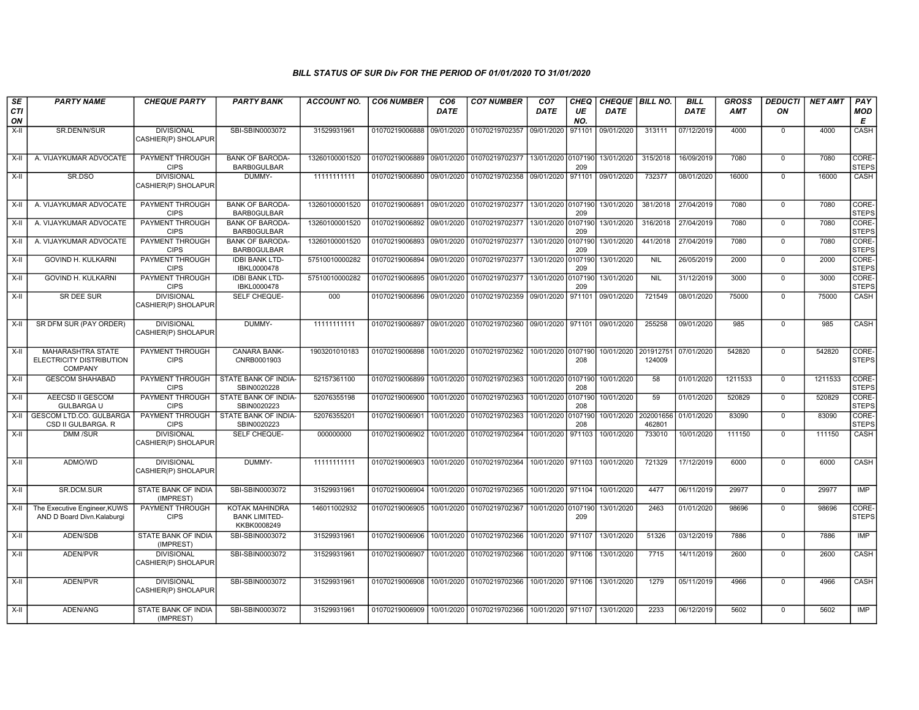# BILL STATUS OF SUR Div FOR THE PERIOD OF 01/01/2020 TO 31/01/2020

| SECTION | PARTY NAME | CHEQUE PARTY | PARTY BANK | ACCOUNT NO. | CO6 NUMBER | CO6 DATE | CO7 NUMBER | CO7 DATE | CHEQUE NO. | CHEQUE DATE | BILL NO. | BILL DATE | GROSS AMT | DEDUCTION | NET AMT | PAY MODE |
|---|---|---|---|---|---|---|---|---|---|---|---|---|---|---|---|---|
| X-II | SR.DEN/N/SUR | DIVISIONAL CASHIER(P) SHOLAPUR | SBI-SBIN0003072 | 31529931961 | 01070219006888 | 09/01/2020 | 01070219702357 | 09/01/2020 | 971101 | 09/01/2020 | 313111 | 07/12/2019 | 4000 | 0 | 4000 | CASH |
| X-II | A. VIJAYKUMAR ADVOCATE | PAYMENT THROUGH CIPS | BANK OF BARODA-BARB0GULBAR | 13260100001520 | 01070219006889 | 09/01/2020 | 01070219702377 | 13/01/2020 | 0107190209 | 13/01/2020 | 315/2018 | 16/09/2019 | 7080 | 0 | 7080 | CORE-STEPS |
| X-II | SR.DSO | DIVISIONAL CASHIER(P) SHOLAPUR | DUMMY- | 11111111111 | 01070219006890 | 09/01/2020 | 01070219702358 | 09/01/2020 | 971101 | 09/01/2020 | 732377 | 08/01/2020 | 16000 | 0 | 16000 | CASH |
| X-II | A. VIJAYKUMAR ADVOCATE | PAYMENT THROUGH CIPS | BANK OF BARODA-BARB0GULBAR | 13260100001520 | 01070219006891 | 09/01/2020 | 01070219702377 | 13/01/2020 | 0107190209 | 13/01/2020 | 381/2018 | 27/04/2019 | 7080 | 0 | 7080 | CORE-STEPS |
| X-II | A. VIJAYKUMAR ADVOCATE | PAYMENT THROUGH CIPS | BANK OF BARODA-BARB0GULBAR | 13260100001520 | 01070219006892 | 09/01/2020 | 01070219702377 | 13/01/2020 | 0107190209 | 13/01/2020 | 316/2018 | 27/04/2019 | 7080 | 0 | 7080 | CORE-STEPS |
| X-II | A. VIJAYKUMAR ADVOCATE | PAYMENT THROUGH CIPS | BANK OF BARODA-BARB0GULBAR | 13260100001520 | 01070219006893 | 09/01/2020 | 01070219702377 | 13/01/2020 | 0107190209 | 13/01/2020 | 441/2018 | 27/04/2019 | 7080 | 0 | 7080 | CORE-STEPS |
| X-II | GOVIND H. KULKARNI | PAYMENT THROUGH CIPS | IDBI BANK LTD-IBKL0000478 | 57510010000282 | 01070219006894 | 09/01/2020 | 01070219702377 | 13/01/2020 | 0107190209 | 13/01/2020 | NIL | 26/05/2019 | 2000 | 0 | 2000 | CORE-STEPS |
| X-II | GOVIND H. KULKARNI | PAYMENT THROUGH CIPS | IDBI BANK LTD-IBKL0000478 | 57510010000282 | 01070219006895 | 09/01/2020 | 01070219702377 | 13/01/2020 | 0107190209 | 13/01/2020 | NIL | 31/12/2019 | 3000 | 0 | 3000 | CORE-STEPS |
| X-II | SR DEE SUR | DIVISIONAL CASHIER(P) SHOLAPUR | SELF CHEQUE- | 000 | 01070219006896 | 09/01/2020 | 01070219702359 | 09/01/2020 | 971101 | 09/01/2020 | 721549 | 08/01/2020 | 75000 | 0 | 75000 | CASH |
| X-II | SR DFM SUR (PAY ORDER) | DIVISIONAL CASHIER(P) SHOLAPUR | DUMMY- | 11111111111 | 01070219006897 | 09/01/2020 | 01070219702360 | 09/01/2020 | 971101 | 09/01/2020 | 255258 | 09/01/2020 | 985 | 0 | 985 | CASH |
| X-II | MAHARASHTRA STATE ELECTRICITY DISTRIBUTION COMPANY | PAYMENT THROUGH CIPS | CANARA BANK-CNRB0001903 | 1903201010183 | 01070219006898 | 10/01/2020 | 01070219702362 | 10/01/2020 | 0107190208 | 10/01/2020 | 201912751124009 | 07/01/2020 | 542820 | 0 | 542820 | CORE-STEPS |
| X-II | GESCOM SHAHABAD | PAYMENT THROUGH CIPS | STATE BANK OF INDIA-SBIN0020228 | 52157361100 | 01070219006899 | 10/01/2020 | 01070219702363 | 10/01/2020 | 0107190208 | 10/01/2020 | 58 | 01/01/2020 | 1211533 | 0 | 1211533 | CORE-STEPS |
| X-II | AEECSD II GESCOM GULBARGA U | PAYMENT THROUGH CIPS | STATE BANK OF INDIA-SBIN0020223 | 52076355198 | 01070219006900 | 10/01/2020 | 01070219702363 | 10/01/2020 | 0107190208 | 10/01/2020 | 59 | 01/01/2020 | 520829 | 0 | 520829 | CORE-STEPS |
| X-II | GESCOM LTD.CO. GULBARGA CSD II GULBARGA. R | PAYMENT THROUGH CIPS | STATE BANK OF INDIA-SBIN0020223 | 52076355201 | 01070219006901 | 10/01/2020 | 01070219702363 | 10/01/2020 | 0107190208 | 10/01/2020 | 202001656462801 | 01/01/2020 | 83090 | 0 | 83090 | CORE-STEPS |
| X-II | DMM /SUR | DIVISIONAL CASHIER(P) SHOLAPUR | SELF CHEQUE- | 000000000 | 01070219006902 | 10/01/2020 | 01070219702364 | 10/01/2020 | 971103 | 10/01/2020 | 733010 | 10/01/2020 | 111150 | 0 | 111150 | CASH |
| X-II | ADMO/WD | DIVISIONAL CASHIER(P) SHOLAPUR | DUMMY- | 11111111111 | 01070219006903 | 10/01/2020 | 01070219702364 | 10/01/2020 | 971103 | 10/01/2020 | 721329 | 17/12/2019 | 6000 | 0 | 6000 | CASH |
| X-II | SR.DCM.SUR | STATE BANK OF INDIA (IMPREST) | SBI-SBIN0003072 | 31529931961 | 01070219006904 | 10/01/2020 | 01070219702365 | 10/01/2020 | 971104 | 10/01/2020 | 4477 | 06/11/2019 | 29977 | 0 | 29977 | IMP |
| X-II | The Executive Engineer,KUWS AND D Board Divn.Kalaburgi | PAYMENT THROUGH CIPS | KOTAK MAHINDRA BANK LIMITED-KKBK0008249 | 146011002932 | 01070219006905 | 10/01/2020 | 01070219702367 | 10/01/2020 | 0107190209 | 13/01/2020 | 2463 | 01/01/2020 | 98696 | 0 | 98696 | CORE-STEPS |
| X-II | ADEN/SDB | STATE BANK OF INDIA (IMPREST) | SBI-SBIN0003072 | 31529931961 | 01070219006906 | 10/01/2020 | 01070219702366 | 10/01/2020 | 971107 | 13/01/2020 | 51326 | 03/12/2019 | 7886 | 0 | 7886 | IMP |
| X-II | ADEN/PVR | DIVISIONAL CASHIER(P) SHOLAPUR | SBI-SBIN0003072 | 31529931961 | 01070219006907 | 10/01/2020 | 01070219702366 | 10/01/2020 | 971106 | 13/01/2020 | 7715 | 14/11/2019 | 2600 | 0 | 2600 | CASH |
| X-II | ADEN/PVR | DIVISIONAL CASHIER(P) SHOLAPUR | SBI-SBIN0003072 | 31529931961 | 01070219006908 | 10/01/2020 | 01070219702366 | 10/01/2020 | 971106 | 13/01/2020 | 1279 | 05/11/2019 | 4966 | 0 | 4966 | CASH |
| X-II | ADEN/ANG | STATE BANK OF INDIA (IMPREST) | SBI-SBIN0003072 | 31529931961 | 01070219006909 | 10/01/2020 | 01070219702366 | 10/01/2020 | 971107 | 13/01/2020 | 2233 | 06/12/2019 | 5602 | 0 | 5602 | IMP |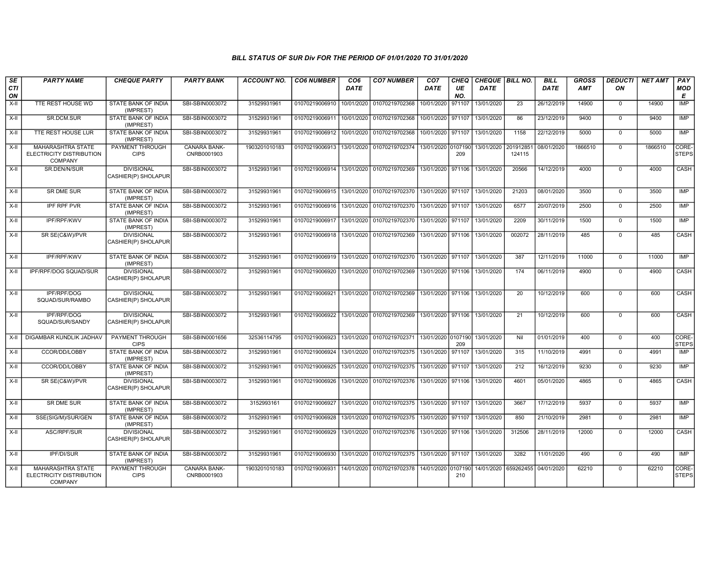# BILL STATUS OF SUR Div FOR THE PERIOD OF 01/01/2020 TO 31/01/2020

| SECTION | PARTY NAME | CHEQUE PARTY | PARTY BANK | ACCOUNT NO. | CO6 NUMBER | CO6 DATE | CO7 NUMBER | CO7 DATE | CHEQUE NO. | CHEQUE DATE | BILL NO. | BILL DATE | GROSS AMT | DEDUCTION | NET AMT | PAY MODE |
|---|---|---|---|---|---|---|---|---|---|---|---|---|---|---|---|---|
| X-II | TTE REST HOUSE WD | STATE BANK OF INDIA (IMPREST) | SBI-SBIN0003072 | 31529931961 | 01070219006910 | 10/01/2020 | 01070219702368 | 10/01/2020 | 971107 | 13/01/2020 | 23 | 26/12/2019 | 14900 | 0 | 14900 | IMP |
| X-II | SR.DCM.SUR | STATE BANK OF INDIA (IMPREST) | SBI-SBIN0003072 | 31529931961 | 01070219006911 | 10/01/2020 | 01070219702368 | 10/01/2020 | 971107 | 13/01/2020 | 86 | 23/12/2019 | 9400 | 0 | 9400 | IMP |
| X-II | TTE REST HOUSE LUR | STATE BANK OF INDIA (IMPREST) | SBI-SBIN0003072 | 31529931961 | 01070219006912 | 10/01/2020 | 01070219702368 | 10/01/2020 | 971107 | 13/01/2020 | 1158 | 22/12/2019 | 5000 | 0 | 5000 | IMP |
| X-II | MAHARASHTRA STATE ELECTRICITY DISTRIBUTION COMPANY | PAYMENT THROUGH CIPS | CANARA BANK-CNRB0001903 | 1903201010183 | 01070219006913 | 13/01/2020 | 01070219702374 | 13/01/2020 | 0107190209 | 13/01/2020 | 201912851124115 | 08/01/2020 | 1866510 | 0 | 1866510 | CORE-STEPS |
| X-II | SR.DEN/N/SUR | DIVISIONAL CASHIER(P) SHOLAPUR | SBI-SBIN0003072 | 31529931961 | 01070219006914 | 13/01/2020 | 01070219702369 | 13/01/2020 | 971106 | 13/01/2020 | 20566 | 14/12/2019 | 4000 | 0 | 4000 | CASH |
| X-II | SR DME SUR | STATE BANK OF INDIA (IMPREST) | SBI-SBIN0003072 | 31529931961 | 01070219006915 | 13/01/2020 | 01070219702370 | 13/01/2020 | 971107 | 13/01/2020 | 21203 | 08/01/2020 | 3500 | 0 | 3500 | IMP |
| X-II | IPF RPF PVR | STATE BANK OF INDIA (IMPREST) | SBI-SBIN0003072 | 31529931961 | 01070219006916 | 13/01/2020 | 01070219702370 | 13/01/2020 | 971107 | 13/01/2020 | 6577 | 20/07/2019 | 2500 | 0 | 2500 | IMP |
| X-II | IPF/RPF/KWV | STATE BANK OF INDIA (IMPREST) | SBI-SBIN0003072 | 31529931961 | 01070219006917 | 13/01/2020 | 01070219702370 | 13/01/2020 | 971107 | 13/01/2020 | 2209 | 30/11/2019 | 1500 | 0 | 1500 | IMP |
| X-II | SR SE(C&W)/PVR | DIVISIONAL CASHIER(P) SHOLAPUR | SBI-SBIN0003072 | 31529931961 | 01070219006918 | 13/01/2020 | 01070219702369 | 13/01/2020 | 971106 | 13/01/2020 | 002072 | 28/11/2019 | 485 | 0 | 485 | CASH |
| X-II | IPF/RPF/KWV | STATE BANK OF INDIA (IMPREST) | SBI-SBIN0003072 | 31529931961 | 01070219006919 | 13/01/2020 | 01070219702370 | 13/01/2020 | 971107 | 13/01/2020 | 387 | 12/11/2019 | 11000 | 0 | 11000 | IMP |
| X-II | IPF/RPF/DOG SQUAD/SUR | DIVISIONAL CASHIER(P) SHOLAPUR | SBI-SBIN0003072 | 31529931961 | 01070219006920 | 13/01/2020 | 01070219702369 | 13/01/2020 | 971106 | 13/01/2020 | 174 | 06/11/2019 | 4900 | 0 | 4900 | CASH |
| X-II | IPF/RPF/DOG SQUAD/SUR/RAMBO | DIVISIONAL CASHIER(P) SHOLAPUR | SBI-SBIN0003072 | 31529931961 | 01070219006921 | 13/01/2020 | 01070219702369 | 13/01/2020 | 971106 | 13/01/2020 | 20 | 10/12/2019 | 600 | 0 | 600 | CASH |
| X-II | IPF/RPF/DOG SQUAD/SUR/SANDY | DIVISIONAL CASHIER(P) SHOLAPUR | SBI-SBIN0003072 | 31529931961 | 01070219006922 | 13/01/2020 | 01070219702369 | 13/01/2020 | 971106 | 13/01/2020 | 21 | 10/12/2019 | 600 | 0 | 600 | CASH |
| X-II | DIGAMBAR KUNDLIK JADHAV | PAYMENT THROUGH CIPS | SBI-SBIN0001656 | 32536114795 | 01070219006923 | 13/01/2020 | 01070219702371 | 13/01/2020 | 0107190209 | 13/01/2020 | Nil | 01/01/2019 | 400 | 0 | 400 | CORE-STEPS |
| X-II | CCOR/DD/LOBBY | STATE BANK OF INDIA (IMPREST) | SBI-SBIN0003072 | 31529931961 | 01070219006924 | 13/01/2020 | 01070219702375 | 13/01/2020 | 971107 | 13/01/2020 | 315 | 11/10/2019 | 4991 | 0 | 4991 | IMP |
| X-II | CCOR/DD/LOBBY | STATE BANK OF INDIA (IMPREST) | SBI-SBIN0003072 | 31529931961 | 01070219006925 | 13/01/2020 | 01070219702375 | 13/01/2020 | 971107 | 13/01/2020 | 212 | 16/12/2019 | 9230 | 0 | 9230 | IMP |
| X-II | SR SE(C&W)/PVR | DIVISIONAL CASHIER(P) SHOLAPUR | SBI-SBIN0003072 | 31529931961 | 01070219006926 | 13/01/2020 | 01070219702376 | 13/01/2020 | 971106 | 13/01/2020 | 4601 | 05/01/2020 | 4865 | 0 | 4865 | CASH |
| X-II | SR DME SUR | STATE BANK OF INDIA (IMPREST) | SBI-SBIN0003072 | 3152993161 | 01070219006927 | 13/01/2020 | 01070219702375 | 13/01/2020 | 971107 | 13/01/2020 | 3667 | 17/12/2019 | 5937 | 0 | 5937 | IMP |
| X-II | SSE(SIG/M)/SUR/GEN | STATE BANK OF INDIA (IMPREST) | SBI-SBIN0003072 | 31529931961 | 01070219006928 | 13/01/2020 | 01070219702375 | 13/01/2020 | 971107 | 13/01/2020 | 850 | 21/10/2019 | 2981 | 0 | 2981 | IMP |
| X-II | ASC/RPF/SUR | DIVISIONAL CASHIER(P) SHOLAPUR | SBI-SBIN0003072 | 31529931961 | 01070219006929 | 13/01/2020 | 01070219702376 | 13/01/2020 | 971106 | 13/01/2020 | 312506 | 28/11/2019 | 12000 | 0 | 12000 | CASH |
| X-II | IPF/DI/SUR | STATE BANK OF INDIA (IMPREST) | SBI-SBIN0003072 | 31529931961 | 01070219006930 | 13/01/2020 | 01070219702375 | 13/01/2020 | 971107 | 13/01/2020 | 3282 | 11/01/2020 | 490 | 0 | 490 | IMP |
| X-II | MAHARASHTRA STATE ELECTRICITY DISTRIBUTION COMPANY | PAYMENT THROUGH CIPS | CANARA BANK-CNRB0001903 | 1903201010183 | 01070219006931 | 14/01/2020 | 01070219702378 | 14/01/2020 | 0107190210 | 14/01/2020 | 659262455 | 04/01/2020 | 62210 | 0 | 62210 | CORE-STEPS |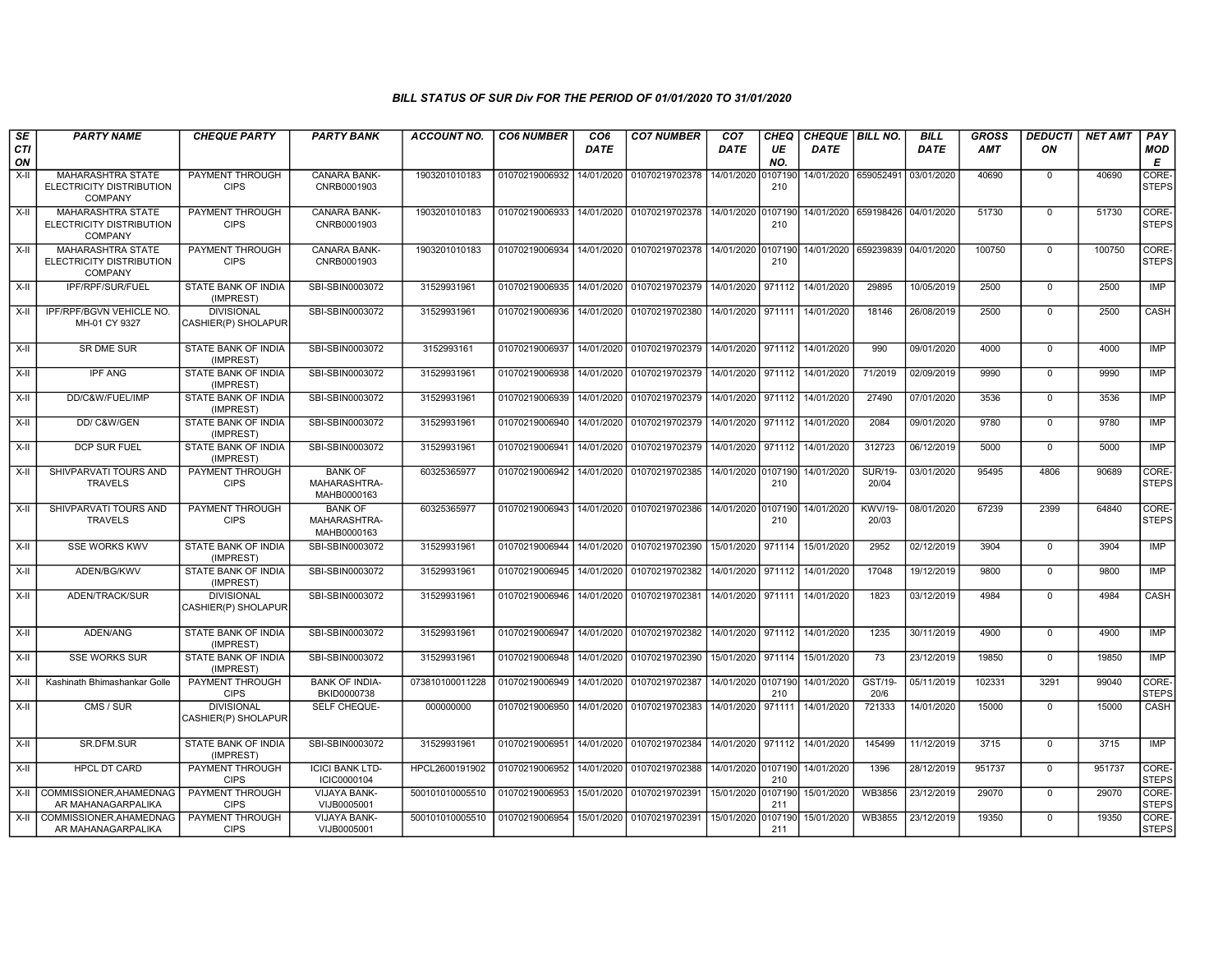### BILL STATUS OF SUR Div FOR THE PERIOD OF 01/01/2020 TO 31/01/2020

| SECTION | PARTY NAME | CHEQUE PARTY | PARTY BANK | ACCOUNT NO. | CO6 NUMBER | CO6 DATE | CO7 NUMBER | CO7 DATE | CHEQUE NO. | CHEQUE DATE | BILL NO. | BILL DATE | GROSS AMT | DEDUCTION | NET AMT | PAY MODE |
|---|---|---|---|---|---|---|---|---|---|---|---|---|---|---|---|---|
| X-II | MAHARASHTRA STATE ELECTRICITY DISTRIBUTION COMPANY | PAYMENT THROUGH CIPS | CANARA BANK-CNRB0001903 | 1903201010183 | 01070219006932 | 14/01/2020 | 01070219702378 | 14/01/2020 | 0107190210 | 14/01/2020 | 659052491 | 03/01/2020 | 40690 | 0 | 40690 | CORE-STEPS |
| X-II | MAHARASHTRA STATE ELECTRICITY DISTRIBUTION COMPANY | PAYMENT THROUGH CIPS | CANARA BANK-CNRB0001903 | 1903201010183 | 01070219006933 | 14/01/2020 | 01070219702378 | 14/01/2020 | 0107190210 | 14/01/2020 | 659198426 | 04/01/2020 | 51730 | 0 | 51730 | CORE-STEPS |
| X-II | MAHARASHTRA STATE ELECTRICITY DISTRIBUTION COMPANY | PAYMENT THROUGH CIPS | CANARA BANK-CNRB0001903 | 1903201010183 | 01070219006934 | 14/01/2020 | 01070219702378 | 14/01/2020 | 0107190210 | 14/01/2020 | 659239839 | 04/01/2020 | 100750 | 0 | 100750 | CORE-STEPS |
| X-II | IPF/RPF/SUR/FUEL | STATE BANK OF INDIA (IMPREST) | SBI-SBIN0003072 | 31529931961 | 01070219006935 | 14/01/2020 | 01070219702379 | 14/01/2020 | 971112 | 14/01/2020 | 29895 | 10/05/2019 | 2500 | 0 | 2500 | IMP |
| X-II | IPF/RPF/BGVN VEHICLE NO. MH-01 CY 9327 | DIVISIONAL CASHIER(P) SHOLAPUR | SBI-SBIN0003072 | 31529931961 | 01070219006936 | 14/01/2020 | 01070219702380 | 14/01/2020 | 971111 | 14/01/2020 | 18146 | 26/08/2019 | 2500 | 0 | 2500 | CASH |
| X-II | SR DME SUR | STATE BANK OF INDIA (IMPREST) | SBI-SBIN0003072 | 3152993161 | 01070219006937 | 14/01/2020 | 01070219702379 | 14/01/2020 | 971112 | 14/01/2020 | 990 | 09/01/2020 | 4000 | 0 | 4000 | IMP |
| X-II | IPF ANG | STATE BANK OF INDIA (IMPREST) | SBI-SBIN0003072 | 31529931961 | 01070219006938 | 14/01/2020 | 01070219702379 | 14/01/2020 | 971112 | 14/01/2020 | 71/2019 | 02/09/2019 | 9990 | 0 | 9990 | IMP |
| X-II | DD/C&W/FUEL/IMP | STATE BANK OF INDIA (IMPREST) | SBI-SBIN0003072 | 31529931961 | 01070219006939 | 14/01/2020 | 01070219702379 | 14/01/2020 | 971112 | 14/01/2020 | 27490 | 07/01/2020 | 3536 | 0 | 3536 | IMP |
| X-II | DD/ C&W/GEN | STATE BANK OF INDIA (IMPREST) | SBI-SBIN0003072 | 31529931961 | 01070219006940 | 14/01/2020 | 01070219702379 | 14/01/2020 | 971112 | 14/01/2020 | 2084 | 09/01/2020 | 9780 | 0 | 9780 | IMP |
| X-II | DCP SUR FUEL | STATE BANK OF INDIA (IMPREST) | SBI-SBIN0003072 | 31529931961 | 01070219006941 | 14/01/2020 | 01070219702379 | 14/01/2020 | 971112 | 14/01/2020 | 312723 | 06/12/2019 | 5000 | 0 | 5000 | IMP |
| X-II | SHIVPARVATI TOURS AND TRAVELS | PAYMENT THROUGH CIPS | BANK OF MAHARASHTRA-MAHB0000163 | 60325365977 | 01070219006942 | 14/01/2020 | 01070219702385 | 14/01/2020 | 0107190210 | 14/01/2020 | SUR/19-20/04 | 03/01/2020 | 95495 | 4806 | 90689 | CORE-STEPS |
| X-II | SHIVPARVATI TOURS AND TRAVELS | PAYMENT THROUGH CIPS | BANK OF MAHARASHTRA-MAHB0000163 | 60325365977 | 01070219006943 | 14/01/2020 | 01070219702386 | 14/01/2020 | 0107190210 | 14/01/2020 | KWV/19-20/03 | 08/01/2020 | 67239 | 2399 | 64840 | CORE-STEPS |
| X-II | SSE WORKS KWV | STATE BANK OF INDIA (IMPREST) | SBI-SBIN0003072 | 31529931961 | 01070219006944 | 14/01/2020 | 01070219702390 | 15/01/2020 | 971114 | 15/01/2020 | 2952 | 02/12/2019 | 3904 | 0 | 3904 | IMP |
| X-II | ADEN/BG/KWV | STATE BANK OF INDIA (IMPREST) | SBI-SBIN0003072 | 31529931961 | 01070219006945 | 14/01/2020 | 01070219702382 | 14/01/2020 | 971112 | 14/01/2020 | 17048 | 19/12/2019 | 9800 | 0 | 9800 | IMP |
| X-II | ADEN/TRACK/SUR | DIVISIONAL CASHIER(P) SHOLAPUR | SBI-SBIN0003072 | 31529931961 | 01070219006946 | 14/01/2020 | 01070219702381 | 14/01/2020 | 971111 | 14/01/2020 | 1823 | 03/12/2019 | 4984 | 0 | 4984 | CASH |
| X-II | ADEN/ANG | STATE BANK OF INDIA (IMPREST) | SBI-SBIN0003072 | 31529931961 | 01070219006947 | 14/01/2020 | 01070219702382 | 14/01/2020 | 971112 | 14/01/2020 | 1235 | 30/11/2019 | 4900 | 0 | 4900 | IMP |
| X-II | SSE WORKS SUR | STATE BANK OF INDIA (IMPREST) | SBI-SBIN0003072 | 31529931961 | 01070219006948 | 14/01/2020 | 01070219702390 | 15/01/2020 | 971114 | 15/01/2020 | 73 | 23/12/2019 | 19850 | 0 | 19850 | IMP |
| X-II | Kashinath Bhimashankar Golle | PAYMENT THROUGH CIPS | BANK OF INDIA-BKID0000738 | 073810100011228 | 01070219006949 | 14/01/2020 | 01070219702387 | 14/01/2020 | 0107190210 | 14/01/2020 | GST/19-20/6 | 05/11/2019 | 102331 | 3291 | 99040 | CORE-STEPS |
| X-II | CMS / SUR | DIVISIONAL CASHIER(P) SHOLAPUR | SELF CHEQUE- | 000000000 | 01070219006950 | 14/01/2020 | 01070219702383 | 14/01/2020 | 971111 | 14/01/2020 | 721333 | 14/01/2020 | 15000 | 0 | 15000 | CASH |
| X-II | SR.DFM.SUR | STATE BANK OF INDIA (IMPREST) | SBI-SBIN0003072 | 31529931961 | 01070219006951 | 14/01/2020 | 01070219702384 | 14/01/2020 | 971112 | 14/01/2020 | 145499 | 11/12/2019 | 3715 | 0 | 3715 | IMP |
| X-II | HPCL DT CARD | PAYMENT THROUGH CIPS | ICICI BANK LTD-ICIC0000104 | HPCL2600191902 | 01070219006952 | 14/01/2020 | 01070219702388 | 14/01/2020 | 0107190210 | 14/01/2020 | 1396 | 28/12/2019 | 951737 | 0 | 951737 | CORE-STEPS |
| X-II | COMMISSIONER,AHAMEDNAGAR MAHANAGARPALIKA | PAYMENT THROUGH CIPS | VIJAYA BANK-VIJB0005001 | 500101010005510 | 01070219006953 | 15/01/2020 | 01070219702391 | 15/01/2020 | 0107190211 | 15/01/2020 | WB3856 | 23/12/2019 | 29070 | 0 | 29070 | CORE-STEPS |
| X-II | COMMISSIONER,AHAMEDNAGAR MAHANAGARPALIKA | PAYMENT THROUGH CIPS | VIJAYA BANK-VIJB0005001 | 500101010005510 | 01070219006954 | 15/01/2020 | 01070219702391 | 15/01/2020 | 0107190211 | 15/01/2020 | WB3855 | 23/12/2019 | 19350 | 0 | 19350 | CORE-STEPS |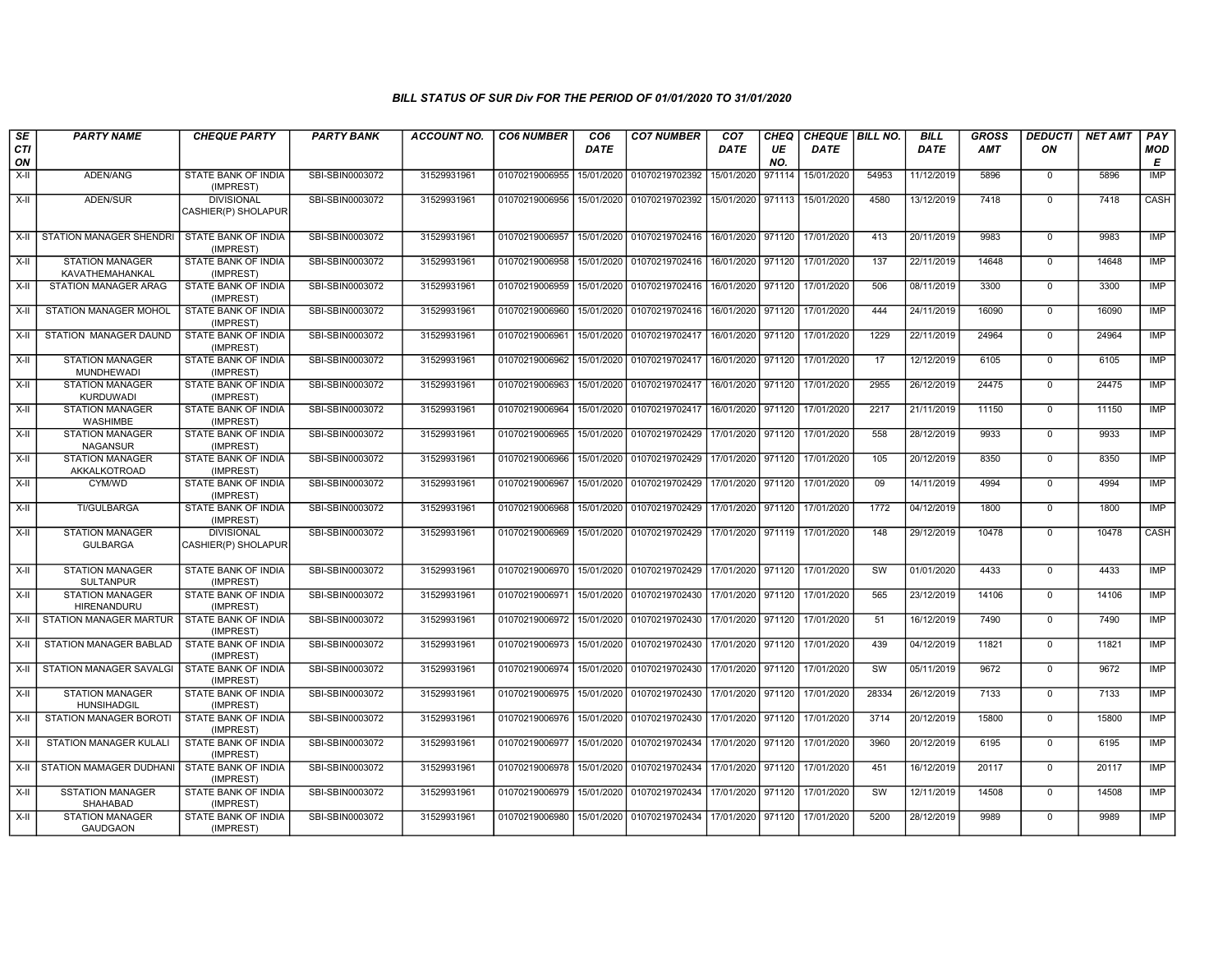### BILL STATUS OF SUR Div FOR THE PERIOD OF 01/01/2020 TO 31/01/2020

| SECTION | PARTY NAME | CHEQUE PARTY | PARTY BANK | ACCOUNT NO. | CO6 NUMBER | CO6 DATE | CO7 NUMBER | CO7 DATE | CHEQUE NO. | CHEQUE DATE | BILL NO. | BILL DATE | GROSS AMT | DEDUCTION | NET AMT | PAY MODE |
|---|---|---|---|---|---|---|---|---|---|---|---|---|---|---|---|---|
| X-II | ADEN/ANG | STATE BANK OF INDIA (IMPREST) | SBI-SBIN0003072 | 31529931961 | 01070219006955 | 15/01/2020 | 01070219702392 | 15/01/2020 | 971114 | 15/01/2020 | 54953 | 11/12/2019 | 5896 | 0 | 5896 | IMP |
| X-II | ADEN/SUR | DIVISIONAL CASHIER(P) SHOLAPUR | SBI-SBIN0003072 | 31529931961 | 01070219006956 | 15/01/2020 | 01070219702392 | 15/01/2020 | 971113 | 15/01/2020 | 4580 | 13/12/2019 | 7418 | 0 | 7418 | CASH |
| X-II | STATION MANAGER SHENDRI | STATE BANK OF INDIA (IMPREST) | SBI-SBIN0003072 | 31529931961 | 01070219006957 | 15/01/2020 | 01070219702416 | 16/01/2020 | 971120 | 17/01/2020 | 413 | 20/11/2019 | 9983 | 0 | 9983 | IMP |
| X-II | STATION MANAGER KAVATHEMAHANKAL | STATE BANK OF INDIA (IMPREST) | SBI-SBIN0003072 | 31529931961 | 01070219006958 | 15/01/2020 | 01070219702416 | 16/01/2020 | 971120 | 17/01/2020 | 137 | 22/11/2019 | 14648 | 0 | 14648 | IMP |
| X-II | STATION MANAGER ARAG | STATE BANK OF INDIA (IMPREST) | SBI-SBIN0003072 | 31529931961 | 01070219006959 | 15/01/2020 | 01070219702416 | 16/01/2020 | 971120 | 17/01/2020 | 506 | 08/11/2019 | 3300 | 0 | 3300 | IMP |
| X-II | STATION MANAGER MOHOL | STATE BANK OF INDIA (IMPREST) | SBI-SBIN0003072 | 31529931961 | 01070219006960 | 15/01/2020 | 01070219702416 | 16/01/2020 | 971120 | 17/01/2020 | 444 | 24/11/2019 | 16090 | 0 | 16090 | IMP |
| X-II | STATION MANAGER DAUND | STATE BANK OF INDIA (IMPREST) | SBI-SBIN0003072 | 31529931961 | 01070219006961 | 15/01/2020 | 01070219702417 | 16/01/2020 | 971120 | 17/01/2020 | 1229 | 22/11/2019 | 24964 | 0 | 24964 | IMP |
| X-II | STATION MANAGER MUNDHEWADI | STATE BANK OF INDIA (IMPREST) | SBI-SBIN0003072 | 31529931961 | 01070219006962 | 15/01/2020 | 01070219702417 | 16/01/2020 | 971120 | 17/01/2020 | 17 | 12/12/2019 | 6105 | 0 | 6105 | IMP |
| X-II | STATION MANAGER KURDUWADI | STATE BANK OF INDIA (IMPREST) | SBI-SBIN0003072 | 31529931961 | 01070219006963 | 15/01/2020 | 01070219702417 | 16/01/2020 | 971120 | 17/01/2020 | 2955 | 26/12/2019 | 24475 | 0 | 24475 | IMP |
| X-II | STATION MANAGER WASHIMBE | STATE BANK OF INDIA (IMPREST) | SBI-SBIN0003072 | 31529931961 | 01070219006964 | 15/01/2020 | 01070219702417 | 16/01/2020 | 971120 | 17/01/2020 | 2217 | 21/11/2019 | 11150 | 0 | 11150 | IMP |
| X-II | STATION MANAGER NAGANSUR | STATE BANK OF INDIA (IMPREST) | SBI-SBIN0003072 | 31529931961 | 01070219006965 | 15/01/2020 | 01070219702429 | 17/01/2020 | 971120 | 17/01/2020 | 558 | 28/12/2019 | 9933 | 0 | 9933 | IMP |
| X-II | STATION MANAGER AKKALKOTROAD | STATE BANK OF INDIA (IMPREST) | SBI-SBIN0003072 | 31529931961 | 01070219006966 | 15/01/2020 | 01070219702429 | 17/01/2020 | 971120 | 17/01/2020 | 105 | 20/12/2019 | 8350 | 0 | 8350 | IMP |
| X-II | CYM/WD | STATE BANK OF INDIA (IMPREST) | SBI-SBIN0003072 | 31529931961 | 01070219006967 | 15/01/2020 | 01070219702429 | 17/01/2020 | 971120 | 17/01/2020 | 09 | 14/11/2019 | 4994 | 0 | 4994 | IMP |
| X-II | TI/GULBARGA | STATE BANK OF INDIA (IMPREST) | SBI-SBIN0003072 | 31529931961 | 01070219006968 | 15/01/2020 | 01070219702429 | 17/01/2020 | 971120 | 17/01/2020 | 1772 | 04/12/2019 | 1800 | 0 | 1800 | IMP |
| X-II | STATION MANAGER GULBARGA | DIVISIONAL CASHIER(P) SHOLAPUR | SBI-SBIN0003072 | 31529931961 | 01070219006969 | 15/01/2020 | 01070219702429 | 17/01/2020 | 971119 | 17/01/2020 | 148 | 29/12/2019 | 10478 | 0 | 10478 | CASH |
| X-II | STATION MANAGER SULTANPUR | STATE BANK OF INDIA (IMPREST) | SBI-SBIN0003072 | 31529931961 | 01070219006970 | 15/01/2020 | 01070219702429 | 17/01/2020 | 971120 | 17/01/2020 | SW | 01/01/2020 | 4433 | 0 | 4433 | IMP |
| X-II | STATION MANAGER HIRENANDURU | STATE BANK OF INDIA (IMPREST) | SBI-SBIN0003072 | 31529931961 | 01070219006971 | 15/01/2020 | 01070219702430 | 17/01/2020 | 971120 | 17/01/2020 | 565 | 23/12/2019 | 14106 | 0 | 14106 | IMP |
| X-II | STATION MANAGER MARTUR | STATE BANK OF INDIA (IMPREST) | SBI-SBIN0003072 | 31529931961 | 01070219006972 | 15/01/2020 | 01070219702430 | 17/01/2020 | 971120 | 17/01/2020 | 51 | 16/12/2019 | 7490 | 0 | 7490 | IMP |
| X-II | STATION MANAGER BABLAD | STATE BANK OF INDIA (IMPREST) | SBI-SBIN0003072 | 31529931961 | 01070219006973 | 15/01/2020 | 01070219702430 | 17/01/2020 | 971120 | 17/01/2020 | 439 | 04/12/2019 | 11821 | 0 | 11821 | IMP |
| X-II | STATION MANAGER SAVALGI | STATE BANK OF INDIA (IMPREST) | SBI-SBIN0003072 | 31529931961 | 01070219006974 | 15/01/2020 | 01070219702430 | 17/01/2020 | 971120 | 17/01/2020 | SW | 05/11/2019 | 9672 | 0 | 9672 | IMP |
| X-II | STATION MANAGER HUNSIHADGIL | STATE BANK OF INDIA (IMPREST) | SBI-SBIN0003072 | 31529931961 | 01070219006975 | 15/01/2020 | 01070219702430 | 17/01/2020 | 971120 | 17/01/2020 | 28334 | 26/12/2019 | 7133 | 0 | 7133 | IMP |
| X-II | STATION MANAGER BOROTI | STATE BANK OF INDIA (IMPREST) | SBI-SBIN0003072 | 31529931961 | 01070219006976 | 15/01/2020 | 01070219702430 | 17/01/2020 | 971120 | 17/01/2020 | 3714 | 20/12/2019 | 15800 | 0 | 15800 | IMP |
| X-II | STATION MANAGER KULALI | STATE BANK OF INDIA (IMPREST) | SBI-SBIN0003072 | 31529931961 | 01070219006977 | 15/01/2020 | 01070219702434 | 17/01/2020 | 971120 | 17/01/2020 | 3960 | 20/12/2019 | 6195 | 0 | 6195 | IMP |
| X-II | STATION MAMAGER DUDHANI | STATE BANK OF INDIA (IMPREST) | SBI-SBIN0003072 | 31529931961 | 01070219006978 | 15/01/2020 | 01070219702434 | 17/01/2020 | 971120 | 17/01/2020 | 451 | 16/12/2019 | 20117 | 0 | 20117 | IMP |
| X-II | SSTATION MANAGER SHAHABAD | STATE BANK OF INDIA (IMPREST) | SBI-SBIN0003072 | 31529931961 | 01070219006979 | 15/01/2020 | 01070219702434 | 17/01/2020 | 971120 | 17/01/2020 | SW | 12/11/2019 | 14508 | 0 | 14508 | IMP |
| X-II | STATION MANAGER GAUDGAON | STATE BANK OF INDIA (IMPREST) | SBI-SBIN0003072 | 31529931961 | 01070219006980 | 15/01/2020 | 01070219702434 | 17/01/2020 | 971120 | 17/01/2020 | 5200 | 28/12/2019 | 9989 | 0 | 9989 | IMP |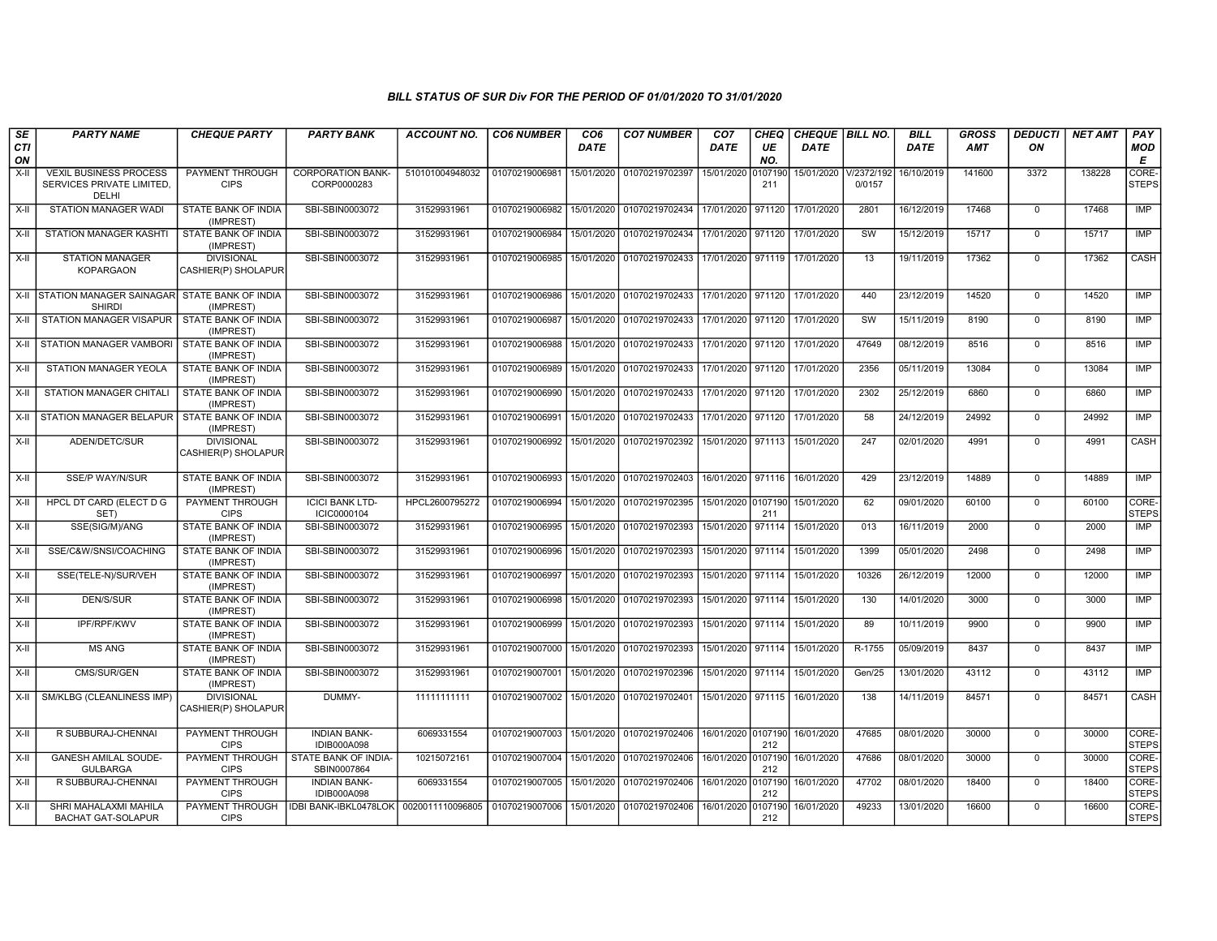# BILL STATUS OF SUR Div FOR THE PERIOD OF 01/01/2020 TO 31/01/2020

| SECTION | PARTY NAME | CHEQUE PARTY | PARTY BANK | ACCOUNT NO. | CO6 NUMBER | CO6 DATE | CO7 NUMBER | CO7 DATE | CHEQUE NO. | CHEQUE DATE | BILL NO. | BILL DATE | GROSS AMT | DEDUCTION | NET AMT | PAY MODE |
|---|---|---|---|---|---|---|---|---|---|---|---|---|---|---|---|---|
| X-II | VEXIL BUSINESS PROCESS SERVICES PRIVATE LIMITED, DELHI | PAYMENT THROUGH CIPS | CORPORATION BANK-CORP0000283 | 510101004948032 | 01070219006981 | 15/01/2020 | 01070219702397 | 15/01/2020 | 0107190211 | 15/01/2020 | V/2372/1920/0157 | 16/10/2019 | 141600 | 3372 | 138228 | CORE-STEPS |
| X-II | STATION MANAGER WADI | STATE BANK OF INDIA (IMPREST) | SBI-SBIN0003072 | 31529931961 | 01070219006982 | 15/01/2020 | 01070219702434 | 17/01/2020 | 971120 | 17/01/2020 | 2801 | 16/12/2019 | 17468 | 0 | 17468 | IMP |
| X-II | STATION MANAGER KASHTI | STATE BANK OF INDIA (IMPREST) | SBI-SBIN0003072 | 31529931961 | 01070219006984 | 15/01/2020 | 01070219702434 | 17/01/2020 | 971120 | 17/01/2020 | SW | 15/12/2019 | 15717 | 0 | 15717 | IMP |
| X-II | STATION MANAGER KOPARGAON | DIVISIONAL CASHIER(P) SHOLAPUR | SBI-SBIN0003072 | 31529931961 | 01070219006985 | 15/01/2020 | 01070219702433 | 17/01/2020 | 971119 | 17/01/2020 | 13 | 19/11/2019 | 17362 | 0 | 17362 | CASH |
| X-II | STATION MANAGER SAINAGAR SHIRDI | STATE BANK OF INDIA (IMPREST) | SBI-SBIN0003072 | 31529931961 | 01070219006986 | 15/01/2020 | 01070219702433 | 17/01/2020 | 971120 | 17/01/2020 | 440 | 23/12/2019 | 14520 | 0 | 14520 | IMP |
| X-II | STATION MANAGER VISAPUR | STATE BANK OF INDIA (IMPREST) | SBI-SBIN0003072 | 31529931961 | 01070219006987 | 15/01/2020 | 01070219702433 | 17/01/2020 | 971120 | 17/01/2020 | SW | 15/11/2019 | 8190 | 0 | 8190 | IMP |
| X-II | STATION MANAGER VAMBORI | STATE BANK OF INDIA (IMPREST) | SBI-SBIN0003072 | 31529931961 | 01070219006988 | 15/01/2020 | 01070219702433 | 17/01/2020 | 971120 | 17/01/2020 | 47649 | 08/12/2019 | 8516 | 0 | 8516 | IMP |
| X-II | STATION MANAGER YEOLA | STATE BANK OF INDIA (IMPREST) | SBI-SBIN0003072 | 31529931961 | 01070219006989 | 15/01/2020 | 01070219702433 | 17/01/2020 | 971120 | 17/01/2020 | 2356 | 05/11/2019 | 13084 | 0 | 13084 | IMP |
| X-II | STATION MANAGER CHITALI | STATE BANK OF INDIA (IMPREST) | SBI-SBIN0003072 | 31529931961 | 01070219006990 | 15/01/2020 | 01070219702433 | 17/01/2020 | 971120 | 17/01/2020 | 2302 | 25/12/2019 | 6860 | 0 | 6860 | IMP |
| X-II | STATION MANAGER BELAPUR | STATE BANK OF INDIA (IMPREST) | SBI-SBIN0003072 | 31529931961 | 01070219006991 | 15/01/2020 | 01070219702433 | 17/01/2020 | 971120 | 17/01/2020 | 58 | 24/12/2019 | 24992 | 0 | 24992 | IMP |
| X-II | ADEN/DETC/SUR | DIVISIONAL CASHIER(P) SHOLAPUR | SBI-SBIN0003072 | 31529931961 | 01070219006992 | 15/01/2020 | 01070219702392 | 15/01/2020 | 971113 | 15/01/2020 | 247 | 02/01/2020 | 4991 | 0 | 4991 | CASH |
| X-II | SSE/P WAY/N/SUR | STATE BANK OF INDIA (IMPREST) | SBI-SBIN0003072 | 31529931961 | 01070219006993 | 15/01/2020 | 01070219702403 | 16/01/2020 | 971116 | 16/01/2020 | 429 | 23/12/2019 | 14889 | 0 | 14889 | IMP |
| X-II | HPCL DT CARD (ELECT D G SET) | PAYMENT THROUGH CIPS | ICICI BANK LTD-ICIC0000104 | HPCL2600795272 | 01070219006994 | 15/01/2020 | 01070219702395 | 15/01/2020 | 0107190211 | 15/01/2020 | 62 | 09/01/2020 | 60100 | 0 | 60100 | CORE-STEPS |
| X-II | SSE(SIG/M)/ANG | STATE BANK OF INDIA (IMPREST) | SBI-SBIN0003072 | 31529931961 | 01070219006995 | 15/01/2020 | 01070219702393 | 15/01/2020 | 971114 | 15/01/2020 | 013 | 16/11/2019 | 2000 | 0 | 2000 | IMP |
| X-II | SSE/C&W/SNSI/COACHING | STATE BANK OF INDIA (IMPREST) | SBI-SBIN0003072 | 31529931961 | 01070219006996 | 15/01/2020 | 01070219702393 | 15/01/2020 | 971114 | 15/01/2020 | 1399 | 05/01/2020 | 2498 | 0 | 2498 | IMP |
| X-II | SSE(TELE-N)/SUR/VEH | STATE BANK OF INDIA (IMPREST) | SBI-SBIN0003072 | 31529931961 | 01070219006997 | 15/01/2020 | 01070219702393 | 15/01/2020 | 971114 | 15/01/2020 | 10326 | 26/12/2019 | 12000 | 0 | 12000 | IMP |
| X-II | DEN/S/SUR | STATE BANK OF INDIA (IMPREST) | SBI-SBIN0003072 | 31529931961 | 01070219006998 | 15/01/2020 | 01070219702393 | 15/01/2020 | 971114 | 15/01/2020 | 130 | 14/01/2020 | 3000 | 0 | 3000 | IMP |
| X-II | IPF/RPF/KWV | STATE BANK OF INDIA (IMPREST) | SBI-SBIN0003072 | 31529931961 | 01070219006999 | 15/01/2020 | 01070219702393 | 15/01/2020 | 971114 | 15/01/2020 | 89 | 10/11/2019 | 9900 | 0 | 9900 | IMP |
| X-II | MS ANG | STATE BANK OF INDIA (IMPREST) | SBI-SBIN0003072 | 31529931961 | 01070219007000 | 15/01/2020 | 01070219702393 | 15/01/2020 | 971114 | 15/01/2020 | R-1755 | 05/09/2019 | 8437 | 0 | 8437 | IMP |
| X-II | CMS/SUR/GEN | STATE BANK OF INDIA (IMPREST) | SBI-SBIN0003072 | 31529931961 | 01070219007001 | 15/01/2020 | 01070219702396 | 15/01/2020 | 971114 | 15/01/2020 | Gen/25 | 13/01/2020 | 43112 | 0 | 43112 | IMP |
| X-II | SM/KLBG (CLEANLINESS IMP) | DIVISIONAL CASHIER(P) SHOLAPUR | DUMMY- | 11111111111 | 01070219007002 | 15/01/2020 | 01070219702401 | 15/01/2020 | 971115 | 16/01/2020 | 138 | 14/11/2019 | 84571 | 0 | 84571 | CASH |
| X-II | R SUBBURAJ-CHENNAI | PAYMENT THROUGH CIPS | INDIAN BANK-IDIB000A098 | 6069331554 | 01070219007003 | 15/01/2020 | 01070219702406 | 16/01/2020 | 0107190212 | 16/01/2020 | 47685 | 08/01/2020 | 30000 | 0 | 30000 | CORE-STEPS |
| X-II | GANESH AMILAL SOUDE-GULBARGA | PAYMENT THROUGH CIPS | STATE BANK OF INDIA-SBIN0007864 | 10215072161 | 01070219007004 | 15/01/2020 | 01070219702406 | 16/01/2020 | 0107190212 | 16/01/2020 | 47686 | 08/01/2020 | 30000 | 0 | 30000 | CORE-STEPS |
| X-II | R SUBBURAJ-CHENNAI | PAYMENT THROUGH CIPS | INDIAN BANK-IDIB000A098 | 6069331554 | 01070219007005 | 15/01/2020 | 01070219702406 | 16/01/2020 | 0107190212 | 16/01/2020 | 47702 | 08/01/2020 | 18400 | 0 | 18400 | CORE-STEPS |
| X-II | SHRI MAHALAXMI MAHILA BACHAT GAT-SOLAPUR | PAYMENT THROUGH CIPS | IDBI BANK-IBKL0478LOK | 0020011110096805 | 01070219007006 | 15/01/2020 | 01070219702406 | 16/01/2020 | 0107190212 | 16/01/2020 | 49233 | 13/01/2020 | 16600 | 0 | 16600 | CORE-STEPS |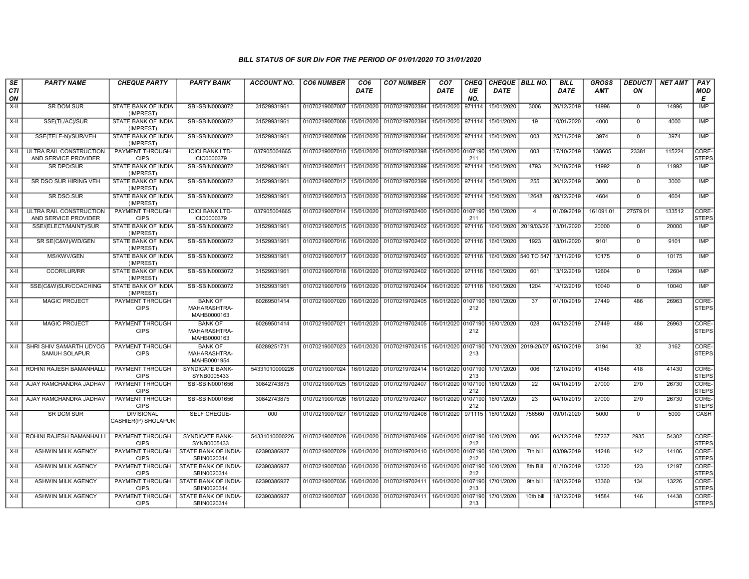### BILL STATUS OF SUR Div FOR THE PERIOD OF 01/01/2020 TO 31/01/2020

| SECTION | PARTY NAME | CHEQUE PARTY | PARTY BANK | ACCOUNT NO. | CO6 NUMBER | CO6 DATE | CO7 NUMBER | CO7 DATE | CHEQUE NO. | CHEQUE DATE | BILL NO. | BILL DATE | GROSS AMT | DEDUCTION | NET AMT | PAY MODE |
|---|---|---|---|---|---|---|---|---|---|---|---|---|---|---|---|---|
| X-II | SR DOM SUR | STATE BANK OF INDIA (IMPREST) | SBI-SBIN0003072 | 31529931961 | 01070219007007 | 15/01/2020 | 01070219702394 | 15/01/2020 | 971114 | 15/01/2020 | 3006 | 26/12/2019 | 14996 | 0 | 14996 | IMP |
| X-II | SSE(TL/AC)/SUR | STATE BANK OF INDIA (IMPREST) | SBI-SBIN0003072 | 31529931961 | 01070219007008 | 15/01/2020 | 01070219702394 | 15/01/2020 | 971114 | 15/01/2020 | 19 | 10/01/2020 | 4000 | 0 | 4000 | IMP |
| X-II | SSE(TELE-N)/SUR/VEH | STATE BANK OF INDIA (IMPREST) | SBI-SBIN0003072 | 31529931961 | 01070219007009 | 15/01/2020 | 01070219702394 | 15/01/2020 | 971114 | 15/01/2020 | 003 | 25/11/2019 | 3974 | 0 | 3974 | IMP |
| X-II | ULTRA RAIL CONSTRUCTION AND SERVICE PROVIDER | PAYMENT THROUGH CIPS | ICICI BANK LTD-ICIC0000379 | 037905004665 | 01070219007010 | 15/01/2020 | 01070219702398 | 15/01/2020 | 0107190211 | 15/01/2020 | 003 | 17/10/2019 | 138605 | 23381 | 115224 | CORE-STEPS |
| X-II | SR DPO/SUR | STATE BANK OF INDIA (IMPREST) | SBI-SBIN0003072 | 31529931961 | 01070219007011 | 15/01/2020 | 01070219702399 | 15/01/2020 | 971114 | 15/01/2020 | 4793 | 24/10/2019 | 11992 | 0 | 11992 | IMP |
| X-II | SR DSO SUR HIRING VEH | STATE BANK OF INDIA (IMPREST) | SBI-SBIN0003072 | 31529931961 | 01070219007012 | 15/01/2020 | 01070219702399 | 15/01/2020 | 971114 | 15/01/2020 | 255 | 30/12/2019 | 3000 | 0 | 3000 | IMP |
| X-II | SR.DSO.SUR | STATE BANK OF INDIA (IMPREST) | SBI-SBIN0003072 | 31529931961 | 01070219007013 | 15/01/2020 | 01070219702399 | 15/01/2020 | 971114 | 15/01/2020 | 12648 | 09/12/2019 | 4604 | 0 | 4604 | IMP |
| X-II | ULTRA RAIL CONSTRUCTION AND SERVICE PROVIDER | PAYMENT THROUGH CIPS | ICICI BANK LTD-ICIC0000379 | 037905004665 | 01070219007014 | 15/01/2020 | 01070219702400 | 15/01/2020 | 0107190211 | 15/01/2020 | 4 | 01/09/2019 | 161091.01 | 27579.01 | 133512 | CORE-STEPS |
| X-II | SSE/(ELECT/MAINT)/SUR | STATE BANK OF INDIA (IMPREST) | SBI-SBIN0003072 | 31529931961 | 01070219007015 | 16/01/2020 | 01070219702402 | 16/01/2020 | 971116 | 16/01/2020 | 2019/03/26 | 13/01/2020 | 20000 | 0 | 20000 | IMP |
| X-II | SR SE(C&W)/WD/GEN | STATE BANK OF INDIA (IMPREST) | SBI-SBIN0003072 | 31529931961 | 01070219007016 | 16/01/2020 | 01070219702402 | 16/01/2020 | 971116 | 16/01/2020 | 1923 | 08/01/2020 | 9101 | 0 | 9101 | IMP |
| X-II | MS/KWV/GEN | STATE BANK OF INDIA (IMPREST) | SBI-SBIN0003072 | 31529931961 | 01070219007017 | 16/01/2020 | 01070219702402 | 16/01/2020 | 971116 | 16/01/2020 | 540 TO 547 | 13/11/2019 | 10175 | 0 | 10175 | IMP |
| X-II | CCOR/LUR/RR | STATE BANK OF INDIA (IMPREST) | SBI-SBIN0003072 | 31529931961 | 01070219007018 | 16/01/2020 | 01070219702402 | 16/01/2020 | 971116 | 16/01/2020 | 601 | 13/12/2019 | 12604 | 0 | 12604 | IMP |
| X-II | SSE(C&W)SUR/COACHING | STATE BANK OF INDIA (IMPREST) | SBI-SBIN0003072 | 31529931961 | 01070219007019 | 16/01/2020 | 01070219702404 | 16/01/2020 | 971116 | 16/01/2020 | 1204 | 14/12/2019 | 10040 | 0 | 10040 | IMP |
| X-II | MAGIC PROJECT | PAYMENT THROUGH CIPS | BANK OF MAHARASHTRA-MAHB0000163 | 60269501414 | 01070219007020 | 16/01/2020 | 01070219702405 | 16/01/2020 | 0107190212 | 16/01/2020 | 37 | 01/10/2019 | 27449 | 486 | 26963 | CORE-STEPS |
| X-II | MAGIC PROJECT | PAYMENT THROUGH CIPS | BANK OF MAHARASHTRA-MAHB0000163 | 60269501414 | 01070219007021 | 16/01/2020 | 01070219702405 | 16/01/2020 | 0107190212 | 16/01/2020 | 028 | 04/12/2019 | 27449 | 486 | 26963 | CORE-STEPS |
| X-II | SHRI SHIV SAMARTH UDYOG SAMUH SOLAPUR | PAYMENT THROUGH CIPS | BANK OF MAHARASHTRA-MAHB0001954 | 60289251731 | 01070219007023 | 16/01/2020 | 01070219702415 | 16/01/2020 | 0107190213 | 17/01/2020 | 2019-20/07 | 05/10/2019 | 3194 | 32 | 3162 | CORE-STEPS |
| X-II | ROHINI RAJESH BAMANHALLI | PAYMENT THROUGH CIPS | SYNDICATE BANK-SYNB0005433 | 54331010000226 | 01070219007024 | 16/01/2020 | 01070219702414 | 16/01/2020 | 0107190213 | 17/01/2020 | 006 | 12/10/2019 | 41848 | 418 | 41430 | CORE-STEPS |
| X-II | AJAY RAMCHANDRA JADHAV | PAYMENT THROUGH CIPS | SBI-SBIN0001656 | 30842743875 | 01070219007025 | 16/01/2020 | 01070219702407 | 16/01/2020 | 0107190212 | 16/01/2020 | 22 | 04/10/2019 | 27000 | 270 | 26730 | CORE-STEPS |
| X-II | AJAY RAMCHANDRA JADHAV | PAYMENT THROUGH CIPS | SBI-SBIN0001656 | 30842743875 | 01070219007026 | 16/01/2020 | 01070219702407 | 16/01/2020 | 0107190212 | 16/01/2020 | 23 | 04/10/2019 | 27000 | 270 | 26730 | CORE-STEPS |
| X-II | SR DCM SUR | DIVISIONAL CASHIER(P) SHOLAPUR | SELF CHEQUE- | 000 | 01070219007027 | 16/01/2020 | 01070219702408 | 16/01/2020 | 971115 | 16/01/2020 | 756560 | 09/01/2020 | 5000 | 0 | 5000 | CASH |
| X-II | ROHINI RAJESH BAMANHALLI | PAYMENT THROUGH CIPS | SYNDICATE BANK-SYNB0005433 | 54331010000226 | 01070219007028 | 16/01/2020 | 01070219702409 | 16/01/2020 | 0107190212 | 16/01/2020 | 006 | 04/12/2019 | 57237 | 2935 | 54302 | CORE-STEPS |
| X-II | ASHWIN MILK AGENCY | PAYMENT THROUGH CIPS | STATE BANK OF INDIA-SBIN0020314 | 62390386927 | 01070219007029 | 16/01/2020 | 01070219702410 | 16/01/2020 | 0107190212 | 16/01/2020 | 7th bill | 03/09/2019 | 14248 | 142 | 14106 | CORE-STEPS |
| X-II | ASHWIN MILK AGENCY | PAYMENT THROUGH CIPS | STATE BANK OF INDIA-SBIN0020314 | 62390386927 | 01070219007030 | 16/01/2020 | 01070219702410 | 16/01/2020 | 0107190212 | 16/01/2020 | 8th Bill | 01/10/2019 | 12320 | 123 | 12197 | CORE-STEPS |
| X-II | ASHWIN MILK AGENCY | PAYMENT THROUGH CIPS | STATE BANK OF INDIA-SBIN0020314 | 62390386927 | 01070219007036 | 16/01/2020 | 01070219702411 | 16/01/2020 | 0107190213 | 17/01/2020 | 9th bill | 18/12/2019 | 13360 | 134 | 13226 | CORE-STEPS |
| X-II | ASHWIN MILK AGENCY | PAYMENT THROUGH CIPS | STATE BANK OF INDIA-SBIN0020314 | 62390386927 | 01070219007037 | 16/01/2020 | 01070219702411 | 16/01/2020 | 0107190213 | 17/01/2020 | 10th bill | 18/12/2019 | 14584 | 146 | 14438 | CORE-STEPS |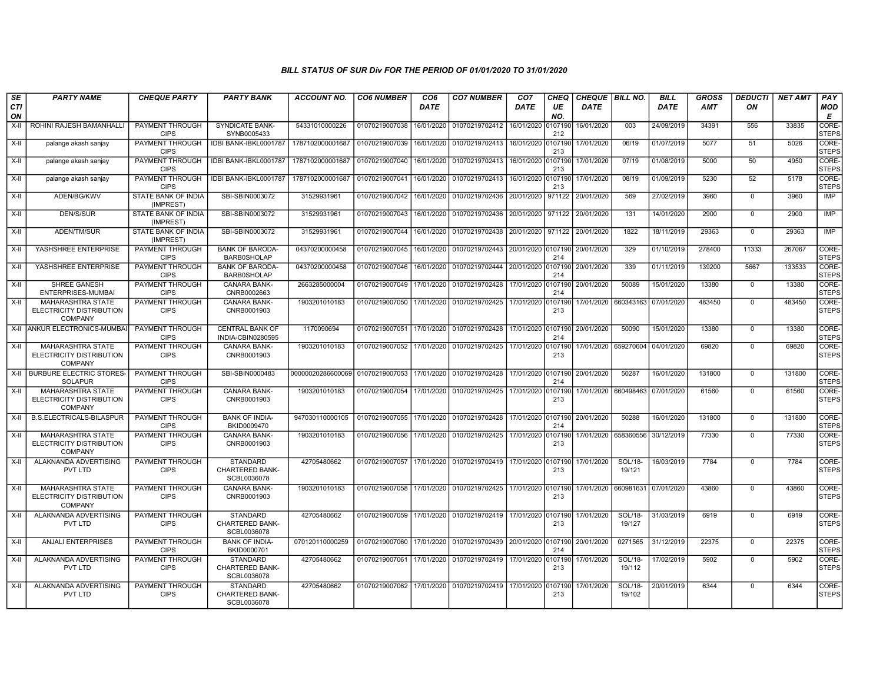# BILL STATUS OF SUR Div FOR THE PERIOD OF 01/01/2020 TO 31/01/2020

| SECTION | PARTY NAME | CHEQUE PARTY | PARTY BANK | ACCOUNT NO. | CO6 NUMBER | CO6 DATE | CO7 NUMBER | CO7 DATE | CHEQUE NO. | CHEQUE DATE | BILL NO. | BILL DATE | GROSS AMT | DEDUCTION | NET AMT | PAY MODE |
|---|---|---|---|---|---|---|---|---|---|---|---|---|---|---|---|---|
| X-II | ROHINI RAJESH BAMANHALLI | PAYMENT THROUGH CIPS | SYNDICATE BANK-SYNB0005433 | 54331010000226 | 01070219007038 | 16/01/2020 | 01070219702412 | 16/01/2020 | 0107190212 | 16/01/2020 | 003 | 24/09/2019 | 34391 | 556 | 33835 | CORE-STEPS |
| X-II | palange akash sanjay | PAYMENT THROUGH CIPS | IDBI BANK-IBKL0001787 | 1787102000001687 | 01070219007039 | 16/01/2020 | 01070219702413 | 16/01/2020 | 0107190213 | 17/01/2020 | 06/19 | 01/07/2019 | 5077 | 51 | 5026 | CORE-STEPS |
| X-II | palange akash sanjay | PAYMENT THROUGH CIPS | IDBI BANK-IBKL0001787 | 1787102000001687 | 01070219007040 | 16/01/2020 | 01070219702413 | 16/01/2020 | 0107190213 | 17/01/2020 | 07/19 | 01/08/2019 | 5000 | 50 | 4950 | CORE-STEPS |
| X-II | palange akash sanjay | PAYMENT THROUGH CIPS | IDBI BANK-IBKL0001787 | 1787102000001687 | 01070219007041 | 16/01/2020 | 01070219702413 | 16/01/2020 | 0107190213 | 17/01/2020 | 08/19 | 01/09/2019 | 5230 | 52 | 5178 | CORE-STEPS |
| X-II | ADEN/BG/KWV | STATE BANK OF INDIA (IMPREST) | SBI-SBIN0003072 | 31529931961 | 01070219007042 | 16/01/2020 | 01070219702436 | 20/01/2020 | 971122 | 20/01/2020 | 569 | 27/02/2019 | 3960 | 0 | 3960 | IMP |
| X-II | DEN/S/SUR | STATE BANK OF INDIA (IMPREST) | SBI-SBIN0003072 | 31529931961 | 01070219007043 | 16/01/2020 | 01070219702436 | 20/01/2020 | 971122 | 20/01/2020 | 131 | 14/01/2020 | 2900 | 0 | 2900 | IMP |
| X-II | ADEN/TM/SUR | STATE BANK OF INDIA (IMPREST) | SBI-SBIN0003072 | 31529931961 | 01070219007044 | 16/01/2020 | 01070219702438 | 20/01/2020 | 971122 | 20/01/2020 | 1822 | 18/11/2019 | 29363 | 0 | 29363 | IMP |
| X-II | YASHSHREE ENTERPRISE | PAYMENT THROUGH CIPS | BANK OF BARODA-BARB0SHOLAP | 04370200000458 | 01070219007045 | 16/01/2020 | 01070219702443 | 20/01/2020 | 0107190214 | 20/01/2020 | 329 | 01/10/2019 | 278400 | 11333 | 267067 | CORE-STEPS |
| X-II | YASHSHREE ENTERPRISE | PAYMENT THROUGH CIPS | BANK OF BARODA-BARB0SHOLAP | 04370200000458 | 01070219007046 | 16/01/2020 | 01070219702444 | 20/01/2020 | 0107190214 | 20/01/2020 | 339 | 01/11/2019 | 139200 | 5667 | 133533 | CORE-STEPS |
| X-II | SHREE GANESH ENTERPRISES-MUMBAI | PAYMENT THROUGH CIPS | CANARA BANK-CNRB0002663 | 2663285000004 | 01070219007049 | 17/01/2020 | 01070219702428 | 17/01/2020 | 0107190214 | 20/01/2020 | 50089 | 15/01/2020 | 13380 | 0 | 13380 | CORE-STEPS |
| X-II | MAHARASHTRA STATE ELECTRICITY DISTRIBUTION COMPANY | PAYMENT THROUGH CIPS | CANARA BANK-CNRB0001903 | 1903201010183 | 01070219007050 | 17/01/2020 | 01070219702425 | 17/01/2020 | 0107190213 | 17/01/2020 | 660343163 | 07/01/2020 | 483450 | 0 | 483450 | CORE-STEPS |
| X-II | ANKUR ELECTRONICS-MUMBAI | PAYMENT THROUGH CIPS | CENTRAL BANK OF INDIA-CBIN0280595 | 1170090694 | 01070219007051 | 17/01/2020 | 01070219702428 | 17/01/2020 | 0107190214 | 20/01/2020 | 50090 | 15/01/2020 | 13380 | 0 | 13380 | CORE-STEPS |
| X-II | MAHARASHTRA STATE ELECTRICITY DISTRIBUTION COMPANY | PAYMENT THROUGH CIPS | CANARA BANK-CNRB0001903 | 1903201010183 | 01070219007052 | 17/01/2020 | 01070219702425 | 17/01/2020 | 0107190213 | 17/01/2020 | 659270604 | 04/01/2020 | 69820 | 0 | 69820 | CORE-STEPS |
| X-II | BURBURE ELECTRIC STORES-SOLAPUR | PAYMENT THROUGH CIPS | SBI-SBIN0000483 | 00000020286600069 | 01070219007053 | 17/01/2020 | 01070219702428 | 17/01/2020 | 0107190214 | 20/01/2020 | 50287 | 16/01/2020 | 131800 | 0 | 131800 | CORE-STEPS |
| X-II | MAHARASHTRA STATE ELECTRICITY DISTRIBUTION COMPANY | PAYMENT THROUGH CIPS | CANARA BANK-CNRB0001903 | 1903201010183 | 01070219007054 | 17/01/2020 | 01070219702425 | 17/01/2020 | 0107190213 | 17/01/2020 | 660498463 | 07/01/2020 | 61560 | 0 | 61560 | CORE-STEPS |
| X-II | B.S.ELECTRICALS-BILASPUR | PAYMENT THROUGH CIPS | BANK OF INDIA-BKID0009470 | 947030110000105 | 01070219007055 | 17/01/2020 | 01070219702428 | 17/01/2020 | 0107190214 | 20/01/2020 | 50288 | 16/01/2020 | 131800 | 0 | 131800 | CORE-STEPS |
| X-II | MAHARASHTRA STATE ELECTRICITY DISTRIBUTION COMPANY | PAYMENT THROUGH CIPS | CANARA BANK-CNRB0001903 | 1903201010183 | 01070219007056 | 17/01/2020 | 01070219702425 | 17/01/2020 | 0107190213 | 17/01/2020 | 658360556 | 30/12/2019 | 77330 | 0 | 77330 | CORE-STEPS |
| X-II | ALAKNANDA ADVERTISING PVT LTD | PAYMENT THROUGH CIPS | STANDARD CHARTERED BANK-SCBL0036078 | 42705480662 | 01070219007057 | 17/01/2020 | 01070219702419 | 17/01/2020 | 0107190213 | 17/01/2020 | SOL/18-19/121 | 16/03/2019 | 7784 | 0 | 7784 | CORE-STEPS |
| X-II | MAHARASHTRA STATE ELECTRICITY DISTRIBUTION COMPANY | PAYMENT THROUGH CIPS | CANARA BANK-CNRB0001903 | 1903201010183 | 01070219007058 | 17/01/2020 | 01070219702425 | 17/01/2020 | 0107190213 | 17/01/2020 | 660981631 | 07/01/2020 | 43860 | 0 | 43860 | CORE-STEPS |
| X-II | ALAKNANDA ADVERTISING PVT LTD | PAYMENT THROUGH CIPS | STANDARD CHARTERED BANK-SCBL0036078 | 42705480662 | 01070219007059 | 17/01/2020 | 01070219702419 | 17/01/2020 | 0107190213 | 17/01/2020 | SOL/18-19/127 | 31/03/2019 | 6919 | 0 | 6919 | CORE-STEPS |
| X-II | ANJALI ENTERPRISES | PAYMENT THROUGH CIPS | BANK OF INDIA-BKID0000701 | 070120110000259 | 01070219007060 | 17/01/2020 | 01070219702439 | 20/01/2020 | 0107190214 | 20/01/2020 | 0271565 | 31/12/2019 | 22375 | 0 | 22375 | CORE-STEPS |
| X-II | ALAKNANDA ADVERTISING PVT LTD | PAYMENT THROUGH CIPS | STANDARD CHARTERED BANK-SCBL0036078 | 42705480662 | 01070219007061 | 17/01/2020 | 01070219702419 | 17/01/2020 | 0107190213 | 17/01/2020 | SOL/18-19/112 | 17/02/2019 | 5902 | 0 | 5902 | CORE-STEPS |
| X-II | ALAKNANDA ADVERTISING PVT LTD | PAYMENT THROUGH CIPS | STANDARD CHARTERED BANK-SCBL0036078 | 42705480662 | 01070219007062 | 17/01/2020 | 01070219702419 | 17/01/2020 | 0107190213 | 17/01/2020 | SOL/18-19/102 | 20/01/2019 | 6344 | 0 | 6344 | CORE-STEPS |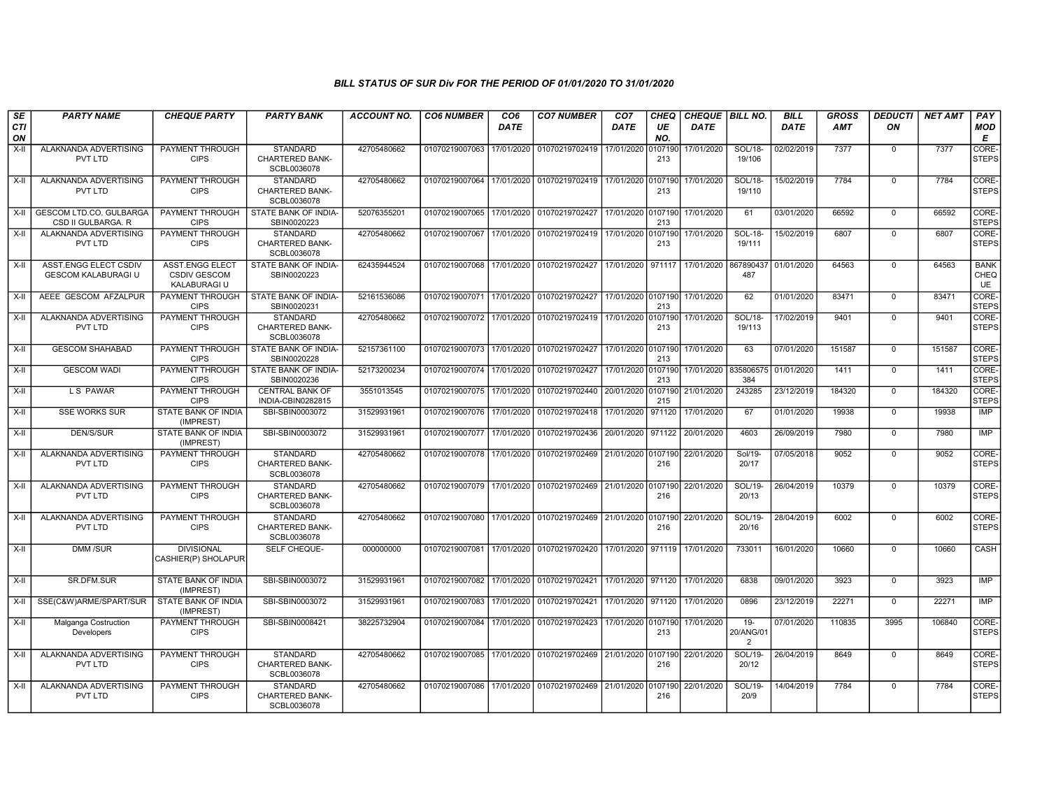### BILL STATUS OF SUR Div FOR THE PERIOD OF 01/01/2020 TO 31/01/2020

| SECTION | PARTY NAME | CHEQUE PARTY | PARTY BANK | ACCOUNT NO. | CO6 NUMBER | CO6 DATE | CO7 NUMBER | CO7 DATE | CHEQUE NO. | CHEQUE DATE | BILL NO. | BILL DATE | GROSS AMT | DEDUCTION | NET AMT | PAY MODE |
|---|---|---|---|---|---|---|---|---|---|---|---|---|---|---|---|---|
| X-II | ALAKNANDA ADVERTISING PVT LTD | PAYMENT THROUGH CIPS | STANDARD CHARTERED BANK-SCBL0036078 | 42705480662 | 01070219007063 | 17/01/2020 | 01070219702419 | 17/01/2020 | 0107190213 | 17/01/2020 | SOL/18-19/106 | 02/02/2019 | 7377 | 0 | 7377 | CORE-STEPS |
| X-II | ALAKNANDA ADVERTISING PVT LTD | PAYMENT THROUGH CIPS | STANDARD CHARTERED BANK-SCBL0036078 | 42705480662 | 01070219007064 | 17/01/2020 | 01070219702419 | 17/01/2020 | 0107190213 | 17/01/2020 | SOL/18-19/110 | 15/02/2019 | 7784 | 0 | 7784 | CORE-STEPS |
| X-II | GESCOM LTD.CO. GULBARGA CSD II GULBARGA. R | PAYMENT THROUGH CIPS | STATE BANK OF INDIA-SBIN0020223 | 52076355201 | 01070219007065 | 17/01/2020 | 01070219702427 | 17/01/2020 | 0107190213 | 17/01/2020 | 61 | 03/01/2020 | 66592 | 0 | 66592 | CORE-STEPS |
| X-II | ALAKNANDA ADVERTISING PVT LTD | PAYMENT THROUGH CIPS | STANDARD CHARTERED BANK-SCBL0036078 | 42705480662 | 01070219007067 | 17/01/2020 | 01070219702419 | 17/01/2020 | 0107190213 | 17/01/2020 | SOL-18-19/111 | 15/02/2019 | 6807 | 0 | 6807 | CORE-STEPS |
| X-II | ASST.ENGG ELECT CSDIV GESCOM KALABURAGI U | ASST.ENGG ELECT CSDIV GESCOM KALABURAGI U | STATE BANK OF INDIA-SBIN0020223 | 62435944524 | 01070219007068 | 17/01/2020 | 01070219702427 | 17/01/2020 | 971117 | 17/01/2020 | 867890437487 | 01/01/2020 | 64563 | 0 | 64563 | BANK CHEQUE |
| X-II | AEEE GESCOM AFZALPUR | PAYMENT THROUGH CIPS | STATE BANK OF INDIA-SBIN0020231 | 52161536086 | 01070219007071 | 17/01/2020 | 01070219702427 | 17/01/2020 | 0107190213 | 17/01/2020 | 62 | 01/01/2020 | 83471 | 0 | 83471 | CORE-STEPS |
| X-II | ALAKNANDA ADVERTISING PVT LTD | PAYMENT THROUGH CIPS | STANDARD CHARTERED BANK-SCBL0036078 | 42705480662 | 01070219007072 | 17/01/2020 | 01070219702419 | 17/01/2020 | 0107190213 | 17/01/2020 | SOL/18-19/113 | 17/02/2019 | 9401 | 0 | 9401 | CORE-STEPS |
| X-II | GESCOM SHAHABAD | PAYMENT THROUGH CIPS | STATE BANK OF INDIA-SBIN0020228 | 52157361100 | 01070219007073 | 17/01/2020 | 01070219702427 | 17/01/2020 | 0107190213 | 17/01/2020 | 63 | 07/01/2020 | 151587 | 0 | 151587 | CORE-STEPS |
| X-II | GESCOM WADI | PAYMENT THROUGH CIPS | STATE BANK OF INDIA-SBIN0020236 | 52173200234 | 01070219007074 | 17/01/2020 | 01070219702427 | 17/01/2020 | 0107190213 | 17/01/2020 | 835806575384 | 01/01/2020 | 1411 | 0 | 1411 | CORE-STEPS |
| X-II | L S PAWAR | PAYMENT THROUGH CIPS | CENTRAL BANK OF INDIA-CBIN0282815 | 3551013545 | 01070219007075 | 17/01/2020 | 01070219702440 | 20/01/2020 | 0107190215 | 21/01/2020 | 243285 | 23/12/2019 | 184320 | 0 | 184320 | CORE-STEPS |
| X-II | SSE WORKS SUR | STATE BANK OF INDIA (IMPREST) | SBI-SBIN0003072 | 31529931961 | 01070219007076 | 17/01/2020 | 01070219702418 | 17/01/2020 | 971120 | 17/01/2020 | 67 | 01/01/2020 | 19938 | 0 | 19938 | IMP |
| X-II | DEN/S/SUR | STATE BANK OF INDIA (IMPREST) | SBI-SBIN0003072 | 31529931961 | 01070219007077 | 17/01/2020 | 01070219702436 | 20/01/2020 | 971122 | 20/01/2020 | 4603 | 26/09/2019 | 7980 | 0 | 7980 | IMP |
| X-II | ALAKNANDA ADVERTISING PVT LTD | PAYMENT THROUGH CIPS | STANDARD CHARTERED BANK-SCBL0036078 | 42705480662 | 01070219007078 | 17/01/2020 | 01070219702469 | 21/01/2020 | 0107190216 | 22/01/2020 | Sol/19-20/17 | 07/05/2018 | 9052 | 0 | 9052 | CORE-STEPS |
| X-II | ALAKNANDA ADVERTISING PVT LTD | PAYMENT THROUGH CIPS | STANDARD CHARTERED BANK-SCBL0036078 | 42705480662 | 01070219007079 | 17/01/2020 | 01070219702469 | 21/01/2020 | 0107190216 | 22/01/2020 | SOL/19-20/13 | 26/04/2019 | 10379 | 0 | 10379 | CORE-STEPS |
| X-II | ALAKNANDA ADVERTISING PVT LTD | PAYMENT THROUGH CIPS | STANDARD CHARTERED BANK-SCBL0036078 | 42705480662 | 01070219007080 | 17/01/2020 | 01070219702469 | 21/01/2020 | 0107190216 | 22/01/2020 | SOL/19-20/16 | 28/04/2019 | 6002 | 0 | 6002 | CORE-STEPS |
| X-II | DMM /SUR | DIVISIONAL CASHIER(P) SHOLAPUR | SELF CHEQUE- | 000000000 | 01070219007081 | 17/01/2020 | 01070219702420 | 17/01/2020 | 971119 | 17/01/2020 | 733011 | 16/01/2020 | 10660 | 0 | 10660 | CASH |
| X-II | SR.DFM.SUR | STATE BANK OF INDIA (IMPREST) | SBI-SBIN0003072 | 31529931961 | 01070219007082 | 17/01/2020 | 01070219702421 | 17/01/2020 | 971120 | 17/01/2020 | 6838 | 09/01/2020 | 3923 | 0 | 3923 | IMP |
| X-II | SSE(C&W)ARME/SPART/SUR | STATE BANK OF INDIA (IMPREST) | SBI-SBIN0003072 | 31529931961 | 01070219007083 | 17/01/2020 | 01070219702421 | 17/01/2020 | 971120 | 17/01/2020 | 0896 | 23/12/2019 | 22271 | 0 | 22271 | IMP |
| X-II | Malganga Costruction Developers | PAYMENT THROUGH CIPS | SBI-SBIN0008421 | 38225732904 | 01070219007084 | 17/01/2020 | 01070219702423 | 17/01/2020 | 0107190213 | 17/01/2020 | 19-20/ANG/012 | 07/01/2020 | 110835 | 3995 | 106840 | CORE-STEPS |
| X-II | ALAKNANDA ADVERTISING PVT LTD | PAYMENT THROUGH CIPS | STANDARD CHARTERED BANK-SCBL0036078 | 42705480662 | 01070219007085 | 17/01/2020 | 01070219702469 | 21/01/2020 | 0107190216 | 22/01/2020 | SOL/19-20/12 | 26/04/2019 | 8649 | 0 | 8649 | CORE-STEPS |
| X-II | ALAKNANDA ADVERTISING PVT LTD | PAYMENT THROUGH CIPS | STANDARD CHARTERED BANK-SCBL0036078 | 42705480662 | 01070219007086 | 17/01/2020 | 01070219702469 | 21/01/2020 | 0107190216 | 22/01/2020 | SOL/19-20/9 | 14/04/2019 | 7784 | 0 | 7784 | CORE-STEPS |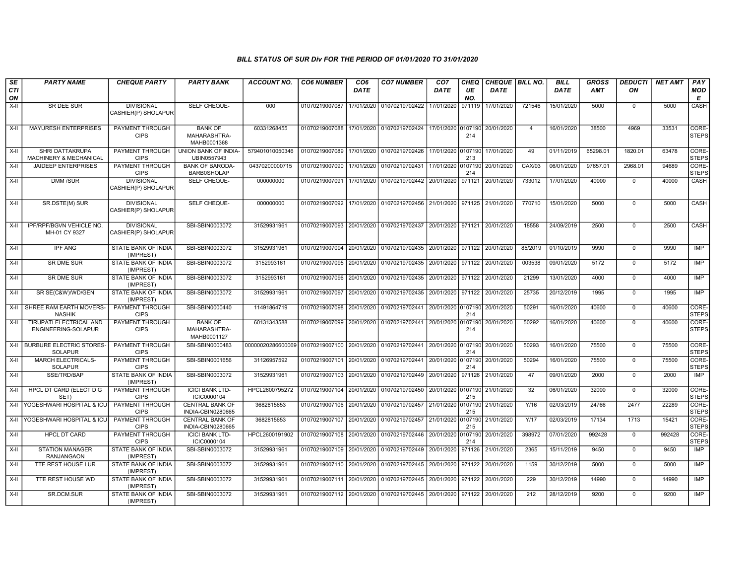### BILL STATUS OF SUR Div FOR THE PERIOD OF 01/01/2020 TO 31/01/2020

| SECTION | PARTY NAME | CHEQUE PARTY | PARTY BANK | ACCOUNT NO. | CO6 NUMBER | CO6 DATE | CO7 NUMBER | CO7 DATE | CHEQUE NO. | CHEQUE DATE | BILL NO. | BILL DATE | GROSS AMT | DEDUCTION | NET AMT | PAY MODE |
|---|---|---|---|---|---|---|---|---|---|---|---|---|---|---|---|---|
| X-II | SR DEE SUR | DIVISIONAL CASHIER(P) SHOLAPUR | SELF CHEQUE- | 000 | 01070219007087 | 17/01/2020 | 01070219702422 | 17/01/2020 | 971119 | 17/01/2020 | 721546 | 15/01/2020 | 5000 | 0 | 5000 | CASH |
| X-II | MAYURESH ENTERPRISES | PAYMENT THROUGH CIPS | BANK OF MAHARASHTRA-MAHB0001368 | 60331268455 | 01070219007088 | 17/01/2020 | 01070219702424 | 17/01/2020 | 0107190214 | 20/01/2020 | 4 | 16/01/2020 | 38500 | 4969 | 33531 | CORE-STEPS |
| X-II | SHRI DATTAKRUPA MACHINERY & MECHANICAL | PAYMENT THROUGH CIPS | UNION BANK OF INDIA-UBIN0557943 | 579401010050346 | 01070219007089 | 17/01/2020 | 01070219702426 | 17/01/2020 | 0107190213 | 17/01/2020 | 49 | 01/11/2019 | 65298.01 | 1820.01 | 63478 | CORE-STEPS |
| X-II | JAIDEEP ENTERPRISES | PAYMENT THROUGH CIPS | BANK OF BARODA-BARB0SHOLAP | 04370200000715 | 01070219007090 | 17/01/2020 | 01070219702431 | 17/01/2020 | 0107190214 | 20/01/2020 | CAX/03 | 06/01/2020 | 97657.01 | 2968.01 | 94689 | CORE-STEPS |
| X-II | DMM /SUR | DIVISIONAL CASHIER(P) SHOLAPUR | SELF CHEQUE- | 000000000 | 01070219007091 | 17/01/2020 | 01070219702442 | 20/01/2020 | 971121 | 20/01/2020 | 733012 | 17/01/2020 | 40000 | 0 | 40000 | CASH |
| X-II | SR.DSTE(M) SUR | DIVISIONAL CASHIER(P) SHOLAPUR | SELF CHEQUE- | 000000000 | 01070219007092 | 17/01/2020 | 01070219702456 | 21/01/2020 | 971125 | 21/01/2020 | 770710 | 15/01/2020 | 5000 | 0 | 5000 | CASH |
| X-II | IPF/RPF/BGVN VEHICLE NO. MH-01 CY 9327 | DIVISIONAL CASHIER(P) SHOLAPUR | SBI-SBIN0003072 | 31529931961 | 01070219007093 | 20/01/2020 | 01070219702437 | 20/01/2020 | 971121 | 20/01/2020 | 18558 | 24/09/2019 | 2500 | 0 | 2500 | CASH |
| X-II | IPF ANG | STATE BANK OF INDIA (IMPREST) | SBI-SBIN0003072 | 31529931961 | 01070219007094 | 20/01/2020 | 01070219702435 | 20/01/2020 | 971122 | 20/01/2020 | 85/2019 | 01/10/2019 | 9990 | 0 | 9990 | IMP |
| X-II | SR DME SUR | STATE BANK OF INDIA (IMPREST) | SBI-SBIN0003072 | 3152993161 | 01070219007095 | 20/01/2020 | 01070219702435 | 20/01/2020 | 971122 | 20/01/2020 | 003538 | 09/01/2020 | 5172 | 0 | 5172 | IMP |
| X-II | SR DME SUR | STATE BANK OF INDIA (IMPREST) | SBI-SBIN0003072 | 3152993161 | 01070219007096 | 20/01/2020 | 01070219702435 | 20/01/2020 | 971122 | 20/01/2020 | 21299 | 13/01/2020 | 4000 | 0 | 4000 | IMP |
| X-II | SR SE(C&W)/WD/GEN | STATE BANK OF INDIA (IMPREST) | SBI-SBIN0003072 | 31529931961 | 01070219007097 | 20/01/2020 | 01070219702435 | 20/01/2020 | 971122 | 20/01/2020 | 25735 | 20/12/2019 | 1995 | 0 | 1995 | IMP |
| X-II | SHREE RAM EARTH MOVERS-NASHIK | PAYMENT THROUGH CIPS | SBI-SBIN0000440 | 11491864719 | 01070219007098 | 20/01/2020 | 01070219702441 | 20/01/2020 | 0107190214 | 20/01/2020 | 50291 | 16/01/2020 | 40600 | 0 | 40600 | CORE-STEPS |
| X-II | TIRUPATI ELECTRICAL AND ENGINEERING-SOLAPUR | PAYMENT THROUGH CIPS | BANK OF MAHARASHTRA-MAHB0001127 | 60131343588 | 01070219007099 | 20/01/2020 | 01070219702441 | 20/01/2020 | 0107190214 | 20/01/2020 | 50292 | 16/01/2020 | 40600 | 0 | 40600 | CORE-STEPS |
| X-II | BURBURE ELECTRIC STORES-SOLAPUR | PAYMENT THROUGH CIPS | SBI-SBIN0000483 | 00000020286600069 | 01070219007100 | 20/01/2020 | 01070219702441 | 20/01/2020 | 0107190214 | 20/01/2020 | 50293 | 16/01/2020 | 75500 | 0 | 75500 | CORE-STEPS |
| X-II | MARCH ELECTRICALS-SOLAPUR | PAYMENT THROUGH CIPS | SBI-SBIN0001656 | 31126957592 | 01070219007101 | 20/01/2020 | 01070219702441 | 20/01/2020 | 0107190214 | 20/01/2020 | 50294 | 16/01/2020 | 75500 | 0 | 75500 | CORE-STEPS |
| X-II | SSE/TRD/BAP | STATE BANK OF INDIA (IMPREST) | SBI-SBIN0003072 | 31529931961 | 01070219007103 | 20/01/2020 | 01070219702449 | 20/01/2020 | 971126 | 21/01/2020 | 47 | 09/01/2020 | 2000 | 0 | 2000 | IMP |
| X-II | HPCL DT CARD (ELECT D G SET) | PAYMENT THROUGH CIPS | ICICI BANK LTD-ICIC0000104 | HPCL2600795272 | 01070219007104 | 20/01/2020 | 01070219702450 | 20/01/2020 | 0107190215 | 21/01/2020 | 32 | 06/01/2020 | 32000 | 0 | 32000 | CORE-STEPS |
| X-II | YOGESHWARI HOSPITAL & ICU | PAYMENT THROUGH CIPS | CENTRAL BANK OF INDIA-CBIN0280665 | 3682815653 | 01070219007106 | 20/01/2020 | 01070219702457 | 21/01/2020 | 0107190215 | 21/01/2020 | Y/16 | 02/03/2019 | 24766 | 2477 | 22289 | CORE-STEPS |
| X-II | YOGESHWARI HOSPITAL & ICU | PAYMENT THROUGH CIPS | CENTRAL BANK OF INDIA-CBIN0280665 | 3682815653 | 01070219007107 | 20/01/2020 | 01070219702457 | 21/01/2020 | 0107190215 | 21/01/2020 | Y/17 | 02/03/2019 | 17134 | 1713 | 15421 | CORE-STEPS |
| X-II | HPCL DT CARD | PAYMENT THROUGH CIPS | ICICI BANK LTD-ICIC0000104 | HPCL2600191902 | 01070219007108 | 20/01/2020 | 01070219702446 | 20/01/2020 | 0107190214 | 20/01/2020 | 398972 | 07/01/2020 | 992428 | 0 | 992428 | CORE-STEPS |
| X-II | STATION MANAGER RANJANGAON | STATE BANK OF INDIA (IMPREST) | SBI-SBIN0003072 | 31529931961 | 01070219007109 | 20/01/2020 | 01070219702449 | 20/01/2020 | 971126 | 21/01/2020 | 2365 | 15/11/2019 | 9450 | 0 | 9450 | IMP |
| X-II | TTE REST HOUSE LUR | STATE BANK OF INDIA (IMPREST) | SBI-SBIN0003072 | 31529931961 | 01070219007110 | 20/01/2020 | 01070219702445 | 20/01/2020 | 971122 | 20/01/2020 | 1159 | 30/12/2019 | 5000 | 0 | 5000 | IMP |
| X-II | TTE REST HOUSE WD | STATE BANK OF INDIA (IMPREST) | SBI-SBIN0003072 | 31529931961 | 01070219007111 | 20/01/2020 | 01070219702445 | 20/01/2020 | 971122 | 20/01/2020 | 229 | 30/12/2019 | 14990 | 0 | 14990 | IMP |
| X-II | SR.DCM.SUR | STATE BANK OF INDIA (IMPREST) | SBI-SBIN0003072 | 31529931961 | 01070219007112 | 20/01/2020 | 01070219702445 | 20/01/2020 | 971122 | 20/01/2020 | 212 | 28/12/2019 | 9200 | 0 | 9200 | IMP |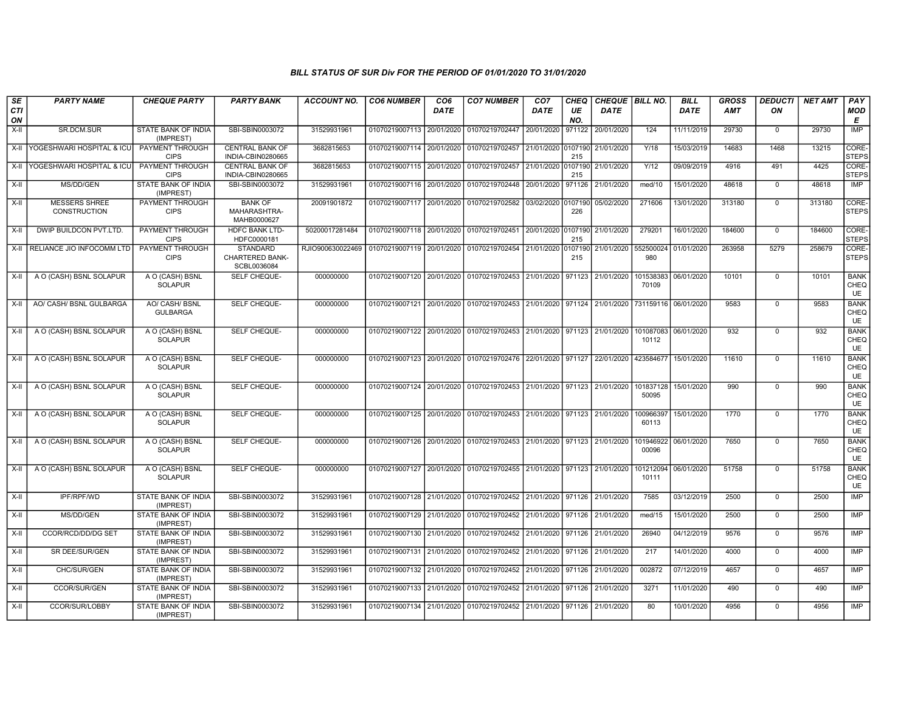### BILL STATUS OF SUR Div FOR THE PERIOD OF 01/01/2020 TO 31/01/2020

| SECTION | PARTY NAME | CHEQUE PARTY | PARTY BANK | ACCOUNT NO. | CO6 NUMBER | CO6 DATE | CO7 NUMBER | CO7 DATE | CHEQUE NO. | CHEQUE DATE | BILL NO. | BILL DATE | GROSS AMT | DEDUCTION | NET AMT | PAY MODE |
|---|---|---|---|---|---|---|---|---|---|---|---|---|---|---|---|---|
| X-II | SR.DCM.SUR | STATE BANK OF INDIA (IMPREST) | SBI-SBIN0003072 | 31529931961 | 01070219007113 | 20/01/2020 | 01070219702447 | 20/01/2020 | 971122 | 20/01/2020 | 124 | 11/11/2019 | 29730 | 0 | 29730 | IMP |
| X-II | YOGESHWARI HOSPITAL & ICU | PAYMENT THROUGH CIPS | CENTRAL BANK OF INDIA-CBIN0280665 | 3682815653 | 01070219007114 | 20/01/2020 | 01070219702457 | 21/01/2020 | 0107190215 | 21/01/2020 | Y/18 | 15/03/2019 | 14683 | 1468 | 13215 | CORE-STEPS |
| X-II | YOGESHWARI HOSPITAL & ICU | PAYMENT THROUGH CIPS | CENTRAL BANK OF INDIA-CBIN0280665 | 3682815653 | 01070219007115 | 20/01/2020 | 01070219702457 | 21/01/2020 | 0107190215 | 21/01/2020 | Y/12 | 09/09/2019 | 4916 | 491 | 4425 | CORE-STEPS |
| X-II | MS/DD/GEN | STATE BANK OF INDIA (IMPREST) | SBI-SBIN0003072 | 31529931961 | 01070219007116 | 20/01/2020 | 01070219702448 | 20/01/2020 | 971126 | 21/01/2020 | med/10 | 15/01/2020 | 48618 | 0 | 48618 | IMP |
| X-II | MESSERS SHREE CONSTRUCTION | PAYMENT THROUGH CIPS | BANK OF MAHARASHTRA-MAHB0000627 | 20091901872 | 01070219007117 | 20/01/2020 | 01070219702582 | 03/02/2020 | 0107190226 | 05/02/2020 | 271606 | 13/01/2020 | 313180 | 0 | 313180 | CORE-STEPS |
| X-II | DWIP BUILDCON PVT.LTD. | PAYMENT THROUGH CIPS | HDFC BANK LTD-HDFC0000181 | 50200017281484 | 01070219007118 | 20/01/2020 | 01070219702451 | 20/01/2020 | 0107190215 | 21/01/2020 | 279201 | 16/01/2020 | 184600 | 0 | 184600 | CORE-STEPS |
| X-II | RELIANCE JIO INFOCOMM LTD | PAYMENT THROUGH CIPS | STANDARD CHARTERED BANK-SCBL0036084 | RJIO900630022469 | 01070219007119 | 20/01/2020 | 01070219702454 | 21/01/2020 | 0107190215 | 21/01/2020 | 552500024980 | 01/01/2020 | 263958 | 5279 | 258679 | CORE-STEPS |
| X-II | A O (CASH) BSNL SOLAPUR | A O (CASH) BSNL SOLAPUR | SELF CHEQUE- | 000000000 | 01070219007120 | 20/01/2020 | 01070219702453 | 21/01/2020 | 971123 | 21/01/2020 | 10153838370109 | 06/01/2020 | 10101 | 0 | 10101 | BANK CHEQUE |
| X-II | AO/ CASH/ BSNL GULBARGA | AO/ CASH/ BSNL GULBARGA | SELF CHEQUE- | 000000000 | 01070219007121 | 20/01/2020 | 01070219702453 | 21/01/2020 | 971124 | 21/01/2020 | 731159116 | 06/01/2020 | 9583 | 0 | 9583 | BANK CHEQUE |
| X-II | A O (CASH) BSNL SOLAPUR | A O (CASH) BSNL SOLAPUR | SELF CHEQUE- | 000000000 | 01070219007122 | 20/01/2020 | 01070219702453 | 21/01/2020 | 971123 | 21/01/2020 | 10108708310112 | 06/01/2020 | 932 | 0 | 932 | BANK CHEQUE |
| X-II | A O (CASH) BSNL SOLAPUR | A O (CASH) BSNL SOLAPUR | SELF CHEQUE- | 000000000 | 01070219007123 | 20/01/2020 | 01070219702476 | 22/01/2020 | 971127 | 22/01/2020 | 423584677 | 15/01/2020 | 11610 | 0 | 11610 | BANK CHEQUE |
| X-II | A O (CASH) BSNL SOLAPUR | A O (CASH) BSNL SOLAPUR | SELF CHEQUE- | 000000000 | 01070219007124 | 20/01/2020 | 01070219702453 | 21/01/2020 | 971123 | 21/01/2020 | 10183712850095 | 15/01/2020 | 990 | 0 | 990 | BANK CHEQUE |
| X-II | A O (CASH) BSNL SOLAPUR | A O (CASH) BSNL SOLAPUR | SELF CHEQUE- | 000000000 | 01070219007125 | 20/01/2020 | 01070219702453 | 21/01/2020 | 971123 | 21/01/2020 | 10096639760113 | 15/01/2020 | 1770 | 0 | 1770 | BANK CHEQUE |
| X-II | A O (CASH) BSNL SOLAPUR | A O (CASH) BSNL SOLAPUR | SELF CHEQUE- | 000000000 | 01070219007126 | 20/01/2020 | 01070219702453 | 21/01/2020 | 971123 | 21/01/2020 | 10194692200096 | 06/01/2020 | 7650 | 0 | 7650 | BANK CHEQUE |
| X-II | A O (CASH) BSNL SOLAPUR | A O (CASH) BSNL SOLAPUR | SELF CHEQUE- | 000000000 | 01070219007127 | 20/01/2020 | 01070219702455 | 21/01/2020 | 971123 | 21/01/2020 | 10121209410111 | 06/01/2020 | 51758 | 0 | 51758 | BANK CHEQUE |
| X-II | IPF/RPF/WD | STATE BANK OF INDIA (IMPREST) | SBI-SBIN0003072 | 31529931961 | 01070219007128 | 21/01/2020 | 01070219702452 | 21/01/2020 | 971126 | 21/01/2020 | 7585 | 03/12/2019 | 2500 | 0 | 2500 | IMP |
| X-II | MS/DD/GEN | STATE BANK OF INDIA (IMPREST) | SBI-SBIN0003072 | 31529931961 | 01070219007129 | 21/01/2020 | 01070219702452 | 21/01/2020 | 971126 | 21/01/2020 | med/15 | 15/01/2020 | 2500 | 0 | 2500 | IMP |
| X-II | CCOR/RCD/DD/DG SET | STATE BANK OF INDIA (IMPREST) | SBI-SBIN0003072 | 31529931961 | 01070219007130 | 21/01/2020 | 01070219702452 | 21/01/2020 | 971126 | 21/01/2020 | 26940 | 04/12/2019 | 9576 | 0 | 9576 | IMP |
| X-II | SR DEE/SUR/GEN | STATE BANK OF INDIA (IMPREST) | SBI-SBIN0003072 | 31529931961 | 01070219007131 | 21/01/2020 | 01070219702452 | 21/01/2020 | 971126 | 21/01/2020 | 217 | 14/01/2020 | 4000 | 0 | 4000 | IMP |
| X-II | CHC/SUR/GEN | STATE BANK OF INDIA (IMPREST) | SBI-SBIN0003072 | 31529931961 | 01070219007132 | 21/01/2020 | 01070219702452 | 21/01/2020 | 971126 | 21/01/2020 | 002872 | 07/12/2019 | 4657 | 0 | 4657 | IMP |
| X-II | CCOR/SUR/GEN | STATE BANK OF INDIA (IMPREST) | SBI-SBIN0003072 | 31529931961 | 01070219007133 | 21/01/2020 | 01070219702452 | 21/01/2020 | 971126 | 21/01/2020 | 3271 | 11/01/2020 | 490 | 0 | 490 | IMP |
| X-II | CCOR/SUR/LOBBY | STATE BANK OF INDIA (IMPREST) | SBI-SBIN0003072 | 31529931961 | 01070219007134 | 21/01/2020 | 01070219702452 | 21/01/2020 | 971126 | 21/01/2020 | 80 | 10/01/2020 | 4956 | 0 | 4956 | IMP |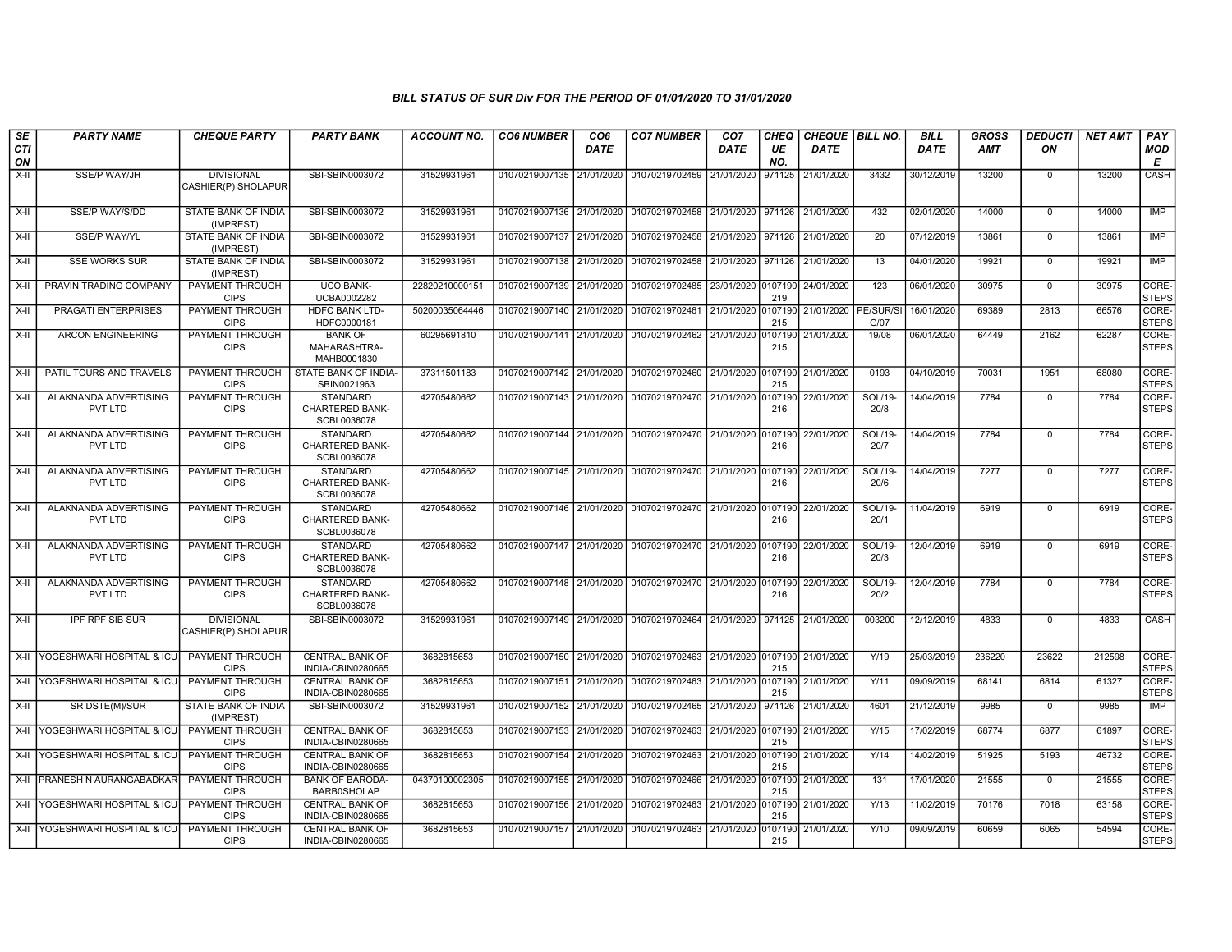### BILL STATUS OF SUR Div FOR THE PERIOD OF 01/01/2020 TO 31/01/2020

| SECTION | PARTY NAME | CHEQUE PARTY | PARTY BANK | ACCOUNT NO. | CO6 NUMBER | CO6 DATE | CO7 NUMBER | CO7 DATE | CHEQUE NO. | CHEQUE DATE | BILL NO. | BILL DATE | GROSS AMT | DEDUCTION | NET AMT | PAY MODE |
|---|---|---|---|---|---|---|---|---|---|---|---|---|---|---|---|---|
| X-II | SSE/P WAY/JH | DIVISIONAL CASHIER(P) SHOLAPUR | SBI-SBIN0003072 | 31529931961 | 01070219007135 | 21/01/2020 | 01070219702459 | 21/01/2020 | 971125 | 21/01/2020 | 3432 | 30/12/2019 | 13200 | 0 | 13200 | CASH |
| X-II | SSE/P WAY/S/DD | STATE BANK OF INDIA (IMPREST) | SBI-SBIN0003072 | 31529931961 | 01070219007136 | 21/01/2020 | 01070219702458 | 21/01/2020 | 971126 | 21/01/2020 | 432 | 02/01/2020 | 14000 | 0 | 14000 | IMP |
| X-II | SSE/P WAY/YL | STATE BANK OF INDIA (IMPREST) | SBI-SBIN0003072 | 31529931961 | 01070219007137 | 21/01/2020 | 01070219702458 | 21/01/2020 | 971126 | 21/01/2020 | 20 | 07/12/2019 | 13861 | 0 | 13861 | IMP |
| X-II | SSE WORKS SUR | STATE BANK OF INDIA (IMPREST) | SBI-SBIN0003072 | 31529931961 | 01070219007138 | 21/01/2020 | 01070219702458 | 21/01/2020 | 971126 | 21/01/2020 | 13 | 04/01/2020 | 19921 | 0 | 19921 | IMP |
| X-II | PRAVIN TRADING COMPANY | PAYMENT THROUGH CIPS | UCO BANK-UCBA0002282 | 22820210000151 | 01070219007139 | 21/01/2020 | 01070219702485 | 23/01/2020 | 0107190219 | 24/01/2020 | 123 | 06/01/2020 | 30975 | 0 | 30975 | CORE-STEPS |
| X-II | PRAGATI ENTERPRISES | PAYMENT THROUGH CIPS | HDFC BANK LTD-HDFC0000181 | 50200035064446 | 01070219007140 | 21/01/2020 | 01070219702461 | 21/01/2020 | 0107190215 | 21/01/2020 | PE/SUR/SIG/07 | 16/01/2020 | 69389 | 2813 | 66576 | CORE-STEPS |
| X-II | ARCON ENGINEERING | PAYMENT THROUGH CIPS | BANK OF MAHARASHTRA-MAHB0001830 | 60295691810 | 01070219007141 | 21/01/2020 | 01070219702462 | 21/01/2020 | 0107190215 | 21/01/2020 | 19/08 | 06/01/2020 | 64449 | 2162 | 62287 | CORE-STEPS |
| X-II | PATIL TOURS AND TRAVELS | PAYMENT THROUGH CIPS | STATE BANK OF INDIA-SBIN0021963 | 37311501183 | 01070219007142 | 21/01/2020 | 01070219702460 | 21/01/2020 | 0107190215 | 21/01/2020 | 0193 | 04/10/2019 | 70031 | 1951 | 68080 | CORE-STEPS |
| X-II | ALAKNANDA ADVERTISING PVT LTD | PAYMENT THROUGH CIPS | STANDARD CHARTERED BANK-SCBL0036078 | 42705480662 | 01070219007143 | 21/01/2020 | 01070219702470 | 21/01/2020 | 0107190216 | 22/01/2020 | SOL/19-20/8 | 14/04/2019 | 7784 | 0 | 7784 | CORE-STEPS |
| X-II | ALAKNANDA ADVERTISING PVT LTD | PAYMENT THROUGH CIPS | STANDARD CHARTERED BANK-SCBL0036078 | 42705480662 | 01070219007144 | 21/01/2020 | 01070219702470 | 21/01/2020 | 0107190216 | 22/01/2020 | SOL/19-20/7 | 14/04/2019 | 7784 | 0 | 7784 | CORE-STEPS |
| X-II | ALAKNANDA ADVERTISING PVT LTD | PAYMENT THROUGH CIPS | STANDARD CHARTERED BANK-SCBL0036078 | 42705480662 | 01070219007145 | 21/01/2020 | 01070219702470 | 21/01/2020 | 0107190216 | 22/01/2020 | SOL/19-20/6 | 14/04/2019 | 7277 | 0 | 7277 | CORE-STEPS |
| X-II | ALAKNANDA ADVERTISING PVT LTD | PAYMENT THROUGH CIPS | STANDARD CHARTERED BANK-SCBL0036078 | 42705480662 | 01070219007146 | 21/01/2020 | 01070219702470 | 21/01/2020 | 0107190216 | 22/01/2020 | SOL/19-20/1 | 11/04/2019 | 6919 | 0 | 6919 | CORE-STEPS |
| X-II | ALAKNANDA ADVERTISING PVT LTD | PAYMENT THROUGH CIPS | STANDARD CHARTERED BANK-SCBL0036078 | 42705480662 | 01070219007147 | 21/01/2020 | 01070219702470 | 21/01/2020 | 0107190216 | 22/01/2020 | SOL/19-20/3 | 12/04/2019 | 6919 | 0 | 6919 | CORE-STEPS |
| X-II | ALAKNANDA ADVERTISING PVT LTD | PAYMENT THROUGH CIPS | STANDARD CHARTERED BANK-SCBL0036078 | 42705480662 | 01070219007148 | 21/01/2020 | 01070219702470 | 21/01/2020 | 0107190216 | 22/01/2020 | SOL/19-20/2 | 12/04/2019 | 7784 | 0 | 7784 | CORE-STEPS |
| X-II | IPF RPF SIB SUR | DIVISIONAL CASHIER(P) SHOLAPUR | SBI-SBIN0003072 | 31529931961 | 01070219007149 | 21/01/2020 | 01070219702464 | 21/01/2020 | 971125 | 21/01/2020 | 003200 | 12/12/2019 | 4833 | 0 | 4833 | CASH |
| X-II | YOGESHWARI HOSPITAL & ICU | PAYMENT THROUGH CIPS | CENTRAL BANK OF INDIA-CBIN0280665 | 3682815653 | 01070219007150 | 21/01/2020 | 01070219702463 | 21/01/2020 | 0107190215 | 21/01/2020 | Y/19 | 25/03/2019 | 236220 | 23622 | 212598 | CORE-STEPS |
| X-II | YOGESHWARI HOSPITAL & ICU | PAYMENT THROUGH CIPS | CENTRAL BANK OF INDIA-CBIN0280665 | 3682815653 | 01070219007151 | 21/01/2020 | 01070219702463 | 21/01/2020 | 0107190215 | 21/01/2020 | Y/11 | 09/09/2019 | 68141 | 6814 | 61327 | CORE-STEPS |
| X-II | SR DSTE(M)/SUR | STATE BANK OF INDIA (IMPREST) | SBI-SBIN0003072 | 31529931961 | 01070219007152 | 21/01/2020 | 01070219702465 | 21/01/2020 | 971126 | 21/01/2020 | 4601 | 21/12/2019 | 9985 | 0 | 9985 | IMP |
| X-II | YOGESHWARI HOSPITAL & ICU | PAYMENT THROUGH CIPS | CENTRAL BANK OF INDIA-CBIN0280665 | 3682815653 | 01070219007153 | 21/01/2020 | 01070219702463 | 21/01/2020 | 0107190215 | 21/01/2020 | Y/15 | 17/02/2019 | 68774 | 6877 | 61897 | CORE-STEPS |
| X-II | YOGESHWARI HOSPITAL & ICU | PAYMENT THROUGH CIPS | CENTRAL BANK OF INDIA-CBIN0280665 | 3682815653 | 01070219007154 | 21/01/2020 | 01070219702463 | 21/01/2020 | 0107190215 | 21/01/2020 | Y/14 | 14/02/2019 | 51925 | 5193 | 46732 | CORE-STEPS |
| X-II | PRANESH N AURANGABADKAR | PAYMENT THROUGH CIPS | BANK OF BARODA-BARB0SHOLAP | 04370100002305 | 01070219007155 | 21/01/2020 | 01070219702466 | 21/01/2020 | 0107190215 | 21/01/2020 | 131 | 17/01/2020 | 21555 | 0 | 21555 | CORE-STEPS |
| X-II | YOGESHWARI HOSPITAL & ICU | PAYMENT THROUGH CIPS | CENTRAL BANK OF INDIA-CBIN0280665 | 3682815653 | 01070219007156 | 21/01/2020 | 01070219702463 | 21/01/2020 | 0107190215 | 21/01/2020 | Y/13 | 11/02/2019 | 70176 | 7018 | 63158 | CORE-STEPS |
| X-II | YOGESHWARI HOSPITAL & ICU | PAYMENT THROUGH CIPS | CENTRAL BANK OF INDIA-CBIN0280665 | 3682815653 | 01070219007157 | 21/01/2020 | 01070219702463 | 21/01/2020 | 0107190215 | 21/01/2020 | Y/10 | 09/09/2019 | 60659 | 6065 | 54594 | CORE-STEPS |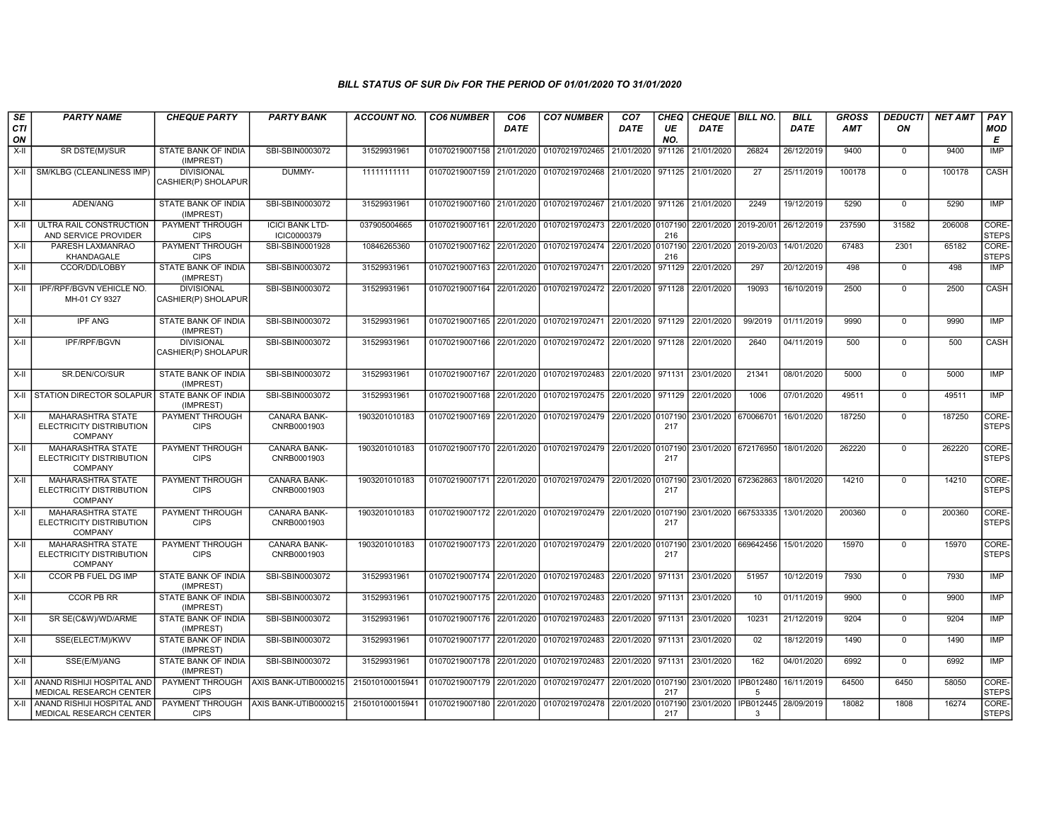# BILL STATUS OF SUR Div FOR THE PERIOD OF 01/01/2020 TO 31/01/2020

| SECTION | PARTY NAME | CHEQUE PARTY | PARTY BANK | ACCOUNT NO. | CO6 NUMBER | CO6 DATE | CO7 NUMBER | CO7 DATE | CHEQUE NO. | CHEQUE DATE | BILL NO. | BILL DATE | GROSS AMT | DEDUCTION | NET AMT | PAY MODE |
|---|---|---|---|---|---|---|---|---|---|---|---|---|---|---|---|---|
| X-II | SR DSTE(M)/SUR | STATE BANK OF INDIA (IMPREST) | SBI-SBIN0003072 | 31529931961 | 01070219007158 | 21/01/2020 | 01070219702465 | 21/01/2020 | 971126 | 21/01/2020 | 26824 | 26/12/2019 | 9400 | 0 | 9400 | IMP |
| X-II | SM/KLBG (CLEANLINESS IMP) | DIVISIONAL CASHIER(P) SHOLAPUR | DUMMY- | 11111111111 | 01070219007159 | 21/01/2020 | 01070219702468 | 21/01/2020 | 971125 | 21/01/2020 | 27 | 25/11/2019 | 100178 | 0 | 100178 | CASH |
| X-II | ADEN/ANG | STATE BANK OF INDIA (IMPREST) | SBI-SBIN0003072 | 31529931961 | 01070219007160 | 21/01/2020 | 01070219702467 | 21/01/2020 | 971126 | 21/01/2020 | 2249 | 19/12/2019 | 5290 | 0 | 5290 | IMP |
| X-II | ULTRA RAIL CONSTRUCTION AND SERVICE PROVIDER | PAYMENT THROUGH CIPS | ICICI BANK LTD-ICIC0000379 | 037905004665 | 01070219007161 | 22/01/2020 | 01070219702473 | 22/01/2020 | 0107190216 | 22/01/2020 | 2019-20/01 | 26/12/2019 | 237590 | 31582 | 206008 | CORE-STEPS |
| X-II | PARESH LAXMANRAO KHANDAGALE | PAYMENT THROUGH CIPS | SBI-SBIN0001928 | 10846265360 | 01070219007162 | 22/01/2020 | 01070219702474 | 22/01/2020 | 0107190216 | 22/01/2020 | 2019-20/03 | 14/01/2020 | 67483 | 2301 | 65182 | CORE-STEPS |
| X-II | CCOR/DD/LOBBY | STATE BANK OF INDIA (IMPREST) | SBI-SBIN0003072 | 31529931961 | 01070219007163 | 22/01/2020 | 01070219702471 | 22/01/2020 | 971129 | 22/01/2020 | 297 | 20/12/2019 | 498 | 0 | 498 | IMP |
| X-II | IPF/RPF/BGVN VEHICLE NO. MH-01 CY 9327 | DIVISIONAL CASHIER(P) SHOLAPUR | SBI-SBIN0003072 | 31529931961 | 01070219007164 | 22/01/2020 | 01070219702472 | 22/01/2020 | 971128 | 22/01/2020 | 19093 | 16/10/2019 | 2500 | 0 | 2500 | CASH |
| X-II | IPF ANG | STATE BANK OF INDIA (IMPREST) | SBI-SBIN0003072 | 31529931961 | 01070219007165 | 22/01/2020 | 01070219702471 | 22/01/2020 | 971129 | 22/01/2020 | 99/2019 | 01/11/2019 | 9990 | 0 | 9990 | IMP |
| X-II | IPF/RPF/BGVN | DIVISIONAL CASHIER(P) SHOLAPUR | SBI-SBIN0003072 | 31529931961 | 01070219007166 | 22/01/2020 | 01070219702472 | 22/01/2020 | 971128 | 22/01/2020 | 2640 | 04/11/2019 | 500 | 0 | 500 | CASH |
| X-II | SR.DEN/CO/SUR | STATE BANK OF INDIA (IMPREST) | SBI-SBIN0003072 | 31529931961 | 01070219007167 | 22/01/2020 | 01070219702483 | 22/01/2020 | 971131 | 23/01/2020 | 21341 | 08/01/2020 | 5000 | 0 | 5000 | IMP |
| X-II | STATION DIRECTOR SOLAPUR | STATE BANK OF INDIA (IMPREST) | SBI-SBIN0003072 | 31529931961 | 01070219007168 | 22/01/2020 | 01070219702475 | 22/01/2020 | 971129 | 22/01/2020 | 1006 | 07/01/2020 | 49511 | 0 | 49511 | IMP |
| X-II | MAHARASHTRA STATE ELECTRICITY DISTRIBUTION COMPANY | PAYMENT THROUGH CIPS | CANARA BANK-CNRB0001903 | 1903201010183 | 01070219007169 | 22/01/2020 | 01070219702479 | 22/01/2020 | 0107190217 | 23/01/2020 | 670066701 | 16/01/2020 | 187250 | 0 | 187250 | CORE-STEPS |
| X-II | MAHARASHTRA STATE ELECTRICITY DISTRIBUTION COMPANY | PAYMENT THROUGH CIPS | CANARA BANK-CNRB0001903 | 1903201010183 | 01070219007170 | 22/01/2020 | 01070219702479 | 22/01/2020 | 0107190217 | 23/01/2020 | 672176950 | 18/01/2020 | 262220 | 0 | 262220 | CORE-STEPS |
| X-II | MAHARASHTRA STATE ELECTRICITY DISTRIBUTION COMPANY | PAYMENT THROUGH CIPS | CANARA BANK-CNRB0001903 | 1903201010183 | 01070219007171 | 22/01/2020 | 01070219702479 | 22/01/2020 | 0107190217 | 23/01/2020 | 672362863 | 18/01/2020 | 14210 | 0 | 14210 | CORE-STEPS |
| X-II | MAHARASHTRA STATE ELECTRICITY DISTRIBUTION COMPANY | PAYMENT THROUGH CIPS | CANARA BANK-CNRB0001903 | 1903201010183 | 01070219007172 | 22/01/2020 | 01070219702479 | 22/01/2020 | 0107190217 | 23/01/2020 | 667533335 | 13/01/2020 | 200360 | 0 | 200360 | CORE-STEPS |
| X-II | MAHARASHTRA STATE ELECTRICITY DISTRIBUTION COMPANY | PAYMENT THROUGH CIPS | CANARA BANK-CNRB0001903 | 1903201010183 | 01070219007173 | 22/01/2020 | 01070219702479 | 22/01/2020 | 0107190217 | 23/01/2020 | 669642456 | 15/01/2020 | 15970 | 0 | 15970 | CORE-STEPS |
| X-II | CCOR PB FUEL DG IMP | STATE BANK OF INDIA (IMPREST) | SBI-SBIN0003072 | 31529931961 | 01070219007174 | 22/01/2020 | 01070219702483 | 22/01/2020 | 971131 | 23/01/2020 | 51957 | 10/12/2019 | 7930 | 0 | 7930 | IMP |
| X-II | CCOR PB RR | STATE BANK OF INDIA (IMPREST) | SBI-SBIN0003072 | 31529931961 | 01070219007175 | 22/01/2020 | 01070219702483 | 22/01/2020 | 971131 | 23/01/2020 | 10 | 01/11/2019 | 9900 | 0 | 9900 | IMP |
| X-II | SR SE(C&W)/WD/ARME | STATE BANK OF INDIA (IMPREST) | SBI-SBIN0003072 | 31529931961 | 01070219007176 | 22/01/2020 | 01070219702483 | 22/01/2020 | 971131 | 23/01/2020 | 10231 | 21/12/2019 | 9204 | 0 | 9204 | IMP |
| X-II | SSE(ELECT/M)/KWV | STATE BANK OF INDIA (IMPREST) | SBI-SBIN0003072 | 31529931961 | 01070219007177 | 22/01/2020 | 01070219702483 | 22/01/2020 | 971131 | 23/01/2020 | 02 | 18/12/2019 | 1490 | 0 | 1490 | IMP |
| X-II | SSE(E/M)/ANG | STATE BANK OF INDIA (IMPREST) | SBI-SBIN0003072 | 31529931961 | 01070219007178 | 22/01/2020 | 01070219702483 | 22/01/2020 | 971131 | 23/01/2020 | 162 | 04/01/2020 | 6992 | 0 | 6992 | IMP |
| X-II | ANAND RISHIJI HOSPITAL AND MEDICAL RESEARCH CENTER | PAYMENT THROUGH CIPS | AXIS BANK-UTIB0000215 | 215010100015941 | 01070219007179 | 22/01/2020 | 01070219702477 | 22/01/2020 | 0107190217 | 23/01/2020 | IPB0124805 | 16/11/2019 | 64500 | 6450 | 58050 | CORE-STEPS |
| X-II | ANAND RISHIJI HOSPITAL AND MEDICAL RESEARCH CENTER | PAYMENT THROUGH CIPS | AXIS BANK-UTIB0000215 | 215010100015941 | 01070219007180 | 22/01/2020 | 01070219702478 | 22/01/2020 | 0107190217 | 23/01/2020 | IPB0124453 | 28/09/2019 | 18082 | 1808 | 16274 | CORE-STEPS |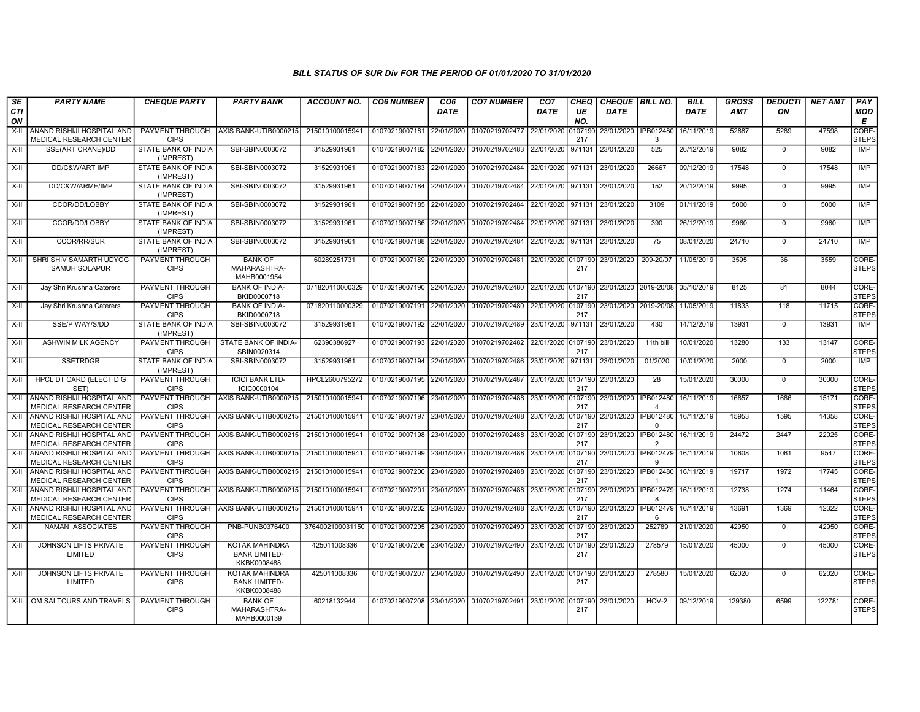*BILL STATUS OF SUR Div FOR THE PERIOD OF 01/01/2020 TO 31/01/2020*

| SECTION | PARTY NAME | CHEQUE PARTY | PARTY BANK | ACCOUNT NO. | CO6 NUMBER | CO6 DATE | CO7 NUMBER | CO7 DATE | CHEQUE NO. | CHEQUE DATE | BILL NO. | BILL DATE | GROSS AMT | DEDUCTION | NET AMT | PAY MODE |
|---|---|---|---|---|---|---|---|---|---|---|---|---|---|---|---|---|
| X-II | ANAND RISHIJI HOSPITAL AND MEDICAL RESEARCH CENTER | PAYMENT THROUGH CIPS | AXIS BANK-UTIB0000215 | 215010100015941 | 01070219007181 | 22/01/2020 | 01070219702477 | 22/01/2020 | 0107190217 | 23/01/2020 | IPB0124803 | 16/11/2019 | 52887 | 5289 | 47598 | CORE-STEPS |
| X-II | SSE(ART CRANE)/DD | STATE BANK OF INDIA (IMPREST) | SBI-SBIN0003072 | 31529931961 | 01070219007182 | 22/01/2020 | 01070219702483 | 22/01/2020 | 971131 | 23/01/2020 | 525 | 26/12/2019 | 9082 | 0 | 9082 | IMP |
| X-II | DD/C&W/ART IMP | STATE BANK OF INDIA (IMPREST) | SBI-SBIN0003072 | 31529931961 | 01070219007183 | 22/01/2020 | 01070219702484 | 22/01/2020 | 971131 | 23/01/2020 | 26667 | 09/12/2019 | 17548 | 0 | 17548 | IMP |
| X-II | DD/C&W/ARME/IMP | STATE BANK OF INDIA (IMPREST) | SBI-SBIN0003072 | 31529931961 | 01070219007184 | 22/01/2020 | 01070219702484 | 22/01/2020 | 971131 | 23/01/2020 | 152 | 20/12/2019 | 9995 | 0 | 9995 | IMP |
| X-II | CCOR/DD/LOBBY | STATE BANK OF INDIA (IMPREST) | SBI-SBIN0003072 | 31529931961 | 01070219007185 | 22/01/2020 | 01070219702484 | 22/01/2020 | 971131 | 23/01/2020 | 3109 | 01/11/2019 | 5000 | 0 | 5000 | IMP |
| X-II | CCOR/DD/LOBBY | STATE BANK OF INDIA (IMPREST) | SBI-SBIN0003072 | 31529931961 | 01070219007186 | 22/01/2020 | 01070219702484 | 22/01/2020 | 971131 | 23/01/2020 | 390 | 26/12/2019 | 9960 | 0 | 9960 | IMP |
| X-II | CCOR/RR/SUR | STATE BANK OF INDIA (IMPREST) | SBI-SBIN0003072 | 31529931961 | 01070219007188 | 22/01/2020 | 01070219702484 | 22/01/2020 | 971131 | 23/01/2020 | 75 | 08/01/2020 | 24710 | 0 | 24710 | IMP |
| X-II | SHRI SHIV SAMARTH UDYOG SAMUH SOLAPUR | PAYMENT THROUGH CIPS | BANK OF MAHARASHTRA-MAHB0001954 | 60289251731 | 01070219007189 | 22/01/2020 | 01070219702481 | 22/01/2020 | 0107190217 | 23/01/2020 | 209-20/07 | 11/05/2019 | 3595 | 36 | 3559 | CORE-STEPS |
| X-II | Jay Shri Krushna Caterers | PAYMENT THROUGH CIPS | BANK OF INDIA-BKID0000718 | 071820110000329 | 01070219007190 | 22/01/2020 | 01070219702480 | 22/01/2020 | 0107190217 | 23/01/2020 | 2019-20/08 | 05/10/2019 | 8125 | 81 | 8044 | CORE-STEPS |
| X-II | Jay Shri Krushna Caterers | PAYMENT THROUGH CIPS | BANK OF INDIA-BKID0000718 | 071820110000329 | 01070219007191 | 22/01/2020 | 01070219702480 | 22/01/2020 | 0107190217 | 23/01/2020 | 2019-20/08 | 11/05/2019 | 11833 | 118 | 11715 | CORE-STEPS |
| X-II | SSE/P WAY/S/DD | STATE BANK OF INDIA (IMPREST) | SBI-SBIN0003072 | 31529931961 | 01070219007192 | 22/01/2020 | 01070219702489 | 23/01/2020 | 971131 | 23/01/2020 | 430 | 14/12/2019 | 13931 | 0 | 13931 | IMP |
| X-II | ASHWIN MILK AGENCY | PAYMENT THROUGH CIPS | STATE BANK OF INDIA-SBIN0020314 | 62390386927 | 01070219007193 | 22/01/2020 | 01070219702482 | 22/01/2020 | 0107190217 | 23/01/2020 | 11th bill | 10/01/2020 | 13280 | 133 | 13147 | CORE-STEPS |
| X-II | SSETRDGR | STATE BANK OF INDIA (IMPREST) | SBI-SBIN0003072 | 31529931961 | 01070219007194 | 22/01/2020 | 01070219702486 | 23/01/2020 | 971131 | 23/01/2020 | 01/2020 | 10/01/2020 | 2000 | 0 | 2000 | IMP |
| X-II | HPCL DT CARD (ELECT D G SET) | PAYMENT THROUGH CIPS | ICICI BANK LTD-ICIC0000104 | HPCL2600795272 | 01070219007195 | 22/01/2020 | 01070219702487 | 23/01/2020 | 0107190217 | 23/01/2020 | 28 | 15/01/2020 | 30000 | 0 | 30000 | CORE-STEPS |
| X-II | ANAND RISHIJI HOSPITAL AND MEDICAL RESEARCH CENTER | PAYMENT THROUGH CIPS | AXIS BANK-UTIB0000215 | 215010100015941 | 01070219007196 | 23/01/2020 | 01070219702488 | 23/01/2020 | 0107190217 | 23/01/2020 | IPB0124804 | 16/11/2019 | 16857 | 1686 | 15171 | CORE-STEPS |
| X-II | ANAND RISHIJI HOSPITAL AND MEDICAL RESEARCH CENTER | PAYMENT THROUGH CIPS | AXIS BANK-UTIB0000215 | 215010100015941 | 01070219007197 | 23/01/2020 | 01070219702488 | 23/01/2020 | 0107190217 | 23/01/2020 | IPB0124800 | 16/11/2019 | 15953 | 1595 | 14358 | CORE-STEPS |
| X-II | ANAND RISHIJI HOSPITAL AND MEDICAL RESEARCH CENTER | PAYMENT THROUGH CIPS | AXIS BANK-UTIB0000215 | 215010100015941 | 01070219007198 | 23/01/2020 | 01070219702488 | 23/01/2020 | 0107190217 | 23/01/2020 | IPB0124802 | 16/11/2019 | 24472 | 2447 | 22025 | CORE-STEPS |
| X-II | ANAND RISHIJI HOSPITAL AND MEDICAL RESEARCH CENTER | PAYMENT THROUGH CIPS | AXIS BANK-UTIB0000215 | 215010100015941 | 01070219007199 | 23/01/2020 | 01070219702488 | 23/01/2020 | 0107190217 | 23/01/2020 | IPB0124799 | 16/11/2019 | 10608 | 1061 | 9547 | CORE-STEPS |
| X-II | ANAND RISHIJI HOSPITAL AND MEDICAL RESEARCH CENTER | PAYMENT THROUGH CIPS | AXIS BANK-UTIB0000215 | 215010100015941 | 01070219007200 | 23/01/2020 | 01070219702488 | 23/01/2020 | 0107190217 | 23/01/2020 | IPB0124801 | 16/11/2019 | 19717 | 1972 | 17745 | CORE-STEPS |
| X-II | ANAND RISHIJI HOSPITAL AND MEDICAL RESEARCH CENTER | PAYMENT THROUGH CIPS | AXIS BANK-UTIB0000215 | 215010100015941 | 01070219007201 | 23/01/2020 | 01070219702488 | 23/01/2020 | 0107190217 | 23/01/2020 | IPB0124798 | 16/11/2019 | 12738 | 1274 | 11464 | CORE-STEPS |
| X-II | ANAND RISHIJI HOSPITAL AND MEDICAL RESEARCH CENTER | PAYMENT THROUGH CIPS | AXIS BANK-UTIB0000215 | 215010100015941 | 01070219007202 | 23/01/2020 | 01070219702488 | 23/01/2020 | 0107190217 | 23/01/2020 | IPB0124796 | 16/11/2019 | 13691 | 1369 | 12322 | CORE-STEPS |
| X-II | NAMAN ASSOCIATES | PAYMENT THROUGH CIPS | PNB-PUNB0376400 | 3764002109031150 | 01070219007205 | 23/01/2020 | 01070219702490 | 23/01/2020 | 0107190217 | 23/01/2020 | 252789 | 21/01/2020 | 42950 | 0 | 42950 | CORE-STEPS |
| X-II | JOHNSON LIFTS PRIVATE LIMITED | PAYMENT THROUGH CIPS | KOTAK MAHINDRA BANK LIMITED-KKBK0008488 | 425011008336 | 01070219007206 | 23/01/2020 | 01070219702490 | 23/01/2020 | 0107190217 | 23/01/2020 | 278579 | 15/01/2020 | 45000 | 0 | 45000 | CORE-STEPS |
| X-II | JOHNSON LIFTS PRIVATE LIMITED | PAYMENT THROUGH CIPS | KOTAK MAHINDRA BANK LIMITED-KKBK0008488 | 425011008336 | 01070219007207 | 23/01/2020 | 01070219702490 | 23/01/2020 | 0107190217 | 23/01/2020 | 278580 | 15/01/2020 | 62020 | 0 | 62020 | CORE-STEPS |
| X-II | OM SAI TOURS AND TRAVELS | PAYMENT THROUGH CIPS | BANK OF MAHARASHTRA-MAHB0000139 | 60218132944 | 01070219007208 | 23/01/2020 | 01070219702491 | 23/01/2020 | 0107190217 | 23/01/2020 | HOV-2 | 09/12/2019 | 129380 | 6599 | 122781 | CORE-STEPS |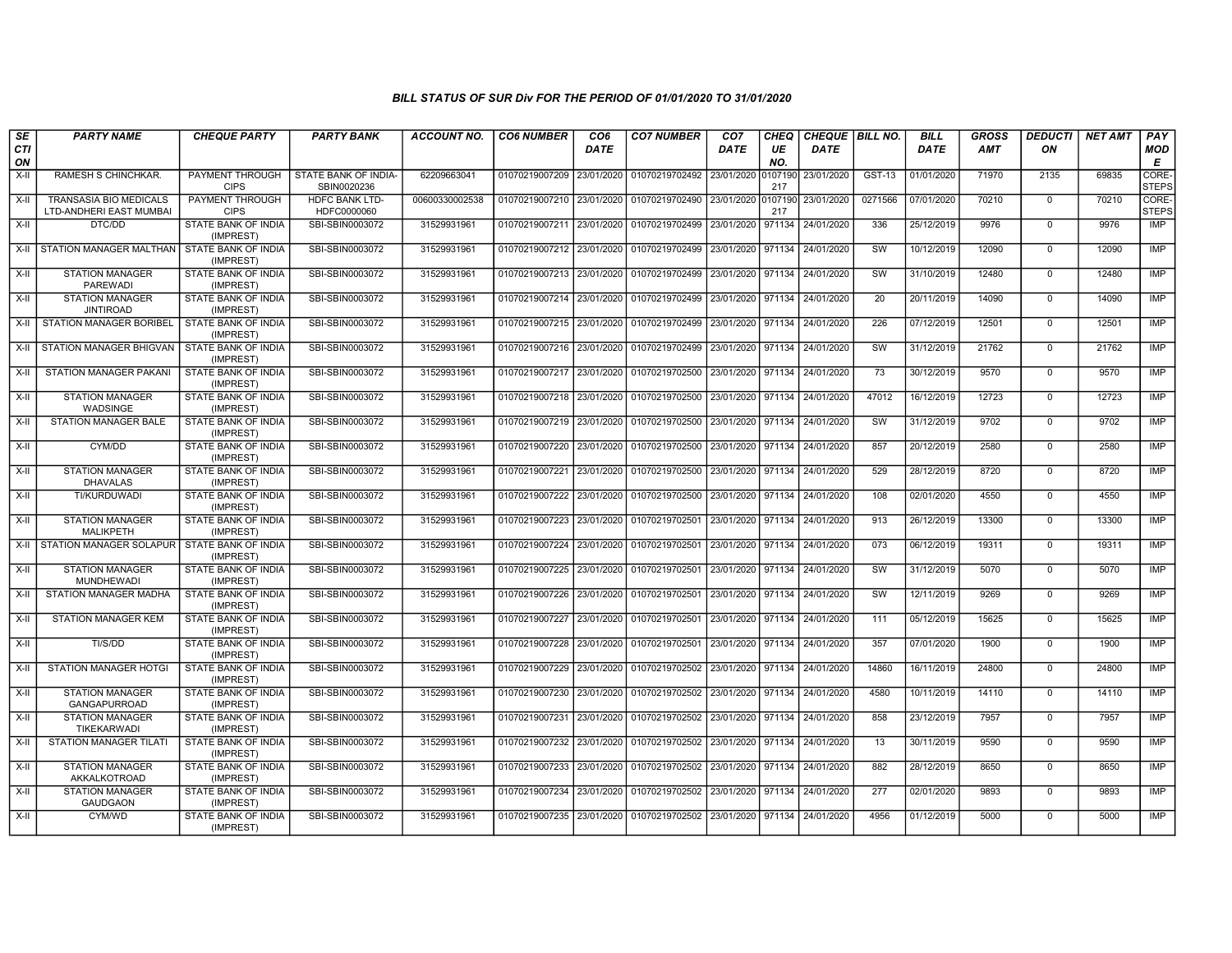## BILL STATUS OF SUR Div FOR THE PERIOD OF 01/01/2020 TO 31/01/2020

| SECTION | PARTY NAME | CHEQUE PARTY | PARTY BANK | ACCOUNT NO. | CO6 NUMBER | CO6 DATE | CO7 NUMBER | CO7 DATE | CHEQUE NO. | CHEQUE DATE | BILL NO. | BILL DATE | GROSS AMT | DEDUCTION | NET AMT | PAY MODE |
|---|---|---|---|---|---|---|---|---|---|---|---|---|---|---|---|---|
| X-II | RAMESH S CHINCHKAR. | PAYMENT THROUGH CIPS | STATE BANK OF INDIA-SBIN0020236 | 62209663041 | 01070219007209 | 23/01/2020 | 01070219702492 | 23/01/2020 | 0107190217 | 23/01/2020 | GST-13 | 01/01/2020 | 71970 | 2135 | 69835 | CORE-STEPS |
| X-II | TRANSASIA BIO MEDICALS LTD-ANDHERI EAST MUMBAI | PAYMENT THROUGH CIPS | HDFC BANK LTD-HDFC0000060 | 00600330002538 | 01070219007210 | 23/01/2020 | 01070219702490 | 23/01/2020 | 0107190217 | 23/01/2020 | 0271566 | 07/01/2020 | 70210 | 0 | 70210 | CORE-STEPS |
| X-II | DTC/DD | STATE BANK OF INDIA (IMPREST) | SBI-SBIN0003072 | 31529931961 | 01070219007211 | 23/01/2020 | 01070219702499 | 23/01/2020 | 971134 | 24/01/2020 | 336 | 25/12/2019 | 9976 | 0 | 9976 | IMP |
| X-II | STATION MANAGER MALTHAN | STATE BANK OF INDIA (IMPREST) | SBI-SBIN0003072 | 31529931961 | 01070219007212 | 23/01/2020 | 01070219702499 | 23/01/2020 | 971134 | 24/01/2020 | SW | 10/12/2019 | 12090 | 0 | 12090 | IMP |
| X-II | STATION MANAGER PAREWADI | STATE BANK OF INDIA (IMPREST) | SBI-SBIN0003072 | 31529931961 | 01070219007213 | 23/01/2020 | 01070219702499 | 23/01/2020 | 971134 | 24/01/2020 | SW | 31/10/2019 | 12480 | 0 | 12480 | IMP |
| X-II | STATION MANAGER JINTIROAD | STATE BANK OF INDIA (IMPREST) | SBI-SBIN0003072 | 31529931961 | 01070219007214 | 23/01/2020 | 01070219702499 | 23/01/2020 | 971134 | 24/01/2020 | 20 | 20/11/2019 | 14090 | 0 | 14090 | IMP |
| X-II | STATION MANAGER BORIBEL | STATE BANK OF INDIA (IMPREST) | SBI-SBIN0003072 | 31529931961 | 01070219007215 | 23/01/2020 | 01070219702499 | 23/01/2020 | 971134 | 24/01/2020 | 226 | 07/12/2019 | 12501 | 0 | 12501 | IMP |
| X-II | STATION MANAGER BHIGVAN | STATE BANK OF INDIA (IMPREST) | SBI-SBIN0003072 | 31529931961 | 01070219007216 | 23/01/2020 | 01070219702499 | 23/01/2020 | 971134 | 24/01/2020 | SW | 31/12/2019 | 21762 | 0 | 21762 | IMP |
| X-II | STATION MANAGER PAKANI | STATE BANK OF INDIA (IMPREST) | SBI-SBIN0003072 | 31529931961 | 01070219007217 | 23/01/2020 | 01070219702500 | 23/01/2020 | 971134 | 24/01/2020 | 73 | 30/12/2019 | 9570 | 0 | 9570 | IMP |
| X-II | STATION MANAGER WADSINGE | STATE BANK OF INDIA (IMPREST) | SBI-SBIN0003072 | 31529931961 | 01070219007218 | 23/01/2020 | 01070219702500 | 23/01/2020 | 971134 | 24/01/2020 | 47012 | 16/12/2019 | 12723 | 0 | 12723 | IMP |
| X-II | STATION MANAGER BALE | STATE BANK OF INDIA (IMPREST) | SBI-SBIN0003072 | 31529931961 | 01070219007219 | 23/01/2020 | 01070219702500 | 23/01/2020 | 971134 | 24/01/2020 | SW | 31/12/2019 | 9702 | 0 | 9702 | IMP |
| X-II | CYM/DD | STATE BANK OF INDIA (IMPREST) | SBI-SBIN0003072 | 31529931961 | 01070219007220 | 23/01/2020 | 01070219702500 | 23/01/2020 | 971134 | 24/01/2020 | 857 | 20/12/2019 | 2580 | 0 | 2580 | IMP |
| X-II | STATION MANAGER DHAVALAS | STATE BANK OF INDIA (IMPREST) | SBI-SBIN0003072 | 31529931961 | 01070219007221 | 23/01/2020 | 01070219702500 | 23/01/2020 | 971134 | 24/01/2020 | 529 | 28/12/2019 | 8720 | 0 | 8720 | IMP |
| X-II | TI/KURDUWADI | STATE BANK OF INDIA (IMPREST) | SBI-SBIN0003072 | 31529931961 | 01070219007222 | 23/01/2020 | 01070219702500 | 23/01/2020 | 971134 | 24/01/2020 | 108 | 02/01/2020 | 4550 | 0 | 4550 | IMP |
| X-II | STATION MANAGER MALIKPETH | STATE BANK OF INDIA (IMPREST) | SBI-SBIN0003072 | 31529931961 | 01070219007223 | 23/01/2020 | 01070219702501 | 23/01/2020 | 971134 | 24/01/2020 | 913 | 26/12/2019 | 13300 | 0 | 13300 | IMP |
| X-II | STATION MANAGER SOLAPUR | STATE BANK OF INDIA (IMPREST) | SBI-SBIN0003072 | 31529931961 | 01070219007224 | 23/01/2020 | 01070219702501 | 23/01/2020 | 971134 | 24/01/2020 | 073 | 06/12/2019 | 19311 | 0 | 19311 | IMP |
| X-II | STATION MANAGER MUNDHEWADI | STATE BANK OF INDIA (IMPREST) | SBI-SBIN0003072 | 31529931961 | 01070219007225 | 23/01/2020 | 01070219702501 | 23/01/2020 | 971134 | 24/01/2020 | SW | 31/12/2019 | 5070 | 0 | 5070 | IMP |
| X-II | STATION MANAGER MADHA | STATE BANK OF INDIA (IMPREST) | SBI-SBIN0003072 | 31529931961 | 01070219007226 | 23/01/2020 | 01070219702501 | 23/01/2020 | 971134 | 24/01/2020 | SW | 12/11/2019 | 9269 | 0 | 9269 | IMP |
| X-II | STATION MANAGER KEM | STATE BANK OF INDIA (IMPREST) | SBI-SBIN0003072 | 31529931961 | 01070219007227 | 23/01/2020 | 01070219702501 | 23/01/2020 | 971134 | 24/01/2020 | 111 | 05/12/2019 | 15625 | 0 | 15625 | IMP |
| X-II | TI/S/DD | STATE BANK OF INDIA (IMPREST) | SBI-SBIN0003072 | 31529931961 | 01070219007228 | 23/01/2020 | 01070219702501 | 23/01/2020 | 971134 | 24/01/2020 | 357 | 07/01/2020 | 1900 | 0 | 1900 | IMP |
| X-II | STATION MANAGER HOTGI | STATE BANK OF INDIA (IMPREST) | SBI-SBIN0003072 | 31529931961 | 01070219007229 | 23/01/2020 | 01070219702502 | 23/01/2020 | 971134 | 24/01/2020 | 14860 | 16/11/2019 | 24800 | 0 | 24800 | IMP |
| X-II | STATION MANAGER GANGAPURROAD | STATE BANK OF INDIA (IMPREST) | SBI-SBIN0003072 | 31529931961 | 01070219007230 | 23/01/2020 | 01070219702502 | 23/01/2020 | 971134 | 24/01/2020 | 4580 | 10/11/2019 | 14110 | 0 | 14110 | IMP |
| X-II | STATION MANAGER TIKEKARWADI | STATE BANK OF INDIA (IMPREST) | SBI-SBIN0003072 | 31529931961 | 01070219007231 | 23/01/2020 | 01070219702502 | 23/01/2020 | 971134 | 24/01/2020 | 858 | 23/12/2019 | 7957 | 0 | 7957 | IMP |
| X-II | STATION MANAGER TILATI | STATE BANK OF INDIA (IMPREST) | SBI-SBIN0003072 | 31529931961 | 01070219007232 | 23/01/2020 | 01070219702502 | 23/01/2020 | 971134 | 24/01/2020 | 13 | 30/11/2019 | 9590 | 0 | 9590 | IMP |
| X-II | STATION MANAGER AKKALKOTROAD | STATE BANK OF INDIA (IMPREST) | SBI-SBIN0003072 | 31529931961 | 01070219007233 | 23/01/2020 | 01070219702502 | 23/01/2020 | 971134 | 24/01/2020 | 882 | 28/12/2019 | 8650 | 0 | 8650 | IMP |
| X-II | STATION MANAGER GAUDGAON | STATE BANK OF INDIA (IMPREST) | SBI-SBIN0003072 | 31529931961 | 01070219007234 | 23/01/2020 | 01070219702502 | 23/01/2020 | 971134 | 24/01/2020 | 277 | 02/01/2020 | 9893 | 0 | 9893 | IMP |
| X-II | CYM/WD | STATE BANK OF INDIA (IMPREST) | SBI-SBIN0003072 | 31529931961 | 01070219007235 | 23/01/2020 | 01070219702502 | 23/01/2020 | 971134 | 24/01/2020 | 4956 | 01/12/2019 | 5000 | 0 | 5000 | IMP |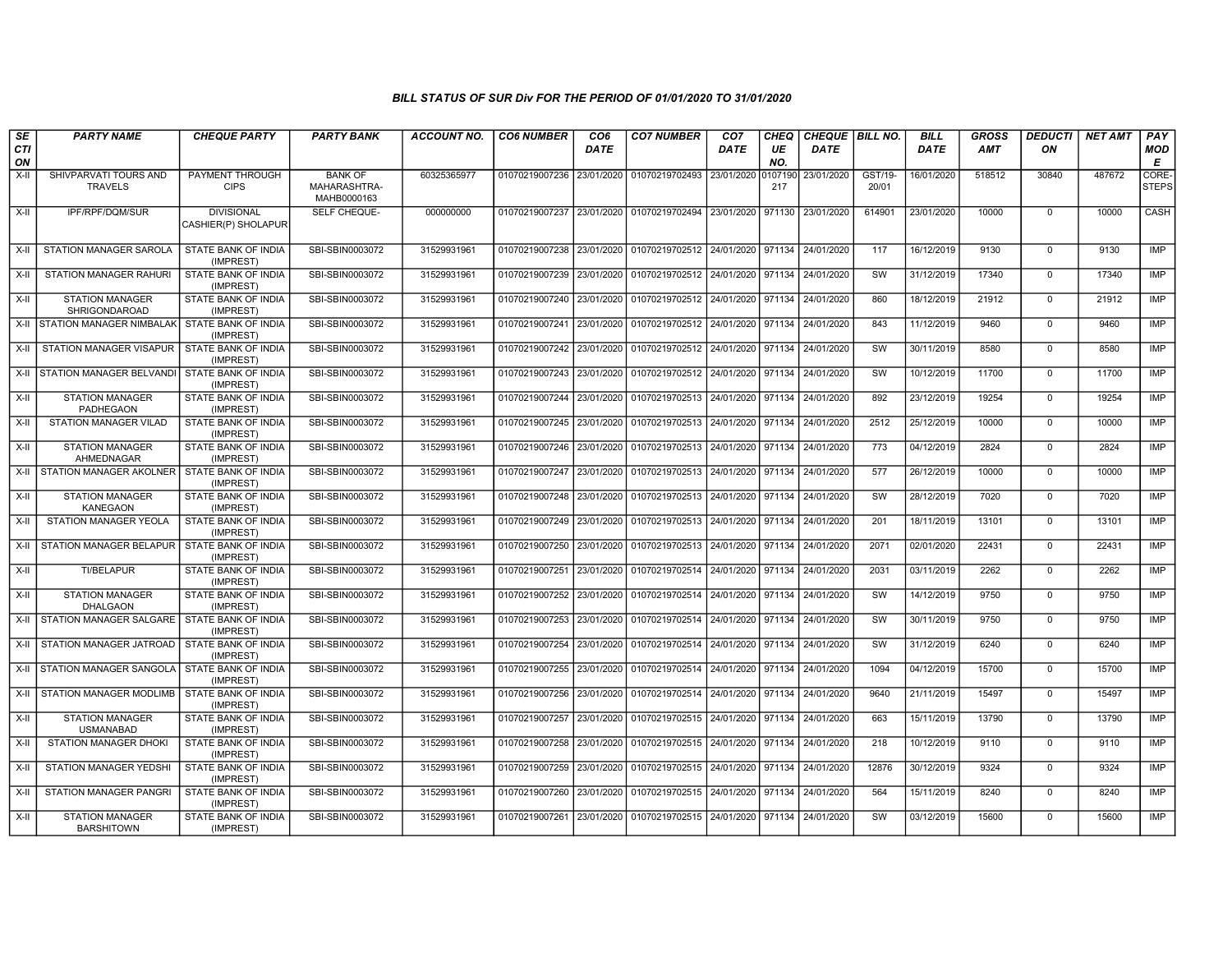### BILL STATUS OF SUR Div FOR THE PERIOD OF 01/01/2020 TO 31/01/2020

| SECTION | PARTY NAME | CHEQUE PARTY | PARTY BANK | ACCOUNT NO. | CO6 NUMBER | CO6 DATE | CO7 NUMBER | CO7 DATE | CHEQUE NO. | CHEQUE DATE | BILL NO. | BILL DATE | GROSS AMT | DEDUCTION | NET AMT | PAY MODE |
|---|---|---|---|---|---|---|---|---|---|---|---|---|---|---|---|---|
| X-II | SHIVPARVATI TOURS AND TRAVELS | PAYMENT THROUGH CIPS | BANK OF MAHARASHTRA-MAHB0000163 | 60325365977 | 01070219007236 | 23/01/2020 | 01070219702493 | 23/01/2020 | 0107190217 | 23/01/2020 | GST/19-20/01 | 16/01/2020 | 518512 | 30840 | 487672 | CORE-STEPS |
| X-II | IPF/RPF/DQM/SUR | DIVISIONAL CASHIER(P) SHOLAPUR | SELF CHEQUE- | 000000000 | 01070219007237 | 23/01/2020 | 01070219702494 | 23/01/2020 | 971130 | 23/01/2020 | 614901 | 23/01/2020 | 10000 | 0 | 10000 | CASH |
| X-II | STATION MANAGER SAROLA | STATE BANK OF INDIA (IMPREST) | SBI-SBIN0003072 | 31529931961 | 01070219007238 | 23/01/2020 | 01070219702512 | 24/01/2020 | 971134 | 24/01/2020 | 117 | 16/12/2019 | 9130 | 0 | 9130 | IMP |
| X-II | STATION MANAGER RAHURI | STATE BANK OF INDIA (IMPREST) | SBI-SBIN0003072 | 31529931961 | 01070219007239 | 23/01/2020 | 01070219702512 | 24/01/2020 | 971134 | 24/01/2020 | SW | 31/12/2019 | 17340 | 0 | 17340 | IMP |
| X-II | STATION MANAGER SHRIGONDAROAD | STATE BANK OF INDIA (IMPREST) | SBI-SBIN0003072 | 31529931961 | 01070219007240 | 23/01/2020 | 01070219702512 | 24/01/2020 | 971134 | 24/01/2020 | 860 | 18/12/2019 | 21912 | 0 | 21912 | IMP |
| X-II | STATION MANAGER NIMBALAK | STATE BANK OF INDIA (IMPREST) | SBI-SBIN0003072 | 31529931961 | 01070219007241 | 23/01/2020 | 01070219702512 | 24/01/2020 | 971134 | 24/01/2020 | 843 | 11/12/2019 | 9460 | 0 | 9460 | IMP |
| X-II | STATION MANAGER VISAPUR | STATE BANK OF INDIA (IMPREST) | SBI-SBIN0003072 | 31529931961 | 01070219007242 | 23/01/2020 | 01070219702512 | 24/01/2020 | 971134 | 24/01/2020 | SW | 30/11/2019 | 8580 | 0 | 8580 | IMP |
| X-II | STATION MANAGER BELVANDI | STATE BANK OF INDIA (IMPREST) | SBI-SBIN0003072 | 31529931961 | 01070219007243 | 23/01/2020 | 01070219702512 | 24/01/2020 | 971134 | 24/01/2020 | SW | 10/12/2019 | 11700 | 0 | 11700 | IMP |
| X-II | STATION MANAGER PADHEGAON | STATE BANK OF INDIA (IMPREST) | SBI-SBIN0003072 | 31529931961 | 01070219007244 | 23/01/2020 | 01070219702513 | 24/01/2020 | 971134 | 24/01/2020 | 892 | 23/12/2019 | 19254 | 0 | 19254 | IMP |
| X-II | STATION MANAGER VILAD | STATE BANK OF INDIA (IMPREST) | SBI-SBIN0003072 | 31529931961 | 01070219007245 | 23/01/2020 | 01070219702513 | 24/01/2020 | 971134 | 24/01/2020 | 2512 | 25/12/2019 | 10000 | 0 | 10000 | IMP |
| X-II | STATION MANAGER AHMEDNAGAR | STATE BANK OF INDIA (IMPREST) | SBI-SBIN0003072 | 31529931961 | 01070219007246 | 23/01/2020 | 01070219702513 | 24/01/2020 | 971134 | 24/01/2020 | 773 | 04/12/2019 | 2824 | 0 | 2824 | IMP |
| X-II | STATION MANAGER AKOLNER | STATE BANK OF INDIA (IMPREST) | SBI-SBIN0003072 | 31529931961 | 01070219007247 | 23/01/2020 | 01070219702513 | 24/01/2020 | 971134 | 24/01/2020 | 577 | 26/12/2019 | 10000 | 0 | 10000 | IMP |
| X-II | STATION MANAGER KANEGAON | STATE BANK OF INDIA (IMPREST) | SBI-SBIN0003072 | 31529931961 | 01070219007248 | 23/01/2020 | 01070219702513 | 24/01/2020 | 971134 | 24/01/2020 | SW | 28/12/2019 | 7020 | 0 | 7020 | IMP |
| X-II | STATION MANAGER YEOLA | STATE BANK OF INDIA (IMPREST) | SBI-SBIN0003072 | 31529931961 | 01070219007249 | 23/01/2020 | 01070219702513 | 24/01/2020 | 971134 | 24/01/2020 | 201 | 18/11/2019 | 13101 | 0 | 13101 | IMP |
| X-II | STATION MANAGER BELAPUR | STATE BANK OF INDIA (IMPREST) | SBI-SBIN0003072 | 31529931961 | 01070219007250 | 23/01/2020 | 01070219702513 | 24/01/2020 | 971134 | 24/01/2020 | 2071 | 02/01/2020 | 22431 | 0 | 22431 | IMP |
| X-II | TI/BELAPUR | STATE BANK OF INDIA (IMPREST) | SBI-SBIN0003072 | 31529931961 | 01070219007251 | 23/01/2020 | 01070219702514 | 24/01/2020 | 971134 | 24/01/2020 | 2031 | 03/11/2019 | 2262 | 0 | 2262 | IMP |
| X-II | STATION MANAGER DHALGAON | STATE BANK OF INDIA (IMPREST) | SBI-SBIN0003072 | 31529931961 | 01070219007252 | 23/01/2020 | 01070219702514 | 24/01/2020 | 971134 | 24/01/2020 | SW | 14/12/2019 | 9750 | 0 | 9750 | IMP |
| X-II | STATION MANAGER SALGARE | STATE BANK OF INDIA (IMPREST) | SBI-SBIN0003072 | 31529931961 | 01070219007253 | 23/01/2020 | 01070219702514 | 24/01/2020 | 971134 | 24/01/2020 | SW | 30/11/2019 | 9750 | 0 | 9750 | IMP |
| X-II | STATION MANAGER JATROAD | STATE BANK OF INDIA (IMPREST) | SBI-SBIN0003072 | 31529931961 | 01070219007254 | 23/01/2020 | 01070219702514 | 24/01/2020 | 971134 | 24/01/2020 | SW | 31/12/2019 | 6240 | 0 | 6240 | IMP |
| X-II | STATION MANAGER SANGOLA | STATE BANK OF INDIA (IMPREST) | SBI-SBIN0003072 | 31529931961 | 01070219007255 | 23/01/2020 | 01070219702514 | 24/01/2020 | 971134 | 24/01/2020 | 1094 | 04/12/2019 | 15700 | 0 | 15700 | IMP |
| X-II | STATION MANAGER MODLIMB | STATE BANK OF INDIA (IMPREST) | SBI-SBIN0003072 | 31529931961 | 01070219007256 | 23/01/2020 | 01070219702514 | 24/01/2020 | 971134 | 24/01/2020 | 9640 | 21/11/2019 | 15497 | 0 | 15497 | IMP |
| X-II | STATION MANAGER USMANABAD | STATE BANK OF INDIA (IMPREST) | SBI-SBIN0003072 | 31529931961 | 01070219007257 | 23/01/2020 | 01070219702515 | 24/01/2020 | 971134 | 24/01/2020 | 663 | 15/11/2019 | 13790 | 0 | 13790 | IMP |
| X-II | STATION MANAGER DHOKI | STATE BANK OF INDIA (IMPREST) | SBI-SBIN0003072 | 31529931961 | 01070219007258 | 23/01/2020 | 01070219702515 | 24/01/2020 | 971134 | 24/01/2020 | 218 | 10/12/2019 | 9110 | 0 | 9110 | IMP |
| X-II | STATION MANAGER YEDSHI | STATE BANK OF INDIA (IMPREST) | SBI-SBIN0003072 | 31529931961 | 01070219007259 | 23/01/2020 | 01070219702515 | 24/01/2020 | 971134 | 24/01/2020 | 12876 | 30/12/2019 | 9324 | 0 | 9324 | IMP |
| X-II | STATION MANAGER PANGRI | STATE BANK OF INDIA (IMPREST) | SBI-SBIN0003072 | 31529931961 | 01070219007260 | 23/01/2020 | 01070219702515 | 24/01/2020 | 971134 | 24/01/2020 | 564 | 15/11/2019 | 8240 | 0 | 8240 | IMP |
| X-II | STATION MANAGER BARSHITOWN | STATE BANK OF INDIA (IMPREST) | SBI-SBIN0003072 | 31529931961 | 01070219007261 | 23/01/2020 | 01070219702515 | 24/01/2020 | 971134 | 24/01/2020 | SW | 03/12/2019 | 15600 | 0 | 15600 | IMP |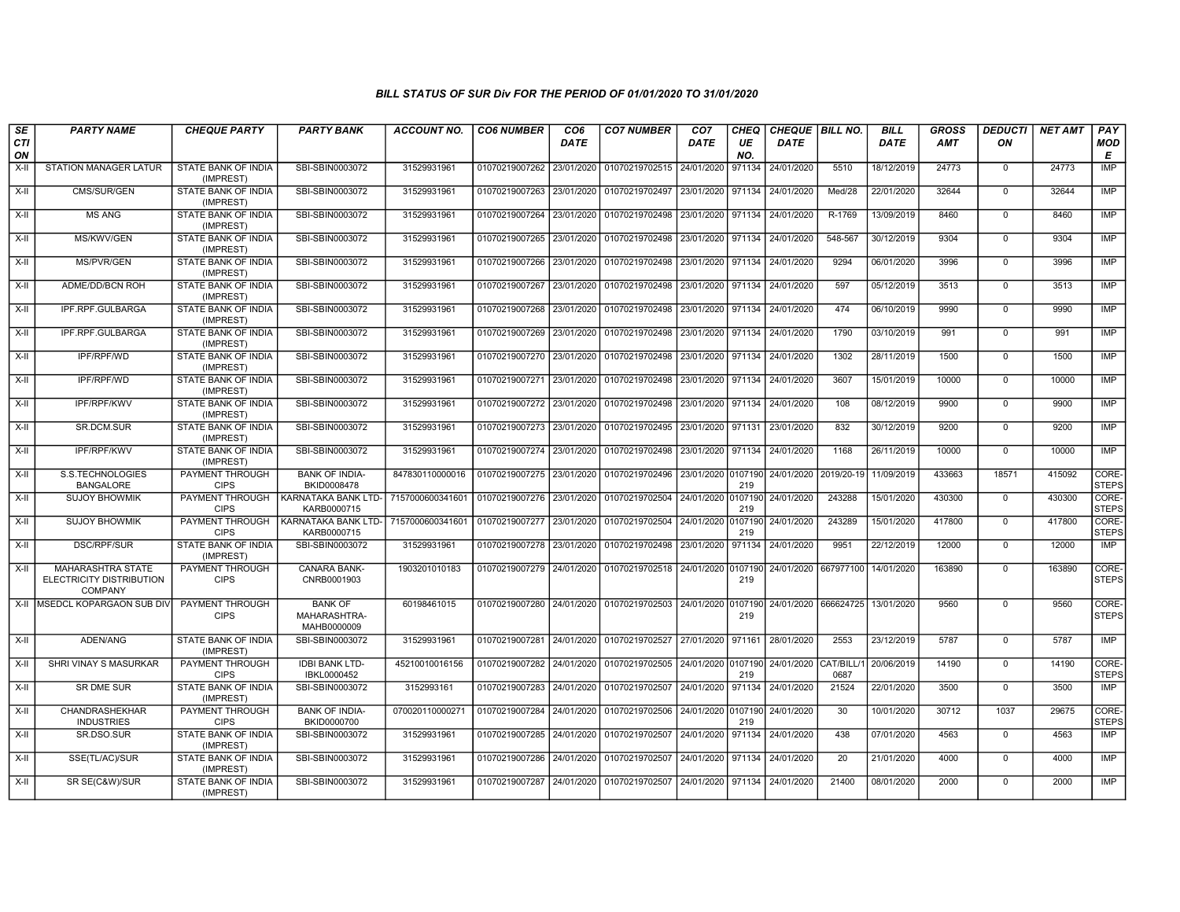### BILL STATUS OF SUR Div FOR THE PERIOD OF 01/01/2020 TO 31/01/2020

| SECTION | PARTY NAME | CHEQUE PARTY | PARTY BANK | ACCOUNT NO. | CO6 NUMBER | CO6 DATE | CO7 NUMBER | CO7 DATE | CHEQUE NO. | CHEQUE DATE | BILL NO. | BILL DATE | GROSS AMT | DEDUCTION | NET AMT | PAY MODE |
|---|---|---|---|---|---|---|---|---|---|---|---|---|---|---|---|---|
| X-II | STATION MANAGER LATUR | STATE BANK OF INDIA (IMPREST) | SBI-SBIN0003072 | 31529931961 | 01070219007262 | 23/01/2020 | 01070219702515 | 24/01/2020 | 971134 | 24/01/2020 | 5510 | 18/12/2019 | 24773 | 0 | 24773 | IMP |
| X-II | CMS/SUR/GEN | STATE BANK OF INDIA (IMPREST) | SBI-SBIN0003072 | 31529931961 | 01070219007263 | 23/01/2020 | 01070219702497 | 23/01/2020 | 971134 | 24/01/2020 | Med/28 | 22/01/2020 | 32644 | 0 | 32644 | IMP |
| X-II | MS ANG | STATE BANK OF INDIA (IMPREST) | SBI-SBIN0003072 | 31529931961 | 01070219007264 | 23/01/2020 | 01070219702498 | 23/01/2020 | 971134 | 24/01/2020 | R-1769 | 13/09/2019 | 8460 | 0 | 8460 | IMP |
| X-II | MS/KWV/GEN | STATE BANK OF INDIA (IMPREST) | SBI-SBIN0003072 | 31529931961 | 01070219007265 | 23/01/2020 | 01070219702498 | 23/01/2020 | 971134 | 24/01/2020 | 548-567 | 30/12/2019 | 9304 | 0 | 9304 | IMP |
| X-II | MS/PVR/GEN | STATE BANK OF INDIA (IMPREST) | SBI-SBIN0003072 | 31529931961 | 01070219007266 | 23/01/2020 | 01070219702498 | 23/01/2020 | 971134 | 24/01/2020 | 9294 | 06/01/2020 | 3996 | 0 | 3996 | IMP |
| X-II | ADME/DD/BCN ROH | STATE BANK OF INDIA (IMPREST) | SBI-SBIN0003072 | 31529931961 | 01070219007267 | 23/01/2020 | 01070219702498 | 23/01/2020 | 971134 | 24/01/2020 | 597 | 05/12/2019 | 3513 | 0 | 3513 | IMP |
| X-II | IPF.RPF.GULBARGA | STATE BANK OF INDIA (IMPREST) | SBI-SBIN0003072 | 31529931961 | 01070219007268 | 23/01/2020 | 01070219702498 | 23/01/2020 | 971134 | 24/01/2020 | 474 | 06/10/2019 | 9990 | 0 | 9990 | IMP |
| X-II | IPF.RPF.GULBARGA | STATE BANK OF INDIA (IMPREST) | SBI-SBIN0003072 | 31529931961 | 01070219007269 | 23/01/2020 | 01070219702498 | 23/01/2020 | 971134 | 24/01/2020 | 1790 | 03/10/2019 | 991 | 0 | 991 | IMP |
| X-II | IPF/RPF/WD | STATE BANK OF INDIA (IMPREST) | SBI-SBIN0003072 | 31529931961 | 01070219007270 | 23/01/2020 | 01070219702498 | 23/01/2020 | 971134 | 24/01/2020 | 1302 | 28/11/2019 | 1500 | 0 | 1500 | IMP |
| X-II | IPF/RPF/WD | STATE BANK OF INDIA (IMPREST) | SBI-SBIN0003072 | 31529931961 | 01070219007271 | 23/01/2020 | 01070219702498 | 23/01/2020 | 971134 | 24/01/2020 | 3607 | 15/01/2019 | 10000 | 0 | 10000 | IMP |
| X-II | IPF/RPF/KWV | STATE BANK OF INDIA (IMPREST) | SBI-SBIN0003072 | 31529931961 | 01070219007272 | 23/01/2020 | 01070219702498 | 23/01/2020 | 971134 | 24/01/2020 | 108 | 08/12/2019 | 9900 | 0 | 9900 | IMP |
| X-II | SR.DCM.SUR | STATE BANK OF INDIA (IMPREST) | SBI-SBIN0003072 | 31529931961 | 01070219007273 | 23/01/2020 | 01070219702495 | 23/01/2020 | 971131 | 23/01/2020 | 832 | 30/12/2019 | 9200 | 0 | 9200 | IMP |
| X-II | IPF/RPF/KWV | STATE BANK OF INDIA (IMPREST) | SBI-SBIN0003072 | 31529931961 | 01070219007274 | 23/01/2020 | 01070219702498 | 23/01/2020 | 971134 | 24/01/2020 | 1168 | 26/11/2019 | 10000 | 0 | 10000 | IMP |
| X-II | S.S.TECHNOLOGIES BANGALORE | PAYMENT THROUGH CIPS | BANK OF INDIA-BKID0008478 | 847830110000016 | 01070219007275 | 23/01/2020 | 01070219702496 | 23/01/2020 | 0107190219 | 24/01/2020 | 2019/20-19 | 11/09/2019 | 433663 | 18571 | 415092 | CORE-STEPS |
| X-II | SUJOY BHOWMIK | PAYMENT THROUGH CIPS | KARNATAKA BANK LTD-KARB0000715 | 7157000600341601 | 01070219007276 | 23/01/2020 | 01070219702504 | 24/01/2020 | 0107190219 | 24/01/2020 | 243288 | 15/01/2020 | 430300 | 0 | 430300 | CORE-STEPS |
| X-II | SUJOY BHOWMIK | PAYMENT THROUGH CIPS | KARNATAKA BANK LTD-KARB0000715 | 7157000600341601 | 01070219007277 | 23/01/2020 | 01070219702504 | 24/01/2020 | 0107190219 | 24/01/2020 | 243289 | 15/01/2020 | 417800 | 0 | 417800 | CORE-STEPS |
| X-II | DSC/RPF/SUR | STATE BANK OF INDIA (IMPREST) | SBI-SBIN0003072 | 31529931961 | 01070219007278 | 23/01/2020 | 01070219702498 | 23/01/2020 | 971134 | 24/01/2020 | 9951 | 22/12/2019 | 12000 | 0 | 12000 | IMP |
| X-II | MAHARASHTRA STATE ELECTRICITY DISTRIBUTION COMPANY | PAYMENT THROUGH CIPS | CANARA BANK-CNRB0001903 | 1903201010183 | 01070219007279 | 24/01/2020 | 01070219702518 | 24/01/2020 | 0107190219 | 24/01/2020 | 667977100 | 14/01/2020 | 163890 | 0 | 163890 | CORE-STEPS |
| X-II | MSEDCL KOPARGAON SUB DIV | PAYMENT THROUGH CIPS | BANK OF MAHARASHTRA-MAHB0000009 | 60198461015 | 01070219007280 | 24/01/2020 | 01070219702503 | 24/01/2020 | 0107190219 | 24/01/2020 | 666624725 | 13/01/2020 | 9560 | 0 | 9560 | CORE-STEPS |
| X-II | ADEN/ANG | STATE BANK OF INDIA (IMPREST) | SBI-SBIN0003072 | 31529931961 | 01070219007281 | 24/01/2020 | 01070219702527 | 27/01/2020 | 971161 | 28/01/2020 | 2553 | 23/12/2019 | 5787 | 0 | 5787 | IMP |
| X-II | SHRI VINAY S MASURKAR | PAYMENT THROUGH CIPS | IDBI BANK LTD-IBKL0000452 | 45210010016156 | 01070219007282 | 24/01/2020 | 01070219702505 | 24/01/2020 | 0107190219 | 24/01/2020 | CAT/BILL/10687 | 20/06/2019 | 14190 | 0 | 14190 | CORE-STEPS |
| X-II | SR DME SUR | STATE BANK OF INDIA (IMPREST) | SBI-SBIN0003072 | 3152993161 | 01070219007283 | 24/01/2020 | 01070219702507 | 24/01/2020 | 971134 | 24/01/2020 | 21524 | 22/01/2020 | 3500 | 0 | 3500 | IMP |
| X-II | CHANDRASHEKHAR INDUSTRIES | PAYMENT THROUGH CIPS | BANK OF INDIA-BKID0000700 | 070020110000271 | 01070219007284 | 24/01/2020 | 01070219702506 | 24/01/2020 | 0107190219 | 24/01/2020 | 30 | 10/01/2020 | 30712 | 1037 | 29675 | CORE-STEPS |
| X-II | SR.DSO.SUR | STATE BANK OF INDIA (IMPREST) | SBI-SBIN0003072 | 31529931961 | 01070219007285 | 24/01/2020 | 01070219702507 | 24/01/2020 | 971134 | 24/01/2020 | 438 | 07/01/2020 | 4563 | 0 | 4563 | IMP |
| X-II | SSE(TL/AC)/SUR | STATE BANK OF INDIA (IMPREST) | SBI-SBIN0003072 | 31529931961 | 01070219007286 | 24/01/2020 | 01070219702507 | 24/01/2020 | 971134 | 24/01/2020 | 20 | 21/01/2020 | 4000 | 0 | 4000 | IMP |
| X-II | SR SE(C&W)/SUR | STATE BANK OF INDIA (IMPREST) | SBI-SBIN0003072 | 31529931961 | 01070219007287 | 24/01/2020 | 01070219702507 | 24/01/2020 | 971134 | 24/01/2020 | 21400 | 08/01/2020 | 2000 | 0 | 2000 | IMP |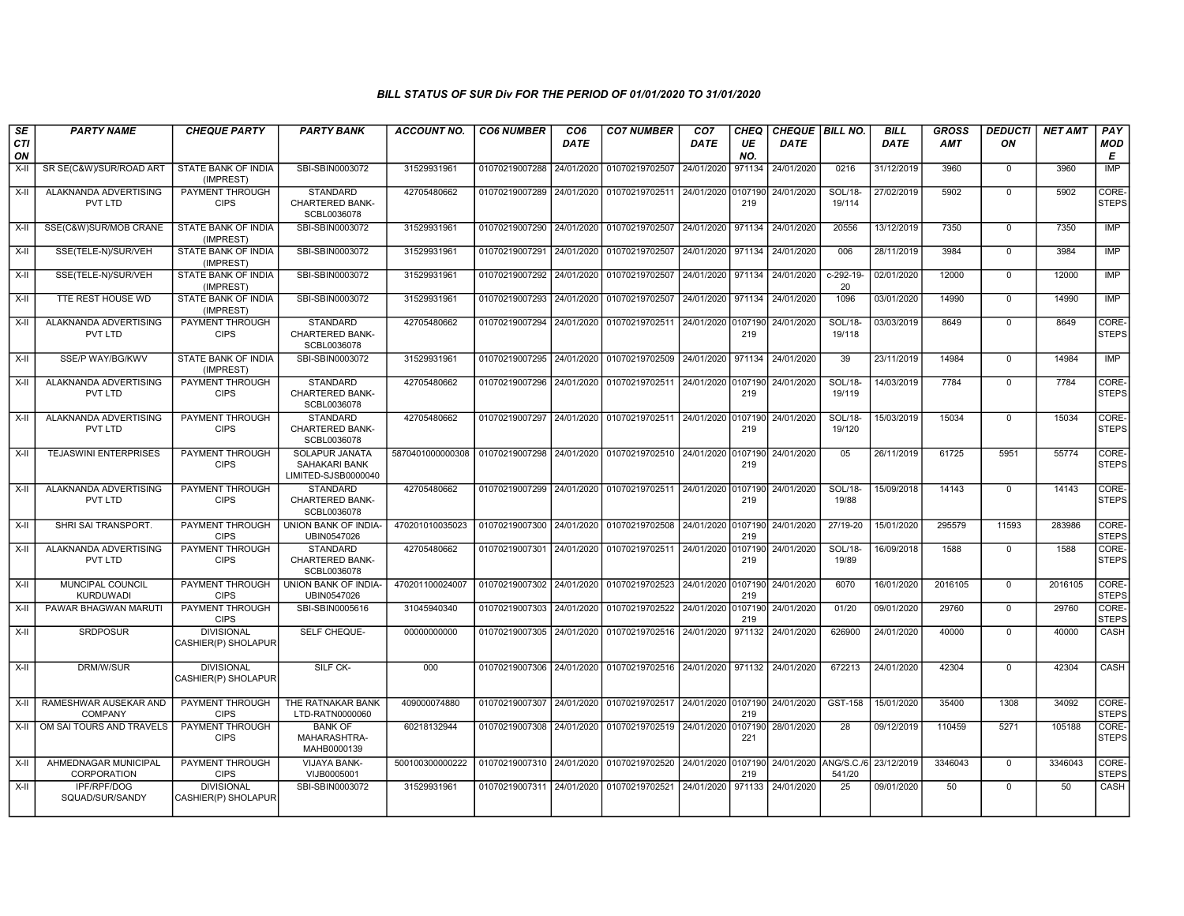### BILL STATUS OF SUR Div FOR THE PERIOD OF 01/01/2020 TO 31/01/2020

| SECTION | PARTY NAME | CHEQUE PARTY | PARTY BANK | ACCOUNT NO. | CO6 NUMBER | CO6 DATE | CO7 NUMBER | CO7 DATE | CHEQUE NO. | CHEQUE DATE | BILL NO. | BILL DATE | GROSS AMT | DEDUCTION | NET AMT | PAY MODE |
|---|---|---|---|---|---|---|---|---|---|---|---|---|---|---|---|---|
| X-II | SR SE(C&W)/SUR/ROAD ART | STATE BANK OF INDIA (IMPREST) | SBI-SBIN0003072 | 31529931961 | 01070219007288 | 24/01/2020 | 01070219702507 | 24/01/2020 | 971134 | 24/01/2020 | 0216 | 31/12/2019 | 3960 | 0 | 3960 | IMP |
| X-II | ALAKNANDA ADVERTISING PVT LTD | PAYMENT THROUGH CIPS | STANDARD CHARTERED BANK-SCBL0036078 | 42705480662 | 01070219007289 | 24/01/2020 | 01070219702511 | 24/01/2020 | 0107190219 | 24/01/2020 | SOL/18-19/114 | 27/02/2019 | 5902 | 0 | 5902 | CORE-STEPS |
| X-II | SSE(C&W)SUR/MOB CRANE | STATE BANK OF INDIA (IMPREST) | SBI-SBIN0003072 | 31529931961 | 01070219007290 | 24/01/2020 | 01070219702507 | 24/01/2020 | 971134 | 24/01/2020 | 20556 | 13/12/2019 | 7350 | 0 | 7350 | IMP |
| X-II | SSE(TELE-N)/SUR/VEH | STATE BANK OF INDIA (IMPREST) | SBI-SBIN0003072 | 31529931961 | 01070219007291 | 24/01/2020 | 01070219702507 | 24/01/2020 | 971134 | 24/01/2020 | 006 | 28/11/2019 | 3984 | 0 | 3984 | IMP |
| X-II | SSE(TELE-N)/SUR/VEH | STATE BANK OF INDIA (IMPREST) | SBI-SBIN0003072 | 31529931961 | 01070219007292 | 24/01/2020 | 01070219702507 | 24/01/2020 | 971134 | 24/01/2020 | c-292-19-20 | 02/01/2020 | 12000 | 0 | 12000 | IMP |
| X-II | TTE REST HOUSE WD | STATE BANK OF INDIA (IMPREST) | SBI-SBIN0003072 | 31529931961 | 01070219007293 | 24/01/2020 | 01070219702507 | 24/01/2020 | 971134 | 24/01/2020 | 1096 | 03/01/2020 | 14990 | 0 | 14990 | IMP |
| X-II | ALAKNANDA ADVERTISING PVT LTD | PAYMENT THROUGH CIPS | STANDARD CHARTERED BANK-SCBL0036078 | 42705480662 | 01070219007294 | 24/01/2020 | 01070219702511 | 24/01/2020 | 0107190219 | 24/01/2020 | SOL/18-19/118 | 03/03/2019 | 8649 | 0 | 8649 | CORE-STEPS |
| X-II | SSE/P WAY/BG/KWV | STATE BANK OF INDIA (IMPREST) | SBI-SBIN0003072 | 31529931961 | 01070219007295 | 24/01/2020 | 01070219702509 | 24/01/2020 | 971134 | 24/01/2020 | 39 | 23/11/2019 | 14984 | 0 | 14984 | IMP |
| X-II | ALAKNANDA ADVERTISING PVT LTD | PAYMENT THROUGH CIPS | STANDARD CHARTERED BANK-SCBL0036078 | 42705480662 | 01070219007296 | 24/01/2020 | 01070219702511 | 24/01/2020 | 0107190219 | 24/01/2020 | SOL/18-19/119 | 14/03/2019 | 7784 | 0 | 7784 | CORE-STEPS |
| X-II | ALAKNANDA ADVERTISING PVT LTD | PAYMENT THROUGH CIPS | STANDARD CHARTERED BANK-SCBL0036078 | 42705480662 | 01070219007297 | 24/01/2020 | 01070219702511 | 24/01/2020 | 0107190219 | 24/01/2020 | SOL/18-19/120 | 15/03/2019 | 15034 | 0 | 15034 | CORE-STEPS |
| X-II | TEJASWINI ENTERPRISES | PAYMENT THROUGH CIPS | SOLAPUR JANATA SAHAKARI BANK LIMITED-SJSB0000040 | 5870401000000308 | 01070219007298 | 24/01/2020 | 01070219702510 | 24/01/2020 | 0107190219 | 24/01/2020 | 05 | 26/11/2019 | 61725 | 5951 | 55774 | CORE-STEPS |
| X-II | ALAKNANDA ADVERTISING PVT LTD | PAYMENT THROUGH CIPS | STANDARD CHARTERED BANK-SCBL0036078 | 42705480662 | 01070219007299 | 24/01/2020 | 01070219702511 | 24/01/2020 | 0107190219 | 24/01/2020 | SOL/18-19/88 | 15/09/2018 | 14143 | 0 | 14143 | CORE-STEPS |
| X-II | SHRI SAI TRANSPORT. | PAYMENT THROUGH CIPS | UNION BANK OF INDIA-UBIN0547026 | 470201010035023 | 01070219007300 | 24/01/2020 | 01070219702508 | 24/01/2020 | 0107190219 | 24/01/2020 | 27/19-20 | 15/01/2020 | 295579 | 11593 | 283986 | CORE-STEPS |
| X-II | ALAKNANDA ADVERTISING PVT LTD | PAYMENT THROUGH CIPS | STANDARD CHARTERED BANK-SCBL0036078 | 42705480662 | 01070219007301 | 24/01/2020 | 01070219702511 | 24/01/2020 | 0107190219 | 24/01/2020 | SOL/18-19/89 | 16/09/2018 | 1588 | 0 | 1588 | CORE-STEPS |
| X-II | MUNCIPAL COUNCIL KURDUWADI | PAYMENT THROUGH CIPS | UNION BANK OF INDIA-UBIN0547026 | 470201100024007 | 01070219007302 | 24/01/2020 | 01070219702523 | 24/01/2020 | 0107190219 | 24/01/2020 | 6070 | 16/01/2020 | 2016105 | 0 | 2016105 | CORE-STEPS |
| X-II | PAWAR BHAGWAN MARUTI | PAYMENT THROUGH CIPS | SBI-SBIN0005616 | 31045940340 | 01070219007303 | 24/01/2020 | 01070219702522 | 24/01/2020 | 0107190219 | 24/01/2020 | 01/20 | 09/01/2020 | 29760 | 0 | 29760 | CORE-STEPS |
| X-II | SRDPOSUR | DIVISIONAL CASHIER(P) SHOLAPUR | SELF CHEQUE- | 00000000000 | 01070219007305 | 24/01/2020 | 01070219702516 | 24/01/2020 | 971132 | 24/01/2020 | 626900 | 24/01/2020 | 40000 | 0 | 40000 | CASH |
| X-II | DRM/W/SUR | DIVISIONAL CASHIER(P) SHOLAPUR | SILF CK- | 000 | 01070219007306 | 24/01/2020 | 01070219702516 | 24/01/2020 | 971132 | 24/01/2020 | 672213 | 24/01/2020 | 42304 | 0 | 42304 | CASH |
| X-II | RAMESHWAR AUSEKAR AND COMPANY | PAYMENT THROUGH CIPS | THE RATNAKAR BANK LTD-RATN0000060 | 409000074880 | 01070219007307 | 24/01/2020 | 01070219702517 | 24/01/2020 | 0107190219 | 24/01/2020 | GST-158 | 15/01/2020 | 35400 | 1308 | 34092 | CORE-STEPS |
| X-II | OM SAI TOURS AND TRAVELS | PAYMENT THROUGH CIPS | BANK OF MAHARASHTRA-MAHB0000139 | 60218132944 | 01070219007308 | 24/01/2020 | 01070219702519 | 24/01/2020 | 0107190221 | 28/01/2020 | 28 | 09/12/2019 | 110459 | 5271 | 105188 | CORE-STEPS |
| X-II | AHMEDNAGAR MUNICIPAL CORPORATION | PAYMENT THROUGH CIPS | VIJAYA BANK-VIJB0005001 | 500100300000222 | 01070219007310 | 24/01/2020 | 01070219702520 | 24/01/2020 | 0107190219 | 24/01/2020 | ANG/S.C./6541/20 | 23/12/2019 | 3346043 | 0 | 3346043 | CORE-STEPS |
| X-II | IPF/RPF/DOG SQUAD/SUR/SANDY | DIVISIONAL CASHIER(P) SHOLAPUR | SBI-SBIN0003072 | 31529931961 | 01070219007311 | 24/01/2020 | 01070219702521 | 24/01/2020 | 971133 | 24/01/2020 | 25 | 09/01/2020 | 50 | 0 | 50 | CASH |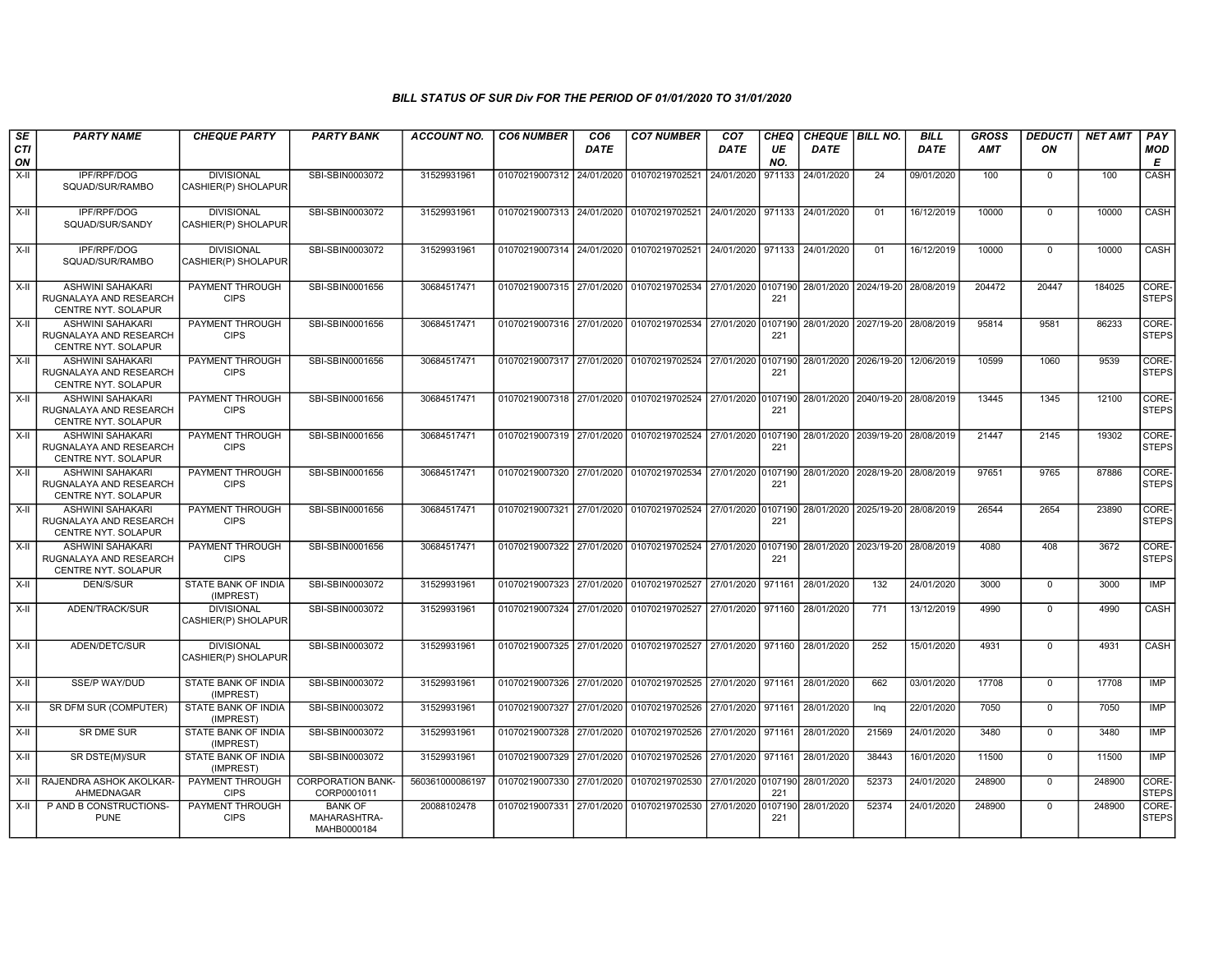*BILL STATUS OF SUR Div FOR THE PERIOD OF 01/01/2020 TO 31/01/2020*

| SECTION | PARTY NAME | CHEQUE PARTY | PARTY BANK | ACCOUNT NO. | CO6 NUMBER | CO6 DATE | CO7 NUMBER | CO7 DATE | CHEQUE NO. | CHEQUE DATE | BILL NO. | BILL DATE | GROSS AMT | DEDUCTION | NET AMT | PAY MODE |
|---|---|---|---|---|---|---|---|---|---|---|---|---|---|---|---|---|
| X-II | IPF/RPF/DOG SQUAD/SUR/RAMBO | DIVISIONAL CASHIER(P) SHOLAPUR | SBI-SBIN0003072 | 31529931961 | 01070219007312 | 24/01/2020 | 01070219702521 | 24/01/2020 | 971133 | 24/01/2020 | 24 | 09/01/2020 | 100 | 0 | 100 | CASH |
| X-II | IPF/RPF/DOG SQUAD/SUR/SANDY | DIVISIONAL CASHIER(P) SHOLAPUR | SBI-SBIN0003072 | 31529931961 | 01070219007313 | 24/01/2020 | 01070219702521 | 24/01/2020 | 971133 | 24/01/2020 | 01 | 16/12/2019 | 10000 | 0 | 10000 | CASH |
| X-II | IPF/RPF/DOG SQUAD/SUR/RAMBO | DIVISIONAL CASHIER(P) SHOLAPUR | SBI-SBIN0003072 | 31529931961 | 01070219007314 | 24/01/2020 | 01070219702521 | 24/01/2020 | 971133 | 24/01/2020 | 01 | 16/12/2019 | 10000 | 0 | 10000 | CASH |
| X-II | ASHWINI SAHAKARI RUGNALAYA AND RESEARCH CENTRE NYT. SOLAPUR | PAYMENT THROUGH CIPS | SBI-SBIN0001656 | 30684517471 | 01070219007315 | 27/01/2020 | 01070219702534 | 27/01/2020 | 0107190221 | 28/01/2020 | 2024/19-20 | 28/08/2019 | 204472 | 20447 | 184025 | CORE-STEPS |
| X-II | ASHWINI SAHAKARI RUGNALAYA AND RESEARCH CENTRE NYT. SOLAPUR | PAYMENT THROUGH CIPS | SBI-SBIN0001656 | 30684517471 | 01070219007316 | 27/01/2020 | 01070219702534 | 27/01/2020 | 0107190221 | 28/01/2020 | 2027/19-20 | 28/08/2019 | 95814 | 9581 | 86233 | CORE-STEPS |
| X-II | ASHWINI SAHAKARI RUGNALAYA AND RESEARCH CENTRE NYT. SOLAPUR | PAYMENT THROUGH CIPS | SBI-SBIN0001656 | 30684517471 | 01070219007317 | 27/01/2020 | 01070219702524 | 27/01/2020 | 0107190221 | 28/01/2020 | 2026/19-20 | 12/06/2019 | 10599 | 1060 | 9539 | CORE-STEPS |
| X-II | ASHWINI SAHAKARI RUGNALAYA AND RESEARCH CENTRE NYT. SOLAPUR | PAYMENT THROUGH CIPS | SBI-SBIN0001656 | 30684517471 | 01070219007318 | 27/01/2020 | 01070219702524 | 27/01/2020 | 0107190221 | 28/01/2020 | 2040/19-20 | 28/08/2019 | 13445 | 1345 | 12100 | CORE-STEPS |
| X-II | ASHWINI SAHAKARI RUGNALAYA AND RESEARCH CENTRE NYT. SOLAPUR | PAYMENT THROUGH CIPS | SBI-SBIN0001656 | 30684517471 | 01070219007319 | 27/01/2020 | 01070219702524 | 27/01/2020 | 0107190221 | 28/01/2020 | 2039/19-20 | 28/08/2019 | 21447 | 2145 | 19302 | CORE-STEPS |
| X-II | ASHWINI SAHAKARI RUGNALAYA AND RESEARCH CENTRE NYT. SOLAPUR | PAYMENT THROUGH CIPS | SBI-SBIN0001656 | 30684517471 | 01070219007320 | 27/01/2020 | 01070219702534 | 27/01/2020 | 0107190221 | 28/01/2020 | 2028/19-20 | 28/08/2019 | 97651 | 9765 | 87886 | CORE-STEPS |
| X-II | ASHWINI SAHAKARI RUGNALAYA AND RESEARCH CENTRE NYT. SOLAPUR | PAYMENT THROUGH CIPS | SBI-SBIN0001656 | 30684517471 | 01070219007321 | 27/01/2020 | 01070219702524 | 27/01/2020 | 0107190221 | 28/01/2020 | 2025/19-20 | 28/08/2019 | 26544 | 2654 | 23890 | CORE-STEPS |
| X-II | ASHWINI SAHAKARI RUGNALAYA AND RESEARCH CENTRE NYT. SOLAPUR | PAYMENT THROUGH CIPS | SBI-SBIN0001656 | 30684517471 | 01070219007322 | 27/01/2020 | 01070219702524 | 27/01/2020 | 0107190221 | 28/01/2020 | 2023/19-20 | 28/08/2019 | 4080 | 408 | 3672 | CORE-STEPS |
| X-II | DEN/S/SUR | STATE BANK OF INDIA (IMPREST) | SBI-SBIN0003072 | 31529931961 | 01070219007323 | 27/01/2020 | 01070219702527 | 27/01/2020 | 971161 | 28/01/2020 | 132 | 24/01/2020 | 3000 | 0 | 3000 | IMP |
| X-II | ADEN/TRACK/SUR | DIVISIONAL CASHIER(P) SHOLAPUR | SBI-SBIN0003072 | 31529931961 | 01070219007324 | 27/01/2020 | 01070219702527 | 27/01/2020 | 971160 | 28/01/2020 | 771 | 13/12/2019 | 4990 | 0 | 4990 | CASH |
| X-II | ADEN/DETC/SUR | DIVISIONAL CASHIER(P) SHOLAPUR | SBI-SBIN0003072 | 31529931961 | 01070219007325 | 27/01/2020 | 01070219702527 | 27/01/2020 | 971160 | 28/01/2020 | 252 | 15/01/2020 | 4931 | 0 | 4931 | CASH |
| X-II | SSE/P WAY/DUD | STATE BANK OF INDIA (IMPREST) | SBI-SBIN0003072 | 31529931961 | 01070219007326 | 27/01/2020 | 01070219702525 | 27/01/2020 | 971161 | 28/01/2020 | 662 | 03/01/2020 | 17708 | 0 | 17708 | IMP |
| X-II | SR DFM SUR (COMPUTER) | STATE BANK OF INDIA (IMPREST) | SBI-SBIN0003072 | 31529931961 | 01070219007327 | 27/01/2020 | 01070219702526 | 27/01/2020 | 971161 | 28/01/2020 | Inq | 22/01/2020 | 7050 | 0 | 7050 | IMP |
| X-II | SR DME SUR | STATE BANK OF INDIA (IMPREST) | SBI-SBIN0003072 | 31529931961 | 01070219007328 | 27/01/2020 | 01070219702526 | 27/01/2020 | 971161 | 28/01/2020 | 21569 | 24/01/2020 | 3480 | 0 | 3480 | IMP |
| X-II | SR DSTE(M)/SUR | STATE BANK OF INDIA (IMPREST) | SBI-SBIN0003072 | 31529931961 | 01070219007329 | 27/01/2020 | 01070219702526 | 27/01/2020 | 971161 | 28/01/2020 | 38443 | 16/01/2020 | 11500 | 0 | 11500 | IMP |
| X-II | RAJENDRA ASHOK AKOLKAR-AHMEDNAGAR | PAYMENT THROUGH CIPS | CORPORATION BANK-CORP0001011 | 560361000086197 | 01070219007330 | 27/01/2020 | 01070219702530 | 27/01/2020 | 0107190221 | 28/01/2020 | 52373 | 24/01/2020 | 248900 | 0 | 248900 | CORE-STEPS |
| X-II | P AND B CONSTRUCTIONS-PUNE | PAYMENT THROUGH CIPS | BANK OF MAHARASHTRA-MAHB0000184 | 20088102478 | 01070219007331 | 27/01/2020 | 01070219702530 | 27/01/2020 | 0107190221 | 28/01/2020 | 52374 | 24/01/2020 | 248900 | 0 | 248900 | CORE-STEPS |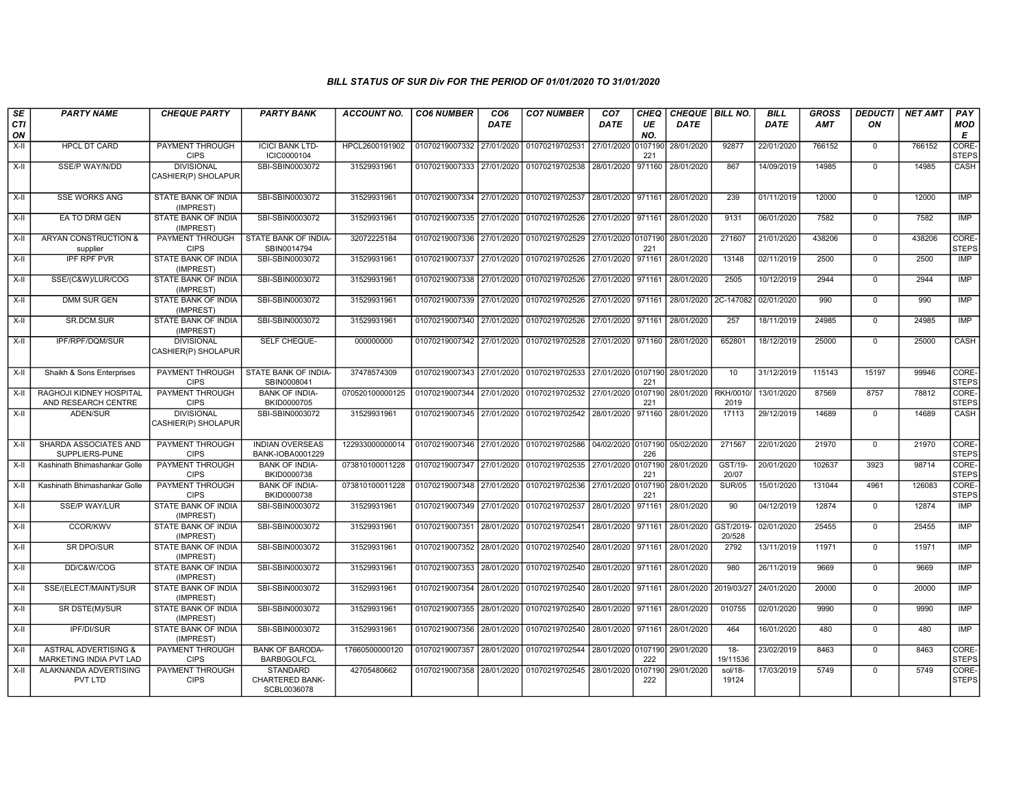### BILL STATUS OF SUR Div FOR THE PERIOD OF 01/01/2020 TO 31/01/2020

| SECTION | PARTY NAME | CHEQUE PARTY | PARTY BANK | ACCOUNT NO. | CO6 NUMBER | CO6 DATE | CO7 NUMBER | CO7 DATE | CHEQUE NO. | CHEQUE DATE | BILL NO. | BILL DATE | GROSS AMT | DEDUCTION | NET AMT | PAY MODE |
|---|---|---|---|---|---|---|---|---|---|---|---|---|---|---|---|---|
| X-II | HPCL DT CARD | PAYMENT THROUGH CIPS | ICICI BANK LTD-ICIC0000104 | HPCL2600191902 | 01070219007332 | 27/01/2020 | 01070219702531 | 27/01/2020 | 0107190221 | 28/01/2020 | 92877 | 22/01/2020 | 766152 | 0 | 766152 | CORE-STEPS |
| X-II | SSE/P WAY/N/DD | DIVISIONAL CASHIER(P) SHOLAPUR | SBI-SBIN0003072 | 31529931961 | 01070219007333 | 27/01/2020 | 01070219702538 | 28/01/2020 | 971160 | 28/01/2020 | 867 | 14/09/2019 | 14985 | 0 | 14985 | CASH |
| X-II | SSE WORKS ANG | STATE BANK OF INDIA (IMPREST) | SBI-SBIN0003072 | 31529931961 | 01070219007334 | 27/01/2020 | 01070219702537 | 28/01/2020 | 971161 | 28/01/2020 | 239 | 01/11/2019 | 12000 | 0 | 12000 | IMP |
| X-II | EA TO DRM GEN | STATE BANK OF INDIA (IMPREST) | SBI-SBIN0003072 | 31529931961 | 01070219007335 | 27/01/2020 | 01070219702526 | 27/01/2020 | 971161 | 28/01/2020 | 9131 | 06/01/2020 | 7582 | 0 | 7582 | IMP |
| X-II | ARYAN CONSTRUCTION & supplier | PAYMENT THROUGH CIPS | STATE BANK OF INDIA-SBIN0014794 | 32072225184 | 01070219007336 | 27/01/2020 | 01070219702529 | 27/01/2020 | 0107190221 | 28/01/2020 | 271607 | 21/01/2020 | 438206 | 0 | 438206 | CORE-STEPS |
| X-II | IPF RPF PVR | STATE BANK OF INDIA (IMPREST) | SBI-SBIN0003072 | 31529931961 | 01070219007337 | 27/01/2020 | 01070219702526 | 27/01/2020 | 971161 | 28/01/2020 | 13148 | 02/11/2019 | 2500 | 0 | 2500 | IMP |
| X-II | SSE/(C&W)/LUR/COG | STATE BANK OF INDIA (IMPREST) | SBI-SBIN0003072 | 31529931961 | 01070219007338 | 27/01/2020 | 01070219702526 | 27/01/2020 | 971161 | 28/01/2020 | 2505 | 10/12/2019 | 2944 | 0 | 2944 | IMP |
| X-II | DMM SUR GEN | STATE BANK OF INDIA (IMPREST) | SBI-SBIN0003072 | 31529931961 | 01070219007339 | 27/01/2020 | 01070219702526 | 27/01/2020 | 971161 | 28/01/2020 | 2C-147082 | 02/01/2020 | 990 | 0 | 990 | IMP |
| X-II | SR.DCM.SUR | STATE BANK OF INDIA (IMPREST) | SBI-SBIN0003072 | 31529931961 | 01070219007340 | 27/01/2020 | 01070219702526 | 27/01/2020 | 971161 | 28/01/2020 | 257 | 18/11/2019 | 24985 | 0 | 24985 | IMP |
| X-II | IPF/RPF/DQM/SUR | DIVISIONAL CASHIER(P) SHOLAPUR | SELF CHEQUE- | 000000000 | 01070219007342 | 27/01/2020 | 01070219702528 | 27/01/2020 | 971160 | 28/01/2020 | 652801 | 18/12/2019 | 25000 | 0 | 25000 | CASH |
| X-II | Shaikh & Sons Enterprises | PAYMENT THROUGH CIPS | STATE BANK OF INDIA-SBIN0008041 | 37478574309 | 01070219007343 | 27/01/2020 | 01070219702533 | 27/01/2020 | 0107190221 | 28/01/2020 | 10 | 31/12/2019 | 115143 | 15197 | 99946 | CORE-STEPS |
| X-II | RAGHOJI KIDNEY HOSPITAL AND RESEARCH CENTRE | PAYMENT THROUGH CIPS | BANK OF INDIA-BKID0000705 | 070520100000125 | 01070219007344 | 27/01/2020 | 01070219702532 | 27/01/2020 | 0107190221 | 28/01/2020 | RKH/0010/2019 | 13/01/2020 | 87569 | 8757 | 78812 | CORE-STEPS |
| X-II | ADEN/SUR | DIVISIONAL CASHIER(P) SHOLAPUR | SBI-SBIN0003072 | 31529931961 | 01070219007345 | 27/01/2020 | 01070219702542 | 28/01/2020 | 971160 | 28/01/2020 | 17113 | 29/12/2019 | 14689 | 0 | 14689 | CASH |
| X-II | SHARDA ASSOCIATES AND SUPPLIERS-PUNE | PAYMENT THROUGH CIPS | INDIAN OVERSEAS BANK-IOBA0001229 | 122933000000014 | 01070219007346 | 27/01/2020 | 01070219702586 | 04/02/2020 | 0107190226 | 05/02/2020 | 271567 | 22/01/2020 | 21970 | 0 | 21970 | CORE-STEPS |
| X-II | Kashinath Bhimashankar Golle | PAYMENT THROUGH CIPS | BANK OF INDIA-BKID0000738 | 073810100011228 | 01070219007347 | 27/01/2020 | 01070219702535 | 27/01/2020 | 0107190221 | 28/01/2020 | GST/19-20/07 | 20/01/2020 | 102637 | 3923 | 98714 | CORE-STEPS |
| X-II | Kashinath Bhimashankar Golle | PAYMENT THROUGH CIPS | BANK OF INDIA-BKID0000738 | 073810100011228 | 01070219007348 | 27/01/2020 | 01070219702536 | 27/01/2020 | 0107190221 | 28/01/2020 | SUR/05 | 15/01/2020 | 131044 | 4961 | 126083 | CORE-STEPS |
| X-II | SSE/P WAY/LUR | STATE BANK OF INDIA (IMPREST) | SBI-SBIN0003072 | 31529931961 | 01070219007349 | 27/01/2020 | 01070219702537 | 28/01/2020 | 971161 | 28/01/2020 | 90 | 04/12/2019 | 12874 | 0 | 12874 | IMP |
| X-II | CCOR/KWV | STATE BANK OF INDIA (IMPREST) | SBI-SBIN0003072 | 31529931961 | 01070219007351 | 28/01/2020 | 01070219702541 | 28/01/2020 | 971161 | 28/01/2020 | GST/2019-20/528 | 02/01/2020 | 25455 | 0 | 25455 | IMP |
| X-II | SR DPO/SUR | STATE BANK OF INDIA (IMPREST) | SBI-SBIN0003072 | 31529931961 | 01070219007352 | 28/01/2020 | 01070219702540 | 28/01/2020 | 971161 | 28/01/2020 | 2792 | 13/11/2019 | 11971 | 0 | 11971 | IMP |
| X-II | DD/C&W/COG | STATE BANK OF INDIA (IMPREST) | SBI-SBIN0003072 | 31529931961 | 01070219007353 | 28/01/2020 | 01070219702540 | 28/01/2020 | 971161 | 28/01/2020 | 980 | 26/11/2019 | 9669 | 0 | 9669 | IMP |
| X-II | SSE/(ELECT/MAINT)/SUR | STATE BANK OF INDIA (IMPREST) | SBI-SBIN0003072 | 31529931961 | 01070219007354 | 28/01/2020 | 01070219702540 | 28/01/2020 | 971161 | 28/01/2020 | 2019/03/27 | 24/01/2020 | 20000 | 0 | 20000 | IMP |
| X-II | SR DSTE(M)/SUR | STATE BANK OF INDIA (IMPREST) | SBI-SBIN0003072 | 31529931961 | 01070219007355 | 28/01/2020 | 01070219702540 | 28/01/2020 | 971161 | 28/01/2020 | 010755 | 02/01/2020 | 9990 | 0 | 9990 | IMP |
| X-II | IPF/DI/SUR | STATE BANK OF INDIA (IMPREST) | SBI-SBIN0003072 | 31529931961 | 01070219007356 | 28/01/2020 | 01070219702540 | 28/01/2020 | 971161 | 28/01/2020 | 464 | 16/01/2020 | 480 | 0 | 480 | IMP |
| X-II | ASTRAL ADVERTISING & MARKETING INDIA PVT LAD | PAYMENT THROUGH CIPS | BANK OF BARODA-BARB0GOLFCL | 17660500000120 | 01070219007357 | 28/01/2020 | 01070219702544 | 28/01/2020 | 0107190222 | 29/01/2020 | 18-19/11536 | 23/02/2019 | 8463 | 0 | 8463 | CORE-STEPS |
| X-II | ALAKNANDA ADVERTISING PVT LTD | PAYMENT THROUGH CIPS | STANDARD CHARTERED BANK-SCBL0036078 | 42705480662 | 01070219007358 | 28/01/2020 | 01070219702545 | 28/01/2020 | 0107190222 | 29/01/2020 | sol/18-19124 | 17/03/2019 | 5749 | 0 | 5749 | CORE-STEPS |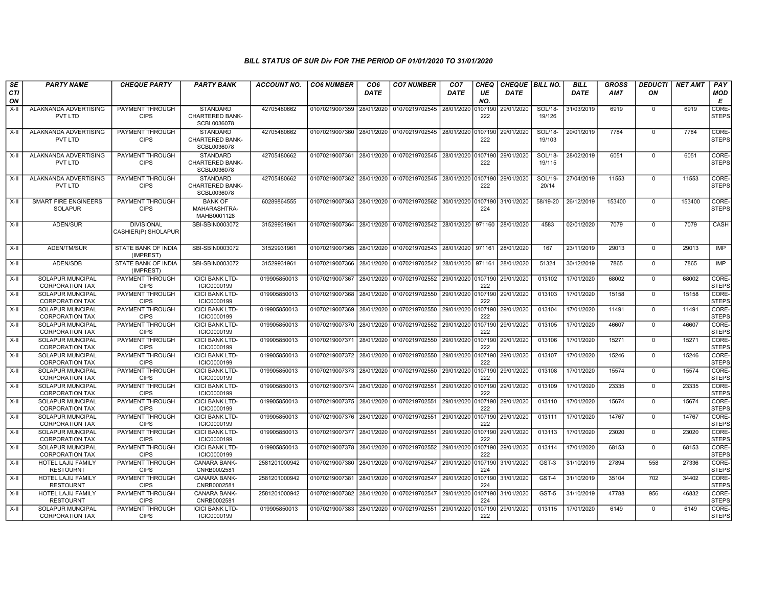# BILL STATUS OF SUR Div FOR THE PERIOD OF 01/01/2020 TO 31/01/2020

| SECTION | PARTY NAME | CHEQUE PARTY | PARTY BANK | ACCOUNT NO. | CO6 NUMBER | CO6 DATE | CO7 NUMBER | CO7 DATE | CHEQUE NO. | CHEQUE DATE | BILL NO. | BILL DATE | GROSS AMT | DEDUCTION | NET AMT | PAY MODE |
|---|---|---|---|---|---|---|---|---|---|---|---|---|---|---|---|---|
| X-II | ALAKNANDA ADVERTISING PVT LTD | PAYMENT THROUGH CIPS | STANDARD CHARTERED BANK-SCBL0036078 | 42705480662 | 01070219007359 | 28/01/2020 | 01070219702545 | 28/01/2020 | 0107190222 | 29/01/2020 | SOL/18-19/126 | 31/03/2019 | 6919 | 0 | 6919 | CORE-STEPS |
| X-II | ALAKNANDA ADVERTISING PVT LTD | PAYMENT THROUGH CIPS | STANDARD CHARTERED BANK-SCBL0036078 | 42705480662 | 01070219007360 | 28/01/2020 | 01070219702545 | 28/01/2020 | 0107190222 | 29/01/2020 | SOL/18-19/103 | 20/01/2019 | 7784 | 0 | 7784 | CORE-STEPS |
| X-II | ALAKNANDA ADVERTISING PVT LTD | PAYMENT THROUGH CIPS | STANDARD CHARTERED BANK-SCBL0036078 | 42705480662 | 01070219007361 | 28/01/2020 | 01070219702545 | 28/01/2020 | 0107190222 | 29/01/2020 | SOL/18-19/115 | 28/02/2019 | 6051 | 0 | 6051 | CORE-STEPS |
| X-II | ALAKNANDA ADVERTISING PVT LTD | PAYMENT THROUGH CIPS | STANDARD CHARTERED BANK-SCBL0036078 | 42705480662 | 01070219007362 | 28/01/2020 | 01070219702545 | 28/01/2020 | 0107190222 | 29/01/2020 | SOL/19-20/14 | 27/04/2019 | 11553 | 0 | 11553 | CORE-STEPS |
| X-II | SMART FIRE ENGINEERS SOLAPUR | PAYMENT THROUGH CIPS | BANK OF MAHARASHTRA-MAHB0001128 | 60289864555 | 01070219007363 | 28/01/2020 | 01070219702562 | 30/01/2020 | 0107190224 | 31/01/2020 | 58/19-20 | 26/12/2019 | 153400 | 0 | 153400 | CORE-STEPS |
| X-II | ADEN/SUR | DIVISIONAL CASHIER(P) SHOLAPUR | SBI-SBIN0003072 | 31529931961 | 01070219007364 | 28/01/2020 | 01070219702542 | 28/01/2020 | 971160 | 28/01/2020 | 4583 | 02/01/2020 | 7079 | 0 | 7079 | CASH |
| X-II | ADEN/TM/SUR | STATE BANK OF INDIA (IMPREST) | SBI-SBIN0003072 | 31529931961 | 01070219007365 | 28/01/2020 | 01070219702543 | 28/01/2020 | 971161 | 28/01/2020 | 167 | 23/11/2019 | 29013 | 0 | 29013 | IMP |
| X-II | ADEN/SDB | STATE BANK OF INDIA (IMPREST) | SBI-SBIN0003072 | 31529931961 | 01070219007366 | 28/01/2020 | 01070219702542 | 28/01/2020 | 971161 | 28/01/2020 | 51324 | 30/12/2019 | 7865 | 0 | 7865 | IMP |
| X-II | SOLAPUR MUNCIPAL CORPORATION TAX | PAYMENT THROUGH CIPS | ICICI BANK LTD-ICIC0000199 | 019905850013 | 01070219007367 | 28/01/2020 | 01070219702552 | 29/01/2020 | 0107190222 | 29/01/2020 | 013102 | 17/01/2020 | 68002 | 0 | 68002 | CORE-STEPS |
| X-II | SOLAPUR MUNCIPAL CORPORATION TAX | PAYMENT THROUGH CIPS | ICICI BANK LTD-ICIC0000199 | 019905850013 | 01070219007368 | 28/01/2020 | 01070219702550 | 29/01/2020 | 0107190222 | 29/01/2020 | 013103 | 17/01/2020 | 15158 | 0 | 15158 | CORE-STEPS |
| X-II | SOLAPUR MUNCIPAL CORPORATION TAX | PAYMENT THROUGH CIPS | ICICI BANK LTD-ICIC0000199 | 019905850013 | 01070219007369 | 28/01/2020 | 01070219702550 | 29/01/2020 | 0107190222 | 29/01/2020 | 013104 | 17/01/2020 | 11491 | 0 | 11491 | CORE-STEPS |
| X-II | SOLAPUR MUNCIPAL CORPORATION TAX | PAYMENT THROUGH CIPS | ICICI BANK LTD-ICIC0000199 | 019905850013 | 01070219007370 | 28/01/2020 | 01070219702552 | 29/01/2020 | 0107190222 | 29/01/2020 | 013105 | 17/01/2020 | 46607 | 0 | 46607 | CORE-STEPS |
| X-II | SOLAPUR MUNCIPAL CORPORATION TAX | PAYMENT THROUGH CIPS | ICICI BANK LTD-ICIC0000199 | 019905850013 | 01070219007371 | 28/01/2020 | 01070219702550 | 29/01/2020 | 0107190222 | 29/01/2020 | 013106 | 17/01/2020 | 15271 | 0 | 15271 | CORE-STEPS |
| X-II | SOLAPUR MUNCIPAL CORPORATION TAX | PAYMENT THROUGH CIPS | ICICI BANK LTD-ICIC0000199 | 019905850013 | 01070219007372 | 28/01/2020 | 01070219702550 | 29/01/2020 | 0107190222 | 29/01/2020 | 013107 | 17/01/2020 | 15246 | 0 | 15246 | CORE-STEPS |
| X-II | SOLAPUR MUNCIPAL CORPORATION TAX | PAYMENT THROUGH CIPS | ICICI BANK LTD-ICIC0000199 | 019905850013 | 01070219007373 | 28/01/2020 | 01070219702550 | 29/01/2020 | 0107190222 | 29/01/2020 | 013108 | 17/01/2020 | 15574 | 0 | 15574 | CORE-STEPS |
| X-II | SOLAPUR MUNCIPAL CORPORATION TAX | PAYMENT THROUGH CIPS | ICICI BANK LTD-ICIC0000199 | 019905850013 | 01070219007374 | 28/01/2020 | 01070219702551 | 29/01/2020 | 0107190222 | 29/01/2020 | 013109 | 17/01/2020 | 23335 | 0 | 23335 | CORE-STEPS |
| X-II | SOLAPUR MUNCIPAL CORPORATION TAX | PAYMENT THROUGH CIPS | ICICI BANK LTD-ICIC0000199 | 019905850013 | 01070219007375 | 28/01/2020 | 01070219702551 | 29/01/2020 | 0107190222 | 29/01/2020 | 013110 | 17/01/2020 | 15674 | 0 | 15674 | CORE-STEPS |
| X-II | SOLAPUR MUNCIPAL CORPORATION TAX | PAYMENT THROUGH CIPS | ICICI BANK LTD-ICIC0000199 | 019905850013 | 01070219007376 | 28/01/2020 | 01070219702551 | 29/01/2020 | 0107190222 | 29/01/2020 | 013111 | 17/01/2020 | 14767 | 0 | 14767 | CORE-STEPS |
| X-II | SOLAPUR MUNCIPAL CORPORATION TAX | PAYMENT THROUGH CIPS | ICICI BANK LTD-ICIC0000199 | 019905850013 | 01070219007377 | 28/01/2020 | 01070219702551 | 29/01/2020 | 0107190222 | 29/01/2020 | 013113 | 17/01/2020 | 23020 | 0 | 23020 | CORE-STEPS |
| X-II | SOLAPUR MUNCIPAL CORPORATION TAX | PAYMENT THROUGH CIPS | ICICI BANK LTD-ICIC0000199 | 019905850013 | 01070219007378 | 28/01/2020 | 01070219702552 | 29/01/2020 | 0107190222 | 29/01/2020 | 013114 | 17/01/2020 | 68153 | 0 | 68153 | CORE-STEPS |
| X-II | HOTEL LAJIJ FAMILY RESTOURNT | PAYMENT THROUGH CIPS | CANARA BANK-CNRB0002581 | 2581201000942 | 01070219007380 | 28/01/2020 | 01070219702547 | 29/01/2020 | 0107190224 | 31/01/2020 | GST-3 | 31/10/2019 | 27894 | 558 | 27336 | CORE-STEPS |
| X-II | HOTEL LAJIJ FAMILY RESTOURNT | PAYMENT THROUGH CIPS | CANARA BANK-CNRB0002581 | 2581201000942 | 01070219007381 | 28/01/2020 | 01070219702547 | 29/01/2020 | 0107190224 | 31/01/2020 | GST-4 | 31/10/2019 | 35104 | 702 | 34402 | CORE-STEPS |
| X-II | HOTEL LAJIJ FAMILY RESTOURNT | PAYMENT THROUGH CIPS | CANARA BANK-CNRB0002581 | 2581201000942 | 01070219007382 | 28/01/2020 | 01070219702547 | 29/01/2020 | 0107190224 | 31/01/2020 | GST-5 | 31/10/2019 | 47788 | 956 | 46832 | CORE-STEPS |
| X-II | SOLAPUR MUNCIPAL CORPORATION TAX | PAYMENT THROUGH CIPS | ICICI BANK LTD-ICIC0000199 | 019905850013 | 01070219007383 | 28/01/2020 | 01070219702551 | 29/01/2020 | 0107190222 | 29/01/2020 | 013115 | 17/01/2020 | 6149 | 0 | 6149 | CORE-STEPS |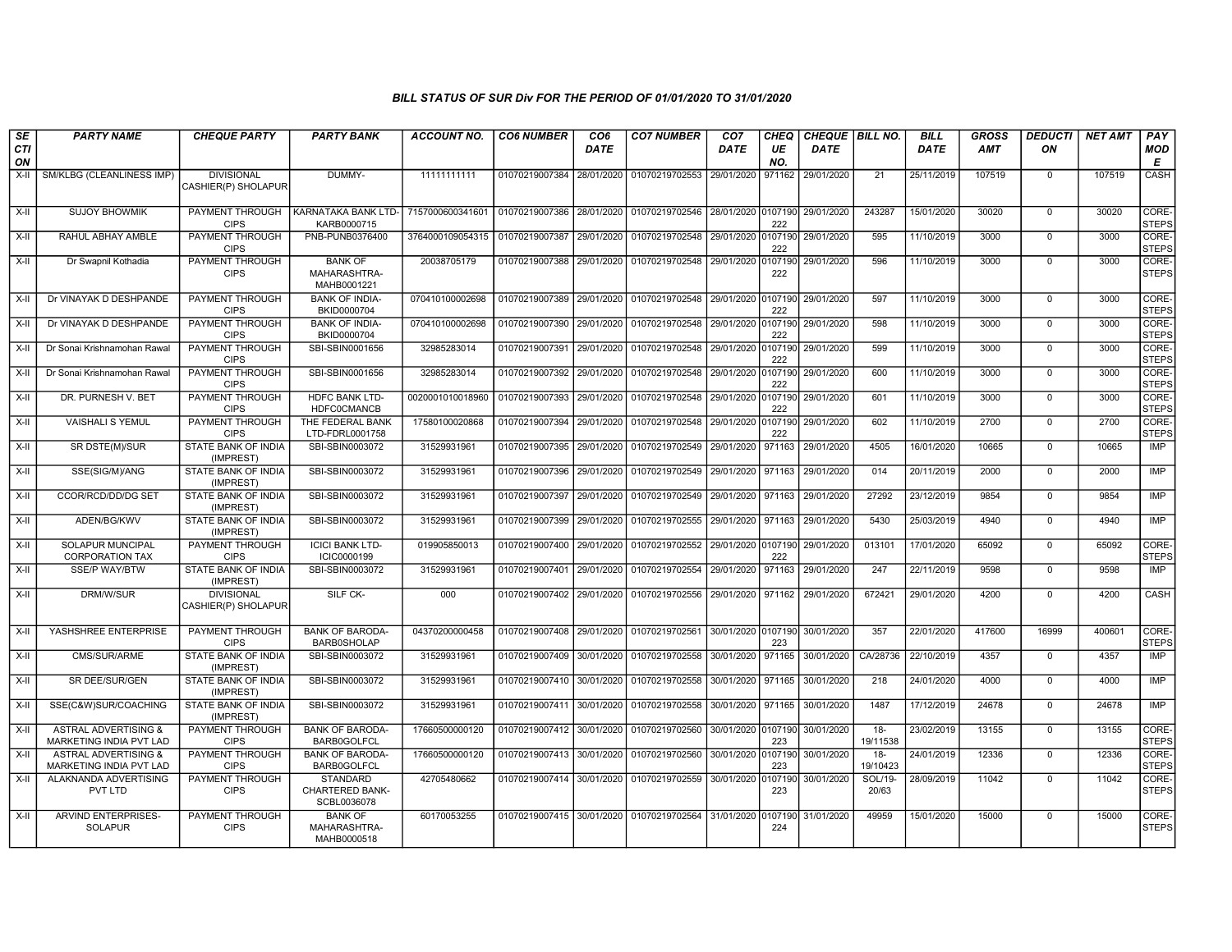## BILL STATUS OF SUR Div FOR THE PERIOD OF 01/01/2020 TO 31/01/2020

| SECTION | PARTY NAME | CHEQUE PARTY | PARTY BANK | ACCOUNT NO. | CO6 NUMBER | CO6 DATE | CO7 NUMBER | CO7 DATE | CHEQUE NO. | CHEQUE DATE | BILL NO. | BILL DATE | GROSS AMT | DEDUCTION | NET AMT | PAY MODE |
|---|---|---|---|---|---|---|---|---|---|---|---|---|---|---|---|---|
| X-II | SM/KLBG (CLEANLINESS IMP) | DIVISIONAL CASHIER(P) SHOLAPUR | DUMMY- | 11111111111 | 01070219007384 | 28/01/2020 | 01070219702553 | 29/01/2020 | 971162 | 29/01/2020 | 21 | 25/11/2019 | 107519 | 0 | 107519 | CASH |
| X-II | SUJOY BHOWMIK | PAYMENT THROUGH CIPS | KARNATAKA BANK LTD-KARB0000715 | 7157000600341601 | 01070219007386 | 28/01/2020 | 01070219702546 | 28/01/2020 | 0107190222 | 29/01/2020 | 243287 | 15/01/2020 | 30020 | 0 | 30020 | CORE-STEPS |
| X-II | RAHUL ABHAY AMBLE | PAYMENT THROUGH CIPS | PNB-PUNB0376400 | 3764000109054315 | 01070219007387 | 29/01/2020 | 01070219702548 | 29/01/2020 | 0107190222 | 29/01/2020 | 595 | 11/10/2019 | 3000 | 0 | 3000 | CORE-STEPS |
| X-II | Dr Swapnil Kothadia | PAYMENT THROUGH CIPS | BANK OF MAHARASHTRA-MAHB0001221 | 20038705179 | 01070219007388 | 29/01/2020 | 01070219702548 | 29/01/2020 | 0107190222 | 29/01/2020 | 596 | 11/10/2019 | 3000 | 0 | 3000 | CORE-STEPS |
| X-II | Dr VINAYAK D DESHPANDE | PAYMENT THROUGH CIPS | BANK OF INDIA-BKID0000704 | 070410100002698 | 01070219007389 | 29/01/2020 | 01070219702548 | 29/01/2020 | 0107190222 | 29/01/2020 | 597 | 11/10/2019 | 3000 | 0 | 3000 | CORE-STEPS |
| X-II | Dr VINAYAK D DESHPANDE | PAYMENT THROUGH CIPS | BANK OF INDIA-BKID0000704 | 070410100002698 | 01070219007390 | 29/01/2020 | 01070219702548 | 29/01/2020 | 0107190222 | 29/01/2020 | 598 | 11/10/2019 | 3000 | 0 | 3000 | CORE-STEPS |
| X-II | Dr Sonai Krishnamohan Rawal | PAYMENT THROUGH CIPS | SBI-SBIN0001656 | 32985283014 | 01070219007391 | 29/01/2020 | 01070219702548 | 29/01/2020 | 0107190222 | 29/01/2020 | 599 | 11/10/2019 | 3000 | 0 | 3000 | CORE-STEPS |
| X-II | Dr Sonai Krishnamohan Rawal | PAYMENT THROUGH CIPS | SBI-SBIN0001656 | 32985283014 | 01070219007392 | 29/01/2020 | 01070219702548 | 29/01/2020 | 0107190222 | 29/01/2020 | 600 | 11/10/2019 | 3000 | 0 | 3000 | CORE-STEPS |
| X-II | DR. PURNESH V. BET | PAYMENT THROUGH CIPS | HDFC BANK LTD-HDFC0CMANCB | 0020001010018960 | 01070219007393 | 29/01/2020 | 01070219702548 | 29/01/2020 | 0107190222 | 29/01/2020 | 601 | 11/10/2019 | 3000 | 0 | 3000 | CORE-STEPS |
| X-II | VAISHALI S YEMUL | PAYMENT THROUGH CIPS | THE FEDERAL BANK LTD-FDRL0001758 | 17580100020868 | 01070219007394 | 29/01/2020 | 01070219702548 | 29/01/2020 | 0107190222 | 29/01/2020 | 602 | 11/10/2019 | 2700 | 0 | 2700 | CORE-STEPS |
| X-II | SR DSTE(M)/SUR | STATE BANK OF INDIA (IMPREST) | SBI-SBIN0003072 | 31529931961 | 01070219007395 | 29/01/2020 | 01070219702549 | 29/01/2020 | 971163 | 29/01/2020 | 4505 | 16/01/2020 | 10665 | 0 | 10665 | IMP |
| X-II | SSE(SIG/M)/ANG | STATE BANK OF INDIA (IMPREST) | SBI-SBIN0003072 | 31529931961 | 01070219007396 | 29/01/2020 | 01070219702549 | 29/01/2020 | 971163 | 29/01/2020 | 014 | 20/11/2019 | 2000 | 0 | 2000 | IMP |
| X-II | CCOR/RCD/DD/DG SET | STATE BANK OF INDIA (IMPREST) | SBI-SBIN0003072 | 31529931961 | 01070219007397 | 29/01/2020 | 01070219702549 | 29/01/2020 | 971163 | 29/01/2020 | 27292 | 23/12/2019 | 9854 | 0 | 9854 | IMP |
| X-II | ADEN/BG/KWV | STATE BANK OF INDIA (IMPREST) | SBI-SBIN0003072 | 31529931961 | 01070219007399 | 29/01/2020 | 01070219702555 | 29/01/2020 | 971163 | 29/01/2020 | 5430 | 25/03/2019 | 4940 | 0 | 4940 | IMP |
| X-II | SOLAPUR MUNCIPAL CORPORATION TAX | PAYMENT THROUGH CIPS | ICICI BANK LTD-ICIC0000199 | 019905850013 | 01070219007400 | 29/01/2020 | 01070219702552 | 29/01/2020 | 0107190222 | 29/01/2020 | 013101 | 17/01/2020 | 65092 | 0 | 65092 | CORE-STEPS |
| X-II | SSE/P WAY/BTW | STATE BANK OF INDIA (IMPREST) | SBI-SBIN0003072 | 31529931961 | 01070219007401 | 29/01/2020 | 01070219702554 | 29/01/2020 | 971163 | 29/01/2020 | 247 | 22/11/2019 | 9598 | 0 | 9598 | IMP |
| X-II | DRM/W/SUR | DIVISIONAL CASHIER(P) SHOLAPUR | SILF CK- | 000 | 01070219007402 | 29/01/2020 | 01070219702556 | 29/01/2020 | 971162 | 29/01/2020 | 672421 | 29/01/2020 | 4200 | 0 | 4200 | CASH |
| X-II | YASHSHREE ENTERPRISE | PAYMENT THROUGH CIPS | BANK OF BARODA-BARB0SHOLAP | 04370200000458 | 01070219007408 | 29/01/2020 | 01070219702561 | 30/01/2020 | 0107190223 | 30/01/2020 | 357 | 22/01/2020 | 417600 | 16999 | 400601 | CORE-STEPS |
| X-II | CMS/SUR/ARME | STATE BANK OF INDIA (IMPREST) | SBI-SBIN0003072 | 31529931961 | 01070219007409 | 30/01/2020 | 01070219702558 | 30/01/2020 | 971165 | 30/01/2020 | CA/28736 | 22/10/2019 | 4357 | 0 | 4357 | IMP |
| X-II | SR DEE/SUR/GEN | STATE BANK OF INDIA (IMPREST) | SBI-SBIN0003072 | 31529931961 | 01070219007410 | 30/01/2020 | 01070219702558 | 30/01/2020 | 971165 | 30/01/2020 | 218 | 24/01/2020 | 4000 | 0 | 4000 | IMP |
| X-II | SSE(C&W)SUR/COACHING | STATE BANK OF INDIA (IMPREST) | SBI-SBIN0003072 | 31529931961 | 01070219007411 | 30/01/2020 | 01070219702558 | 30/01/2020 | 971165 | 30/01/2020 | 1487 | 17/12/2019 | 24678 | 0 | 24678 | IMP |
| X-II | ASTRAL ADVERTISING & MARKETING INDIA PVT LAD | PAYMENT THROUGH CIPS | BANK OF BARODA-BARB0GOLFCL | 17660500000120 | 01070219007412 | 30/01/2020 | 01070219702560 | 30/01/2020 | 0107190223 | 30/01/2020 | 18-19/11538 | 23/02/2019 | 13155 | 0 | 13155 | CORE-STEPS |
| X-II | ASTRAL ADVERTISING & MARKETING INDIA PVT LAD | PAYMENT THROUGH CIPS | BANK OF BARODA-BARB0GOLFCL | 17660500000120 | 01070219007413 | 30/01/2020 | 01070219702560 | 30/01/2020 | 0107190223 | 30/01/2020 | 18-19/10423 | 24/01/2019 | 12336 | 0 | 12336 | CORE-STEPS |
| X-II | ALAKNANDA ADVERTISING PVT LTD | PAYMENT THROUGH CIPS | STANDARD CHARTERED BANK-SCBL0036078 | 42705480662 | 01070219007414 | 30/01/2020 | 01070219702559 | 30/01/2020 | 0107190223 | 30/01/2020 | SOL/19-20/63 | 28/09/2019 | 11042 | 0 | 11042 | CORE-STEPS |
| X-II | ARVIND ENTERPRISES-SOLAPUR | PAYMENT THROUGH CIPS | BANK OF MAHARASHTRA-MAHB0000518 | 60170053255 | 01070219007415 | 30/01/2020 | 01070219702564 | 31/01/2020 | 0107190224 | 31/01/2020 | 49959 | 15/01/2020 | 15000 | 0 | 15000 | CORE-STEPS |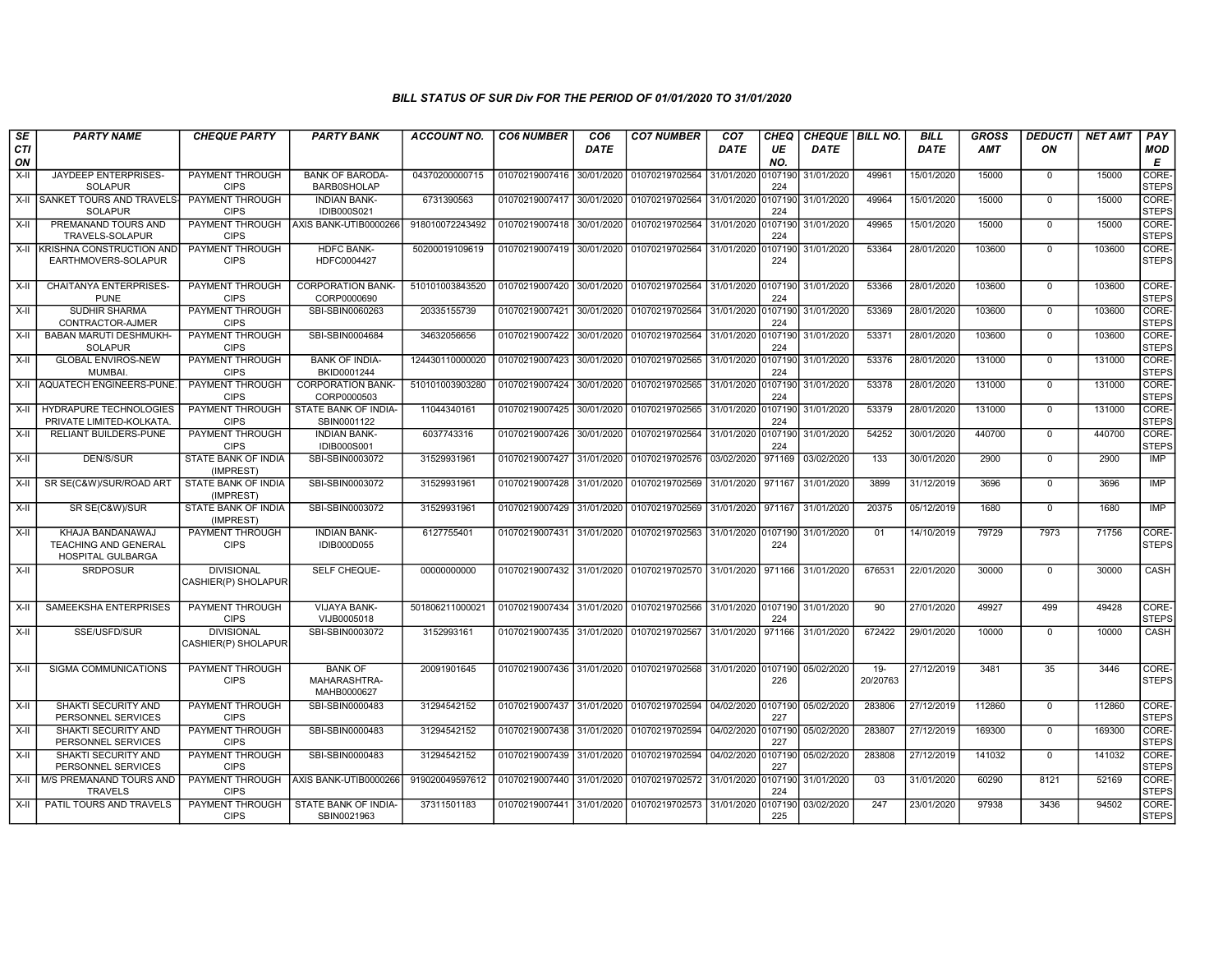# BILL STATUS OF SUR Div FOR THE PERIOD OF 01/01/2020 TO 31/01/2020

| SECTION | PARTY NAME | CHEQUE PARTY | PARTY BANK | ACCOUNT NO. | CO6 NUMBER | CO6 DATE | CO7 NUMBER | CO7 DATE | CHEQUE NO. | CHEQUE DATE | BILL NO. | BILL DATE | GROSS AMT | DEDUCTION | NET AMT | PAY MODE |
|---|---|---|---|---|---|---|---|---|---|---|---|---|---|---|---|---|
| X-II | JAYDEEP ENTERPRISES-SOLAPUR | PAYMENT THROUGH CIPS | BANK OF BARODA-BARB0SHOLAP | 04370200000715 | 01070219007416 | 30/01/2020 | 01070219702564 | 31/01/2020 | 0107190224 | 31/01/2020 | 49961 | 15/01/2020 | 15000 | 0 | 15000 | CORE-STEPS |
| X-II | SANKET TOURS AND TRAVELS-SOLAPUR | PAYMENT THROUGH CIPS | INDIAN BANK-IDIB000S021 | 6731390563 | 01070219007417 | 30/01/2020 | 01070219702564 | 31/01/2020 | 0107190224 | 31/01/2020 | 49964 | 15/01/2020 | 15000 | 0 | 15000 | CORE-STEPS |
| X-II | PREMANAND TOURS AND TRAVELS-SOLAPUR | PAYMENT THROUGH CIPS | AXIS BANK-UTIB0000266 | 918010072243492 | 01070219007418 | 30/01/2020 | 01070219702564 | 31/01/2020 | 0107190224 | 31/01/2020 | 49965 | 15/01/2020 | 15000 | 0 | 15000 | CORE-STEPS |
| X-II | KRISHNA CONSTRUCTION AND EARTHMOVERS-SOLAPUR | PAYMENT THROUGH CIPS | HDFC BANK-HDFC0004427 | 50200019109619 | 01070219007419 | 30/01/2020 | 01070219702564 | 31/01/2020 | 0107190224 | 31/01/2020 | 53364 | 28/01/2020 | 103600 | 0 | 103600 | CORE-STEPS |
| X-II | CHAITANYA ENTERPRISES-PUNE | PAYMENT THROUGH CIPS | CORPORATION BANK-CORP0000690 | 510101003843520 | 01070219007420 | 30/01/2020 | 01070219702564 | 31/01/2020 | 0107190224 | 31/01/2020 | 53366 | 28/01/2020 | 103600 | 0 | 103600 | CORE-STEPS |
| X-II | SUDHIR SHARMA CONTRACTOR-AJMER | PAYMENT THROUGH CIPS | SBI-SBIN0060263 | 20335155739 | 01070219007421 | 30/01/2020 | 01070219702564 | 31/01/2020 | 0107190224 | 31/01/2020 | 53369 | 28/01/2020 | 103600 | 0 | 103600 | CORE-STEPS |
| X-II | BABAN MARUTI DESHMUKH-SOLAPUR | PAYMENT THROUGH CIPS | SBI-SBIN0004684 | 34632056656 | 01070219007422 | 30/01/2020 | 01070219702564 | 31/01/2020 | 0107190224 | 31/01/2020 | 53371 | 28/01/2020 | 103600 | 0 | 103600 | CORE-STEPS |
| X-II | GLOBAL ENVIROS-NEW MUMBAI. | PAYMENT THROUGH CIPS | BANK OF INDIA-BKID0001244 | 124430110000020 | 01070219007423 | 30/01/2020 | 01070219702565 | 31/01/2020 | 0107190224 | 31/01/2020 | 53376 | 28/01/2020 | 131000 | 0 | 131000 | CORE-STEPS |
| X-II | AQUATECH ENGINEERS-PUNE. | PAYMENT THROUGH CIPS | CORPORATION BANK-CORP0000503 | 510101003903280 | 01070219007424 | 30/01/2020 | 01070219702565 | 31/01/2020 | 0107190224 | 31/01/2020 | 53378 | 28/01/2020 | 131000 | 0 | 131000 | CORE-STEPS |
| X-II | HYDRAPURE TECHNOLOGIES PRIVATE LIMITED-KOLKATA. | PAYMENT THROUGH CIPS | STATE BANK OF INDIA-SBIN0001122 | 11044340161 | 01070219007425 | 30/01/2020 | 01070219702565 | 31/01/2020 | 0107190224 | 31/01/2020 | 53379 | 28/01/2020 | 131000 | 0 | 131000 | CORE-STEPS |
| X-II | RELIANT BUILDERS-PUNE | PAYMENT THROUGH CIPS | INDIAN BANK-IDIB000S001 | 6037743316 | 01070219007426 | 30/01/2020 | 01070219702564 | 31/01/2020 | 0107190224 | 31/01/2020 | 54252 | 30/01/2020 | 440700 | 0 | 440700 | CORE-STEPS |
| X-II | DEN/S/SUR | STATE BANK OF INDIA (IMPREST) | SBI-SBIN0003072 | 31529931961 | 01070219007427 | 31/01/2020 | 01070219702576 | 03/02/2020 | 971169 | 03/02/2020 | 133 | 30/01/2020 | 2900 | 0 | 2900 | IMP |
| X-II | SR SE(C&W)/SUR/ROAD ART | STATE BANK OF INDIA (IMPREST) | SBI-SBIN0003072 | 31529931961 | 01070219007428 | 31/01/2020 | 01070219702569 | 31/01/2020 | 971167 | 31/01/2020 | 3899 | 31/12/2019 | 3696 | 0 | 3696 | IMP |
| X-II | SR SE(C&W)/SUR | STATE BANK OF INDIA (IMPREST) | SBI-SBIN0003072 | 31529931961 | 01070219007429 | 31/01/2020 | 01070219702569 | 31/01/2020 | 971167 | 31/01/2020 | 20375 | 05/12/2019 | 1680 | 0 | 1680 | IMP |
| X-II | KHAJA BANDANAWAJ TEACHING AND GENERAL HOSPITAL GULBARGA | PAYMENT THROUGH CIPS | INDIAN BANK-IDIB000D055 | 6127755401 | 01070219007431 | 31/01/2020 | 01070219702563 | 31/01/2020 | 0107190224 | 31/01/2020 | 01 | 14/10/2019 | 79729 | 7973 | 71756 | CORE-STEPS |
| X-II | SRDPOSUR | DIVISIONAL CASHIER(P) SHOLAPUR | SELF CHEQUE- | 00000000000 | 01070219007432 | 31/01/2020 | 01070219702570 | 31/01/2020 | 971166 | 31/01/2020 | 676531 | 22/01/2020 | 30000 | 0 | 30000 | CASH |
| X-II | SAMEEKSHA ENTERPRISES | PAYMENT THROUGH CIPS | VIJAYA BANK-VIJB0005018 | 501806211000021 | 01070219007434 | 31/01/2020 | 01070219702566 | 31/01/2020 | 0107190224 | 31/01/2020 | 90 | 27/01/2020 | 49927 | 499 | 49428 | CORE-STEPS |
| X-II | SSE/USFD/SUR | DIVISIONAL CASHIER(P) SHOLAPUR | SBI-SBIN0003072 | 3152993161 | 01070219007435 | 31/01/2020 | 01070219702567 | 31/01/2020 | 971166 | 31/01/2020 | 672422 | 29/01/2020 | 10000 | 0 | 10000 | CASH |
| X-II | SIGMA COMMUNICATIONS | PAYMENT THROUGH CIPS | BANK OF MAHARASHTRA-MAHB0000627 | 20091901645 | 01070219007436 | 31/01/2020 | 01070219702568 | 31/01/2020 | 0107190226 | 05/02/2020 | 19-20/20763 | 27/12/2019 | 3481 | 35 | 3446 | CORE-STEPS |
| X-II | SHAKTI SECURITY AND PERSONNEL SERVICES | PAYMENT THROUGH CIPS | SBI-SBIN0000483 | 31294542152 | 01070219007437 | 31/01/2020 | 01070219702594 | 04/02/2020 | 0107190227 | 05/02/2020 | 283806 | 27/12/2019 | 112860 | 0 | 112860 | CORE-STEPS |
| X-II | SHAKTI SECURITY AND PERSONNEL SERVICES | PAYMENT THROUGH CIPS | SBI-SBIN0000483 | 31294542152 | 01070219007438 | 31/01/2020 | 01070219702594 | 04/02/2020 | 0107190227 | 05/02/2020 | 283807 | 27/12/2019 | 169300 | 0 | 169300 | CORE-STEPS |
| X-II | SHAKTI SECURITY AND PERSONNEL SERVICES | PAYMENT THROUGH CIPS | SBI-SBIN0000483 | 31294542152 | 01070219007439 | 31/01/2020 | 01070219702594 | 04/02/2020 | 0107190227 | 05/02/2020 | 283808 | 27/12/2019 | 141032 | 0 | 141032 | CORE-STEPS |
| X-II | M/S PREMANAND TOURS AND TRAVELS | PAYMENT THROUGH CIPS | AXIS BANK-UTIB0000266 | 919020049597612 | 01070219007440 | 31/01/2020 | 01070219702572 | 31/01/2020 | 0107190224 | 31/01/2020 | 03 | 31/01/2020 | 60290 | 8121 | 52169 | CORE-STEPS |
| X-II | PATIL TOURS AND TRAVELS | PAYMENT THROUGH CIPS | STATE BANK OF INDIA-SBIN0021963 | 37311501183 | 01070219007441 | 31/01/2020 | 01070219702573 | 31/01/2020 | 0107190225 | 03/02/2020 | 247 | 23/01/2020 | 97938 | 3436 | 94502 | CORE-STEPS |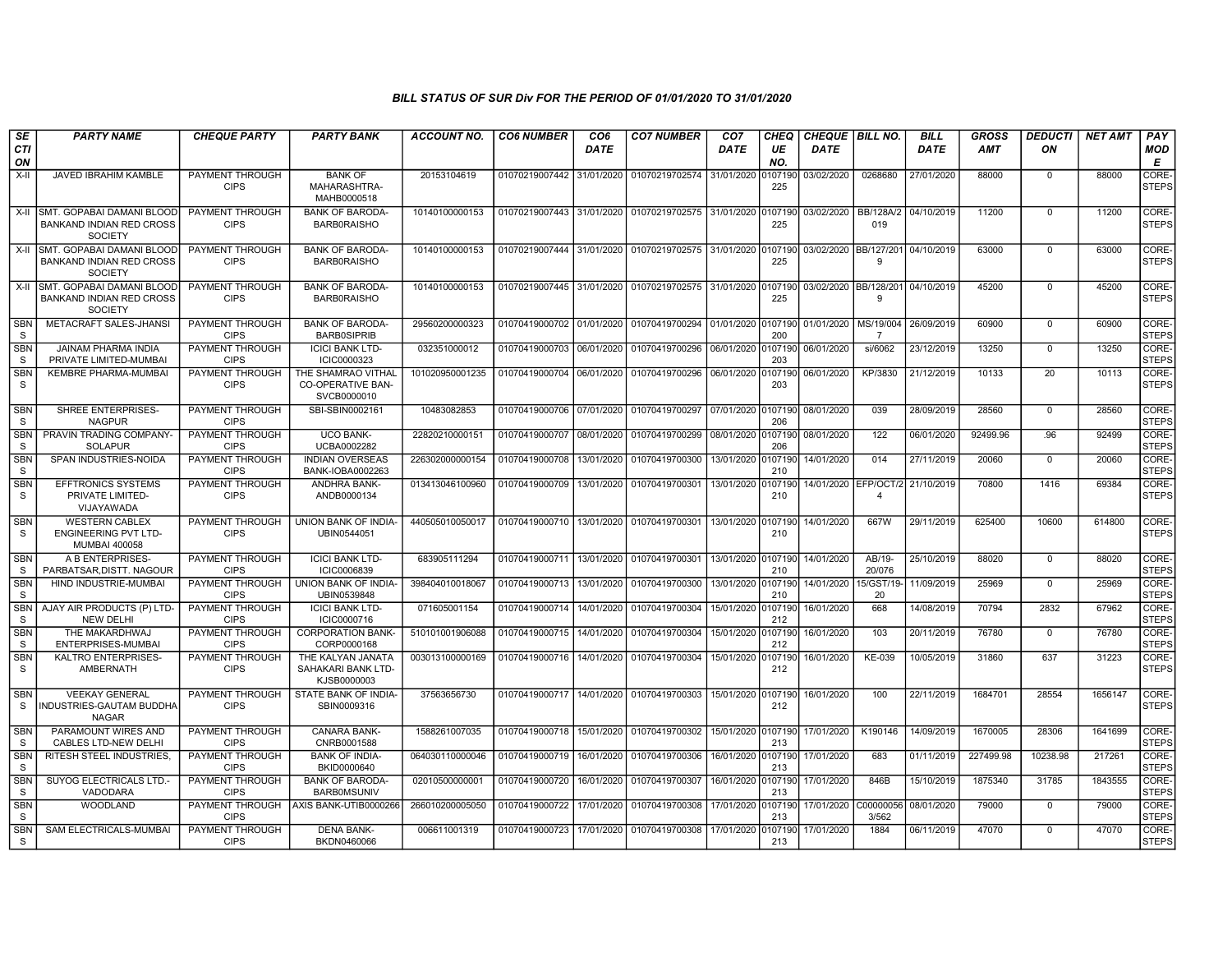# BILL STATUS OF SUR Div FOR THE PERIOD OF 01/01/2020 TO 31/01/2020

| SECTION | PARTY NAME | CHEQUE PARTY | PARTY BANK | ACCOUNT NO. | CO6 NUMBER | CO6 DATE | CO7 NUMBER | CO7 DATE | CHEQUE NO. | CHEQUE DATE | BILL NO. | BILL DATE | GROSS AMT | DEDUCTION | NET AMT | PAY MODE |
|---|---|---|---|---|---|---|---|---|---|---|---|---|---|---|---|---|
| X-II | JAVED IBRAHIM KAMBLE | PAYMENT THROUGH CIPS | BANK OF MAHARASHTRA-MAHB0000518 | 20153104619 | 01070219007442 | 31/01/2020 | 01070219702574 | 31/01/2020 | 0107190225 | 03/02/2020 | 0268680 | 27/01/2020 | 88000 | 0 | 88000 | CORE-STEPS |
| X-II | SMT. GOPABAI DAMANI BLOOD BANKAND INDIAN RED CROSS SOCIETY | PAYMENT THROUGH CIPS | BANK OF BARODA-BARB0RAISHO | 10140100000153 | 01070219007443 | 31/01/2020 | 01070219702575 | 31/01/2020 | 0107190225 | 03/02/2020 | BB/128A/2019 | 04/10/2019 | 11200 | 0 | 11200 | CORE-STEPS |
| X-II | SMT. GOPABAI DAMANI BLOOD BANKAND INDIAN RED CROSS SOCIETY | PAYMENT THROUGH CIPS | BANK OF BARODA-BARB0RAISHO | 10140100000153 | 01070219007444 | 31/01/2020 | 01070219702575 | 31/01/2020 | 0107190225 | 03/02/2020 | BB/127/2019 | 04/10/2019 | 63000 | 0 | 63000 | CORE-STEPS |
| X-II | SMT. GOPABAI DAMANI BLOOD BANKAND INDIAN RED CROSS SOCIETY | PAYMENT THROUGH CIPS | BANK OF BARODA-BARB0RAISHO | 10140100000153 | 01070219007445 | 31/01/2020 | 01070219702575 | 31/01/2020 | 0107190225 | 03/02/2020 | BB/128/2019 | 04/10/2019 | 45200 | 0 | 45200 | CORE-STEPS |
| SBNS | METACRAFT SALES-JHANSI | PAYMENT THROUGH CIPS | BANK OF BARODA-BARB0SIPRIB | 29560200000323 | 01070419000702 | 01/01/2020 | 01070419700294 | 01/01/2020 | 0107190200 | 01/01/2020 | MS/19/0047 | 26/09/2019 | 60900 | 0 | 60900 | CORE-STEPS |
| SBNS | JAINAM PHARMA INDIA PRIVATE LIMITED-MUMBAI | PAYMENT THROUGH CIPS | ICICI BANK LTD-ICIC0000323 | 032351000012 | 01070419000703 | 06/01/2020 | 01070419700296 | 06/01/2020 | 0107190203 | 06/01/2020 | si/6062 | 23/12/2019 | 13250 | 0 | 13250 | CORE-STEPS |
| SBNS | KEMBRE PHARMA-MUMBAI | PAYMENT THROUGH CIPS | THE SHAMRAO VITHAL CO-OPERATIVE BAN-SVCB0000010 | 101020950001235 | 01070419000704 | 06/01/2020 | 01070419700296 | 06/01/2020 | 0107190203 | 06/01/2020 | KP/3830 | 21/12/2019 | 10133 | 20 | 10113 | CORE-STEPS |
| SBNS | SHREE ENTERPRISES-NAGPUR | PAYMENT THROUGH CIPS | SBI-SBIN0002161 | 10483082853 | 01070419000706 | 07/01/2020 | 01070419700297 | 07/01/2020 | 0107190206 | 08/01/2020 | 039 | 28/09/2019 | 28560 | 0 | 28560 | CORE-STEPS |
| SBNS | PRAVIN TRADING COMPANY-SOLAPUR | PAYMENT THROUGH CIPS | UCO BANK-UCBA0002282 | 22820210000151 | 01070419000707 | 08/01/2020 | 01070419700299 | 08/01/2020 | 0107190206 | 08/01/2020 | 122 | 06/01/2020 | 92499.96 | .96 | 92499 | CORE-STEPS |
| SBNS | SPAN INDUSTRIES-NOIDA | PAYMENT THROUGH CIPS | INDIAN OVERSEAS BANK-IOBA0002263 | 226302000000154 | 01070419000708 | 13/01/2020 | 01070419700300 | 13/01/2020 | 0107190210 | 14/01/2020 | 014 | 27/11/2019 | 20060 | 0 | 20060 | CORE-STEPS |
| SBNS | EFFTRONICS SYSTEMS PRIVATE LIMITED-VIJAYAWADA | PAYMENT THROUGH CIPS | ANDHRA BANK-ANDB0000134 | 013413046100960 | 01070419000709 | 13/01/2020 | 01070419700301 | 13/01/2020 | 0107190210 | 14/01/2020 | EFP/OCT/24 | 21/10/2019 | 70800 | 1416 | 69384 | CORE-STEPS |
| SBNS | WESTERN CABLEX ENGINEERING PVT LTD-MUMBAI 400058 | PAYMENT THROUGH CIPS | UNION BANK OF INDIA-UBIN0544051 | 440505010050017 | 01070419000710 | 13/01/2020 | 01070419700301 | 13/01/2020 | 0107190210 | 14/01/2020 | 667W | 29/11/2019 | 625400 | 10600 | 614800 | CORE-STEPS |
| SBNS | A B ENTERPRISES-PARBATSAR,DISTT. NAGOUR | PAYMENT THROUGH CIPS | ICICI BANK LTD-ICIC0006839 | 683905111294 | 01070419000711 | 13/01/2020 | 01070419700301 | 13/01/2020 | 0107190210 | 14/01/2020 | AB/19-20/076 | 25/10/2019 | 88020 | 0 | 88020 | CORE-STEPS |
| SBNS | HIND INDUSTRIE-MUMBAI | PAYMENT THROUGH CIPS | UNION BANK OF INDIA-UBIN0539848 | 398404010018067 | 01070419000713 | 13/01/2020 | 01070419700300 | 13/01/2020 | 0107190210 | 14/01/2020 | 15/GST/19-20 | 11/09/2019 | 25969 | 0 | 25969 | CORE-STEPS |
| SBNS | AJAY AIR PRODUCTS (P) LTD-NEW DELHI | PAYMENT THROUGH CIPS | ICICI BANK LTD-ICIC0000716 | 071605001154 | 01070419000714 | 14/01/2020 | 01070419700304 | 15/01/2020 | 0107190212 | 16/01/2020 | 668 | 14/08/2019 | 70794 | 2832 | 67962 | CORE-STEPS |
| SBNS | THE MAKARDHWAJ ENTERPRISES-MUMBAI | PAYMENT THROUGH CIPS | CORPORATION BANK-CORP0000168 | 510101001906088 | 01070419000715 | 14/01/2020 | 01070419700304 | 15/01/2020 | 0107190212 | 16/01/2020 | 103 | 20/11/2019 | 76780 | 0 | 76780 | CORE-STEPS |
| SBNS | KALTRO ENTERPRISES-AMBERNATH | PAYMENT THROUGH CIPS | THE KALYAN JANATA SAHAKARI BANK LTD-KJSB0000003 | 003013100000169 | 01070419000716 | 14/01/2020 | 01070419700304 | 15/01/2020 | 0107190212 | 16/01/2020 | KE-039 | 10/05/2019 | 31860 | 637 | 31223 | CORE-STEPS |
| SBNS | VEEKAY GENERAL INDUSTRIES-GAUTAM BUDDHA NAGAR | PAYMENT THROUGH CIPS | STATE BANK OF INDIA-SBIN0009316 | 37563656730 | 01070419000717 | 14/01/2020 | 01070419700303 | 15/01/2020 | 0107190212 | 16/01/2020 | 100 | 22/11/2019 | 1684701 | 28554 | 1656147 | CORE-STEPS |
| SBNS | PARAMOUNT WIRES AND CABLES LTD-NEW DELHI | PAYMENT THROUGH CIPS | CANARA BANK-CNRB0001588 | 1588261007035 | 01070419000718 | 15/01/2020 | 01070419700302 | 15/01/2020 | 0107190213 | 17/01/2020 | K190146 | 14/09/2019 | 1670005 | 28306 | 1641699 | CORE-STEPS |
| SBNS | RITESH STEEL INDUSTRIES, | PAYMENT THROUGH CIPS | BANK OF INDIA-BKID0000640 | 064030110000046 | 01070419000719 | 16/01/2020 | 01070419700306 | 16/01/2020 | 0107190213 | 17/01/2020 | 683 | 01/11/2019 | 227499.98 | 10238.98 | 217261 | CORE-STEPS |
| SBNS | SUYOG ELECTRICALS LTD.-VADODARA | PAYMENT THROUGH CIPS | BANK OF BARODA-BARB0MSUNIV | 02010500000001 | 01070419000720 | 16/01/2020 | 01070419700307 | 16/01/2020 | 0107190213 | 17/01/2020 | 846B | 15/10/2019 | 1875340 | 31785 | 1843555 | CORE-STEPS |
| SBNS | WOODLAND | PAYMENT THROUGH CIPS | AXIS BANK-UTIB0000266 | 266010200005050 | 01070419000722 | 17/01/2020 | 01070419700308 | 17/01/2020 | 0107190213 | 17/01/2020 | C000000563/562 | 08/01/2020 | 79000 | 0 | 79000 | CORE-STEPS |
| SBNS | SAM ELECTRICALS-MUMBAI | PAYMENT THROUGH CIPS | DENA BANK-BKDN0460066 | 006611001319 | 01070419000723 | 17/01/2020 | 01070419700308 | 17/01/2020 | 0107190213 | 17/01/2020 | 1884 | 06/11/2019 | 47070 | 0 | 47070 | CORE-STEPS |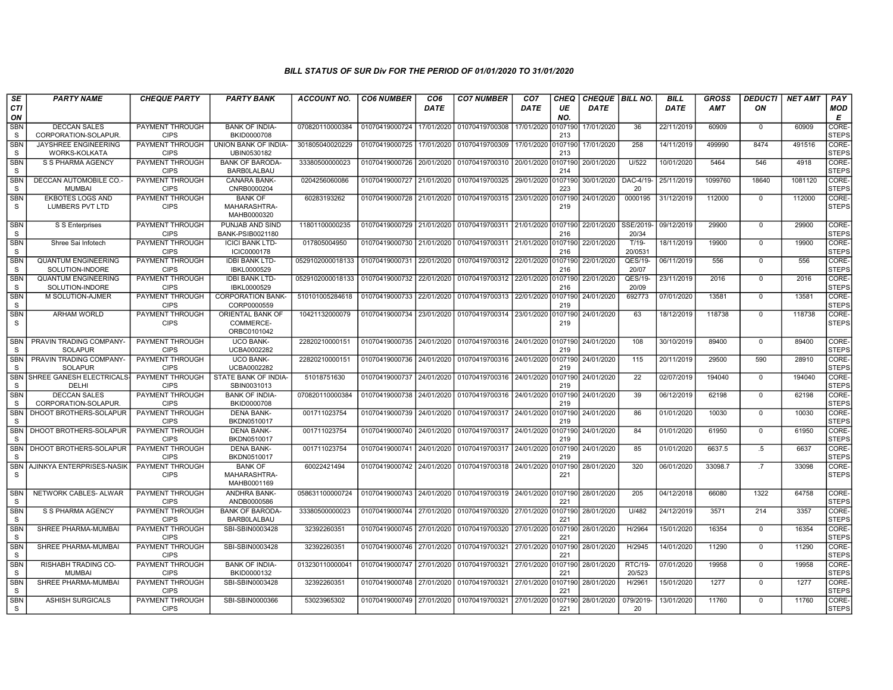# BILL STATUS OF SUR Div FOR THE PERIOD OF 01/01/2020 TO 31/01/2020

| SECTION | PARTY NAME | CHEQUE PARTY | PARTY BANK | ACCOUNT NO. | CO6 NUMBER | CO6 DATE | CO7 NUMBER | CO7 DATE | CHEQUE NO. | CHEQUE DATE | BILL NO. | BILL DATE | GROSS AMT | DEDUCTION | NET AMT | PAY MODE |
|---|---|---|---|---|---|---|---|---|---|---|---|---|---|---|---|---|
| SBNS | DECCAN SALES CORPORATION-SOLAPUR. | PAYMENT THROUGH CIPS | BANK OF INDIA-BKID0000708 | 070820110000384 | 01070419000724 | 17/01/2020 | 01070419700308 | 17/01/2020 | 0107190213 | 17/01/2020 | 36 | 22/11/2019 | 60909 | 0 | 60909 | CORE-STEPS |
| SBNS | JAYSHREE ENGINEERING WORKS-KOLKATA | PAYMENT THROUGH CIPS | UNION BANK OF INDIA-UBIN0530182 | 301805040020229 | 01070419000725 | 17/01/2020 | 01070419700309 | 17/01/2020 | 0107190213 | 17/01/2020 | 258 | 14/11/2019 | 499990 | 8474 | 491516 | CORE-STEPS |
| SBNS | S S PHARMA AGENCY | PAYMENT THROUGH CIPS | BANK OF BARODA-BARB0LALBAU | 33380500000023 | 01070419000726 | 20/01/2020 | 01070419700310 | 20/01/2020 | 0107190214 | 20/01/2020 | U/522 | 10/01/2020 | 5464 | 546 | 4918 | CORE-STEPS |
| SBNS | DECCAN AUTOMOBILE CO.-MUMBAI | PAYMENT THROUGH CIPS | CANARA BANK-CNRB0000204 | 0204256060086 | 01070419000727 | 21/01/2020 | 01070419700325 | 29/01/2020 | 0107190223 | 30/01/2020 | DAC-4/19-20 | 25/11/2019 | 1099760 | 18640 | 1081120 | CORE-STEPS |
| SBNS | EKBOTES LOGS AND LUMBERS PVT LTD | PAYMENT THROUGH CIPS | BANK OF MAHARASHTRA-MAHB0000320 | 60283193262 | 01070419000728 | 21/01/2020 | 01070419700315 | 23/01/2020 | 0107190219 | 24/01/2020 | 0000195 | 31/12/2019 | 112000 | 0 | 112000 | CORE-STEPS |
| SBNS | S S Enterprises | PAYMENT THROUGH CIPS | PUNJAB AND SIND BANK-PSIB0021180 | 11801100000235 | 01070419000729 | 21/01/2020 | 01070419700311 | 21/01/2020 | 0107190216 | 22/01/2020 | SSE/2019-20/34 | 09/12/2019 | 29900 | 0 | 29900 | CORE-STEPS |
| SBNS | Shree Sai Infotech | PAYMENT THROUGH CIPS | ICICI BANK LTD-ICIC0000178 | 017805004950 | 01070419000730 | 21/01/2020 | 01070419700311 | 21/01/2020 | 0107190216 | 22/01/2020 | T/19-20/0531 | 18/11/2019 | 19900 | 0 | 19900 | CORE-STEPS |
| SBNS | QUANTUM ENGINEERING SOLUTION-INDORE | PAYMENT THROUGH CIPS | IDBI BANK LTD-IBKL0000529 | 0529102000018133 | 01070419000731 | 22/01/2020 | 01070419700312 | 22/01/2020 | 0107190216 | 22/01/2020 | QES/19-20/07 | 06/11/2019 | 556 | 0 | 556 | CORE-STEPS |
| SBNS | QUANTUM ENGINEERING SOLUTION-INDORE | PAYMENT THROUGH CIPS | IDBI BANK LTD-IBKL0000529 | 0529102000018133 | 01070419000732 | 22/01/2020 | 01070419700312 | 22/01/2020 | 0107190216 | 22/01/2020 | QES/19-20/09 | 23/11/2019 | 2016 | 0 | 2016 | CORE-STEPS |
| SBNS | M SOLUTION-AJMER | PAYMENT THROUGH CIPS | CORPORATION BANK-CORP0000559 | 510101005284618 | 01070419000733 | 22/01/2020 | 01070419700313 | 22/01/2020 | 0107190219 | 24/01/2020 | 692773 | 07/01/2020 | 13581 | 0 | 13581 | CORE-STEPS |
| SBNS | ARHAM WORLD | PAYMENT THROUGH CIPS | ORIENTAL BANK OF COMMERCE-ORBC0101042 | 10421132000079 | 01070419000734 | 23/01/2020 | 01070419700314 | 23/01/2020 | 0107190219 | 24/01/2020 | 63 | 18/12/2019 | 118738 | 0 | 118738 | CORE-STEPS |
| SBNS | PRAVIN TRADING COMPANY-SOLAPUR | PAYMENT THROUGH CIPS | UCO BANK-UCBA0002282 | 22820210000151 | 01070419000735 | 24/01/2020 | 01070419700316 | 24/01/2020 | 0107190219 | 24/01/2020 | 108 | 30/10/2019 | 89400 | 0 | 89400 | CORE-STEPS |
| SBNS | PRAVIN TRADING COMPANY-SOLAPUR | PAYMENT THROUGH CIPS | UCO BANK-UCBA0002282 | 22820210000151 | 01070419000736 | 24/01/2020 | 01070419700316 | 24/01/2020 | 0107190219 | 24/01/2020 | 115 | 20/11/2019 | 29500 | 590 | 28910 | CORE-STEPS |
| SBNS | SHREE GANESH ELECTRICALS-DELHI | PAYMENT THROUGH CIPS | STATE BANK OF INDIA-SBIN0031013 | 51018751630 | 01070419000737 | 24/01/2020 | 01070419700316 | 24/01/2020 | 0107190219 | 24/01/2020 | 22 | 02/07/2019 | 194040 | 0 | 194040 | CORE-STEPS |
| SBNS | DECCAN SALES CORPORATION-SOLAPUR. | PAYMENT THROUGH CIPS | BANK OF INDIA-BKID0000708 | 070820110000384 | 01070419000738 | 24/01/2020 | 01070419700316 | 24/01/2020 | 0107190219 | 24/01/2020 | 39 | 06/12/2019 | 62198 | 0 | 62198 | CORE-STEPS |
| SBNS | DHOOT BROTHERS-SOLAPUR | PAYMENT THROUGH CIPS | DENA BANK-BKDN0510017 | 001711023754 | 01070419000739 | 24/01/2020 | 01070419700317 | 24/01/2020 | 0107190219 | 24/01/2020 | 86 | 01/01/2020 | 10030 | 0 | 10030 | CORE-STEPS |
| SBNS | DHOOT BROTHERS-SOLAPUR | PAYMENT THROUGH CIPS | DENA BANK-BKDN0510017 | 001711023754 | 01070419000740 | 24/01/2020 | 01070419700317 | 24/01/2020 | 0107190219 | 24/01/2020 | 84 | 01/01/2020 | 61950 | 0 | 61950 | CORE-STEPS |
| SBNS | DHOOT BROTHERS-SOLAPUR | PAYMENT THROUGH CIPS | DENA BANK-BKDN0510017 | 001711023754 | 01070419000741 | 24/01/2020 | 01070419700317 | 24/01/2020 | 0107190219 | 24/01/2020 | 85 | 01/01/2020 | 6637.5 | .5 | 6637 | CORE-STEPS |
| SBNS | AJINKYA ENTERPRISES-NASIK | PAYMENT THROUGH CIPS | BANK OF MAHARASHTRA-MAHB0001169 | 60022421494 | 01070419000742 | 24/01/2020 | 01070419700318 | 24/01/2020 | 0107190221 | 28/01/2020 | 320 | 06/01/2020 | 33098.7 | .7 | 33098 | CORE-STEPS |
| SBNS | NETWORK CABLES- ALWAR | PAYMENT THROUGH CIPS | ANDHRA BANK-ANDB0000586 | 058631100000724 | 01070419000743 | 24/01/2020 | 01070419700319 | 24/01/2020 | 0107190221 | 28/01/2020 | 205 | 04/12/2018 | 66080 | 1322 | 64758 | CORE-STEPS |
| SBNS | S S PHARMA AGENCY | PAYMENT THROUGH CIPS | BANK OF BARODA-BARB0LALBAU | 33380500000023 | 01070419000744 | 27/01/2020 | 01070419700320 | 27/01/2020 | 0107190221 | 28/01/2020 | U/482 | 24/12/2019 | 3571 | 214 | 3357 | CORE-STEPS |
| SBNS | SHREE PHARMA-MUMBAI | PAYMENT THROUGH CIPS | SBI-SBIN0003428 | 32392260351 | 01070419000745 | 27/01/2020 | 01070419700320 | 27/01/2020 | 0107190221 | 28/01/2020 | H/2964 | 15/01/2020 | 16354 | 0 | 16354 | CORE-STEPS |
| SBNS | SHREE PHARMA-MUMBAI | PAYMENT THROUGH CIPS | SBI-SBIN0003428 | 32392260351 | 01070419000746 | 27/01/2020 | 01070419700321 | 27/01/2020 | 0107190221 | 28/01/2020 | H/2945 | 14/01/2020 | 11290 | 0 | 11290 | CORE-STEPS |
| SBNS | RISHABH TRADING CO-MUMBAI | PAYMENT THROUGH CIPS | BANK OF INDIA-BKID0000132 | 013230110000041 | 01070419000747 | 27/01/2020 | 01070419700321 | 27/01/2020 | 0107190221 | 28/01/2020 | RTC/19-20/523 | 07/01/2020 | 19958 | 0 | 19958 | CORE-STEPS |
| SBNS | SHREE PHARMA-MUMBAI | PAYMENT THROUGH CIPS | SBI-SBIN0003428 | 32392260351 | 01070419000748 | 27/01/2020 | 01070419700321 | 27/01/2020 | 0107190221 | 28/01/2020 | H/2961 | 15/01/2020 | 1277 | 0 | 1277 | CORE-STEPS |
| SBNS | ASHISH SURGICALS | PAYMENT THROUGH CIPS | SBI-SBIN0000366 | 53023965302 | 01070419000749 | 27/01/2020 | 01070419700321 | 27/01/2020 | 0107190221 | 28/01/2020 | 079/2019-20 | 13/01/2020 | 11760 | 0 | 11760 | CORE-STEPS |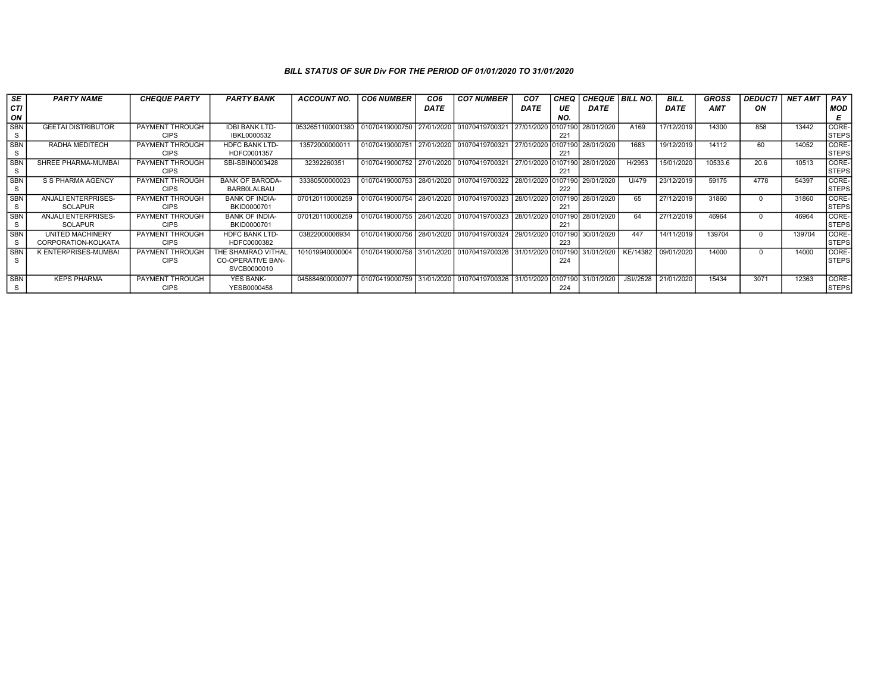*BILL STATUS OF SUR Div FOR THE PERIOD OF 01/01/2020 TO 31/01/2020*

| SECTION | PARTY NAME | CHEQUE PARTY | PARTY BANK | ACCOUNT NO. | CO6 NUMBER | CO6 DATE | CO7 NUMBER | CO7 DATE | CHEQUE NO. | CHEQUE DATE | BILL NO. | BILL DATE | GROSS AMT | DEDUCTION | NET AMT | PAY MODE |
|---|---|---|---|---|---|---|---|---|---|---|---|---|---|---|---|---|
| SBNS | GEETAI DISTRIBUTOR | PAYMENT THROUGH CIPS | IDBI BANK LTD-IBKL0000532 | 0532651100001380 | 01070419000750 | 27/01/2020 | 01070419700321 | 27/01/2020 | 0107190221 | 28/01/2020 | A169 | 17/12/2019 | 14300 | 858 | 13442 | CORE-STEPS |
| SBNS | RADHA MEDITECH | PAYMENT THROUGH CIPS | HDFC BANK LTD-HDFC0001357 | 13572000000011 | 01070419000751 | 27/01/2020 | 01070419700321 | 27/01/2020 | 0107190221 | 28/01/2020 | 1683 | 19/12/2019 | 14112 | 60 | 14052 | CORE-STEPS |
| SBNS | SHREE PHARMA-MUMBAI | PAYMENT THROUGH CIPS | SBI-SBIN0003428 | 32392260351 | 01070419000752 | 27/01/2020 | 01070419700321 | 27/01/2020 | 0107190221 | 28/01/2020 | H/2953 | 15/01/2020 | 10533.6 | 20.6 | 10513 | CORE-STEPS |
| SBNS | S S PHARMA AGENCY | PAYMENT THROUGH CIPS | BANK OF BARODA-BARB0LALBAU | 33380500000023 | 01070419000753 | 28/01/2020 | 01070419700322 | 28/01/2020 | 0107190222 | 29/01/2020 | U/479 | 23/12/2019 | 59175 | 4778 | 54397 | CORE-STEPS |
| SBNS | ANJALI ENTERPRISES-SOLAPUR | PAYMENT THROUGH CIPS | BANK OF INDIA-BKID0000701 | 070120110000259 | 01070419000754 | 28/01/2020 | 01070419700323 | 28/01/2020 | 0107190221 | 28/01/2020 | 65 | 27/12/2019 | 31860 | 0 | 31860 | CORE-STEPS |
| SBNS | ANJALI ENTERPRISES-SOLAPUR | PAYMENT THROUGH CIPS | BANK OF INDIA-BKID0000701 | 070120110000259 | 01070419000755 | 28/01/2020 | 01070419700323 | 28/01/2020 | 0107190221 | 28/01/2020 | 64 | 27/12/2019 | 46964 | 0 | 46964 | CORE-STEPS |
| SBNS | UNITED MACHINERY CORPORATION-KOLKATA | PAYMENT THROUGH CIPS | HDFC BANK LTD-HDFC0000382 | 03822000006934 | 01070419000756 | 28/01/2020 | 01070419700324 | 29/01/2020 | 0107190223 | 30/01/2020 | 447 | 14/11/2019 | 139704 | 0 | 139704 | CORE-STEPS |
| SBNS | K ENTERPRISES-MUMBAI | PAYMENT THROUGH CIPS | THE SHAMRAO VITHAL CO-OPERATIVE BAN-SVCB0000010 | 101019940000004 | 01070419000758 | 31/01/2020 | 01070419700326 | 31/01/2020 | 0107190224 | 31/01/2020 | KE/14382 | 09/01/2020 | 14000 | 0 | 14000 | CORE-STEPS |
| SBNS | KEPS PHARMA | PAYMENT THROUGH CIPS | YES BANK-YESB0000458 | 045884600000077 | 01070419000759 | 31/01/2020 | 01070419700326 | 31/01/2020 | 0107190224 | 31/01/2020 | JSI//2528 | 21/01/2020 | 15434 | 3071 | 12363 | CORE-STEPS |